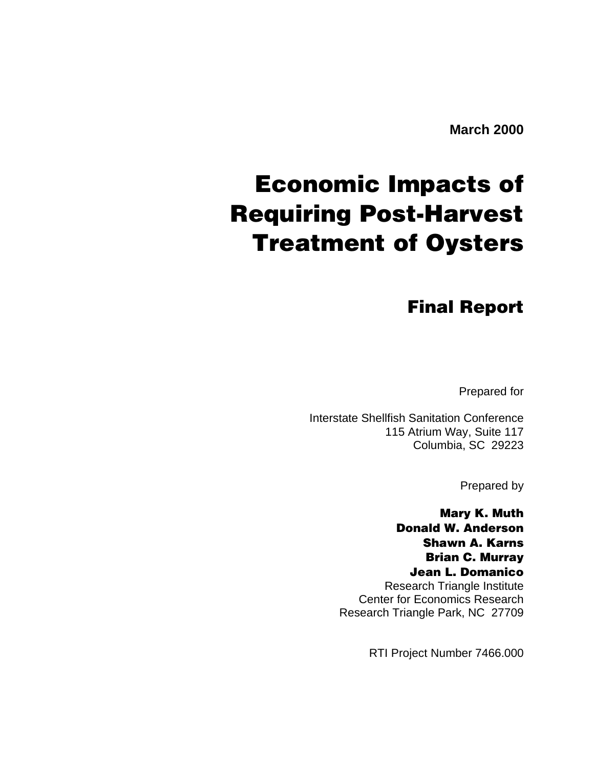**March 2000**

# Economic Impacts of Requiring Post-Harvest Treatment of Oysters

## Final Report

Prepared for

Interstate Shellfish Sanitation Conference
115 Atrium Way, Suite 117
Columbia, SC 29223

Prepared by

**Mary K. Muth**
**Donald W. Anderson**
**Shawn A. Karns**
**Brian C. Murray**
**Jean L. Domanico**
Research Triangle Institute
Center for Economics Research
Research Triangle Park, NC 27709

RTI Project Number 7466.000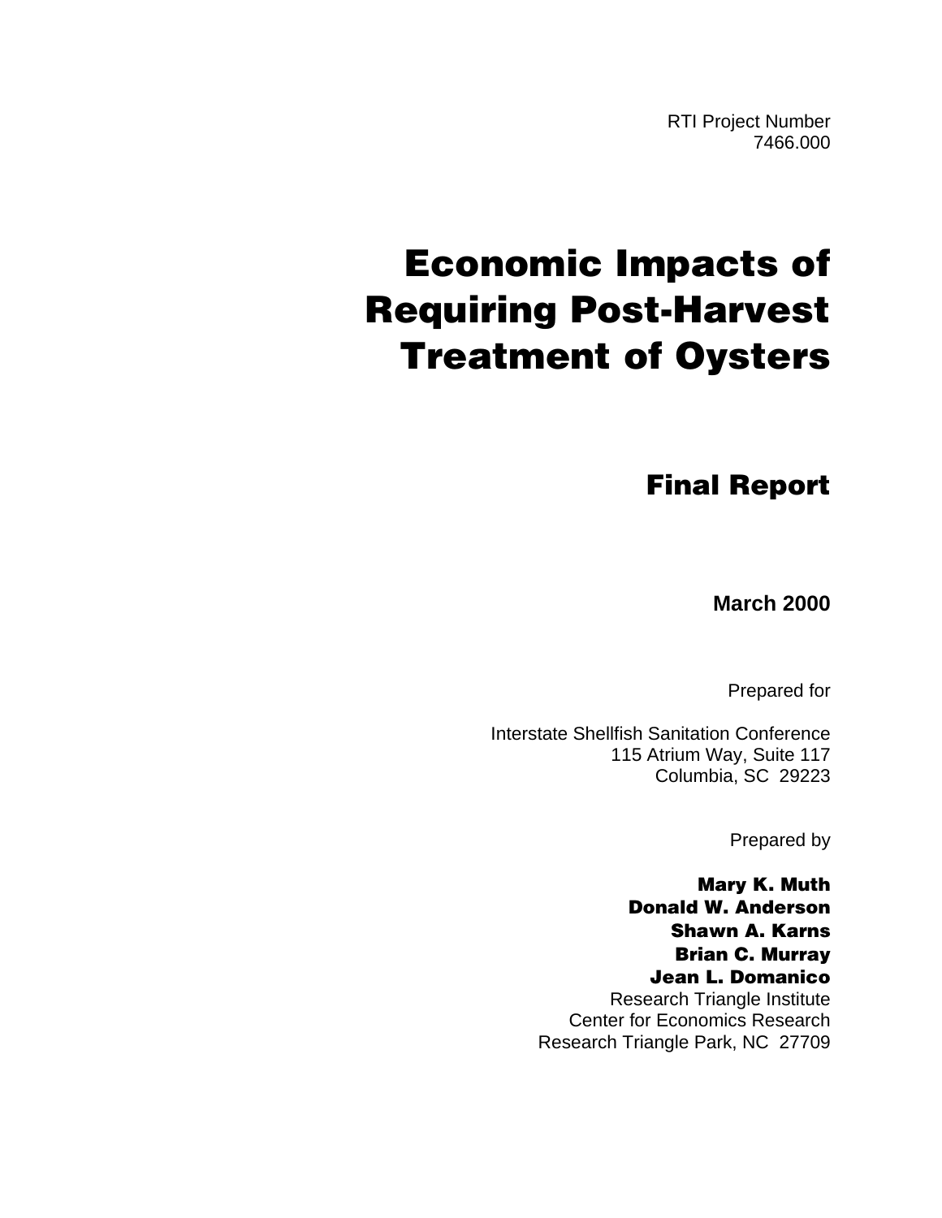RTI Project Number
7466.000

# Economic Impacts of Requiring Post-Harvest Treatment of Oysters

## Final Report

**March 2000**

Prepared for

Interstate Shellfish Sanitation Conference
115 Atrium Way, Suite 117
Columbia, SC 29223

Prepared by

**Mary K. Muth**
**Donald W. Anderson**
**Shawn A. Karns**
**Brian C. Murray**
**Jean L. Domanico**
Research Triangle Institute
Center for Economics Research
Research Triangle Park, NC 27709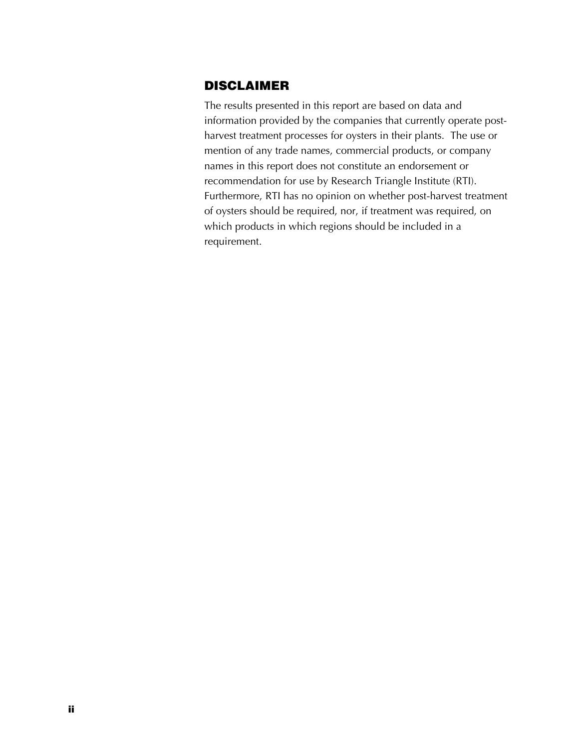## DISCLAIMER

The results presented in this report are based on data and information provided by the companies that currently operate post-harvest treatment processes for oysters in their plants. The use or mention of any trade names, commercial products, or company names in this report does not constitute an endorsement or recommendation for use by Research Triangle Institute (RTI). Furthermore, RTI has no opinion on whether post-harvest treatment of oysters should be required, nor, if treatment was required, on which products in which regions should be included in a requirement.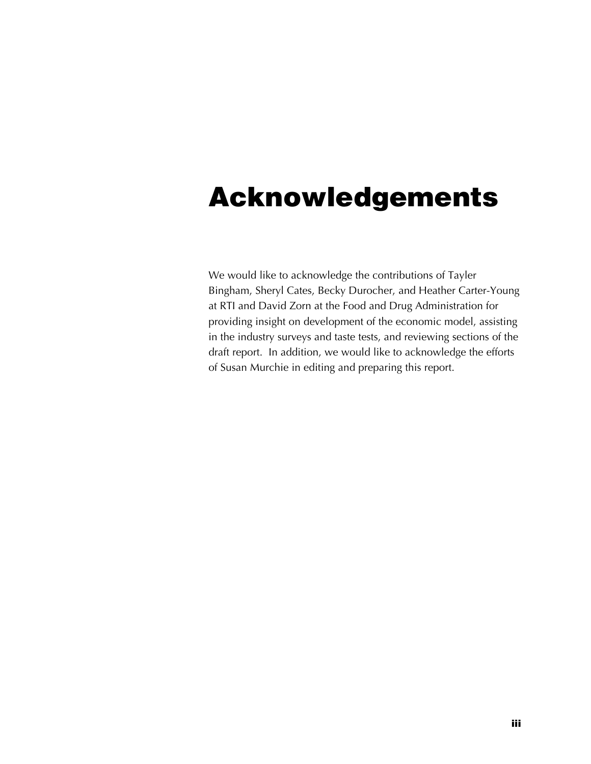# Acknowledgements

We would like to acknowledge the contributions of Tayler Bingham, Sheryl Cates, Becky Durocher, and Heather Carter-Young at RTI and David Zorn at the Food and Drug Administration for providing insight on development of the economic model, assisting in the industry surveys and taste tests, and reviewing sections of the draft report. In addition, we would like to acknowledge the efforts of Susan Murchie in editing and preparing this report.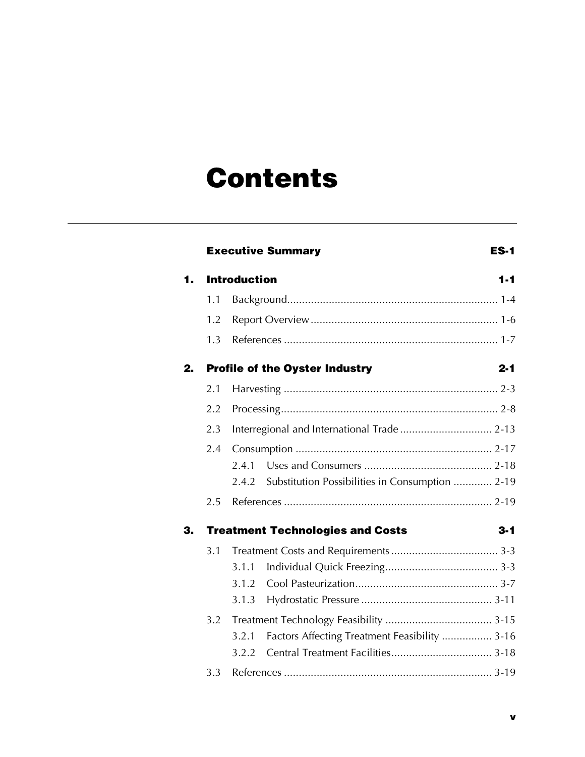# Contents

**Executive Summary** **ES-1**

**1. Introduction** **1-1**

1.1 Background....................................................................... 1-4

1.2 Report Overview............................................................... 1-6

1.3 References ........................................................................ 1-7

**2. Profile of the Oyster Industry** **2-1**

2.1 Harvesting ........................................................................ 2-3

2.2 Processing......................................................................... 2-8

2.3 Interregional and International Trade ............................... 2-13

2.4 Consumption .................................................................. 2-17

2.4.1 Uses and Consumers ........................................... 2-18

2.4.2 Substitution Possibilities in Consumption ............. 2-19

2.5 References ...................................................................... 2-19

**3. Treatment Technologies and Costs** **3-1**

3.1 Treatment Costs and Requirements .................................... 3-3

3.1.1 Individual Quick Freezing...................................... 3-3

3.1.2 Cool Pasteurization................................................ 3-7

3.1.3 Hydrostatic Pressure ............................................ 3-11

3.2 Treatment Technology Feasibility .................................... 3-15

3.2.1 Factors Affecting Treatment Feasibility ................. 3-16

3.2.2 Central Treatment Facilities.................................. 3-18

3.3 References ...................................................................... 3-19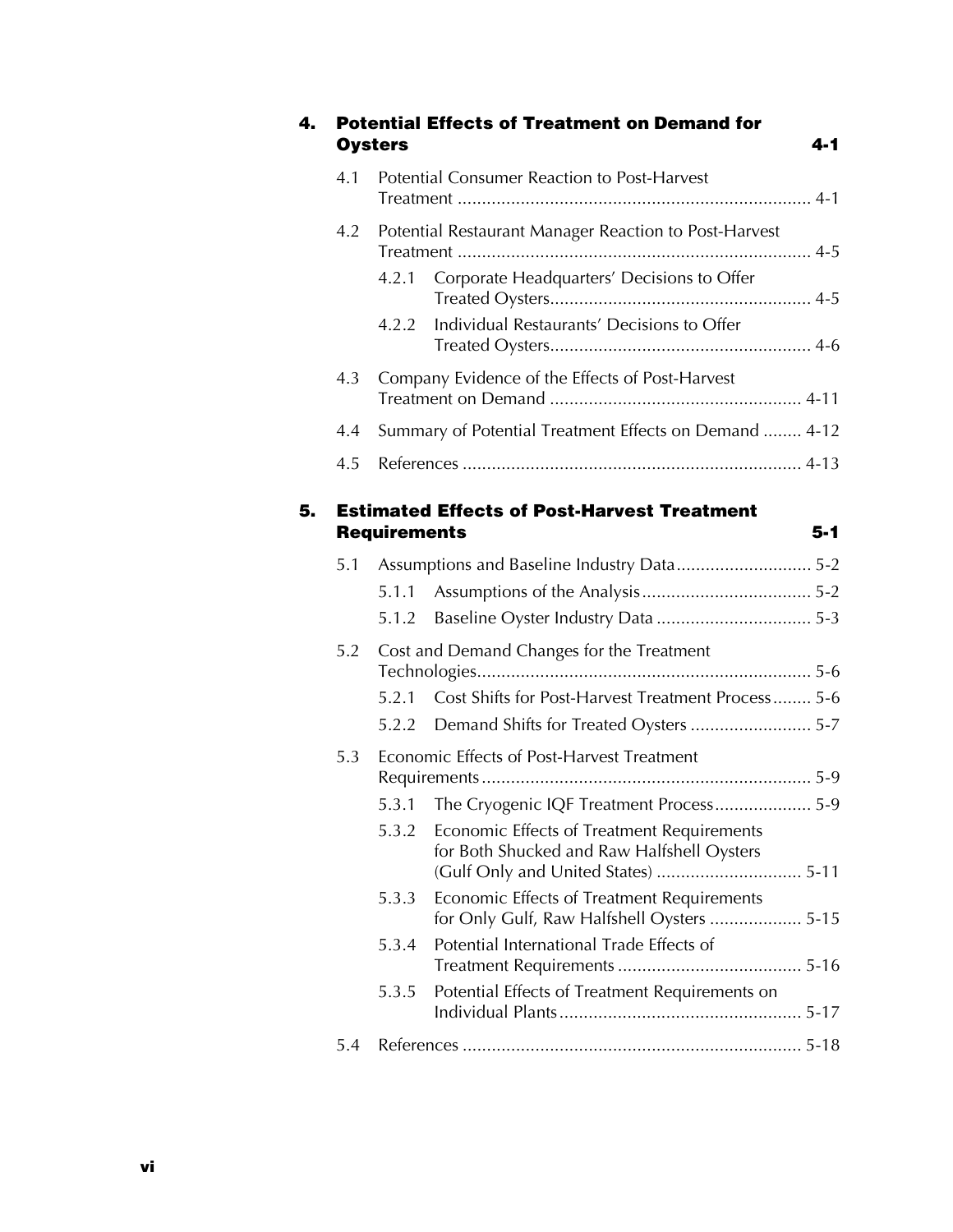**4. Potential Effects of Treatment on Demand for Oysters 4-1**

4.1 Potential Consumer Reaction to Post-Harvest Treatment ........................................................................ 4-1

4.2 Potential Restaurant Manager Reaction to Post-Harvest Treatment ........................................................................ 4-5

4.2.1 Corporate Headquarters' Decisions to Offer Treated Oysters...................................................... 4-5

4.2.2 Individual Restaurants' Decisions to Offer Treated Oysters...................................................... 4-6

4.3 Company Evidence of the Effects of Post-Harvest Treatment on Demand .................................................... 4-11

4.4 Summary of Potential Treatment Effects on Demand ........ 4-12

4.5 References ...................................................................... 4-13

**5. Estimated Effects of Post-Harvest Treatment Requirements 5-1**

5.1 Assumptions and Baseline Industry Data............................ 5-2

5.1.1 Assumptions of the Analysis................................... 5-2

5.1.2 Baseline Oyster Industry Data ................................ 5-3

5.2 Cost and Demand Changes for the Treatment Technologies..................................................................... 5-6

5.2.1 Cost Shifts for Post-Harvest Treatment Process........ 5-6

5.2.2 Demand Shifts for Treated Oysters ......................... 5-7

5.3 Economic Effects of Post-Harvest Treatment Requirements.................................................................... 5-9

5.3.1 The Cryogenic IQF Treatment Process.................... 5-9

5.3.2 Economic Effects of Treatment Requirements for Both Shucked and Raw Halfshell Oysters (Gulf Only and United States) .............................. 5-11

5.3.3 Economic Effects of Treatment Requirements for Only Gulf, Raw Halfshell Oysters ................... 5-15

5.3.4 Potential International Trade Effects of Treatment Requirements ...................................... 5-16

5.3.5 Potential Effects of Treatment Requirements on Individual Plants.................................................. 5-17

5.4 References ...................................................................... 5-18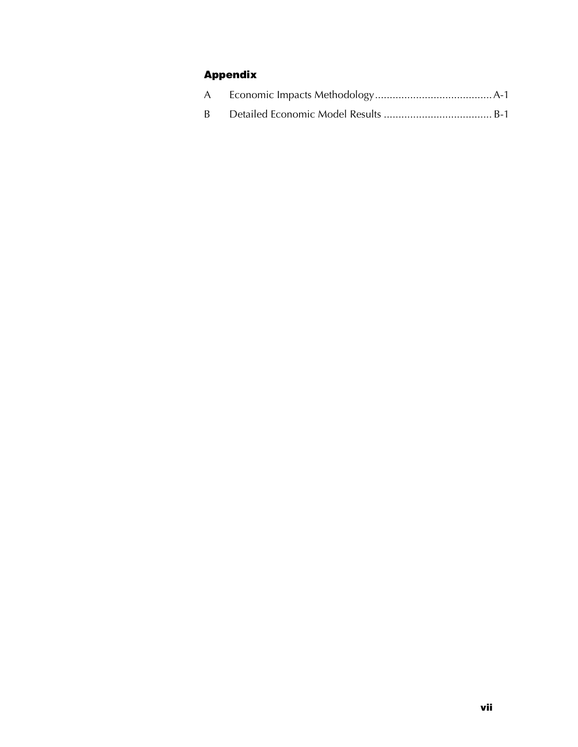## Appendix

| | | |
|---|---|---|
| A | Economic Impacts Methodology | A-1 |
| B | Detailed Economic Model Results | B-1 |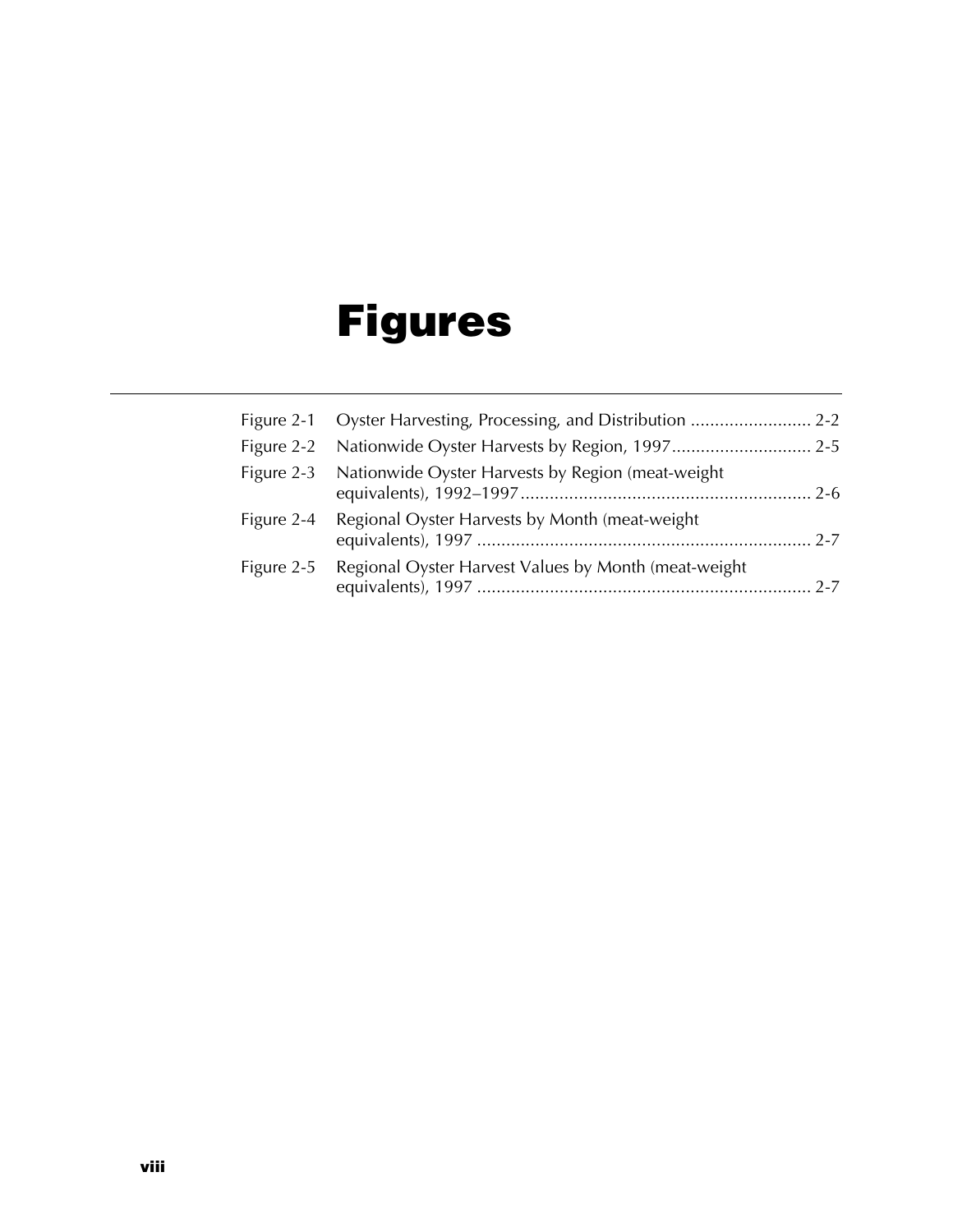# Figures

Figure 2-1 Oyster Harvesting, Processing, and Distribution ......................... 2-2

Figure 2-2 Nationwide Oyster Harvests by Region, 1997............................. 2-5

Figure 2-3 Nationwide Oyster Harvests by Region (meat-weight equivalents), 1992–1997............................................................ 2-6

Figure 2-4 Regional Oyster Harvests by Month (meat-weight equivalents), 1997 ..................................................................... 2-7

Figure 2-5 Regional Oyster Harvest Values by Month (meat-weight equivalents), 1997 ..................................................................... 2-7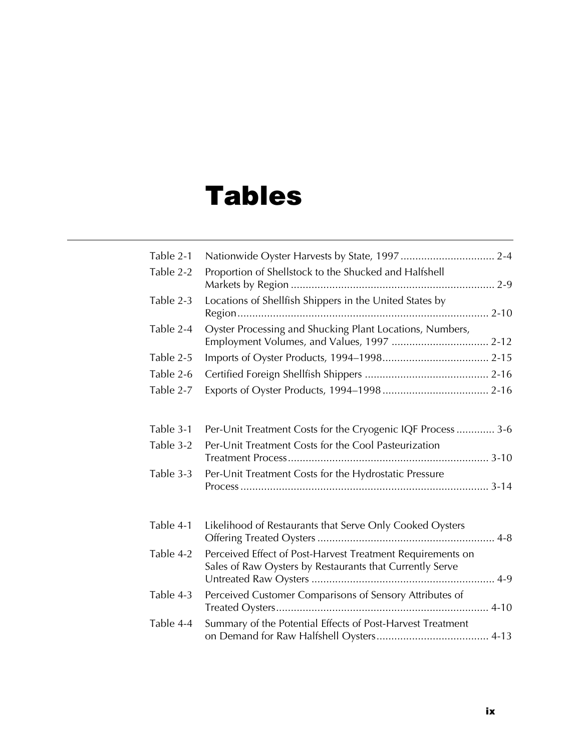# Tables

| | | |
|---|---|---|
| Table 2-1 | Nationwide Oyster Harvests by State, 1997 | 2-4 |
| Table 2-2 | Proportion of Shellstock to the Shucked and Halfshell Markets by Region | 2-9 |
| Table 2-3 | Locations of Shellfish Shippers in the United States by Region | 2-10 |
| Table 2-4 | Oyster Processing and Shucking Plant Locations, Numbers, Employment Volumes, and Values, 1997 | 2-12 |
| Table 2-5 | Imports of Oyster Products, 1994–1998 | 2-15 |
| Table 2-6 | Certified Foreign Shellfish Shippers | 2-16 |
| Table 2-7 | Exports of Oyster Products, 1994–1998 | 2-16 |
| Table 3-1 | Per-Unit Treatment Costs for the Cryogenic IQF Process | 3-6 |
| Table 3-2 | Per-Unit Treatment Costs for the Cool Pasteurization Treatment Process | 3-10 |
| Table 3-3 | Per-Unit Treatment Costs for the Hydrostatic Pressure Process | 3-14 |
| Table 4-1 | Likelihood of Restaurants that Serve Only Cooked Oysters Offering Treated Oysters | 4-8 |
| Table 4-2 | Perceived Effect of Post-Harvest Treatment Requirements on Sales of Raw Oysters by Restaurants that Currently Serve Untreated Raw Oysters | 4-9 |
| Table 4-3 | Perceived Customer Comparisons of Sensory Attributes of Treated Oysters | 4-10 |
| Table 4-4 | Summary of the Potential Effects of Post-Harvest Treatment on Demand for Raw Halfshell Oysters | 4-13 |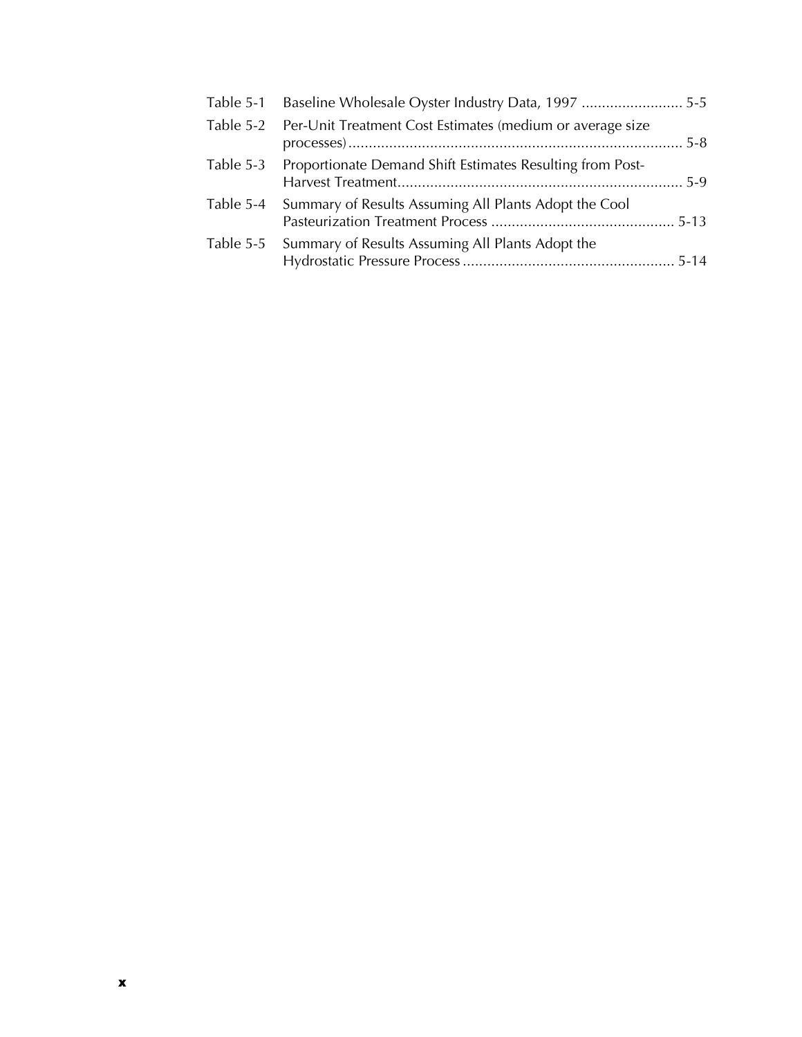| | | |
|---|---|---|
| Table 5-1 | Baseline Wholesale Oyster Industry Data, 1997 | 5-5 |
| Table 5-2 | Per-Unit Treatment Cost Estimates (medium or average size processes) | 5-8 |
| Table 5-3 | Proportionate Demand Shift Estimates Resulting from Post-Harvest Treatment | 5-9 |
| Table 5-4 | Summary of Results Assuming All Plants Adopt the Cool Pasteurization Treatment Process | 5-13 |
| Table 5-5 | Summary of Results Assuming All Plants Adopt the Hydrostatic Pressure Process | 5-14 |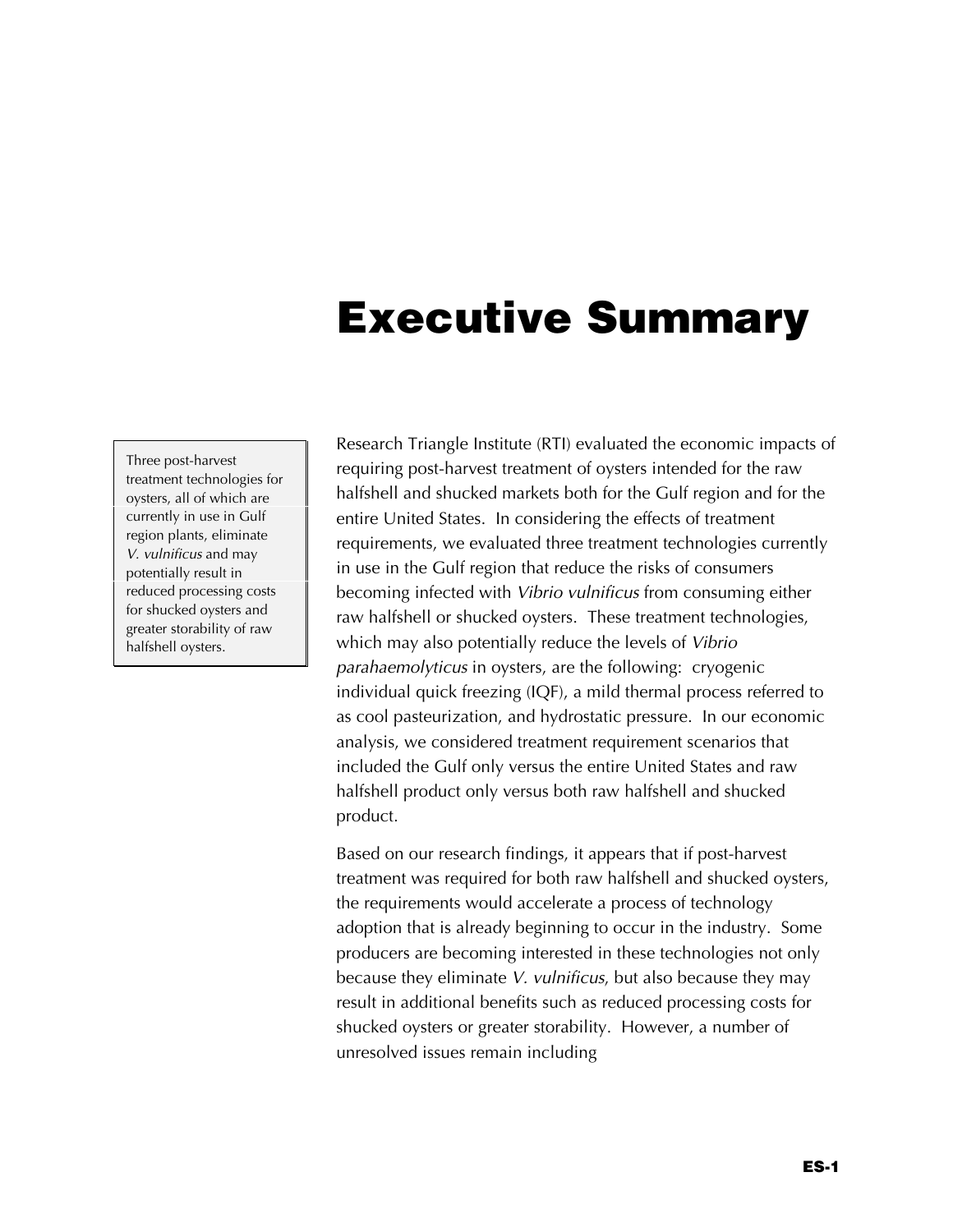# Executive Summary

> Three post-harvest treatment technologies for oysters, all of which are currently in use in Gulf region plants, eliminate *V. vulnificus* and may potentially result in reduced processing costs for shucked oysters and greater storability of raw halfshell oysters.

Research Triangle Institute (RTI) evaluated the economic impacts of requiring post-harvest treatment of oysters intended for the raw halfshell and shucked markets both for the Gulf region and for the entire United States. In considering the effects of treatment requirements, we evaluated three treatment technologies currently in use in the Gulf region that reduce the risks of consumers becoming infected with *Vibrio vulnificus* from consuming either raw halfshell or shucked oysters. These treatment technologies, which may also potentially reduce the levels of *Vibrio parahaemolyticus* in oysters, are the following: cryogenic individual quick freezing (IQF), a mild thermal process referred to as cool pasteurization, and hydrostatic pressure. In our economic analysis, we considered treatment requirement scenarios that included the Gulf only versus the entire United States and raw halfshell product only versus both raw halfshell and shucked product.

Based on our research findings, it appears that if post-harvest treatment was required for both raw halfshell and shucked oysters, the requirements would accelerate a process of technology adoption that is already beginning to occur in the industry. Some producers are becoming interested in these technologies not only because they eliminate *V. vulnificus*, but also because they may result in additional benefits such as reduced processing costs for shucked oysters or greater storability. However, a number of unresolved issues remain including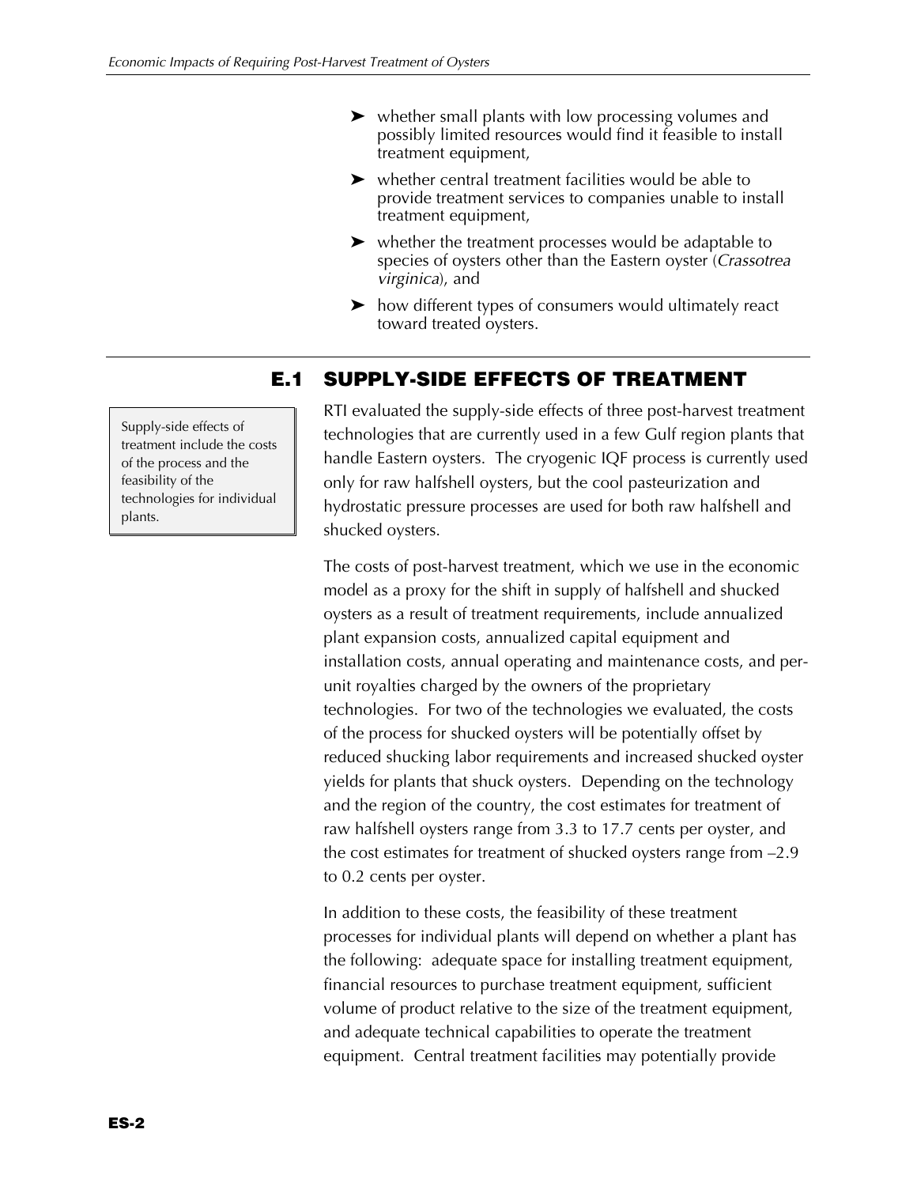- ➤ whether small plants with low processing volumes and possibly limited resources would find it feasible to install treatment equipment,
- ➤ whether central treatment facilities would be able to provide treatment services to companies unable to install treatment equipment,
- ➤ whether the treatment processes would be adaptable to species of oysters other than the Eastern oyster (*Crassotrea virginica*), and
- ➤ how different types of consumers would ultimately react toward treated oysters.

## E.1 SUPPLY-SIDE EFFECTS OF TREATMENT

> Supply-side effects of treatment include the costs of the process and the feasibility of the technologies for individual plants.

RTI evaluated the supply-side effects of three post-harvest treatment technologies that are currently used in a few Gulf region plants that handle Eastern oysters. The cryogenic IQF process is currently used only for raw halfshell oysters, but the cool pasteurization and hydrostatic pressure processes are used for both raw halfshell and shucked oysters.

The costs of post-harvest treatment, which we use in the economic model as a proxy for the shift in supply of halfshell and shucked oysters as a result of treatment requirements, include annualized plant expansion costs, annualized capital equipment and installation costs, annual operating and maintenance costs, and per-unit royalties charged by the owners of the proprietary technologies. For two of the technologies we evaluated, the costs of the process for shucked oysters will be potentially offset by reduced shucking labor requirements and increased shucked oyster yields for plants that shuck oysters. Depending on the technology and the region of the country, the cost estimates for treatment of raw halfshell oysters range from 3.3 to 17.7 cents per oyster, and the cost estimates for treatment of shucked oysters range from –2.9 to 0.2 cents per oyster.

In addition to these costs, the feasibility of these treatment processes for individual plants will depend on whether a plant has the following: adequate space for installing treatment equipment, financial resources to purchase treatment equipment, sufficient volume of product relative to the size of the treatment equipment, and adequate technical capabilities to operate the treatment equipment. Central treatment facilities may potentially provide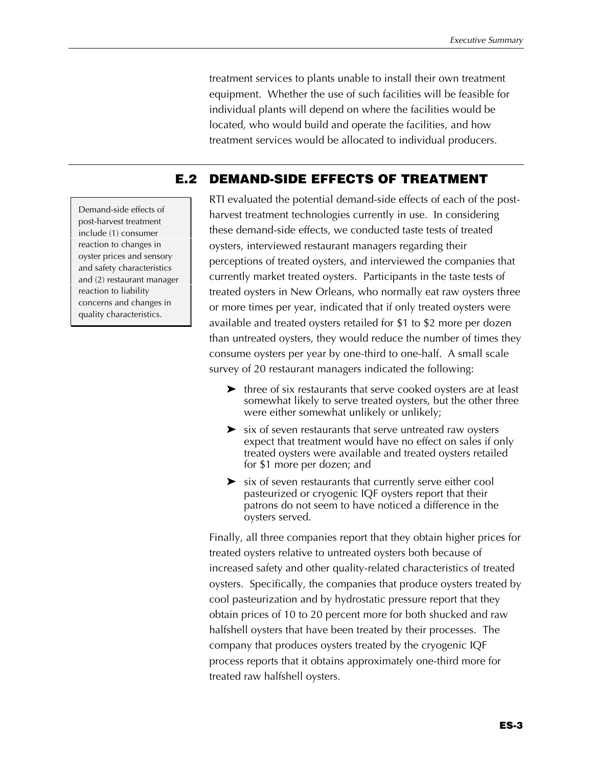treatment services to plants unable to install their own treatment equipment. Whether the use of such facilities will be feasible for individual plants will depend on where the facilities would be located, who would build and operate the facilities, and how treatment services would be allocated to individual producers.

## E.2 DEMAND-SIDE EFFECTS OF TREATMENT

Demand-side effects of post-harvest treatment include (1) consumer reaction to changes in oyster prices and sensory and safety characteristics and (2) restaurant manager reaction to liability concerns and changes in quality characteristics.

RTI evaluated the potential demand-side effects of each of the post-harvest treatment technologies currently in use. In considering these demand-side effects, we conducted taste tests of treated oysters, interviewed restaurant managers regarding their perceptions of treated oysters, and interviewed the companies that currently market treated oysters. Participants in the taste tests of treated oysters in New Orleans, who normally eat raw oysters three or more times per year, indicated that if only treated oysters were available and treated oysters retailed for $1 to $2 more per dozen than untreated oysters, they would reduce the number of times they consume oysters per year by one-third to one-half. A small scale survey of 20 restaurant managers indicated the following:

- three of six restaurants that serve cooked oysters are at least somewhat likely to serve treated oysters, but the other three were either somewhat unlikely or unlikely;
- six of seven restaurants that serve untreated raw oysters expect that treatment would have no effect on sales if only treated oysters were available and treated oysters retailed for $1 more per dozen; and
- six of seven restaurants that currently serve either cool pasteurized or cryogenic IQF oysters report that their patrons do not seem to have noticed a difference in the oysters served.

Finally, all three companies report that they obtain higher prices for treated oysters relative to untreated oysters both because of increased safety and other quality-related characteristics of treated oysters. Specifically, the companies that produce oysters treated by cool pasteurization and by hydrostatic pressure report that they obtain prices of 10 to 20 percent more for both shucked and raw halfshell oysters that have been treated by their processes. The company that produces oysters treated by the cryogenic IQF process reports that it obtains approximately one-third more for treated raw halfshell oysters.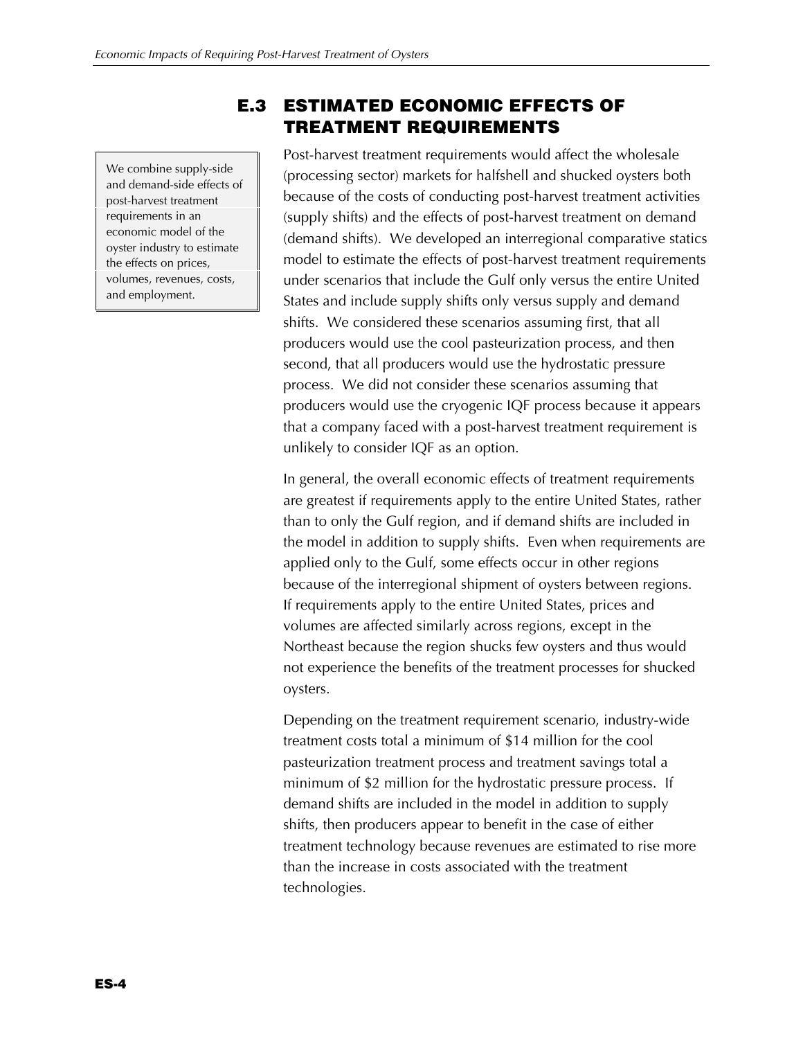## E.3 ESTIMATED ECONOMIC EFFECTS OF TREATMENT REQUIREMENTS

We combine supply-side and demand-side effects of post-harvest treatment requirements in an economic model of the oyster industry to estimate the effects on prices, volumes, revenues, costs, and employment.

Post-harvest treatment requirements would affect the wholesale (processing sector) markets for halfshell and shucked oysters both because of the costs of conducting post-harvest treatment activities (supply shifts) and the effects of post-harvest treatment on demand (demand shifts). We developed an interregional comparative statics model to estimate the effects of post-harvest treatment requirements under scenarios that include the Gulf only versus the entire United States and include supply shifts only versus supply and demand shifts. We considered these scenarios assuming first, that all producers would use the cool pasteurization process, and then second, that all producers would use the hydrostatic pressure process. We did not consider these scenarios assuming that producers would use the cryogenic IQF process because it appears that a company faced with a post-harvest treatment requirement is unlikely to consider IQF as an option.

In general, the overall economic effects of treatment requirements are greatest if requirements apply to the entire United States, rather than to only the Gulf region, and if demand shifts are included in the model in addition to supply shifts. Even when requirements are applied only to the Gulf, some effects occur in other regions because of the interregional shipment of oysters between regions. If requirements apply to the entire United States, prices and volumes are affected similarly across regions, except in the Northeast because the region shucks few oysters and thus would not experience the benefits of the treatment processes for shucked oysters.

Depending on the treatment requirement scenario, industry-wide treatment costs total a minimum of $14 million for the cool pasteurization treatment process and treatment savings total a minimum of $2 million for the hydrostatic pressure process. If demand shifts are included in the model in addition to supply shifts, then producers appear to benefit in the case of either treatment technology because revenues are estimated to rise more than the increase in costs associated with the treatment technologies.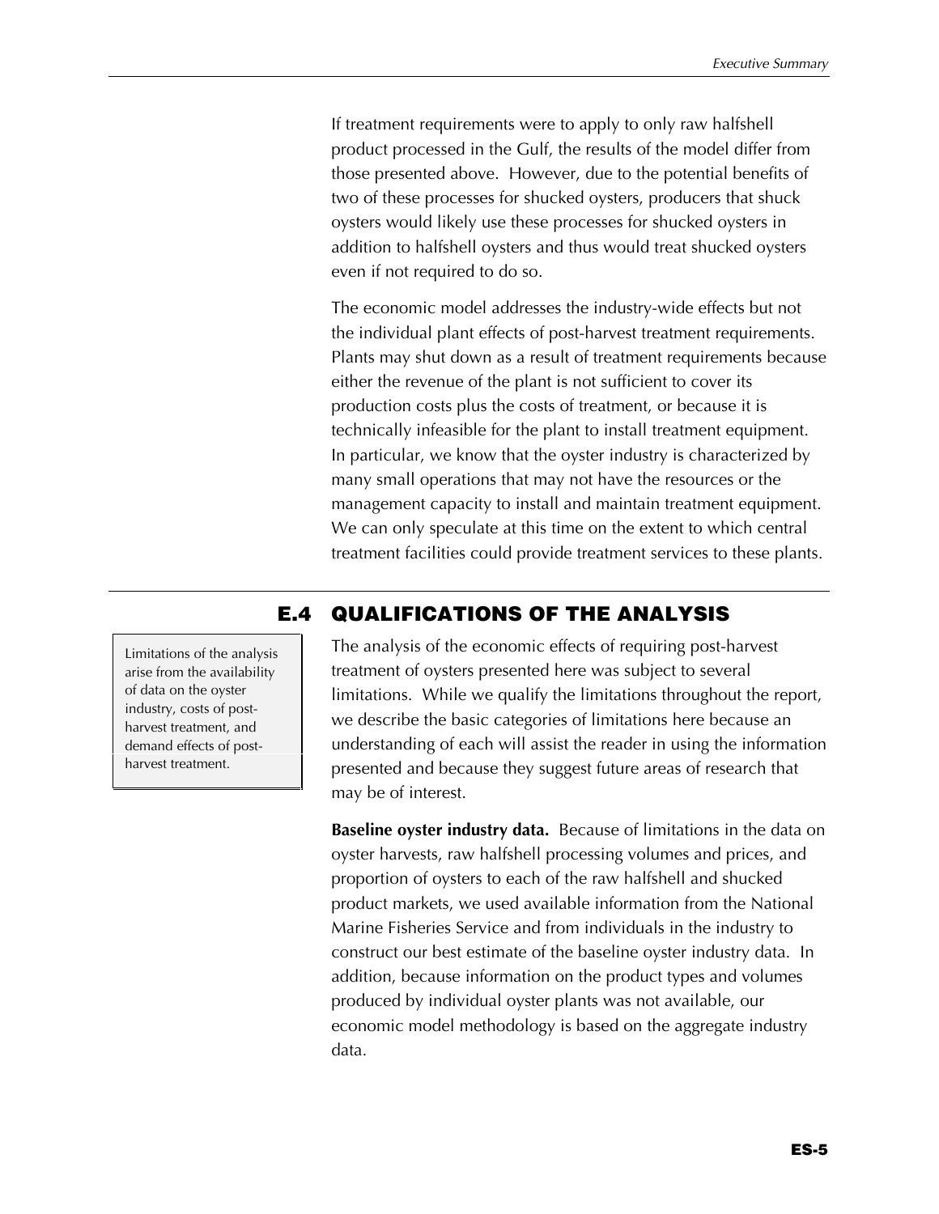If treatment requirements were to apply to only raw halfshell product processed in the Gulf, the results of the model differ from those presented above. However, due to the potential benefits of two of these processes for shucked oysters, producers that shuck oysters would likely use these processes for shucked oysters in addition to halfshell oysters and thus would treat shucked oysters even if not required to do so.

The economic model addresses the industry-wide effects but not the individual plant effects of post-harvest treatment requirements. Plants may shut down as a result of treatment requirements because either the revenue of the plant is not sufficient to cover its production costs plus the costs of treatment, or because it is technically infeasible for the plant to install treatment equipment. In particular, we know that the oyster industry is characterized by many small operations that may not have the resources or the management capacity to install and maintain treatment equipment. We can only speculate at this time on the extent to which central treatment facilities could provide treatment services to these plants.

## E.4 QUALIFICATIONS OF THE ANALYSIS

> Limitations of the analysis arise from the availability of data on the oyster industry, costs of post-harvest treatment, and demand effects of post-harvest treatment.

The analysis of the economic effects of requiring post-harvest treatment of oysters presented here was subject to several limitations. While we qualify the limitations throughout the report, we describe the basic categories of limitations here because an understanding of each will assist the reader in using the information presented and because they suggest future areas of research that may be of interest.

**Baseline oyster industry data.** Because of limitations in the data on oyster harvests, raw halfshell processing volumes and prices, and proportion of oysters to each of the raw halfshell and shucked product markets, we used available information from the National Marine Fisheries Service and from individuals in the industry to construct our best estimate of the baseline oyster industry data. In addition, because information on the product types and volumes produced by individual oyster plants was not available, our economic model methodology is based on the aggregate industry data.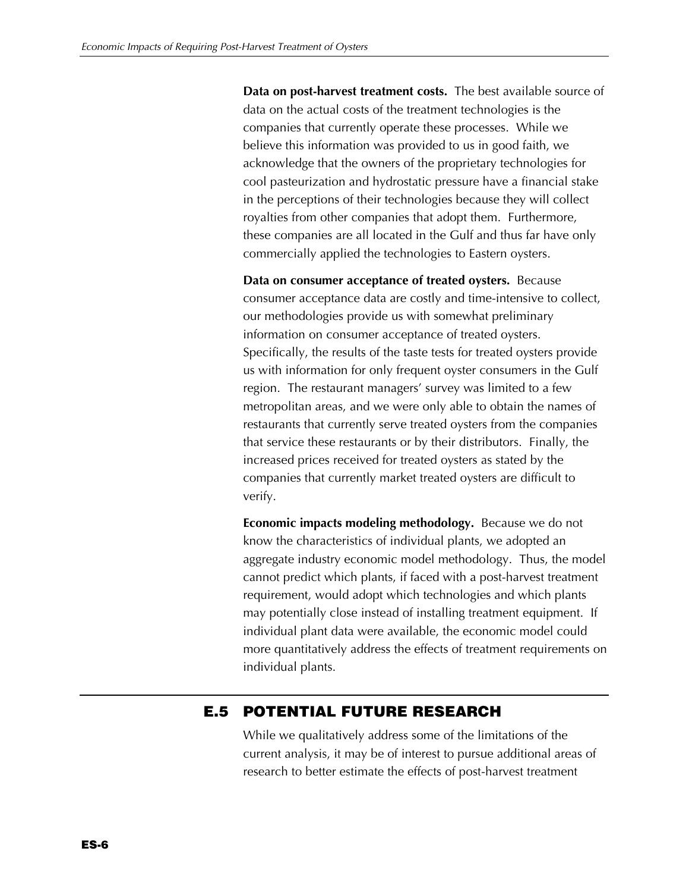**Data on post-harvest treatment costs.** The best available source of data on the actual costs of the treatment technologies is the companies that currently operate these processes. While we believe this information was provided to us in good faith, we acknowledge that the owners of the proprietary technologies for cool pasteurization and hydrostatic pressure have a financial stake in the perceptions of their technologies because they will collect royalties from other companies that adopt them. Furthermore, these companies are all located in the Gulf and thus far have only commercially applied the technologies to Eastern oysters.

**Data on consumer acceptance of treated oysters.** Because consumer acceptance data are costly and time-intensive to collect, our methodologies provide us with somewhat preliminary information on consumer acceptance of treated oysters. Specifically, the results of the taste tests for treated oysters provide us with information for only frequent oyster consumers in the Gulf region. The restaurant managers' survey was limited to a few metropolitan areas, and we were only able to obtain the names of restaurants that currently serve treated oysters from the companies that service these restaurants or by their distributors. Finally, the increased prices received for treated oysters as stated by the companies that currently market treated oysters are difficult to verify.

**Economic impacts modeling methodology.** Because we do not know the characteristics of individual plants, we adopted an aggregate industry economic model methodology. Thus, the model cannot predict which plants, if faced with a post-harvest treatment requirement, would adopt which technologies and which plants may potentially close instead of installing treatment equipment. If individual plant data were available, the economic model could more quantitatively address the effects of treatment requirements on individual plants.

## E.5 POTENTIAL FUTURE RESEARCH

While we qualitatively address some of the limitations of the current analysis, it may be of interest to pursue additional areas of research to better estimate the effects of post-harvest treatment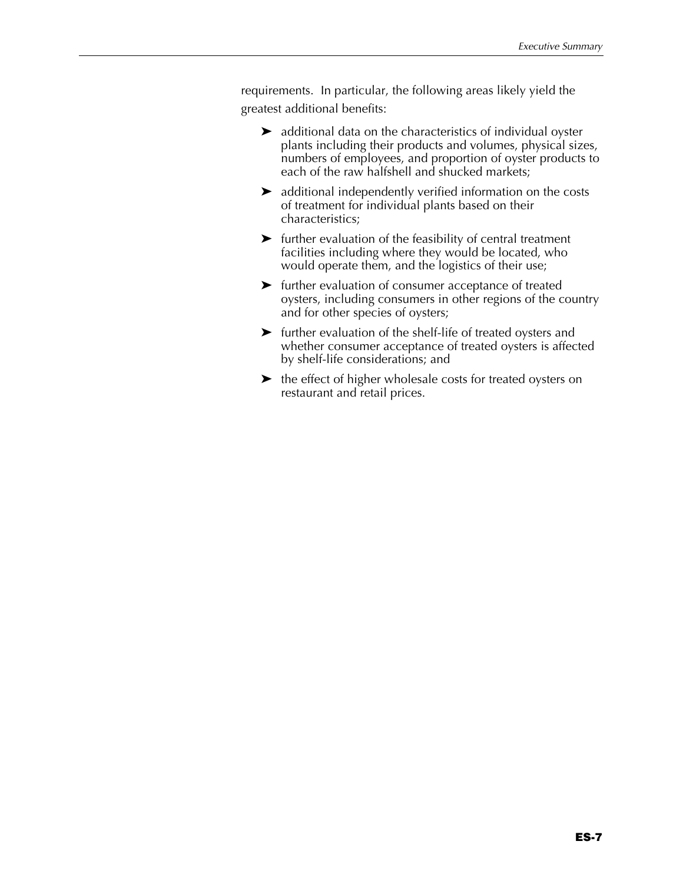requirements. In particular, the following areas likely yield the greatest additional benefits:

- additional data on the characteristics of individual oyster plants including their products and volumes, physical sizes, numbers of employees, and proportion of oyster products to each of the raw halfshell and shucked markets;
- additional independently verified information on the costs of treatment for individual plants based on their characteristics;
- further evaluation of the feasibility of central treatment facilities including where they would be located, who would operate them, and the logistics of their use;
- further evaluation of consumer acceptance of treated oysters, including consumers in other regions of the country and for other species of oysters;
- further evaluation of the shelf-life of treated oysters and whether consumer acceptance of treated oysters is affected by shelf-life considerations; and
- the effect of higher wholesale costs for treated oysters on restaurant and retail prices.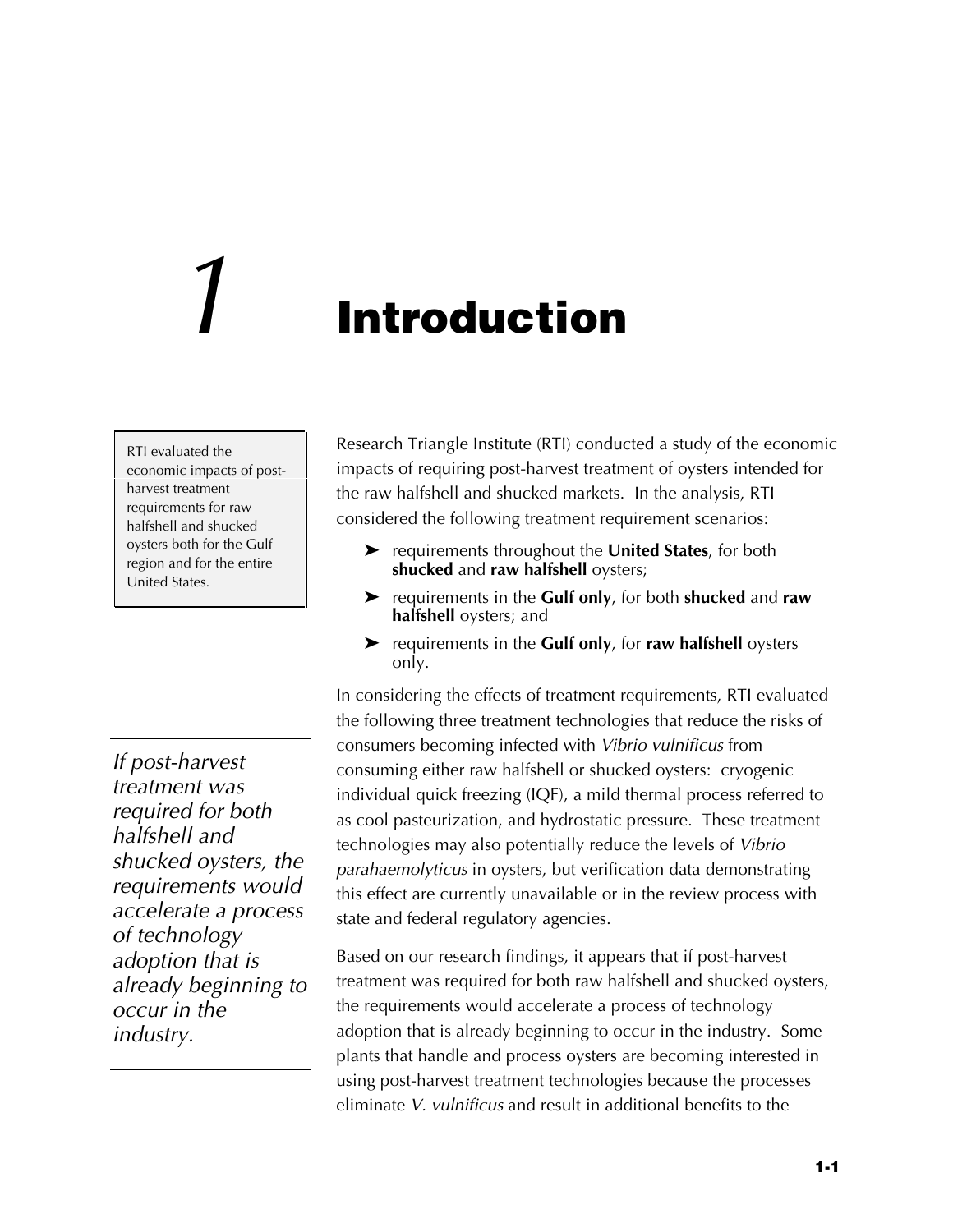# 1 Introduction

RTI evaluated the economic impacts of post-harvest treatment requirements for raw halfshell and shucked oysters both for the Gulf region and for the entire United States.

Research Triangle Institute (RTI) conducted a study of the economic impacts of requiring post-harvest treatment of oysters intended for the raw halfshell and shucked markets. In the analysis, RTI considered the following treatment requirement scenarios:

- requirements throughout the **United States**, for both **shucked** and **raw halfshell** oysters;
- requirements in the **Gulf only**, for both **shucked** and **raw halfshell** oysters; and
- requirements in the **Gulf only**, for **raw halfshell** oysters only.

In considering the effects of treatment requirements, RTI evaluated the following three treatment technologies that reduce the risks of consumers becoming infected with *Vibrio vulnificus* from consuming either raw halfshell or shucked oysters: cryogenic individual quick freezing (IQF), a mild thermal process referred to as cool pasteurization, and hydrostatic pressure. These treatment technologies may also potentially reduce the levels of *Vibrio parahaemolyticus* in oysters, but verification data demonstrating this effect are currently unavailable or in the review process with state and federal regulatory agencies.

*If post-harvest treatment was required for both halfshell and shucked oysters, the requirements would accelerate a process of technology adoption that is already beginning to occur in the industry.*

Based on our research findings, it appears that if post-harvest treatment was required for both raw halfshell and shucked oysters, the requirements would accelerate a process of technology adoption that is already beginning to occur in the industry. Some plants that handle and process oysters are becoming interested in using post-harvest treatment technologies because the processes eliminate *V. vulnificus* and result in additional benefits to the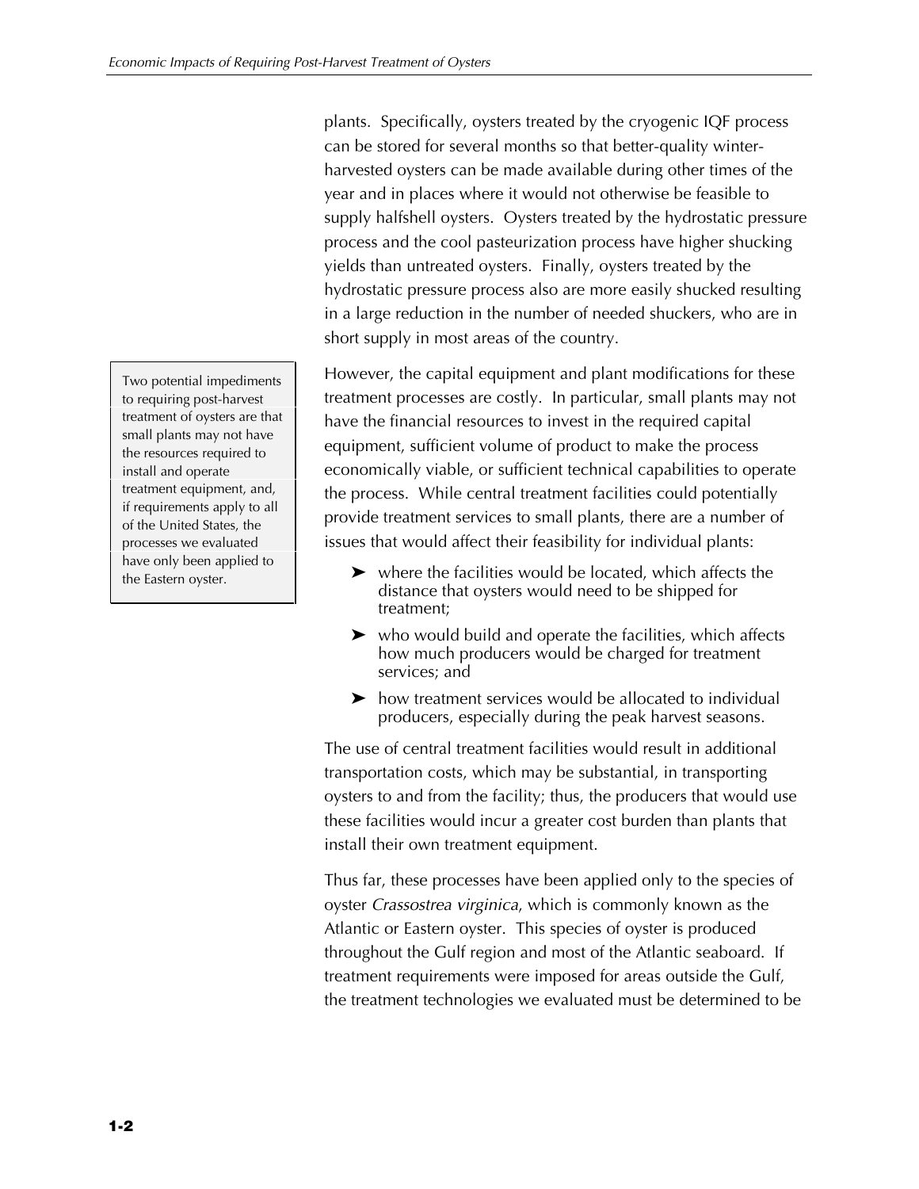plants. Specifically, oysters treated by the cryogenic IQF process can be stored for several months so that better-quality winter-harvested oysters can be made available during other times of the year and in places where it would not otherwise be feasible to supply halfshell oysters. Oysters treated by the hydrostatic pressure process and the cool pasteurization process have higher shucking yields than untreated oysters. Finally, oysters treated by the hydrostatic pressure process also are more easily shucked resulting in a large reduction in the number of needed shuckers, who are in short supply in most areas of the country.

> Two potential impediments to requiring post-harvest treatment of oysters are that small plants may not have the resources required to install and operate treatment equipment, and, if requirements apply to all of the United States, the processes we evaluated have only been applied to the Eastern oyster.

However, the capital equipment and plant modifications for these treatment processes are costly. In particular, small plants may not have the financial resources to invest in the required capital equipment, sufficient volume of product to make the process economically viable, or sufficient technical capabilities to operate the process. While central treatment facilities could potentially provide treatment services to small plants, there are a number of issues that would affect their feasibility for individual plants:

- where the facilities would be located, which affects the distance that oysters would need to be shipped for treatment;
- who would build and operate the facilities, which affects how much producers would be charged for treatment services; and
- how treatment services would be allocated to individual producers, especially during the peak harvest seasons.

The use of central treatment facilities would result in additional transportation costs, which may be substantial, in transporting oysters to and from the facility; thus, the producers that would use these facilities would incur a greater cost burden than plants that install their own treatment equipment.

Thus far, these processes have been applied only to the species of oyster *Crassostrea virginica*, which is commonly known as the Atlantic or Eastern oyster. This species of oyster is produced throughout the Gulf region and most of the Atlantic seaboard. If treatment requirements were imposed for areas outside the Gulf, the treatment technologies we evaluated must be determined to be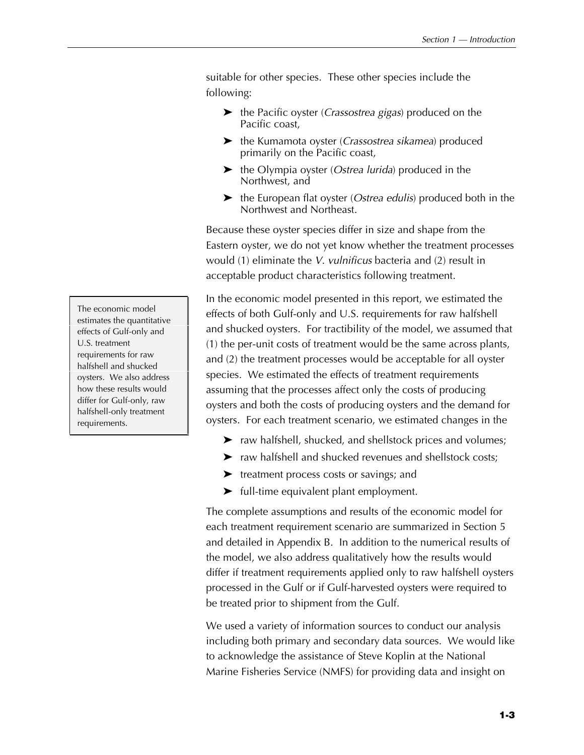suitable for other species. These other species include the following:

- the Pacific oyster (*Crassostrea gigas*) produced on the Pacific coast,
- the Kumamota oyster (*Crassostrea sikamea*) produced primarily on the Pacific coast,
- the Olympia oyster (*Ostrea lurida*) produced in the Northwest, and
- the European flat oyster (*Ostrea edulis*) produced both in the Northwest and Northeast.

Because these oyster species differ in size and shape from the Eastern oyster, we do not yet know whether the treatment processes would (1) eliminate the *V. vulnificus* bacteria and (2) result in acceptable product characteristics following treatment.

> The economic model estimates the quantitative effects of Gulf-only and U.S. treatment requirements for raw halfshell and shucked oysters. We also address how these results would differ for Gulf-only, raw halfshell-only treatment requirements.

In the economic model presented in this report, we estimated the effects of both Gulf-only and U.S. requirements for raw halfshell and shucked oysters. For tractibility of the model, we assumed that (1) the per-unit costs of treatment would be the same across plants, and (2) the treatment processes would be acceptable for all oyster species. We estimated the effects of treatment requirements assuming that the processes affect only the costs of producing oysters and both the costs of producing oysters and the demand for oysters. For each treatment scenario, we estimated changes in the

- raw halfshell, shucked, and shellstock prices and volumes;
- raw halfshell and shucked revenues and shellstock costs;
- treatment process costs or savings; and
- full-time equivalent plant employment.

The complete assumptions and results of the economic model for each treatment requirement scenario are summarized in Section 5 and detailed in Appendix B. In addition to the numerical results of the model, we also address qualitatively how the results would differ if treatment requirements applied only to raw halfshell oysters processed in the Gulf or if Gulf-harvested oysters were required to be treated prior to shipment from the Gulf.

We used a variety of information sources to conduct our analysis including both primary and secondary data sources. We would like to acknowledge the assistance of Steve Koplin at the National Marine Fisheries Service (NMFS) for providing data and insight on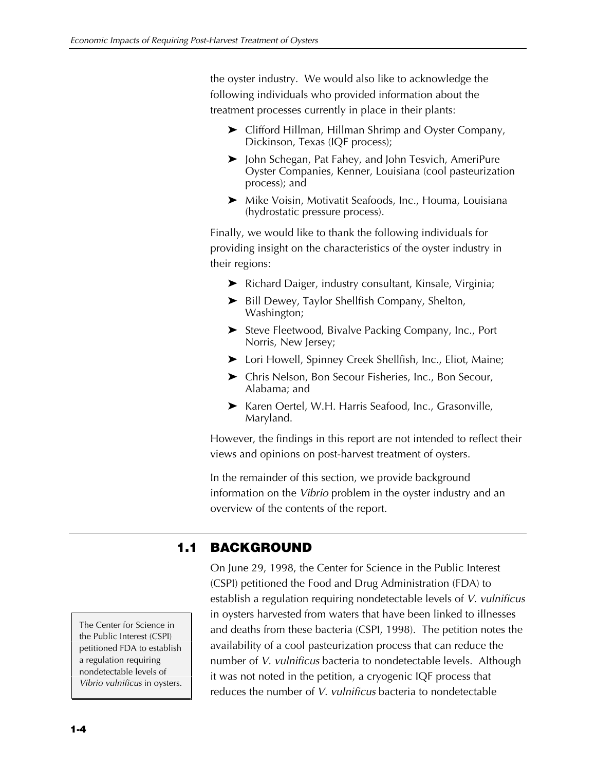the oyster industry. We would also like to acknowledge the following individuals who provided information about the treatment processes currently in place in their plants:

- Clifford Hillman, Hillman Shrimp and Oyster Company, Dickinson, Texas (IQF process);
- John Schegan, Pat Fahey, and John Tesvich, AmeriPure Oyster Companies, Kenner, Louisiana (cool pasteurization process); and
- Mike Voisin, Motivatit Seafoods, Inc., Houma, Louisiana (hydrostatic pressure process).

Finally, we would like to thank the following individuals for providing insight on the characteristics of the oyster industry in their regions:

- Richard Daiger, industry consultant, Kinsale, Virginia;
- Bill Dewey, Taylor Shellfish Company, Shelton, Washington;
- Steve Fleetwood, Bivalve Packing Company, Inc., Port Norris, New Jersey;
- Lori Howell, Spinney Creek Shellfish, Inc., Eliot, Maine;
- Chris Nelson, Bon Secour Fisheries, Inc., Bon Secour, Alabama; and
- Karen Oertel, W.H. Harris Seafood, Inc., Grasonville, Maryland.

However, the findings in this report are not intended to reflect their views and opinions on post-harvest treatment of oysters.

In the remainder of this section, we provide background information on the *Vibrio* problem in the oyster industry and an overview of the contents of the report.

## 1.1 BACKGROUND

On June 29, 1998, the Center for Science in the Public Interest (CSPI) petitioned the Food and Drug Administration (FDA) to establish a regulation requiring nondetectable levels of *V. vulnificus* in oysters harvested from waters that have been linked to illnesses and deaths from these bacteria (CSPI, 1998). The petition notes the availability of a cool pasteurization process that can reduce the number of *V. vulnificus* bacteria to nondetectable levels. Although it was not noted in the petition, a cryogenic IQF process that reduces the number of *V. vulnificus* bacteria to nondetectable

The Center for Science in the Public Interest (CSPI) petitioned FDA to establish a regulation requiring nondetectable levels of *Vibrio vulnificus* in oysters.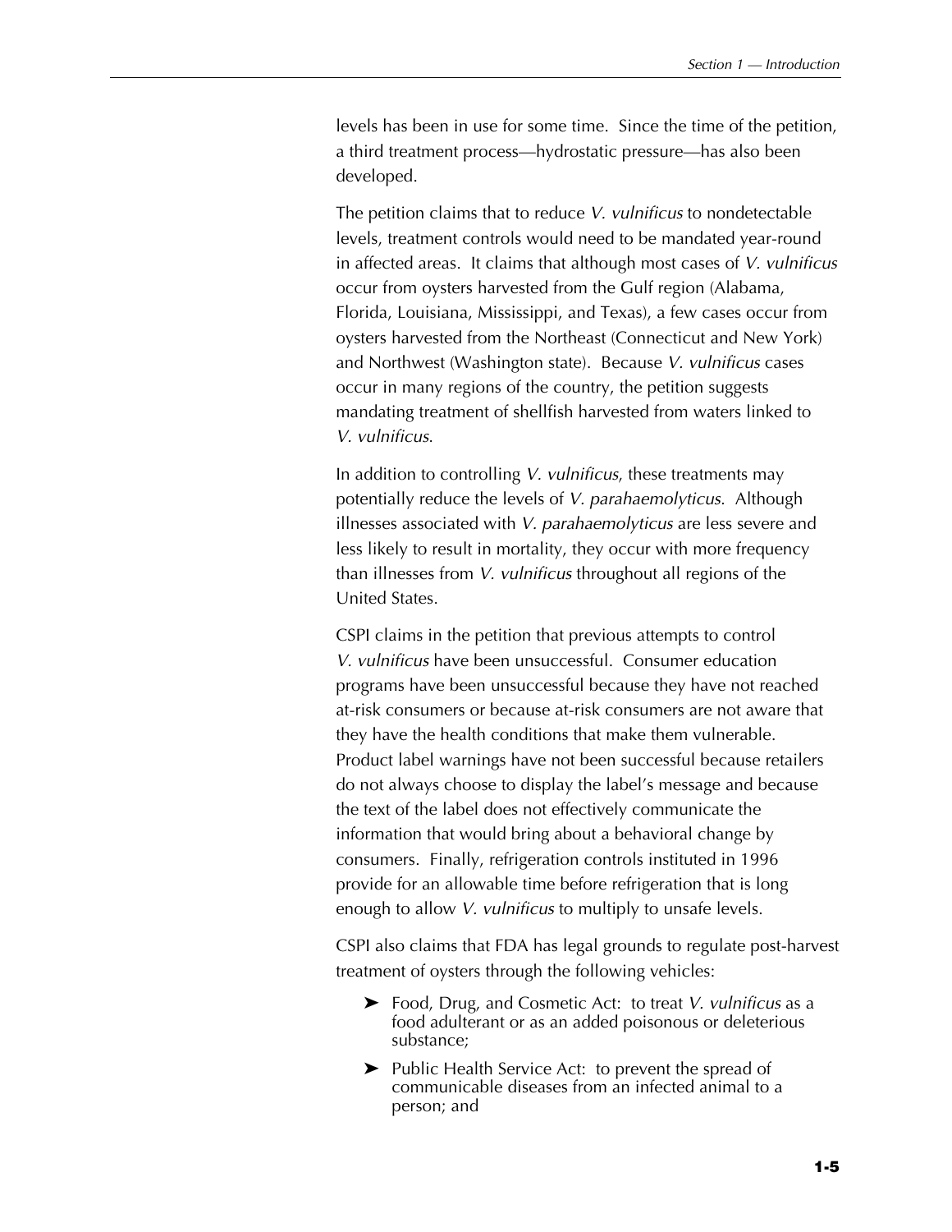levels has been in use for some time. Since the time of the petition, a third treatment process—hydrostatic pressure—has also been developed.

The petition claims that to reduce *V. vulnificus* to nondetectable levels, treatment controls would need to be mandated year-round in affected areas. It claims that although most cases of *V. vulnificus* occur from oysters harvested from the Gulf region (Alabama, Florida, Louisiana, Mississippi, and Texas), a few cases occur from oysters harvested from the Northeast (Connecticut and New York) and Northwest (Washington state). Because *V. vulnificus* cases occur in many regions of the country, the petition suggests mandating treatment of shellfish harvested from waters linked to *V. vulnificus*.

In addition to controlling *V. vulnificus*, these treatments may potentially reduce the levels of *V. parahaemolyticus*. Although illnesses associated with *V. parahaemolyticus* are less severe and less likely to result in mortality, they occur with more frequency than illnesses from *V. vulnificus* throughout all regions of the United States.

CSPI claims in the petition that previous attempts to control *V. vulnificus* have been unsuccessful. Consumer education programs have been unsuccessful because they have not reached at-risk consumers or because at-risk consumers are not aware that they have the health conditions that make them vulnerable. Product label warnings have not been successful because retailers do not always choose to display the label's message and because the text of the label does not effectively communicate the information that would bring about a behavioral change by consumers. Finally, refrigeration controls instituted in 1996 provide for an allowable time before refrigeration that is long enough to allow *V. vulnificus* to multiply to unsafe levels.

CSPI also claims that FDA has legal grounds to regulate post-harvest treatment of oysters through the following vehicles:

- Food, Drug, and Cosmetic Act: to treat *V. vulnificus* as a food adulterant or as an added poisonous or deleterious substance;
- Public Health Service Act: to prevent the spread of communicable diseases from an infected animal to a person; and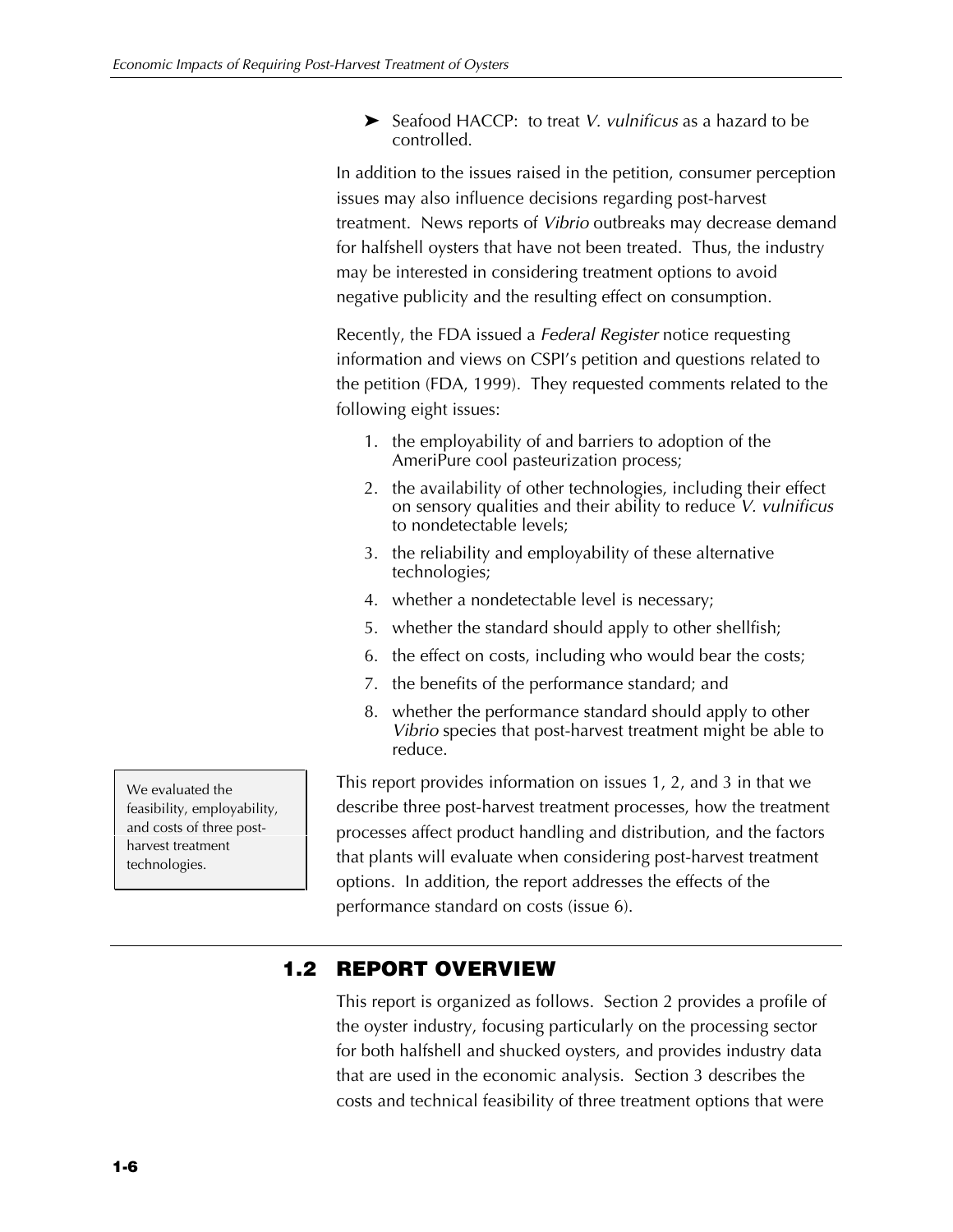- Seafood HACCP: to treat *V. vulnificus* as a hazard to be controlled.

In addition to the issues raised in the petition, consumer perception issues may also influence decisions regarding post-harvest treatment. News reports of *Vibrio* outbreaks may decrease demand for halfshell oysters that have not been treated. Thus, the industry may be interested in considering treatment options to avoid negative publicity and the resulting effect on consumption.

Recently, the FDA issued a *Federal Register* notice requesting information and views on CSPI's petition and questions related to the petition (FDA, 1999). They requested comments related to the following eight issues:

1. the employability of and barriers to adoption of the AmeriPure cool pasteurization process;
2. the availability of other technologies, including their effect on sensory qualities and their ability to reduce *V. vulnificus* to nondetectable levels;
3. the reliability and employability of these alternative technologies;
4. whether a nondetectable level is necessary;
5. whether the standard should apply to other shellfish;
6. the effect on costs, including who would bear the costs;
7. the benefits of the performance standard; and
8. whether the performance standard should apply to other *Vibrio* species that post-harvest treatment might be able to reduce.

We evaluated the feasibility, employability, and costs of three post-harvest treatment technologies.

This report provides information on issues 1, 2, and 3 in that we describe three post-harvest treatment processes, how the treatment processes affect product handling and distribution, and the factors that plants will evaluate when considering post-harvest treatment options. In addition, the report addresses the effects of the performance standard on costs (issue 6).

## 1.2 REPORT OVERVIEW

This report is organized as follows. Section 2 provides a profile of the oyster industry, focusing particularly on the processing sector for both halfshell and shucked oysters, and provides industry data that are used in the economic analysis. Section 3 describes the costs and technical feasibility of three treatment options that were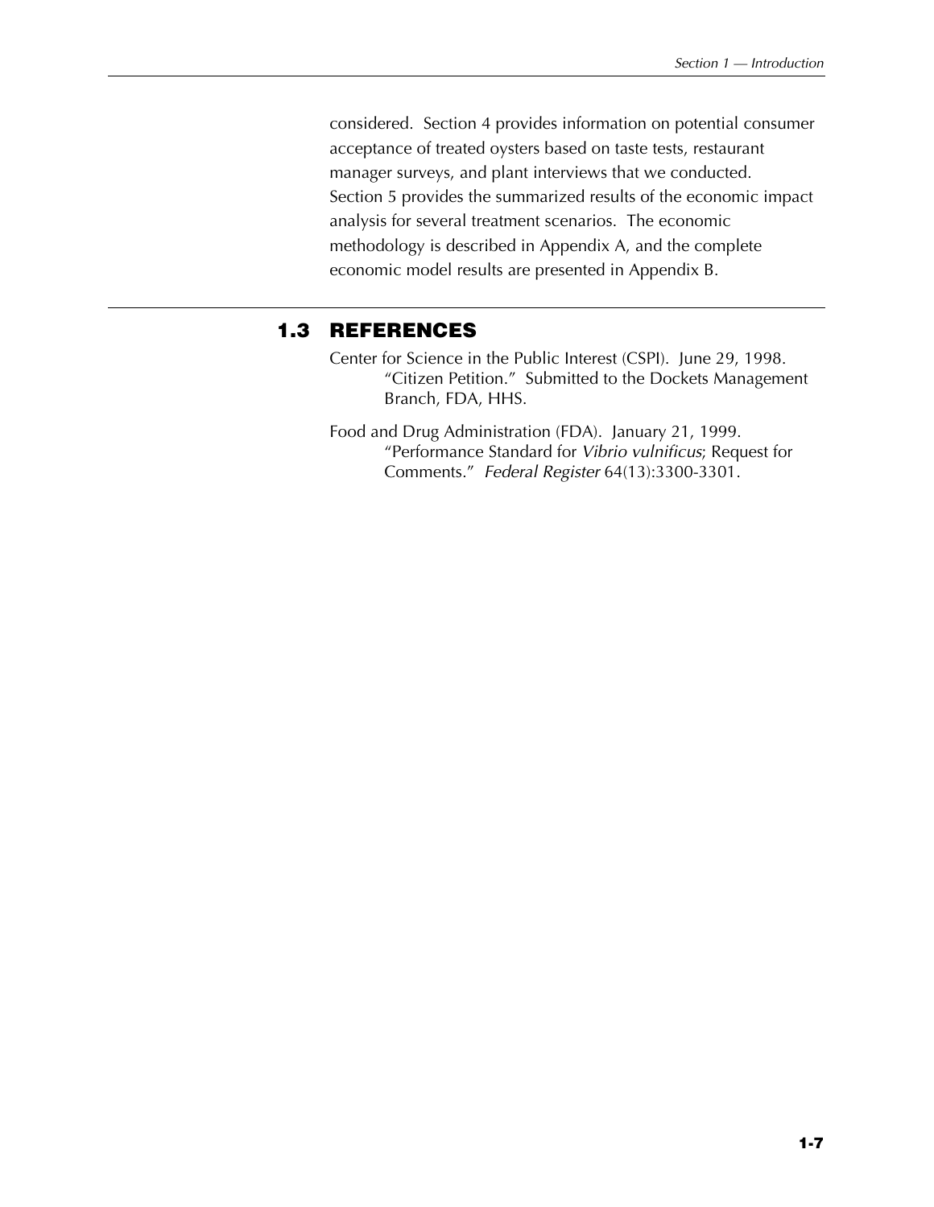considered. Section 4 provides information on potential consumer acceptance of treated oysters based on taste tests, restaurant manager surveys, and plant interviews that we conducted. Section 5 provides the summarized results of the economic impact analysis for several treatment scenarios. The economic methodology is described in Appendix A, and the complete economic model results are presented in Appendix B.

## 1.3 REFERENCES

Center for Science in the Public Interest (CSPI). June 29, 1998. "Citizen Petition." Submitted to the Dockets Management Branch, FDA, HHS.

Food and Drug Administration (FDA). January 21, 1999. "Performance Standard for *Vibrio vulnificus*; Request for Comments." *Federal Register* 64(13):3300-3301.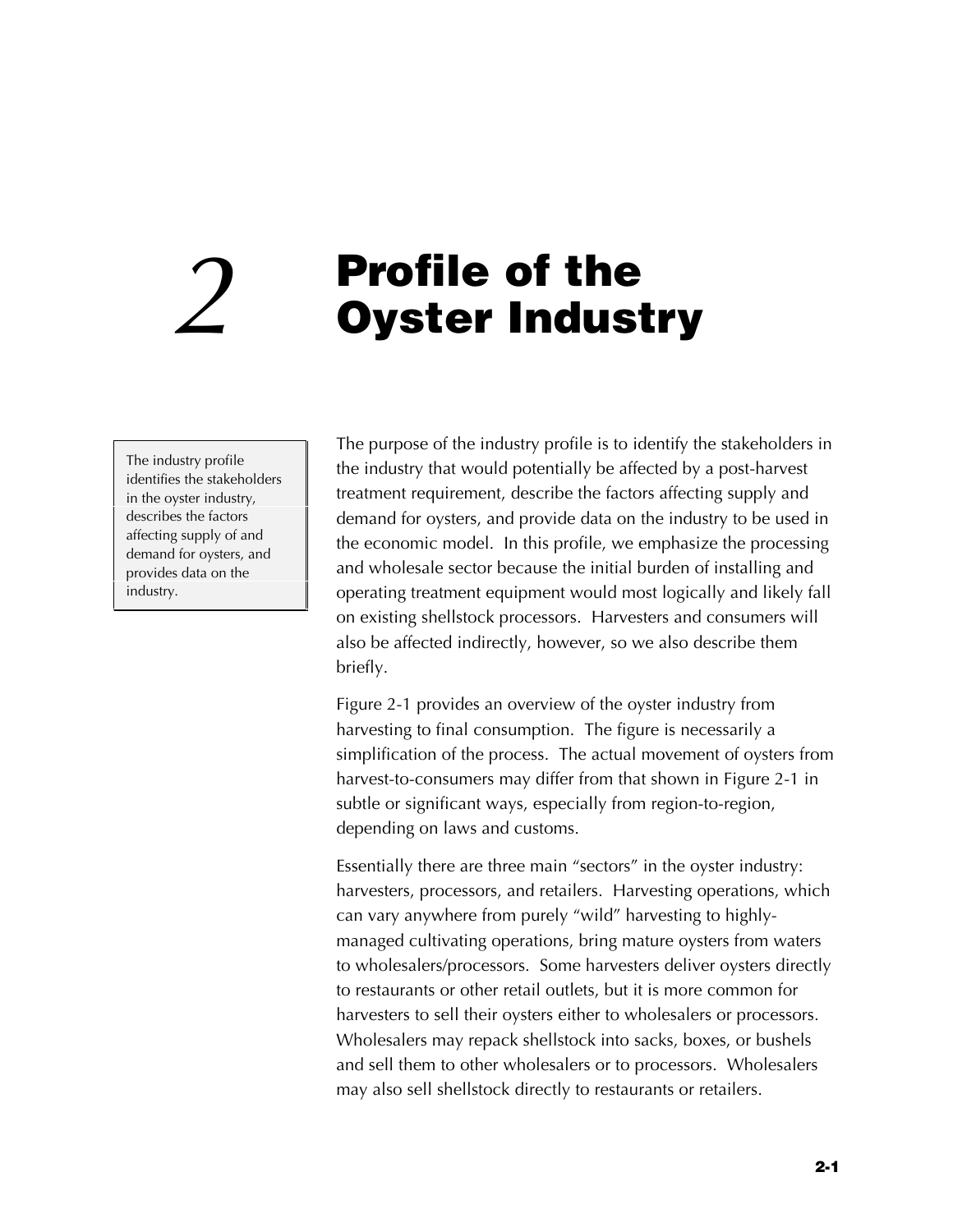# 2 Profile of the Oyster Industry

> The industry profile identifies the stakeholders in the oyster industry, describes the factors affecting supply of and demand for oysters, and provides data on the industry.

The purpose of the industry profile is to identify the stakeholders in the industry that would potentially be affected by a post-harvest treatment requirement, describe the factors affecting supply and demand for oysters, and provide data on the industry to be used in the economic model. In this profile, we emphasize the processing and wholesale sector because the initial burden of installing and operating treatment equipment would most logically and likely fall on existing shellstock processors. Harvesters and consumers will also be affected indirectly, however, so we also describe them briefly.

Figure 2-1 provides an overview of the oyster industry from harvesting to final consumption. The figure is necessarily a simplification of the process. The actual movement of oysters from harvest-to-consumers may differ from that shown in Figure 2-1 in subtle or significant ways, especially from region-to-region, depending on laws and customs.

Essentially there are three main "sectors" in the oyster industry: harvesters, processors, and retailers. Harvesting operations, which can vary anywhere from purely "wild" harvesting to highly-managed cultivating operations, bring mature oysters from waters to wholesalers/processors. Some harvesters deliver oysters directly to restaurants or other retail outlets, but it is more common for harvesters to sell their oysters either to wholesalers or processors. Wholesalers may repack shellstock into sacks, boxes, or bushels and sell them to other wholesalers or to processors. Wholesalers may also sell shellstock directly to restaurants or retailers.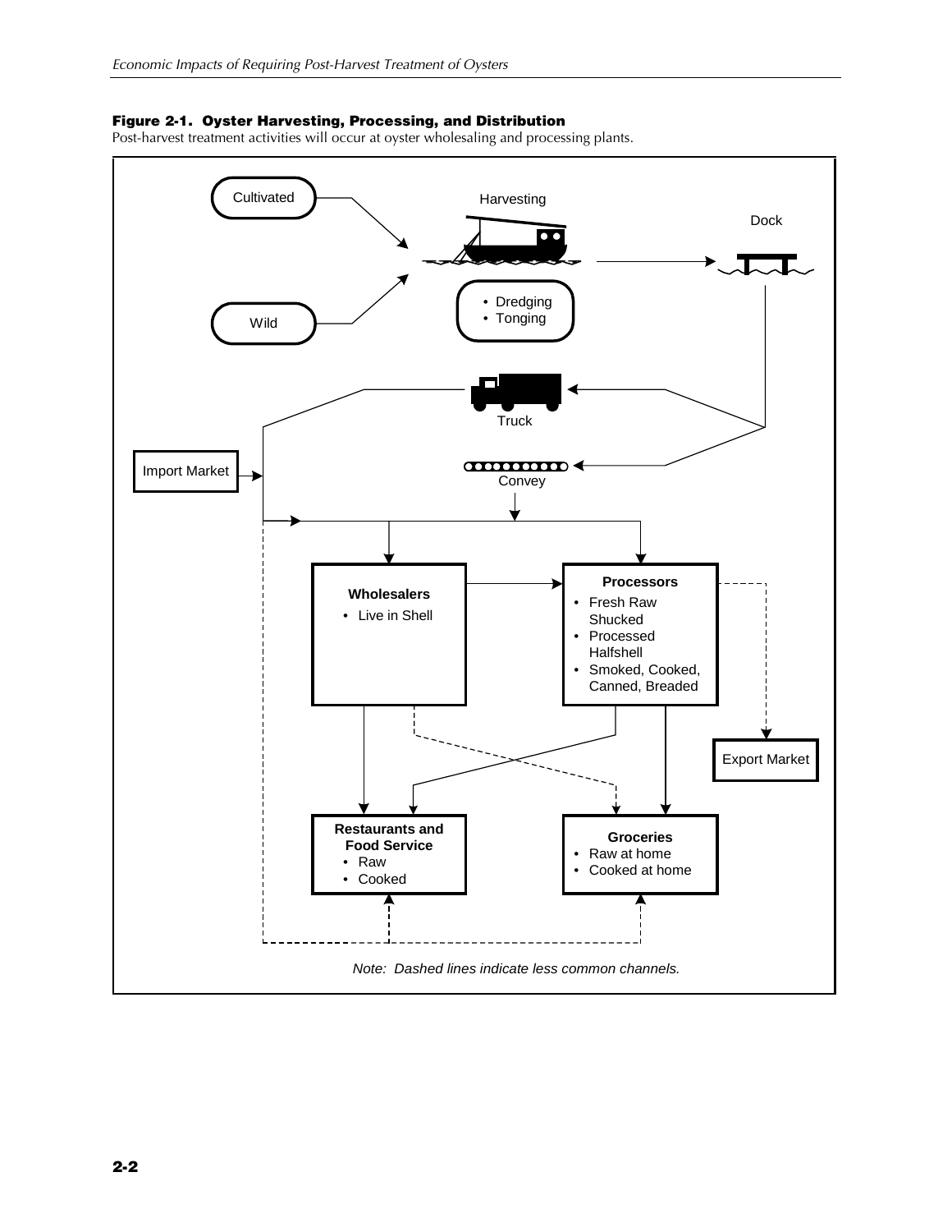**Figure 2-1. Oyster Harvesting, Processing, and Distribution**

Post-harvest treatment activities will occur at oyster wholesaling and processing plants.

Cultivated

Wild

Harvesting

- Dredging
- Tonging

Dock

Truck

Convey

Import Market

**Wholesalers**

- Live in Shell

**Processors**

- Fresh Raw Shucked
- Processed Halfshell
- Smoked, Cooked, Canned, Breaded

Export Market

**Restaurants and Food Service**

- Raw
- Cooked

**Groceries**

- Raw at home
- Cooked at home

*Note: Dashed lines indicate less common channels.*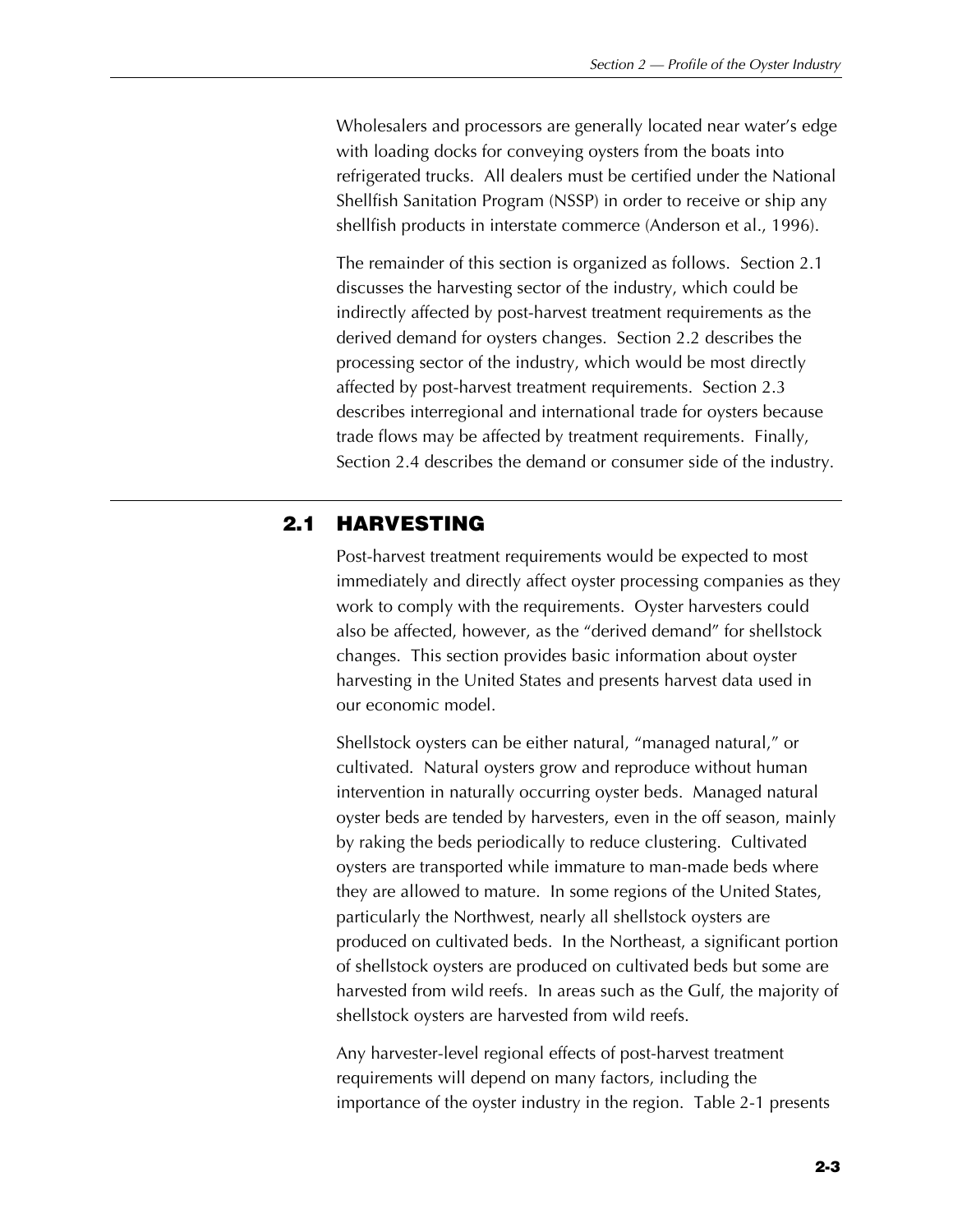Wholesalers and processors are generally located near water's edge with loading docks for conveying oysters from the boats into refrigerated trucks. All dealers must be certified under the National Shellfish Sanitation Program (NSSP) in order to receive or ship any shellfish products in interstate commerce (Anderson et al., 1996).

The remainder of this section is organized as follows. Section 2.1 discusses the harvesting sector of the industry, which could be indirectly affected by post-harvest treatment requirements as the derived demand for oysters changes. Section 2.2 describes the processing sector of the industry, which would be most directly affected by post-harvest treatment requirements. Section 2.3 describes interregional and international trade for oysters because trade flows may be affected by treatment requirements. Finally, Section 2.4 describes the demand or consumer side of the industry.

## 2.1 HARVESTING

Post-harvest treatment requirements would be expected to most immediately and directly affect oyster processing companies as they work to comply with the requirements. Oyster harvesters could also be affected, however, as the "derived demand" for shellstock changes. This section provides basic information about oyster harvesting in the United States and presents harvest data used in our economic model.

Shellstock oysters can be either natural, "managed natural," or cultivated. Natural oysters grow and reproduce without human intervention in naturally occurring oyster beds. Managed natural oyster beds are tended by harvesters, even in the off season, mainly by raking the beds periodically to reduce clustering. Cultivated oysters are transported while immature to man-made beds where they are allowed to mature. In some regions of the United States, particularly the Northwest, nearly all shellstock oysters are produced on cultivated beds. In the Northeast, a significant portion of shellstock oysters are produced on cultivated beds but some are harvested from wild reefs. In areas such as the Gulf, the majority of shellstock oysters are harvested from wild reefs.

Any harvester-level regional effects of post-harvest treatment requirements will depend on many factors, including the importance of the oyster industry in the region. Table 2-1 presents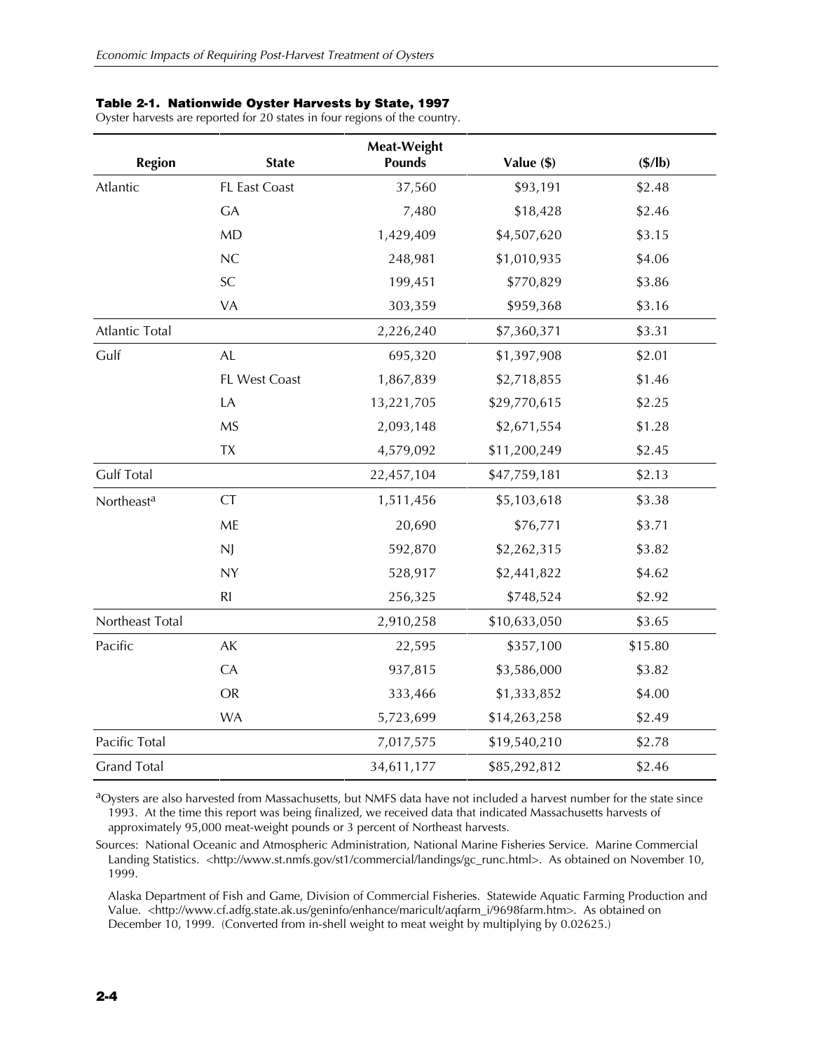**Table 2-1. Nationwide Oyster Harvests by State, 1997**

Oyster harvests are reported for 20 states in four regions of the country.

| Region | State | Meat-Weight Pounds | Value ($) | ($/lb) |
|---|---|---|---|---|
| Atlantic | FL East Coast | 37,560 | $93,191 | $2.48 |
| | GA | 7,480 | $18,428 | $2.46 |
| | MD | 1,429,409 | $4,507,620 | $3.15 |
| | NC | 248,981 | $1,010,935 | $4.06 |
| | SC | 199,451 | $770,829 | $3.86 |
| | VA | 303,359 | $959,368 | $3.16 |
| Atlantic Total | | 2,226,240 | $7,360,371 | $3.31 |
| Gulf | AL | 695,320 | $1,397,908 | $2.01 |
| | FL West Coast | 1,867,839 | $2,718,855 | $1.46 |
| | LA | 13,221,705 | $29,770,615 | $2.25 |
| | MS | 2,093,148 | $2,671,554 | $1.28 |
| | TX | 4,579,092 | $11,200,249 | $2.45 |
| Gulf Total | | 22,457,104 | $47,759,181 | $2.13 |
| Northeast[a] | CT | 1,511,456 | $5,103,618 | $3.38 |
| | ME | 20,690 | $76,771 | $3.71 |
| | NJ | 592,870 | $2,262,315 | $3.82 |
| | NY | 528,917 | $2,441,822 | $4.62 |
| | RI | 256,325 | $748,524 | $2.92 |
| Northeast Total | | 2,910,258 | $10,633,050 | $3.65 |
| Pacific | AK | 22,595 | $357,100 | $15.80 |
| | CA | 937,815 | $3,586,000 | $3.82 |
| | OR | 333,466 | $1,333,852 | $4.00 |
| | WA | 5,723,699 | $14,263,258 | $2.49 |
| Pacific Total | | 7,017,575 | $19,540,210 | $2.78 |
| Grand Total | | 34,611,177 | $85,292,812 | $2.46 |

[a]Oysters are also harvested from Massachusetts, but NMFS data have not included a harvest number for the state since 1993. At the time this report was being finalized, we received data that indicated Massachusetts harvests of approximately 95,000 meat-weight pounds or 3 percent of Northeast harvests.

Sources: National Oceanic and Atmospheric Administration, National Marine Fisheries Service. Marine Commercial Landing Statistics. <http://www.st.nmfs.gov/st1/commercial/landings/gc_runc.html>. As obtained on November 10, 1999.

Alaska Department of Fish and Game, Division of Commercial Fisheries. Statewide Aquatic Farming Production and Value. <http://www.cf.adfg.state.ak.us/geninfo/enhance/maricult/aqfarm_i/9698farm.htm>. As obtained on December 10, 1999. (Converted from in-shell weight to meat weight by multiplying by 0.02625.)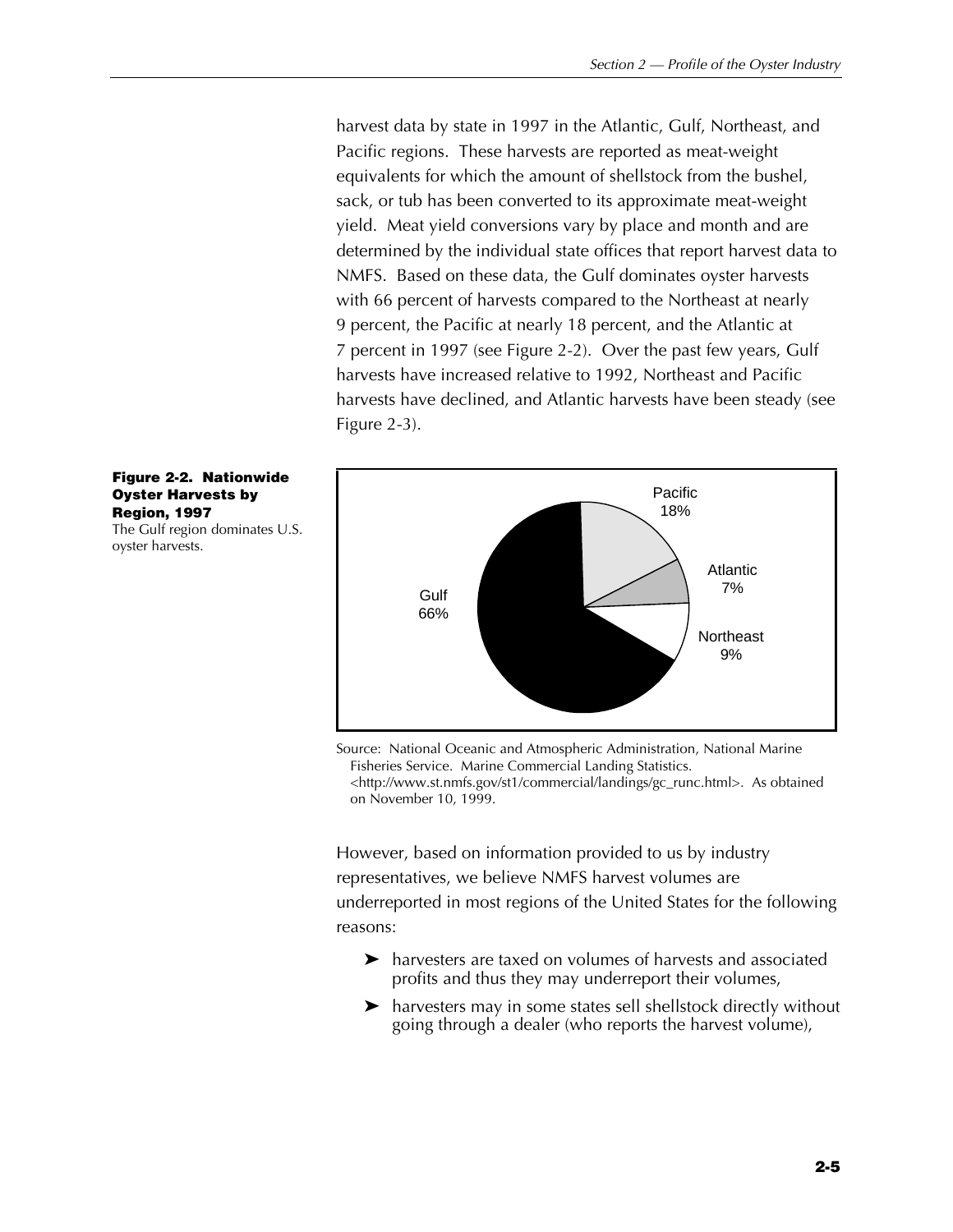harvest data by state in 1997 in the Atlantic, Gulf, Northeast, and Pacific regions. These harvests are reported as meat-weight equivalents for which the amount of shellstock from the bushel, sack, or tub has been converted to its approximate meat-weight yield. Meat yield conversions vary by place and month and are determined by the individual state offices that report harvest data to NMFS. Based on these data, the Gulf dominates oyster harvests with 66 percent of harvests compared to the Northeast at nearly 9 percent, the Pacific at nearly 18 percent, and the Atlantic at 7 percent in 1997 (see Figure 2-2). Over the past few years, Gulf harvests have increased relative to 1992, Northeast and Pacific harvests have declined, and Atlantic harvests have been steady (see Figure 2-3).

**Figure 2-2. Nationwide Oyster Harvests by Region, 1997**
The Gulf region dominates U.S. oyster harvests.

Pacific 18%
Atlantic 7%
Northeast 9%
Gulf 66%

Source: National Oceanic and Atmospheric Administration, National Marine Fisheries Service. Marine Commercial Landing Statistics. <http://www.st.nmfs.gov/st1/commercial/landings/gc_runc.html>. As obtained on November 10, 1999.

However, based on information provided to us by industry representatives, we believe NMFS harvest volumes are underreported in most regions of the United States for the following reasons:

- harvesters are taxed on volumes of harvests and associated profits and thus they may underreport their volumes,
- harvesters may in some states sell shellstock directly without going through a dealer (who reports the harvest volume),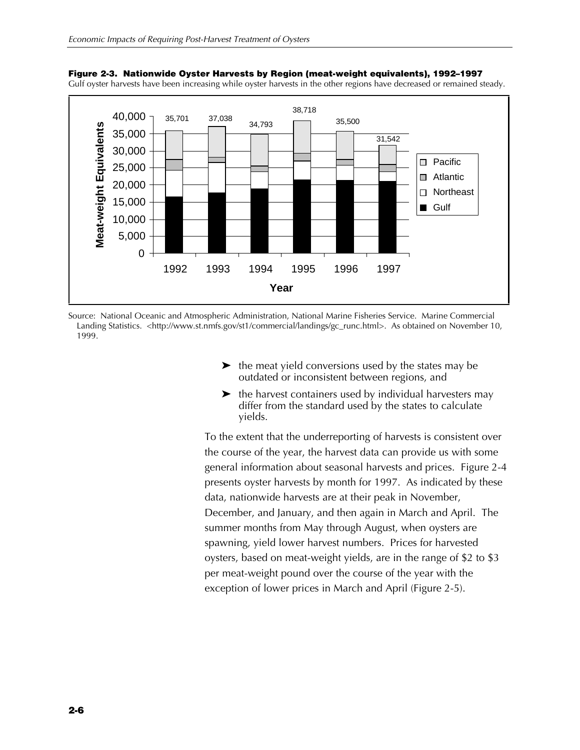**Figure 2-3. Nationwide Oyster Harvests by Region (meat-weight equivalents), 1992–1997**

Gulf oyster harvests have been increasing while oyster harvests in the other regions have decreased or remained steady.

Source: National Oceanic and Atmospheric Administration, National Marine Fisheries Service. Marine Commercial Landing Statistics. <http://www.st.nmfs.gov/st1/commercial/landings/gc_runc.html>. As obtained on November 10, 1999.

- ➤ the meat yield conversions used by the states may be outdated or inconsistent between regions, and
- ➤ the harvest containers used by individual harvesters may differ from the standard used by the states to calculate yields.

To the extent that the underreporting of harvests is consistent over the course of the year, the harvest data can provide us with some general information about seasonal harvests and prices. Figure 2-4 presents oyster harvests by month for 1997. As indicated by these data, nationwide harvests are at their peak in November, December, and January, and then again in March and April. The summer months from May through August, when oysters are spawning, yield lower harvest numbers. Prices for harvested oysters, based on meat-weight yields, are in the range of $2 to $3 per meat-weight pound over the course of the year with the exception of lower prices in March and April (Figure 2-5).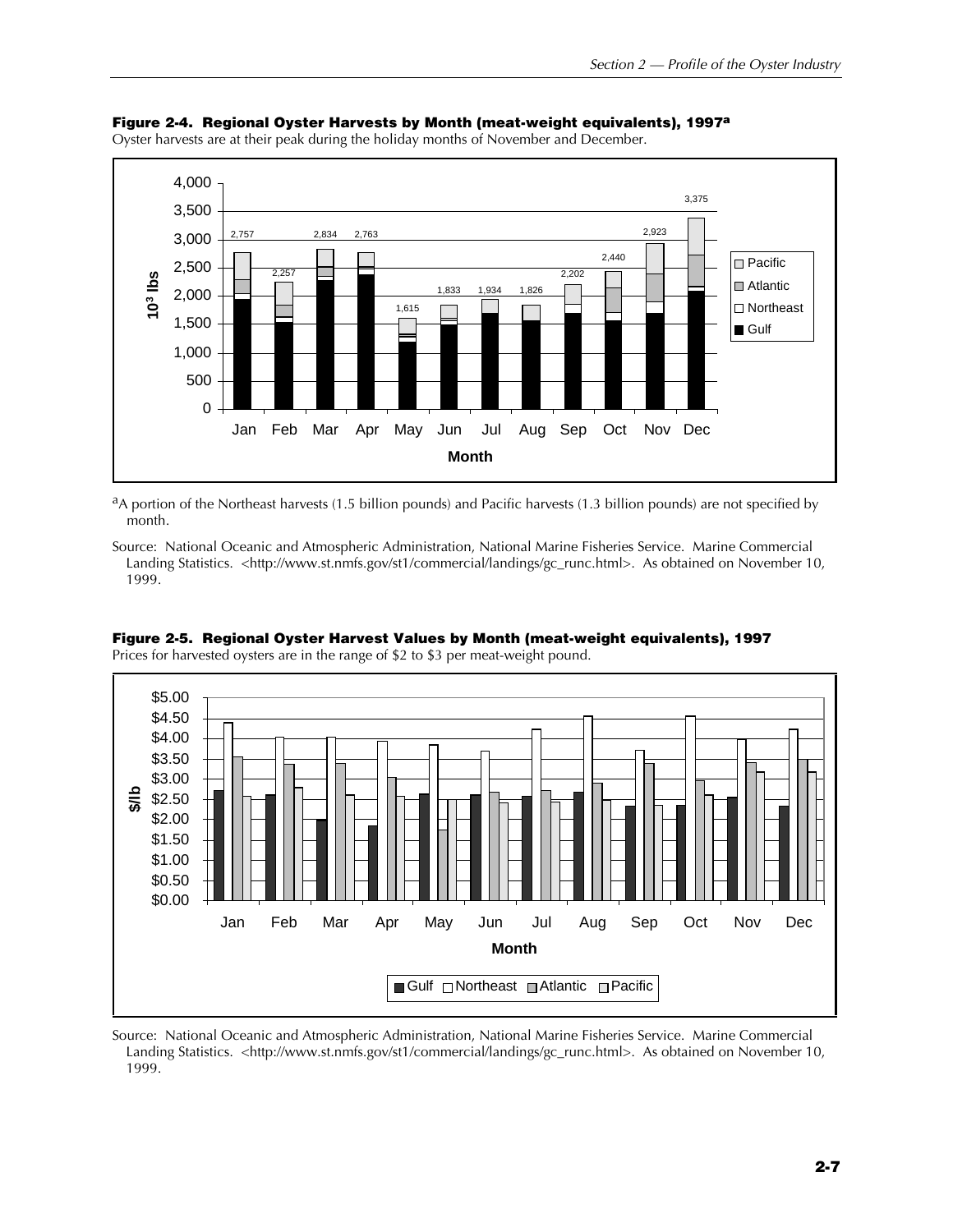**Figure 2-4. Regional Oyster Harvests by Month (meat-weight equivalents), 1997[a]**

Oyster harvests are at their peak during the holiday months of November and December.

| Month | Total ($10^3$ lbs) |
|---|---|
| Jan | 2,757 |
| Feb | 2,257 |
| Mar | 2,834 |
| Apr | 2,763 |
| May | 1,615 |
| Jun | 1,833 |
| Jul | 1,934 |
| Aug | 1,826 |
| Sep | 2,202 |
| Oct | 2,440 |
| Nov | 2,923 |
| Dec | 3,375 |

[a]A portion of the Northeast harvests (1.5 billion pounds) and Pacific harvests (1.3 billion pounds) are not specified by month.

Source: National Oceanic and Atmospheric Administration, National Marine Fisheries Service. Marine Commercial Landing Statistics. <http://www.st.nmfs.gov/st1/commercial/landings/gc_runc.html>. As obtained on November 10, 1999.

**Figure 2-5. Regional Oyster Harvest Values by Month (meat-weight equivalents), 1997**

Prices for harvested oysters are in the range of $2 to $3 per meat-weight pound.

Source: National Oceanic and Atmospheric Administration, National Marine Fisheries Service. Marine Commercial Landing Statistics. <http://www.st.nmfs.gov/st1/commercial/landings/gc_runc.html>. As obtained on November 10, 1999.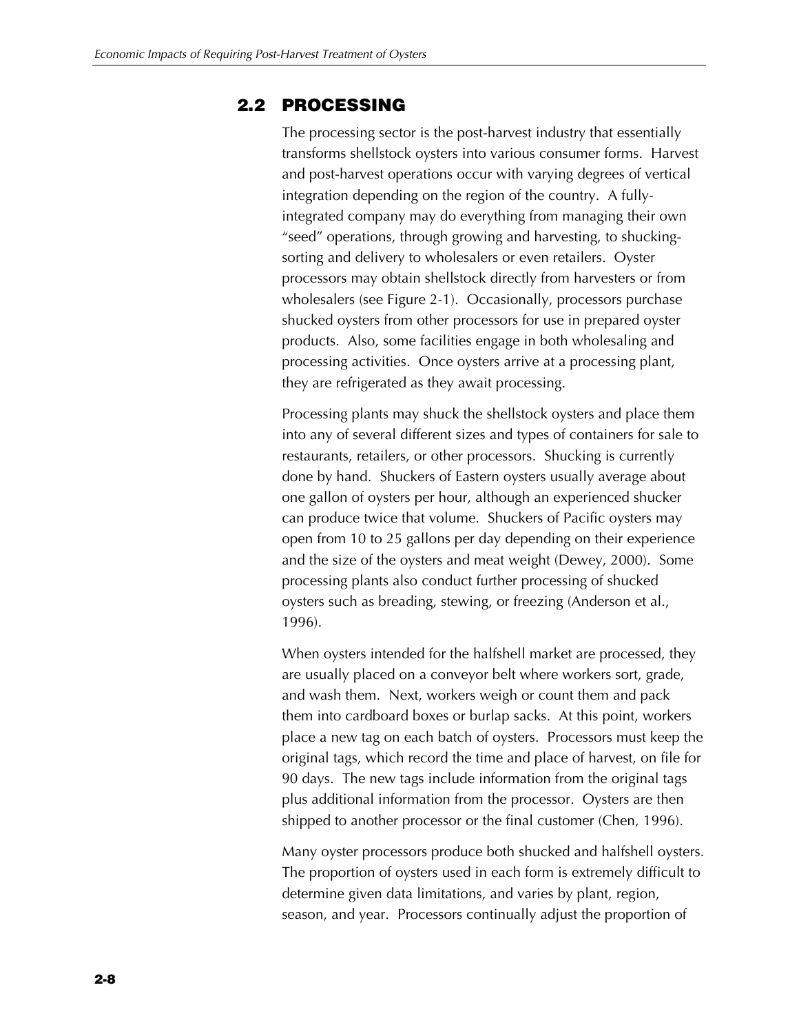## 2.2 PROCESSING

The processing sector is the post-harvest industry that essentially transforms shellstock oysters into various consumer forms. Harvest and post-harvest operations occur with varying degrees of vertical integration depending on the region of the country. A fully-integrated company may do everything from managing their own "seed" operations, through growing and harvesting, to shucking-sorting and delivery to wholesalers or even retailers. Oyster processors may obtain shellstock directly from harvesters or from wholesalers (see Figure 2-1). Occasionally, processors purchase shucked oysters from other processors for use in prepared oyster products. Also, some facilities engage in both wholesaling and processing activities. Once oysters arrive at a processing plant, they are refrigerated as they await processing.

Processing plants may shuck the shellstock oysters and place them into any of several different sizes and types of containers for sale to restaurants, retailers, or other processors. Shucking is currently done by hand. Shuckers of Eastern oysters usually average about one gallon of oysters per hour, although an experienced shucker can produce twice that volume. Shuckers of Pacific oysters may open from 10 to 25 gallons per day depending on their experience and the size of the oysters and meat weight (Dewey, 2000). Some processing plants also conduct further processing of shucked oysters such as breading, stewing, or freezing (Anderson et al., 1996).

When oysters intended for the halfshell market are processed, they are usually placed on a conveyor belt where workers sort, grade, and wash them. Next, workers weigh or count them and pack them into cardboard boxes or burlap sacks. At this point, workers place a new tag on each batch of oysters. Processors must keep the original tags, which record the time and place of harvest, on file for 90 days. The new tags include information from the original tags plus additional information from the processor. Oysters are then shipped to another processor or the final customer (Chen, 1996).

Many oyster processors produce both shucked and halfshell oysters. The proportion of oysters used in each form is extremely difficult to determine given data limitations, and varies by plant, region, season, and year. Processors continually adjust the proportion of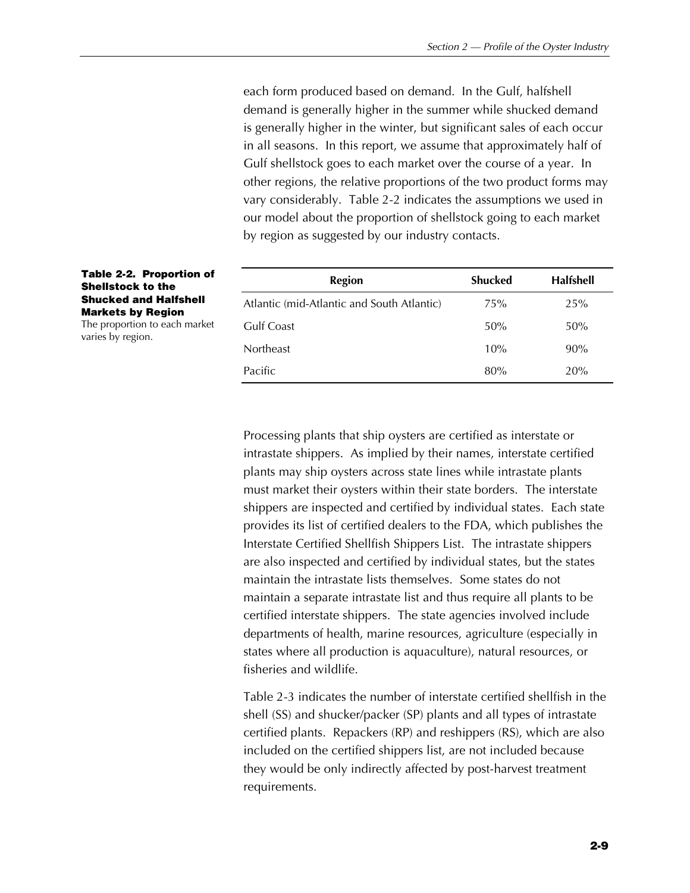each form produced based on demand. In the Gulf, halfshell demand is generally higher in the summer while shucked demand is generally higher in the winter, but significant sales of each occur in all seasons. In this report, we assume that approximately half of Gulf shellstock goes to each market over the course of a year. In other regions, the relative proportions of the two product forms may vary considerably. Table 2-2 indicates the assumptions we used in our model about the proportion of shellstock going to each market by region as suggested by our industry contacts.

**Table 2-2. Proportion of Shellstock to the Shucked and Halfshell Markets by Region**
The proportion to each market varies by region.

| Region | Shucked | Halfshell |
|---|---|---|
| Atlantic (mid-Atlantic and South Atlantic) | 75% | 25% |
| Gulf Coast | 50% | 50% |
| Northeast | 10% | 90% |
| Pacific | 80% | 20% |

Processing plants that ship oysters are certified as interstate or intrastate shippers. As implied by their names, interstate certified plants may ship oysters across state lines while intrastate plants must market their oysters within their state borders. The interstate shippers are inspected and certified by individual states. Each state provides its list of certified dealers to the FDA, which publishes the Interstate Certified Shellfish Shippers List. The intrastate shippers are also inspected and certified by individual states, but the states maintain the intrastate lists themselves. Some states do not maintain a separate intrastate list and thus require all plants to be certified interstate shippers. The state agencies involved include departments of health, marine resources, agriculture (especially in states where all production is aquaculture), natural resources, or fisheries and wildlife.

Table 2-3 indicates the number of interstate certified shellfish in the shell (SS) and shucker/packer (SP) plants and all types of intrastate certified plants. Repackers (RP) and reshippers (RS), which are also included on the certified shippers list, are not included because they would be only indirectly affected by post-harvest treatment requirements.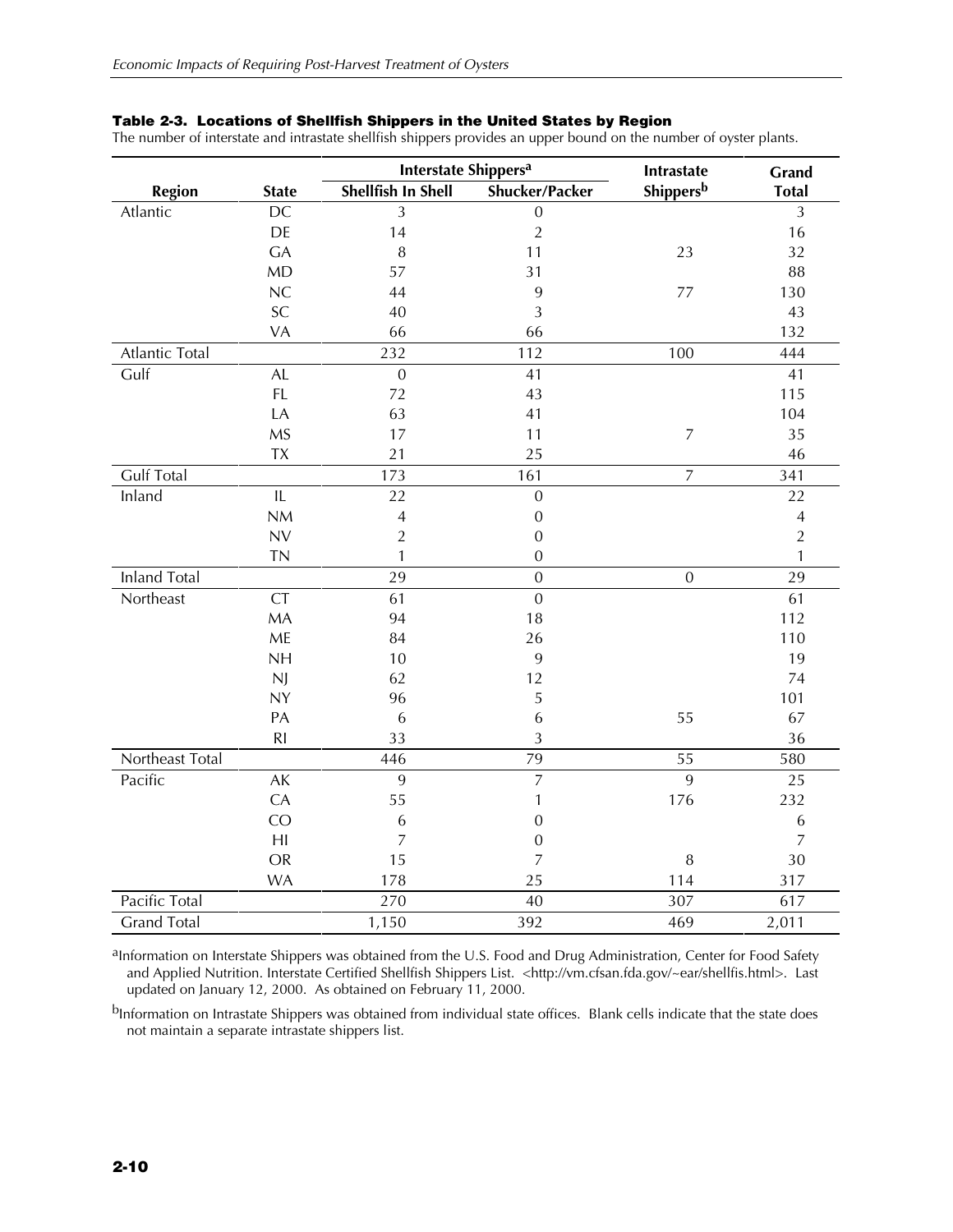**Table 2-3. Locations of Shellfish Shippers in the United States by Region**

The number of interstate and intrastate shellfish shippers provides an upper bound on the number of oyster plants.

| Region | State | Interstate Shippers[a] | | Intrastate Shippers[b] | Grand Total |
|---|---|---|---|---|---|
| | | Shellfish In Shell | Shucker/Packer | | |
| Atlantic | DC | 3 | 0 | | 3 |
| | DE | 14 | 2 | | 16 |
| | GA | 8 | 11 | 23 | 32 |
| | MD | 57 | 31 | | 88 |
| | NC | 44 | 9 | 77 | 130 |
| | SC | 40 | 3 | | 43 |
| | VA | 66 | 66 | | 132 |
| Atlantic Total | | 232 | 112 | 100 | 444 |
| Gulf | AL | 0 | 41 | | 41 |
| | FL | 72 | 43 | | 115 |
| | LA | 63 | 41 | | 104 |
| | MS | 17 | 11 | 7 | 35 |
| | TX | 21 | 25 | | 46 |
| Gulf Total | | 173 | 161 | 7 | 341 |
| Inland | IL | 22 | 0 | | 22 |
| | NM | 4 | 0 | | 4 |
| | NV | 2 | 0 | | 2 |
| | TN | 1 | 0 | | 1 |
| Inland Total | | 29 | 0 | 0 | 29 |
| Northeast | CT | 61 | 0 | | 61 |
| | MA | 94 | 18 | | 112 |
| | ME | 84 | 26 | | 110 |
| | NH | 10 | 9 | | 19 |
| | NJ | 62 | 12 | | 74 |
| | NY | 96 | 5 | | 101 |
| | PA | 6 | 6 | 55 | 67 |
| | RI | 33 | 3 | | 36 |
| Northeast Total | | 446 | 79 | 55 | 580 |
| Pacific | AK | 9 | 7 | 9 | 25 |
| | CA | 55 | 1 | 176 | 232 |
| | CO | 6 | 0 | | 6 |
| | HI | 7 | 0 | | 7 |
| | OR | 15 | 7 | 8 | 30 |
| | WA | 178 | 25 | 114 | 317 |
| Pacific Total | | 270 | 40 | 307 | 617 |
| Grand Total | | 1,150 | 392 | 469 | 2,011 |

[a]Information on Interstate Shippers was obtained from the U.S. Food and Drug Administration, Center for Food Safety and Applied Nutrition. Interstate Certified Shellfish Shippers List. <http://vm.cfsan.fda.gov/~ear/shellfis.html>. Last updated on January 12, 2000. As obtained on February 11, 2000.

[b]Information on Intrastate Shippers was obtained from individual state offices. Blank cells indicate that the state does not maintain a separate intrastate shippers list.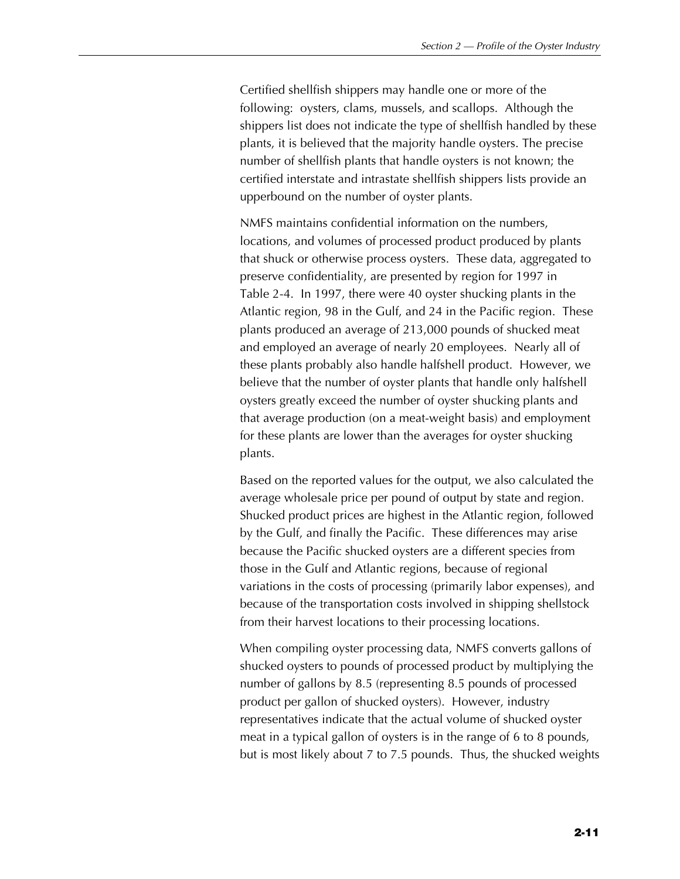Certified shellfish shippers may handle one or more of the following: oysters, clams, mussels, and scallops. Although the shippers list does not indicate the type of shellfish handled by these plants, it is believed that the majority handle oysters. The precise number of shellfish plants that handle oysters is not known; the certified interstate and intrastate shellfish shippers lists provide an upperbound on the number of oyster plants.

NMFS maintains confidential information on the numbers, locations, and volumes of processed product produced by plants that shuck or otherwise process oysters. These data, aggregated to preserve confidentiality, are presented by region for 1997 in Table 2-4. In 1997, there were 40 oyster shucking plants in the Atlantic region, 98 in the Gulf, and 24 in the Pacific region. These plants produced an average of 213,000 pounds of shucked meat and employed an average of nearly 20 employees. Nearly all of these plants probably also handle halfshell product. However, we believe that the number of oyster plants that handle only halfshell oysters greatly exceed the number of oyster shucking plants and that average production (on a meat-weight basis) and employment for these plants are lower than the averages for oyster shucking plants.

Based on the reported values for the output, we also calculated the average wholesale price per pound of output by state and region. Shucked product prices are highest in the Atlantic region, followed by the Gulf, and finally the Pacific. These differences may arise because the Pacific shucked oysters are a different species from those in the Gulf and Atlantic regions, because of regional variations in the costs of processing (primarily labor expenses), and because of the transportation costs involved in shipping shellstock from their harvest locations to their processing locations.

When compiling oyster processing data, NMFS converts gallons of shucked oysters to pounds of processed product by multiplying the number of gallons by 8.5 (representing 8.5 pounds of processed product per gallon of shucked oysters). However, industry representatives indicate that the actual volume of shucked oyster meat in a typical gallon of oysters is in the range of 6 to 8 pounds, but is most likely about 7 to 7.5 pounds. Thus, the shucked weights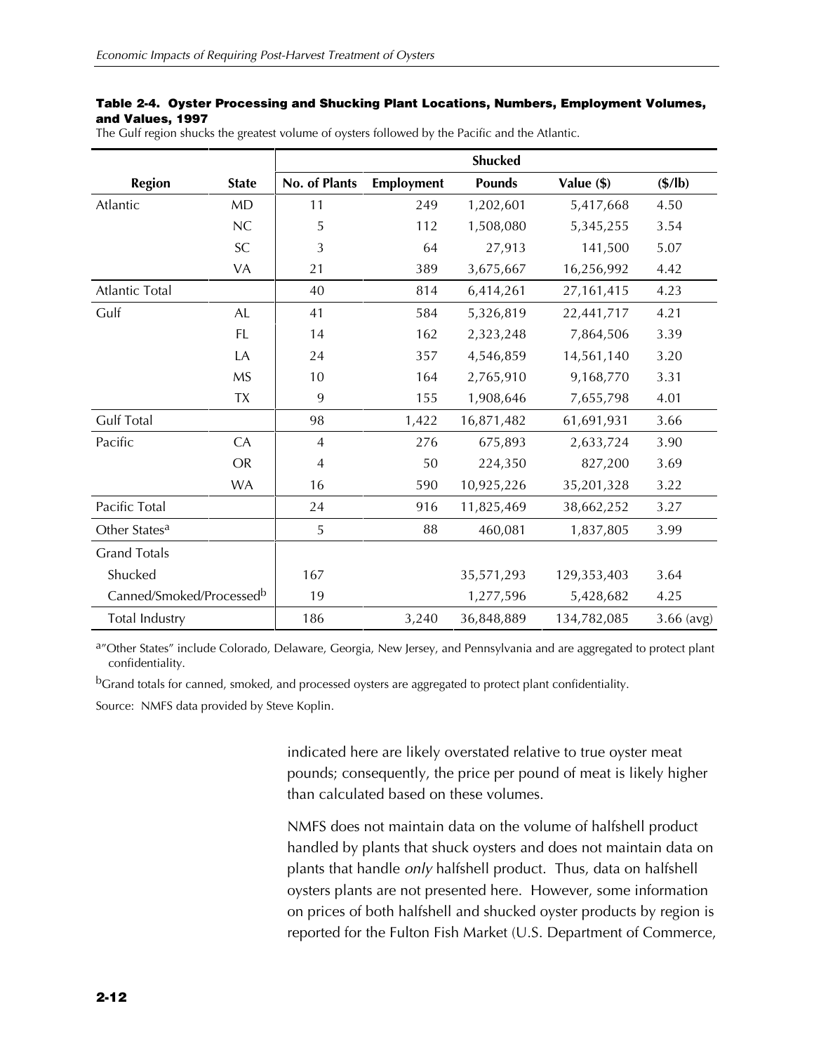**Table 2-4. Oyster Processing and Shucking Plant Locations, Numbers, Employment Volumes, and Values, 1997**

The Gulf region shucks the greatest volume of oysters followed by the Pacific and the Atlantic.

| | | Shucked | | | | |
|---|---|---|---|---|---|---|
| Region | State | No. of Plants | Employment | Pounds | Value ($) | ($/lb) |
| Atlantic | MD | 11 | 249 | 1,202,601 | 5,417,668 | 4.50 |
| | NC | 5 | 112 | 1,508,080 | 5,345,255 | 3.54 |
| | SC | 3 | 64 | 27,913 | 141,500 | 5.07 |
| | VA | 21 | 389 | 3,675,667 | 16,256,992 | 4.42 |
| Atlantic Total | | 40 | 814 | 6,414,261 | 27,161,415 | 4.23 |
| Gulf | AL | 41 | 584 | 5,326,819 | 22,441,717 | 4.21 |
| | FL | 14 | 162 | 2,323,248 | 7,864,506 | 3.39 |
| | LA | 24 | 357 | 4,546,859 | 14,561,140 | 3.20 |
| | MS | 10 | 164 | 2,765,910 | 9,168,770 | 3.31 |
| | TX | 9 | 155 | 1,908,646 | 7,655,798 | 4.01 |
| Gulf Total | | 98 | 1,422 | 16,871,482 | 61,691,931 | 3.66 |
| Pacific | CA | 4 | 276 | 675,893 | 2,633,724 | 3.90 |
| | OR | 4 | 50 | 224,350 | 827,200 | 3.69 |
| | WA | 16 | 590 | 10,925,226 | 35,201,328 | 3.22 |
| Pacific Total | | 24 | 916 | 11,825,469 | 38,662,252 | 3.27 |
| Other States[a] | | 5 | 88 | 460,081 | 1,837,805 | 3.99 |
| Grand Totals | | | | | | |
| Shucked | | 167 | | 35,571,293 | 129,353,403 | 3.64 |
| Canned/Smoked/Processed[b] | | 19 | | 1,277,596 | 5,428,682 | 4.25 |
| Total Industry | | 186 | 3,240 | 36,848,889 | 134,782,085 | 3.66 (avg) |

[a]"Other States" include Colorado, Delaware, Georgia, New Jersey, and Pennsylvania and are aggregated to protect plant confidentiality.

[b]Grand totals for canned, smoked, and processed oysters are aggregated to protect plant confidentiality.

Source: NMFS data provided by Steve Koplin.

indicated here are likely overstated relative to true oyster meat pounds; consequently, the price per pound of meat is likely higher than calculated based on these volumes.

NMFS does not maintain data on the volume of halfshell product handled by plants that shuck oysters and does not maintain data on plants that handle *only* halfshell product. Thus, data on halfshell oysters plants are not presented here. However, some information on prices of both halfshell and shucked oyster products by region is reported for the Fulton Fish Market (U.S. Department of Commerce,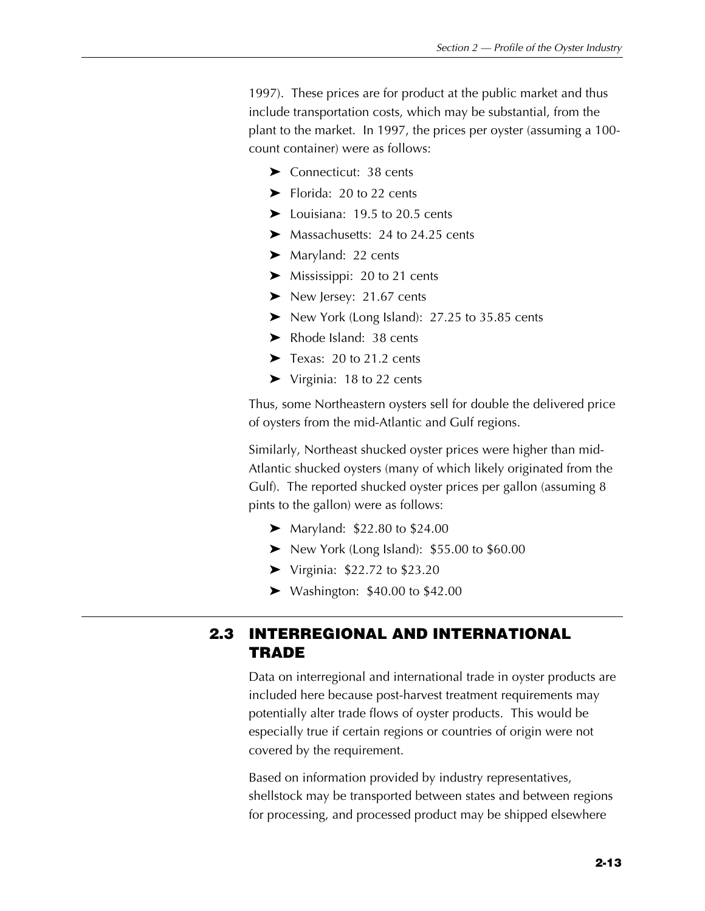1997). These prices are for product at the public market and thus include transportation costs, which may be substantial, from the plant to the market. In 1997, the prices per oyster (assuming a 100-count container) were as follows:

- Connecticut: 38 cents
- Florida: 20 to 22 cents
- Louisiana: 19.5 to 20.5 cents
- Massachusetts: 24 to 24.25 cents
- Maryland: 22 cents
- Mississippi: 20 to 21 cents
- New Jersey: 21.67 cents
- New York (Long Island): 27.25 to 35.85 cents
- Rhode Island: 38 cents
- Texas: 20 to 21.2 cents
- Virginia: 18 to 22 cents

Thus, some Northeastern oysters sell for double the delivered price of oysters from the mid-Atlantic and Gulf regions.

Similarly, Northeast shucked oyster prices were higher than mid-Atlantic shucked oysters (many of which likely originated from the Gulf). The reported shucked oyster prices per gallon (assuming 8 pints to the gallon) were as follows:

- Maryland: $22.80 to $24.00
- New York (Long Island): $55.00 to $60.00
- Virginia: $22.72 to $23.20
- Washington: $40.00 to $42.00

## 2.3 INTERREGIONAL AND INTERNATIONAL TRADE

Data on interregional and international trade in oyster products are included here because post-harvest treatment requirements may potentially alter trade flows of oyster products. This would be especially true if certain regions or countries of origin were not covered by the requirement.

Based on information provided by industry representatives, shellstock may be transported between states and between regions for processing, and processed product may be shipped elsewhere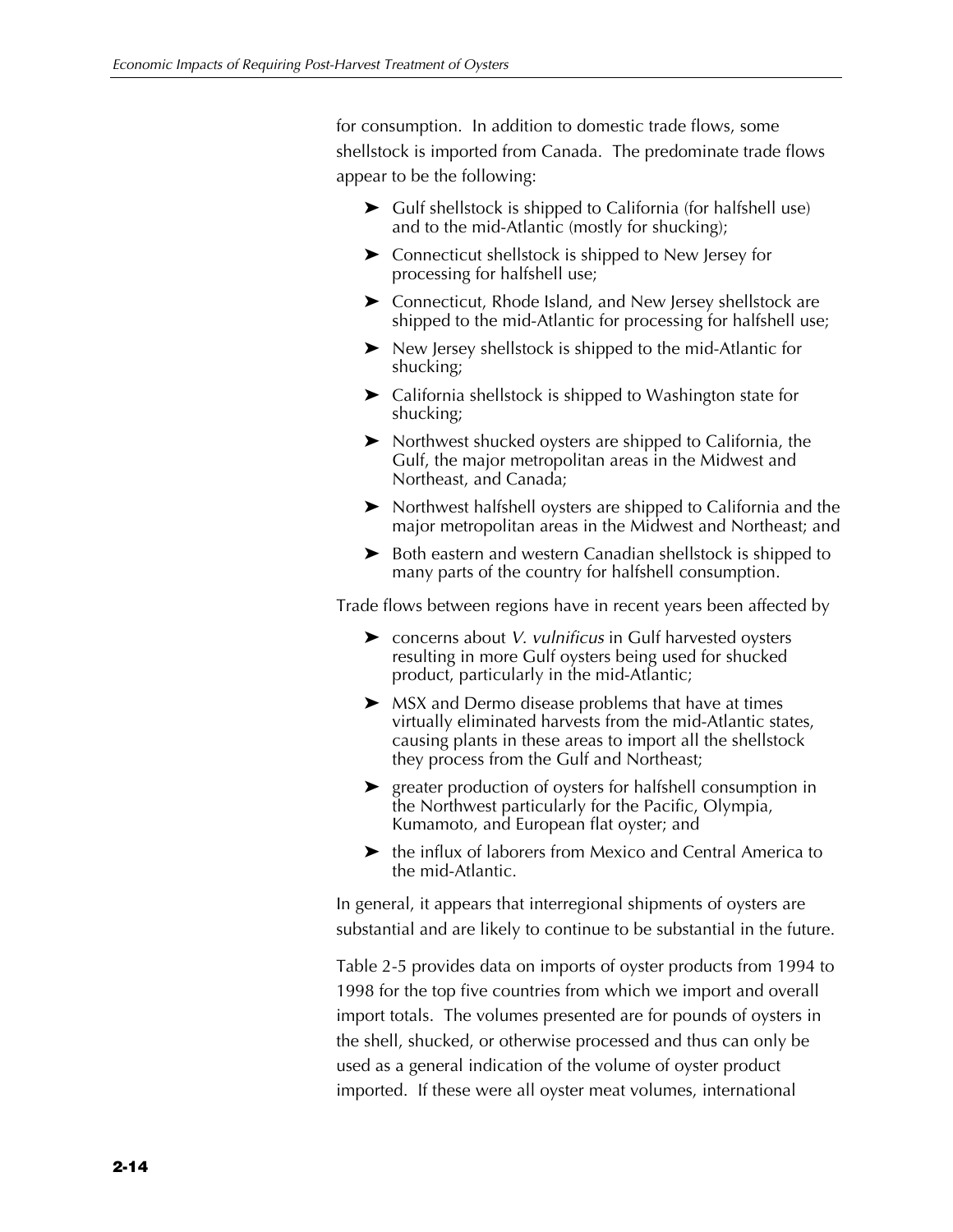for consumption. In addition to domestic trade flows, some shellstock is imported from Canada. The predominate trade flows appear to be the following:

- Gulf shellstock is shipped to California (for halfshell use) and to the mid-Atlantic (mostly for shucking);
- Connecticut shellstock is shipped to New Jersey for processing for halfshell use;
- Connecticut, Rhode Island, and New Jersey shellstock are shipped to the mid-Atlantic for processing for halfshell use;
- New Jersey shellstock is shipped to the mid-Atlantic for shucking;
- California shellstock is shipped to Washington state for shucking;
- Northwest shucked oysters are shipped to California, the Gulf, the major metropolitan areas in the Midwest and Northeast, and Canada;
- Northwest halfshell oysters are shipped to California and the major metropolitan areas in the Midwest and Northeast; and
- Both eastern and western Canadian shellstock is shipped to many parts of the country for halfshell consumption.

Trade flows between regions have in recent years been affected by

- concerns about *V. vulnificus* in Gulf harvested oysters resulting in more Gulf oysters being used for shucked product, particularly in the mid-Atlantic;
- MSX and Dermo disease problems that have at times virtually eliminated harvests from the mid-Atlantic states, causing plants in these areas to import all the shellstock they process from the Gulf and Northeast;
- greater production of oysters for halfshell consumption in the Northwest particularly for the Pacific, Olympia, Kumamoto, and European flat oyster; and
- the influx of laborers from Mexico and Central America to the mid-Atlantic.

In general, it appears that interregional shipments of oysters are substantial and are likely to continue to be substantial in the future.

Table 2-5 provides data on imports of oyster products from 1994 to 1998 for the top five countries from which we import and overall import totals. The volumes presented are for pounds of oysters in the shell, shucked, or otherwise processed and thus can only be used as a general indication of the volume of oyster product imported. If these were all oyster meat volumes, international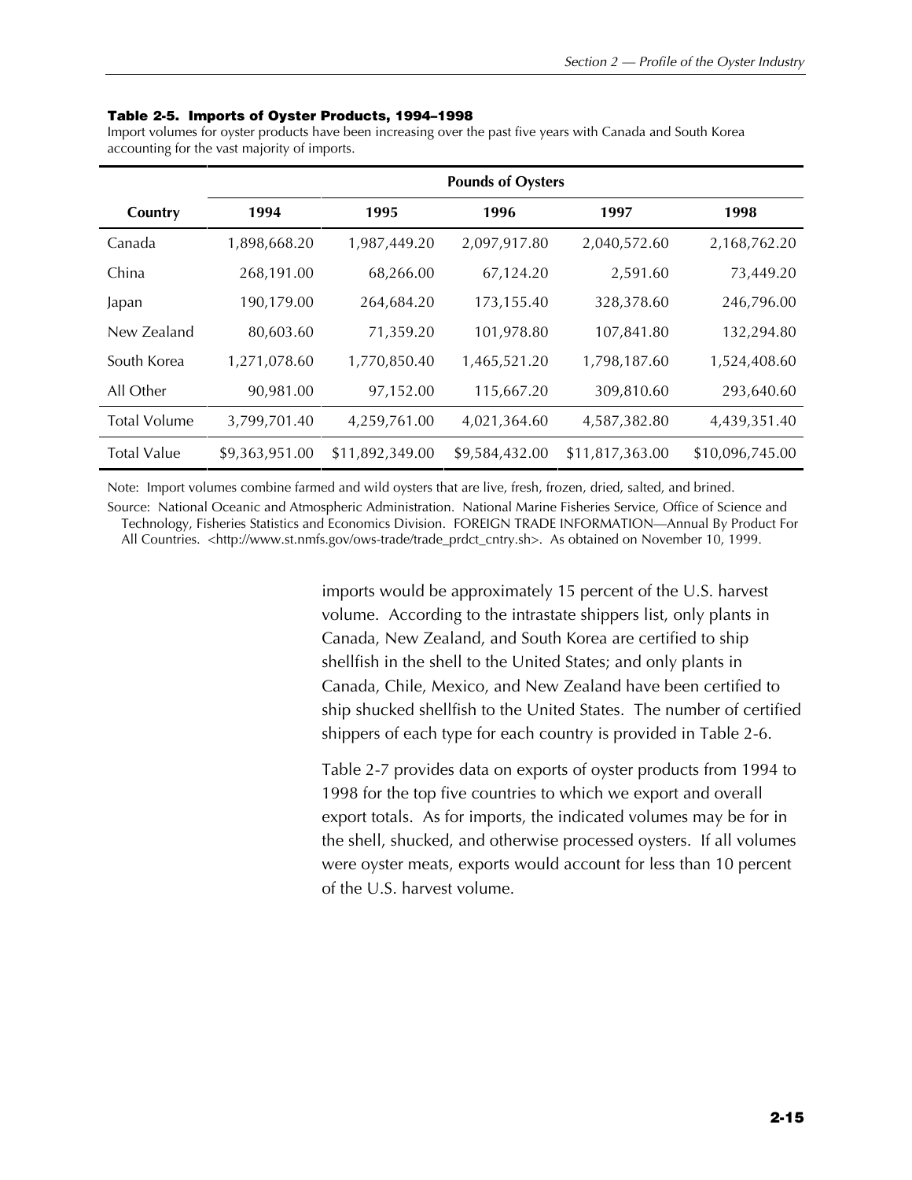**Table 2-5. Imports of Oyster Products, 1994–1998**

Import volumes for oyster products have been increasing over the past five years with Canada and South Korea accounting for the vast majority of imports.

| | Pounds of Oysters | | | | |
|---|---|---|---|---|---|
| **Country** | **1994** | **1995** | **1996** | **1997** | **1998** |
| Canada | 1,898,668.20 | 1,987,449.20 | 2,097,917.80 | 2,040,572.60 | 2,168,762.20 |
| China | 268,191.00 | 68,266.00 | 67,124.20 | 2,591.60 | 73,449.20 |
| Japan | 190,179.00 | 264,684.20 | 173,155.40 | 328,378.60 | 246,796.00 |
| New Zealand | 80,603.60 | 71,359.20 | 101,978.80 | 107,841.80 | 132,294.80 |
| South Korea | 1,271,078.60 | 1,770,850.40 | 1,465,521.20 | 1,798,187.60 | 1,524,408.60 |
| All Other | 90,981.00 | 97,152.00 | 115,667.20 | 309,810.60 | 293,640.60 |
| Total Volume | 3,799,701.40 | 4,259,761.00 | 4,021,364.60 | 4,587,382.80 | 4,439,351.40 |
| Total Value | $9,363,951.00 | $11,892,349.00 | $9,584,432.00 | $11,817,363.00 | $10,096,745.00 |

Note: Import volumes combine farmed and wild oysters that are live, fresh, frozen, dried, salted, and brined.

Source: National Oceanic and Atmospheric Administration. National Marine Fisheries Service, Office of Science and Technology, Fisheries Statistics and Economics Division. FOREIGN TRADE INFORMATION—Annual By Product For All Countries. <http://www.st.nmfs.gov/ows-trade/trade_prdct_cntry.sh>. As obtained on November 10, 1999.

imports would be approximately 15 percent of the U.S. harvest volume. According to the intrastate shippers list, only plants in Canada, New Zealand, and South Korea are certified to ship shellfish in the shell to the United States; and only plants in Canada, Chile, Mexico, and New Zealand have been certified to ship shucked shellfish to the United States. The number of certified shippers of each type for each country is provided in Table 2-6.

Table 2-7 provides data on exports of oyster products from 1994 to 1998 for the top five countries to which we export and overall export totals. As for imports, the indicated volumes may be for in the shell, shucked, and otherwise processed oysters. If all volumes were oyster meats, exports would account for less than 10 percent of the U.S. harvest volume.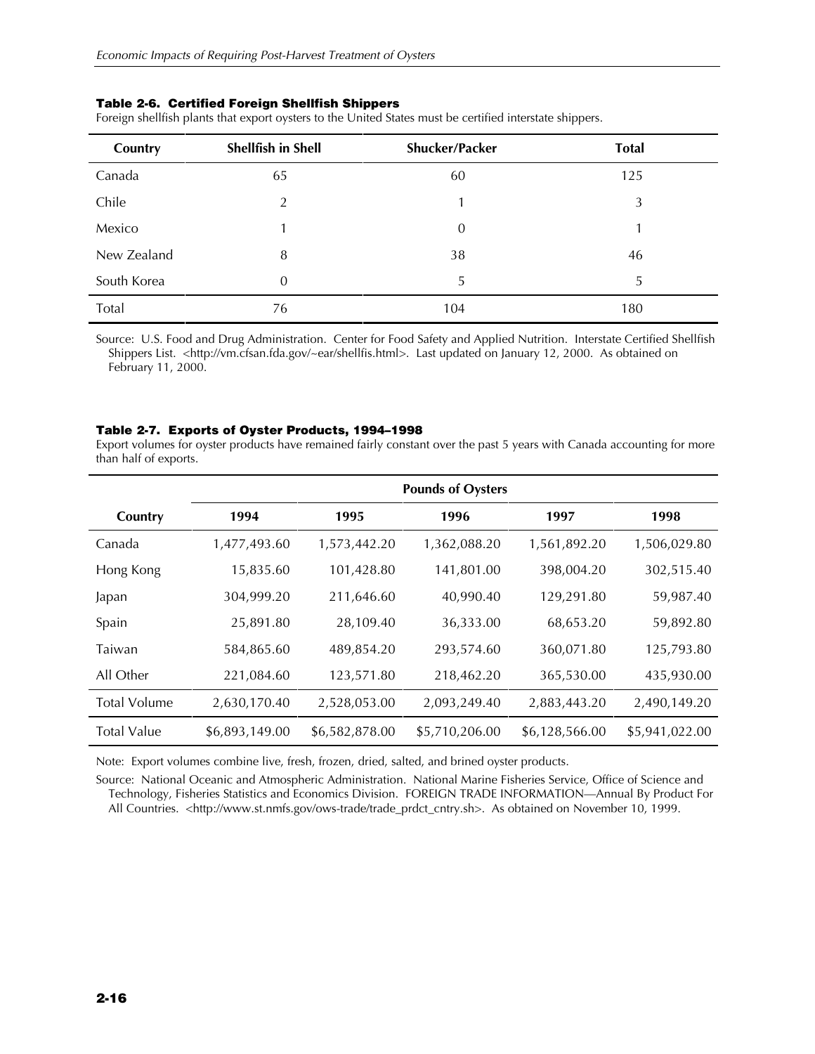### Table 2-6. Certified Foreign Shellfish Shippers

Foreign shellfish plants that export oysters to the United States must be certified interstate shippers.

| Country | Shellfish in Shell | Shucker/Packer | Total |
|---|---|---|---|
| Canada | 65 | 60 | 125 |
| Chile | 2 | 1 | 3 |
| Mexico | 1 | 0 | 1 |
| New Zealand | 8 | 38 | 46 |
| South Korea | 0 | 5 | 5 |
| Total | 76 | 104 | 180 |

Source: U.S. Food and Drug Administration. Center for Food Safety and Applied Nutrition. Interstate Certified Shellfish Shippers List. <http://vm.cfsan.fda.gov/~ear/shellfis.html>. Last updated on January 12, 2000. As obtained on February 11, 2000.

### Table 2-7. Exports of Oyster Products, 1994–1998

Export volumes for oyster products have remained fairly constant over the past 5 years with Canada accounting for more than half of exports.

| | Pounds of Oysters | | | | |
|---|---|---|---|---|---|
| Country | 1994 | 1995 | 1996 | 1997 | 1998 |
| Canada | 1,477,493.60 | 1,573,442.20 | 1,362,088.20 | 1,561,892.20 | 1,506,029.80 |
| Hong Kong | 15,835.60 | 101,428.80 | 141,801.00 | 398,004.20 | 302,515.40 |
| Japan | 304,999.20 | 211,646.60 | 40,990.40 | 129,291.80 | 59,987.40 |
| Spain | 25,891.80 | 28,109.40 | 36,333.00 | 68,653.20 | 59,892.80 |
| Taiwan | 584,865.60 | 489,854.20 | 293,574.60 | 360,071.80 | 125,793.80 |
| All Other | 221,084.60 | 123,571.80 | 218,462.20 | 365,530.00 | 435,930.00 |
| Total Volume | 2,630,170.40 | 2,528,053.00 | 2,093,249.40 | 2,883,443.20 | 2,490,149.20 |
| Total Value | $6,893,149.00 | $6,582,878.00 | $5,710,206.00 | $6,128,566.00 | $5,941,022.00 |

Note: Export volumes combine live, fresh, frozen, dried, salted, and brined oyster products.

Source: National Oceanic and Atmospheric Administration. National Marine Fisheries Service, Office of Science and Technology, Fisheries Statistics and Economics Division. FOREIGN TRADE INFORMATION—Annual By Product For All Countries. <http://www.st.nmfs.gov/ows-trade/trade_prdct_cntry.sh>. As obtained on November 10, 1999.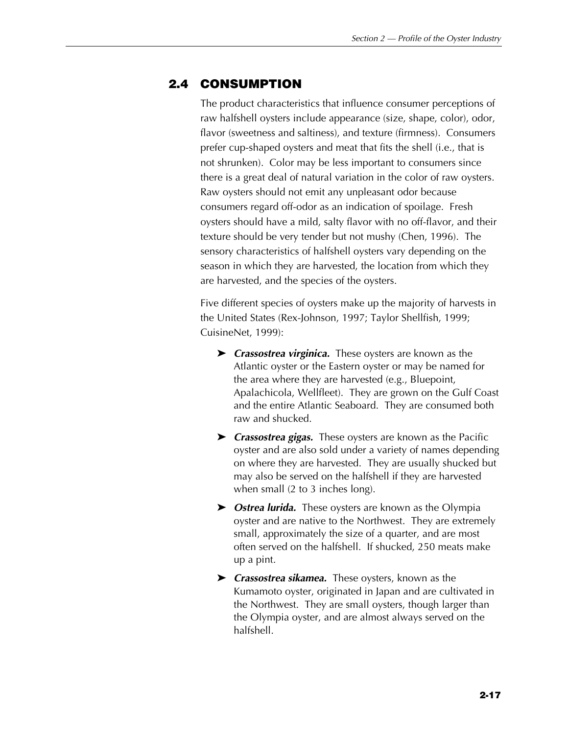## 2.4 CONSUMPTION

The product characteristics that influence consumer perceptions of raw halfshell oysters include appearance (size, shape, color), odor, flavor (sweetness and saltiness), and texture (firmness). Consumers prefer cup-shaped oysters and meat that fits the shell (i.e., that is not shrunken). Color may be less important to consumers since there is a great deal of natural variation in the color of raw oysters. Raw oysters should not emit any unpleasant odor because consumers regard off-odor as an indication of spoilage. Fresh oysters should have a mild, salty flavor with no off-flavor, and their texture should be very tender but not mushy (Chen, 1996). The sensory characteristics of halfshell oysters vary depending on the season in which they are harvested, the location from which they are harvested, and the species of the oysters.

Five different species of oysters make up the majority of harvests in the United States (Rex-Johnson, 1997; Taylor Shellfish, 1999; CuisineNet, 1999):

- ***Crassostrea virginica.*** These oysters are known as the Atlantic oyster or the Eastern oyster or may be named for the area where they are harvested (e.g., Bluepoint, Apalachicola, Wellfleet). They are grown on the Gulf Coast and the entire Atlantic Seaboard. They are consumed both raw and shucked.
- ***Crassostrea gigas.*** These oysters are known as the Pacific oyster and are also sold under a variety of names depending on where they are harvested. They are usually shucked but may also be served on the halfshell if they are harvested when small (2 to 3 inches long).
- ***Ostrea lurida.*** These oysters are known as the Olympia oyster and are native to the Northwest. They are extremely small, approximately the size of a quarter, and are most often served on the halfshell. If shucked, 250 meats make up a pint.
- ***Crassostrea sikamea.*** These oysters, known as the Kumamoto oyster, originated in Japan and are cultivated in the Northwest. They are small oysters, though larger than the Olympia oyster, and are almost always served on the halfshell.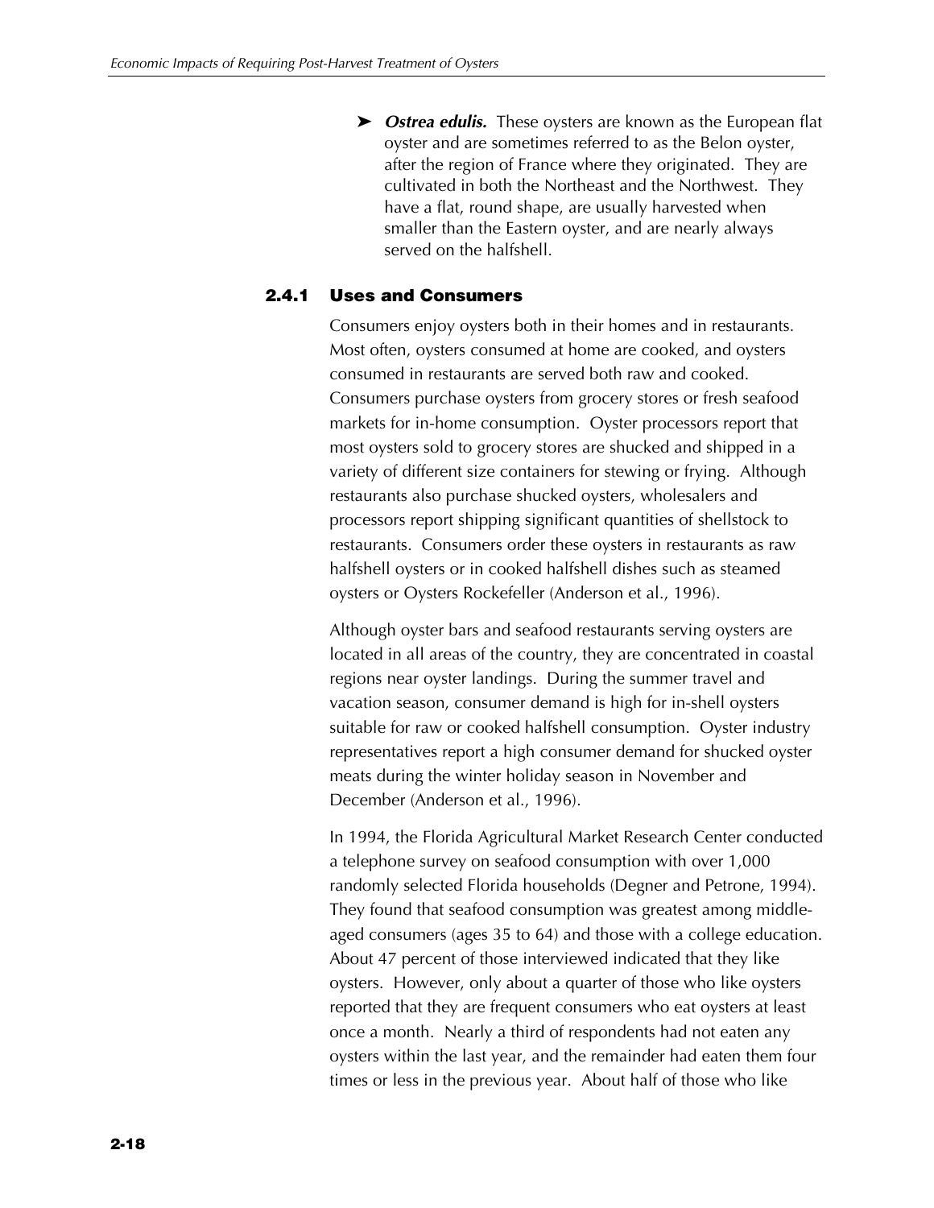- ***Ostrea edulis.*** These oysters are known as the European flat oyster and are sometimes referred to as the Belon oyster, after the region of France where they originated. They are cultivated in both the Northeast and the Northwest. They have a flat, round shape, are usually harvested when smaller than the Eastern oyster, and are nearly always served on the halfshell.

### 2.4.1 Uses and Consumers

Consumers enjoy oysters both in their homes and in restaurants. Most often, oysters consumed at home are cooked, and oysters consumed in restaurants are served both raw and cooked. Consumers purchase oysters from grocery stores or fresh seafood markets for in-home consumption. Oyster processors report that most oysters sold to grocery stores are shucked and shipped in a variety of different size containers for stewing or frying. Although restaurants also purchase shucked oysters, wholesalers and processors report shipping significant quantities of shellstock to restaurants. Consumers order these oysters in restaurants as raw halfshell oysters or in cooked halfshell dishes such as steamed oysters or Oysters Rockefeller (Anderson et al., 1996).

Although oyster bars and seafood restaurants serving oysters are located in all areas of the country, they are concentrated in coastal regions near oyster landings. During the summer travel and vacation season, consumer demand is high for in-shell oysters suitable for raw or cooked halfshell consumption. Oyster industry representatives report a high consumer demand for shucked oyster meats during the winter holiday season in November and December (Anderson et al., 1996).

In 1994, the Florida Agricultural Market Research Center conducted a telephone survey on seafood consumption with over 1,000 randomly selected Florida households (Degner and Petrone, 1994). They found that seafood consumption was greatest among middle-aged consumers (ages 35 to 64) and those with a college education. About 47 percent of those interviewed indicated that they like oysters. However, only about a quarter of those who like oysters reported that they are frequent consumers who eat oysters at least once a month. Nearly a third of respondents had not eaten any oysters within the last year, and the remainder had eaten them four times or less in the previous year. About half of those who like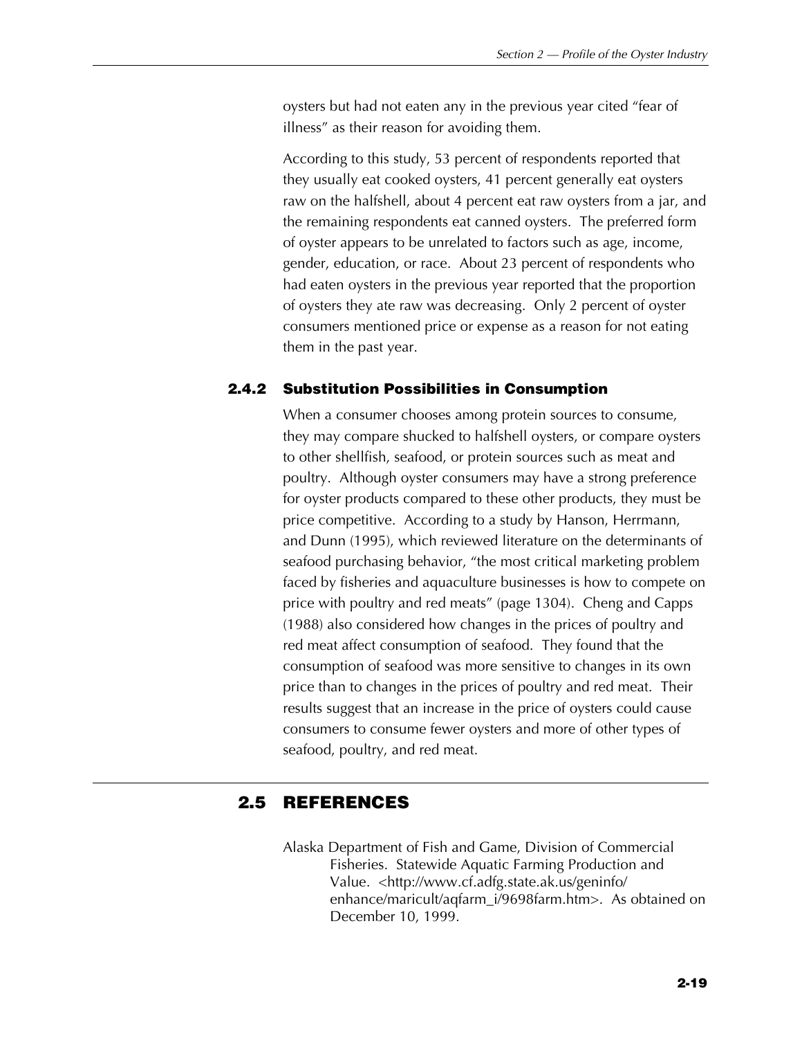oysters but had not eaten any in the previous year cited "fear of illness" as their reason for avoiding them.

According to this study, 53 percent of respondents reported that they usually eat cooked oysters, 41 percent generally eat oysters raw on the halfshell, about 4 percent eat raw oysters from a jar, and the remaining respondents eat canned oysters. The preferred form of oyster appears to be unrelated to factors such as age, income, gender, education, or race. About 23 percent of respondents who had eaten oysters in the previous year reported that the proportion of oysters they ate raw was decreasing. Only 2 percent of oyster consumers mentioned price or expense as a reason for not eating them in the past year.

### 2.4.2 Substitution Possibilities in Consumption

When a consumer chooses among protein sources to consume, they may compare shucked to halfshell oysters, or compare oysters to other shellfish, seafood, or protein sources such as meat and poultry. Although oyster consumers may have a strong preference for oyster products compared to these other products, they must be price competitive. According to a study by Hanson, Herrmann, and Dunn (1995), which reviewed literature on the determinants of seafood purchasing behavior, "the most critical marketing problem faced by fisheries and aquaculture businesses is how to compete on price with poultry and red meats" (page 1304). Cheng and Capps (1988) also considered how changes in the prices of poultry and red meat affect consumption of seafood. They found that the consumption of seafood was more sensitive to changes in its own price than to changes in the prices of poultry and red meat. Their results suggest that an increase in the price of oysters could cause consumers to consume fewer oysters and more of other types of seafood, poultry, and red meat.

## 2.5 REFERENCES

Alaska Department of Fish and Game, Division of Commercial Fisheries. Statewide Aquatic Farming Production and Value. <http://www.cf.adfg.state.ak.us/geninfo/enhance/maricult/aqfarm_i/9698farm.htm>. As obtained on December 10, 1999.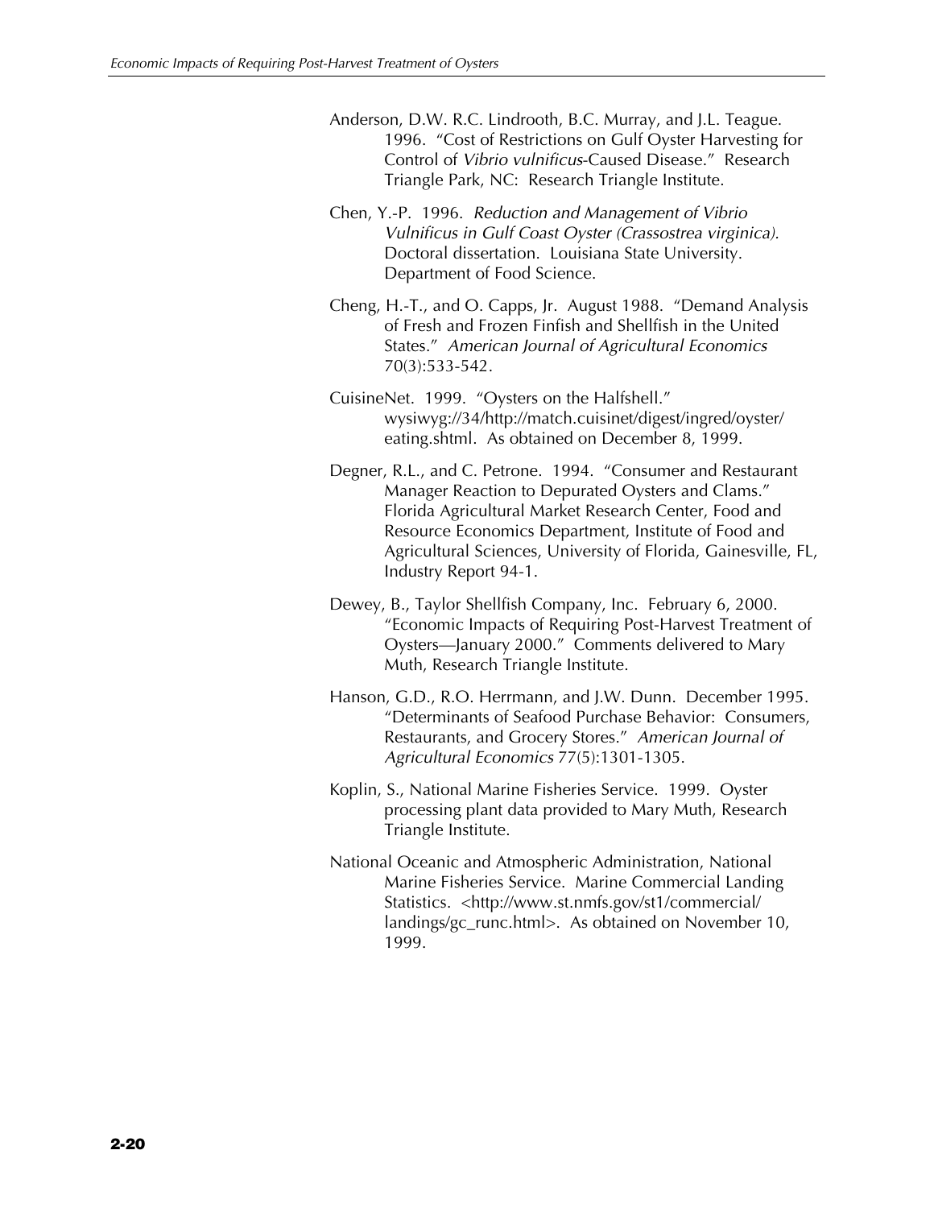Anderson, D.W. R.C. Lindrooth, B.C. Murray, and J.L. Teague. 1996. "Cost of Restrictions on Gulf Oyster Harvesting for Control of *Vibrio vulnificus*-Caused Disease." Research Triangle Park, NC: Research Triangle Institute.

Chen, Y.-P. 1996. *Reduction and Management of Vibrio Vulnificus in Gulf Coast Oyster (Crassostrea virginica).* Doctoral dissertation. Louisiana State University. Department of Food Science.

Cheng, H.-T., and O. Capps, Jr. August 1988. "Demand Analysis of Fresh and Frozen Finfish and Shellfish in the United States." *American Journal of Agricultural Economics* 70(3):533-542.

CuisineNet. 1999. "Oysters on the Halfshell." wysiwyg://34/http://match.cuisinet/digest/ingred/oyster/eating.shtml. As obtained on December 8, 1999.

Degner, R.L., and C. Petrone. 1994. "Consumer and Restaurant Manager Reaction to Depurated Oysters and Clams." Florida Agricultural Market Research Center, Food and Resource Economics Department, Institute of Food and Agricultural Sciences, University of Florida, Gainesville, FL, Industry Report 94-1.

Dewey, B., Taylor Shellfish Company, Inc. February 6, 2000. "Economic Impacts of Requiring Post-Harvest Treatment of Oysters—January 2000." Comments delivered to Mary Muth, Research Triangle Institute.

Hanson, G.D., R.O. Herrmann, and J.W. Dunn. December 1995. "Determinants of Seafood Purchase Behavior: Consumers, Restaurants, and Grocery Stores." *American Journal of Agricultural Economics* 77(5):1301-1305.

Koplin, S., National Marine Fisheries Service. 1999. Oyster processing plant data provided to Mary Muth, Research Triangle Institute.

National Oceanic and Atmospheric Administration, National Marine Fisheries Service. Marine Commercial Landing Statistics. <http://www.st.nmfs.gov/st1/commercial/landings/gc_runc.html>. As obtained on November 10, 1999.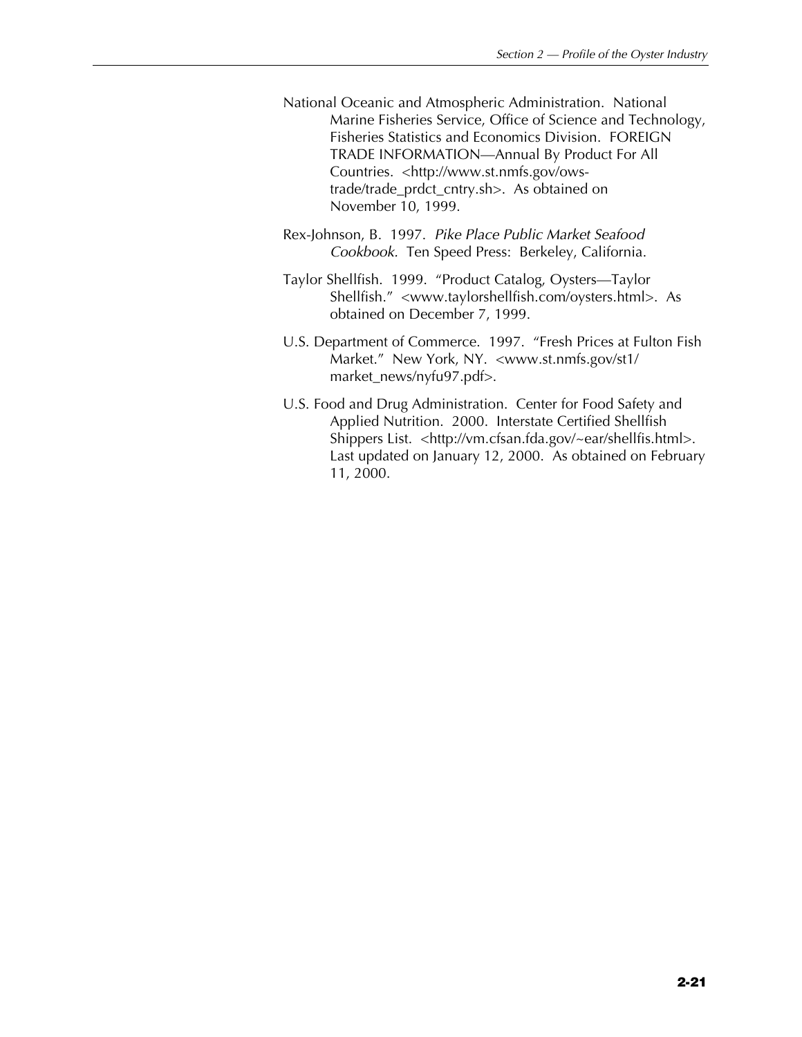National Oceanic and Atmospheric Administration. National Marine Fisheries Service, Office of Science and Technology, Fisheries Statistics and Economics Division. FOREIGN TRADE INFORMATION—Annual By Product For All Countries. <http://www.st.nmfs.gov/ows-trade/trade_prdct_cntry.sh>. As obtained on November 10, 1999.

Rex-Johnson, B. 1997. *Pike Place Public Market Seafood Cookbook.* Ten Speed Press: Berkeley, California.

Taylor Shellfish. 1999. "Product Catalog, Oysters—Taylor Shellfish." <www.taylorshellfish.com/oysters.html>. As obtained on December 7, 1999.

U.S. Department of Commerce. 1997. "Fresh Prices at Fulton Fish Market." New York, NY. <www.st.nmfs.gov/st1/market_news/nyfu97.pdf>.

U.S. Food and Drug Administration. Center for Food Safety and Applied Nutrition. 2000. Interstate Certified Shellfish Shippers List. <http://vm.cfsan.fda.gov/~ear/shellfis.html>. Last updated on January 12, 2000. As obtained on February 11, 2000.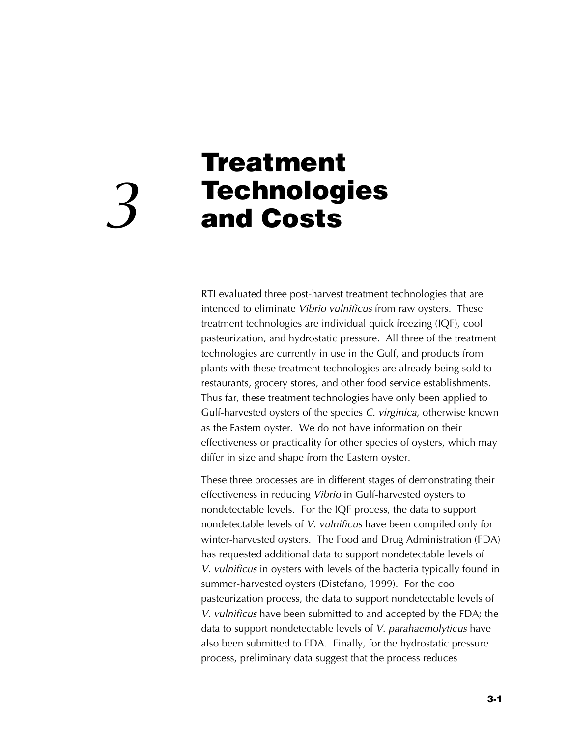# 3 Treatment Technologies and Costs

RTI evaluated three post-harvest treatment technologies that are intended to eliminate *Vibrio vulnificus* from raw oysters. These treatment technologies are individual quick freezing (IQF), cool pasteurization, and hydrostatic pressure. All three of the treatment technologies are currently in use in the Gulf, and products from plants with these treatment technologies are already being sold to restaurants, grocery stores, and other food service establishments. Thus far, these treatment technologies have only been applied to Gulf-harvested oysters of the species *C. virginica*, otherwise known as the Eastern oyster. We do not have information on their effectiveness or practicality for other species of oysters, which may differ in size and shape from the Eastern oyster.

These three processes are in different stages of demonstrating their effectiveness in reducing *Vibrio* in Gulf-harvested oysters to nondetectable levels. For the IQF process, the data to support nondetectable levels of *V. vulnificus* have been compiled only for winter-harvested oysters. The Food and Drug Administration (FDA) has requested additional data to support nondetectable levels of *V. vulnificus* in oysters with levels of the bacteria typically found in summer-harvested oysters (Distefano, 1999). For the cool pasteurization process, the data to support nondetectable levels of *V. vulnificus* have been submitted to and accepted by the FDA; the data to support nondetectable levels of *V. parahaemolyticus* have also been submitted to FDA. Finally, for the hydrostatic pressure process, preliminary data suggest that the process reduces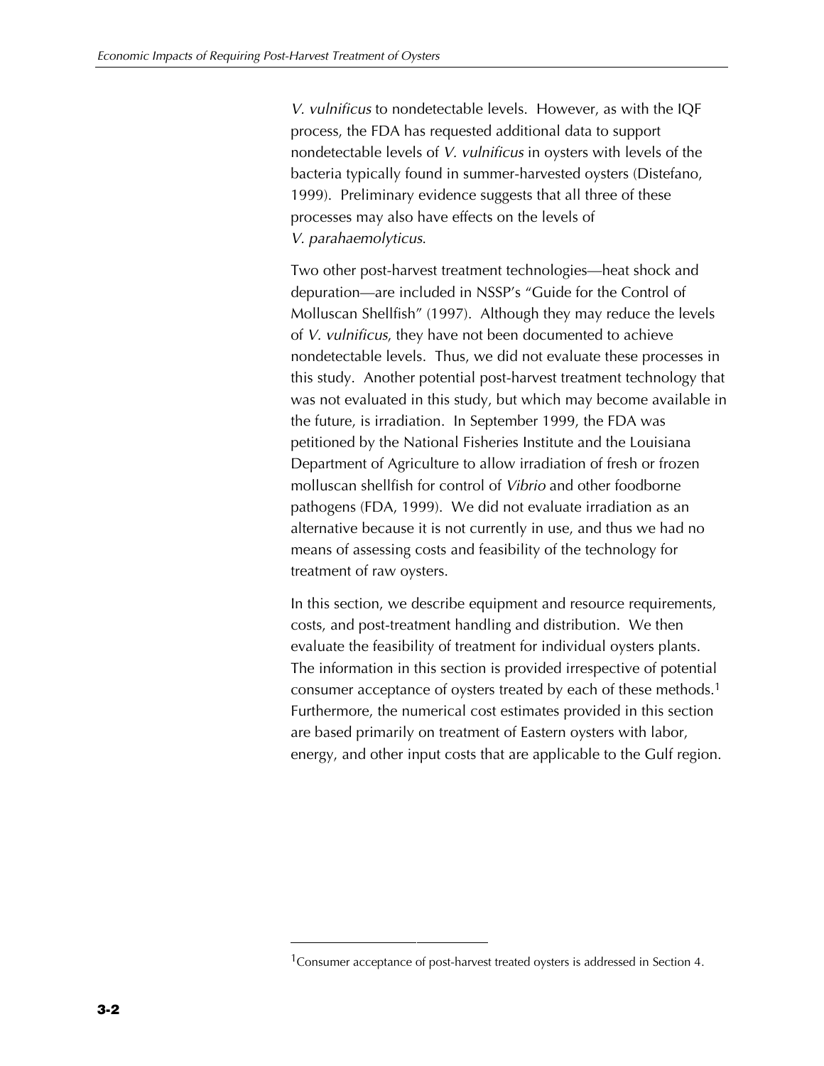*V. vulnificus* to nondetectable levels. However, as with the IQF process, the FDA has requested additional data to support nondetectable levels of *V. vulnificus* in oysters with levels of the bacteria typically found in summer-harvested oysters (Distefano, 1999). Preliminary evidence suggests that all three of these processes may also have effects on the levels of *V. parahaemolyticus*.

Two other post-harvest treatment technologies—heat shock and depuration—are included in NSSP's "Guide for the Control of Molluscan Shellfish" (1997). Although they may reduce the levels of *V. vulnificus*, they have not been documented to achieve nondetectable levels. Thus, we did not evaluate these processes in this study. Another potential post-harvest treatment technology that was not evaluated in this study, but which may become available in the future, is irradiation. In September 1999, the FDA was petitioned by the National Fisheries Institute and the Louisiana Department of Agriculture to allow irradiation of fresh or frozen molluscan shellfish for control of *Vibrio* and other foodborne pathogens (FDA, 1999). We did not evaluate irradiation as an alternative because it is not currently in use, and thus we had no means of assessing costs and feasibility of the technology for treatment of raw oysters.

In this section, we describe equipment and resource requirements, costs, and post-treatment handling and distribution. We then evaluate the feasibility of treatment for individual oysters plants. The information in this section is provided irrespective of potential consumer acceptance of oysters treated by each of these methods.[1] Furthermore, the numerical cost estimates provided in this section are based primarily on treatment of Eastern oysters with labor, energy, and other input costs that are applicable to the Gulf region.

---

[1]Consumer acceptance of post-harvest treated oysters is addressed in Section 4.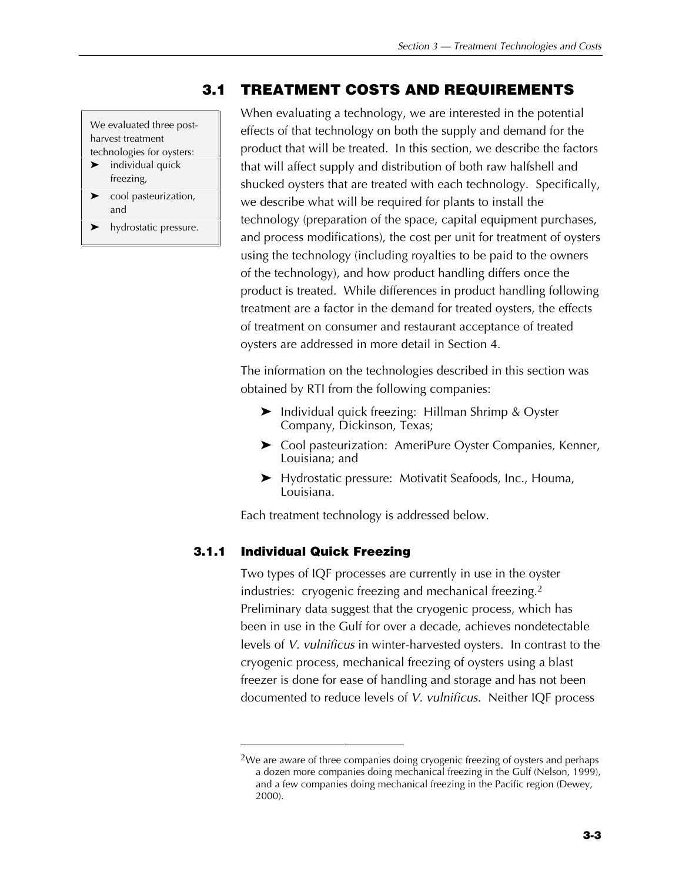## 3.1 TREATMENT COSTS AND REQUIREMENTS

We evaluated three post-harvest treatment technologies for oysters:

- individual quick freezing,
- cool pasteurization, and
- hydrostatic pressure.

When evaluating a technology, we are interested in the potential effects of that technology on both the supply and demand for the product that will be treated. In this section, we describe the factors that will affect supply and distribution of both raw halfshell and shucked oysters that are treated with each technology. Specifically, we describe what will be required for plants to install the technology (preparation of the space, capital equipment purchases, and process modifications), the cost per unit for treatment of oysters using the technology (including royalties to be paid to the owners of the technology), and how product handling differs once the product is treated. While differences in product handling following treatment are a factor in the demand for treated oysters, the effects of treatment on consumer and restaurant acceptance of treated oysters are addressed in more detail in Section 4.

The information on the technologies described in this section was obtained by RTI from the following companies:

- Individual quick freezing: Hillman Shrimp & Oyster Company, Dickinson, Texas;
- Cool pasteurization: AmeriPure Oyster Companies, Kenner, Louisiana; and
- Hydrostatic pressure: Motivatit Seafoods, Inc., Houma, Louisiana.

Each treatment technology is addressed below.

### 3.1.1 Individual Quick Freezing

Two types of IQF processes are currently in use in the oyster industries: cryogenic freezing and mechanical freezing.[2] Preliminary data suggest that the cryogenic process, which has been in use in the Gulf for over a decade, achieves nondetectable levels of *V. vulnificus* in winter-harvested oysters. In contrast to the cryogenic process, mechanical freezing of oysters using a blast freezer is done for ease of handling and storage and has not been documented to reduce levels of *V. vulnificus*. Neither IQF process

[2] We are aware of three companies doing cryogenic freezing of oysters and perhaps a dozen more companies doing mechanical freezing in the Gulf (Nelson, 1999), and a few companies doing mechanical freezing in the Pacific region (Dewey, 2000).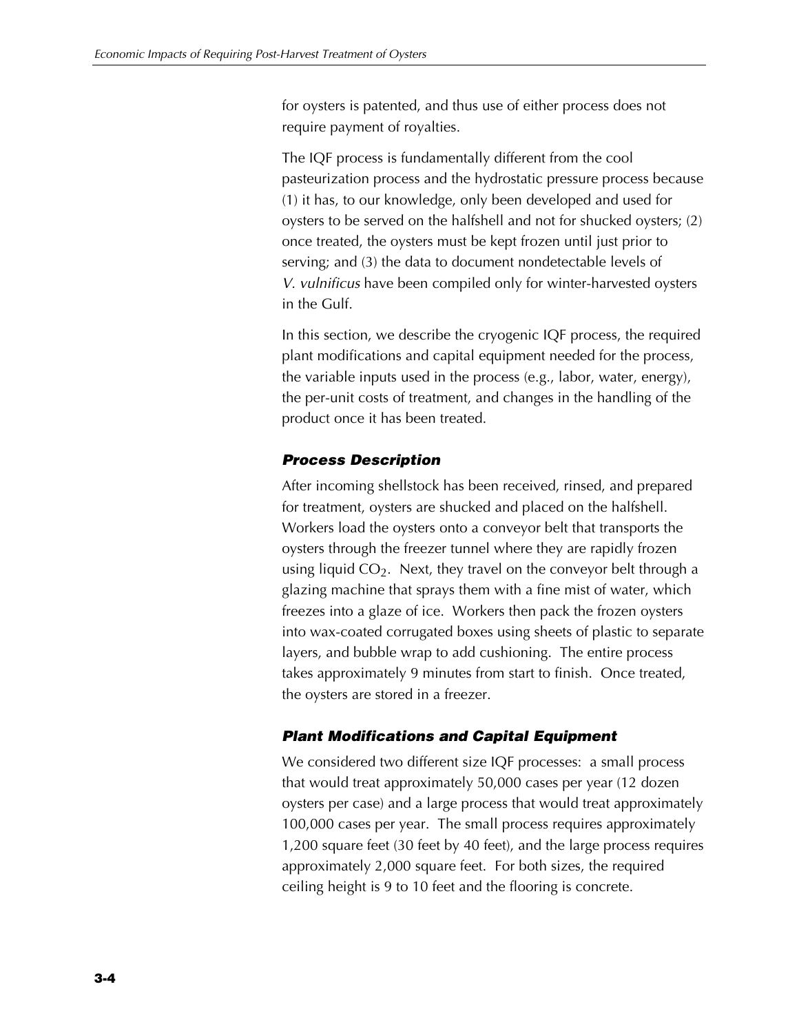for oysters is patented, and thus use of either process does not require payment of royalties.

The IQF process is fundamentally different from the cool pasteurization process and the hydrostatic pressure process because (1) it has, to our knowledge, only been developed and used for oysters to be served on the halfshell and not for shucked oysters; (2) once treated, the oysters must be kept frozen until just prior to serving; and (3) the data to document nondetectable levels of *V. vulnificus* have been compiled only for winter-harvested oysters in the Gulf.

In this section, we describe the cryogenic IQF process, the required plant modifications and capital equipment needed for the process, the variable inputs used in the process (e.g., labor, water, energy), the per-unit costs of treatment, and changes in the handling of the product once it has been treated.

#### *Process Description*

After incoming shellstock has been received, rinsed, and prepared for treatment, oysters are shucked and placed on the halfshell. Workers load the oysters onto a conveyor belt that transports the oysters through the freezer tunnel where they are rapidly frozen using liquid $CO_2$. Next, they travel on the conveyor belt through a glazing machine that sprays them with a fine mist of water, which freezes into a glaze of ice. Workers then pack the frozen oysters into wax-coated corrugated boxes using sheets of plastic to separate layers, and bubble wrap to add cushioning. The entire process takes approximately 9 minutes from start to finish. Once treated, the oysters are stored in a freezer.

#### *Plant Modifications and Capital Equipment*

We considered two different size IQF processes: a small process that would treat approximately 50,000 cases per year (12 dozen oysters per case) and a large process that would treat approximately 100,000 cases per year. The small process requires approximately 1,200 square feet (30 feet by 40 feet), and the large process requires approximately 2,000 square feet. For both sizes, the required ceiling height is 9 to 10 feet and the flooring is concrete.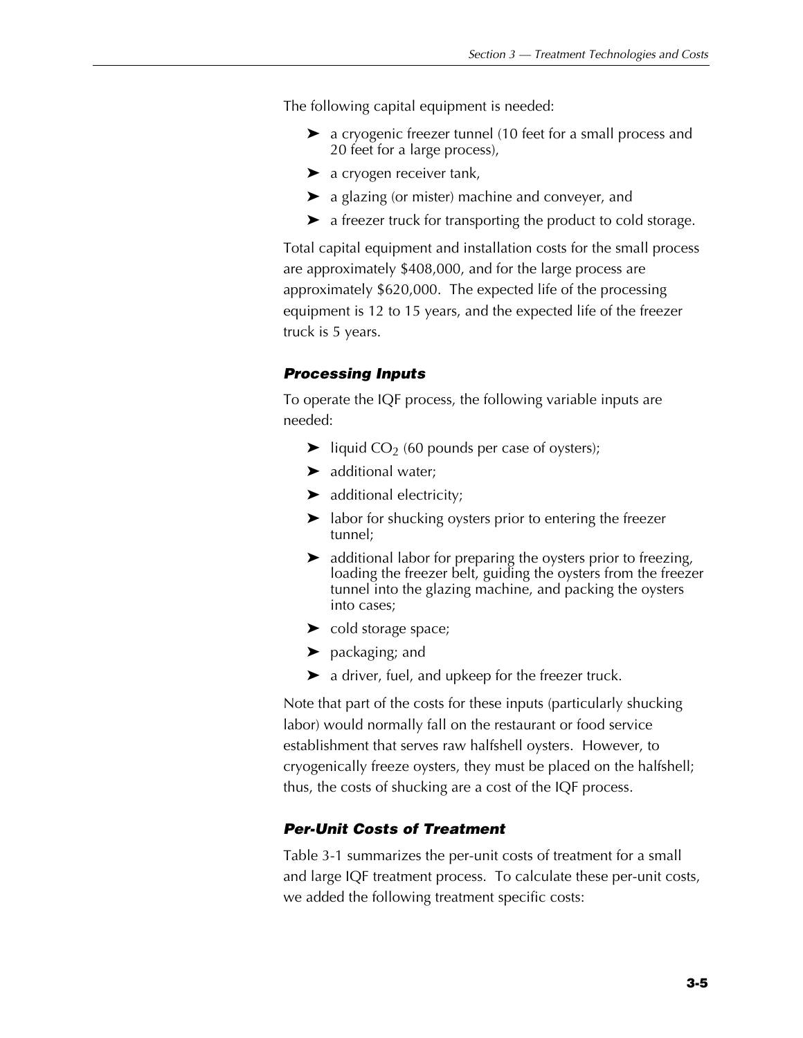The following capital equipment is needed:

- a cryogenic freezer tunnel (10 feet for a small process and 20 feet for a large process),
- a cryogen receiver tank,
- a glazing (or mister) machine and conveyer, and
- a freezer truck for transporting the product to cold storage.

Total capital equipment and installation costs for the small process are approximately $408,000, and for the large process are approximately $620,000. The expected life of the processing equipment is 12 to 15 years, and the expected life of the freezer truck is 5 years.

### *Processing Inputs*

To operate the IQF process, the following variable inputs are needed:

- liquid $CO_2$ (60 pounds per case of oysters);
- additional water;
- additional electricity;
- labor for shucking oysters prior to entering the freezer tunnel;
- additional labor for preparing the oysters prior to freezing, loading the freezer belt, guiding the oysters from the freezer tunnel into the glazing machine, and packing the oysters into cases;
- cold storage space;
- packaging; and
- a driver, fuel, and upkeep for the freezer truck.

Note that part of the costs for these inputs (particularly shucking labor) would normally fall on the restaurant or food service establishment that serves raw halfshell oysters. However, to cryogenically freeze oysters, they must be placed on the halfshell; thus, the costs of shucking are a cost of the IQF process.

### *Per-Unit Costs of Treatment*

Table 3-1 summarizes the per-unit costs of treatment for a small and large IQF treatment process. To calculate these per-unit costs, we added the following treatment specific costs: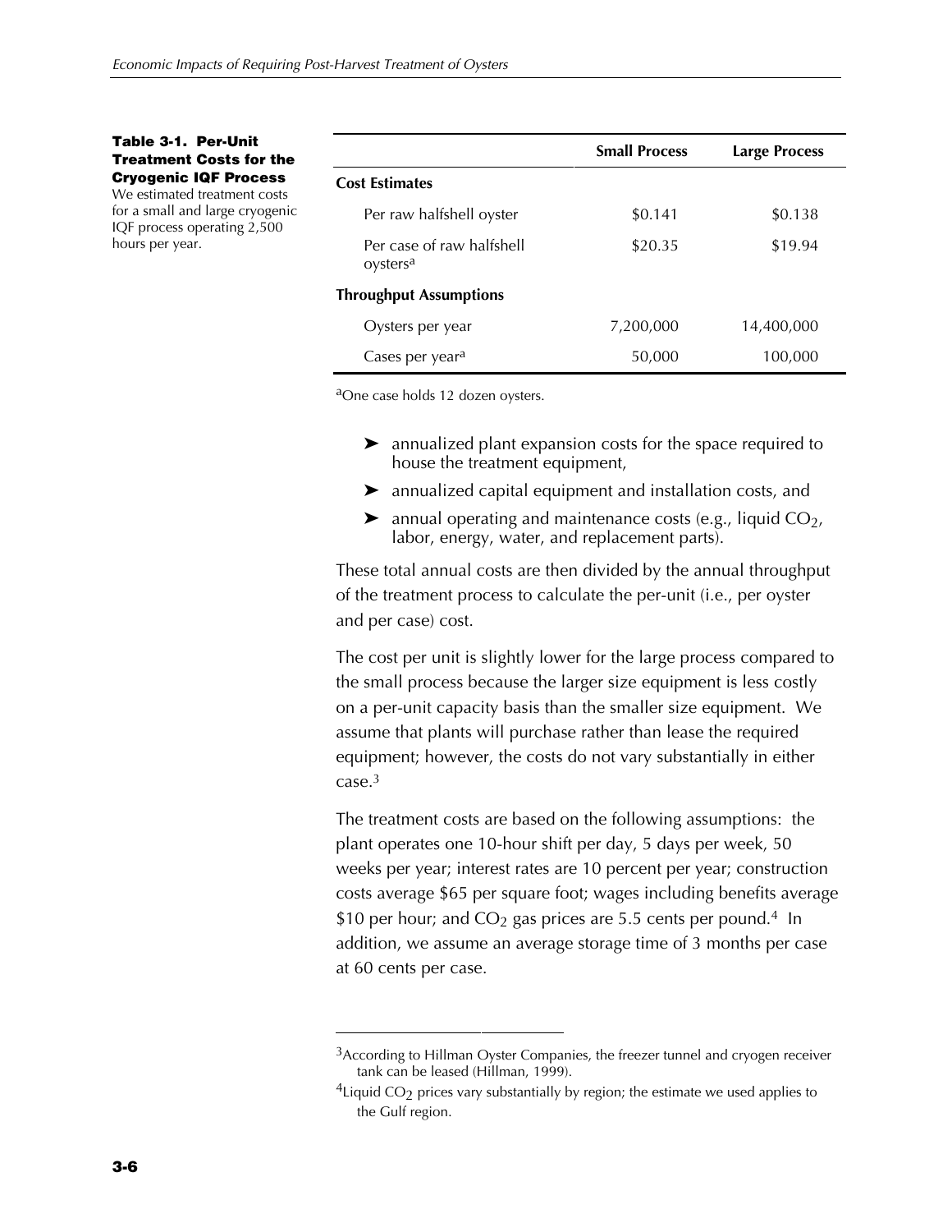**Table 3-1. Per-Unit Treatment Costs for the Cryogenic IQF Process**
We estimated treatment costs for a small and large cryogenic IQF process operating 2,500 hours per year.

| | Small Process | Large Process |
|---|---|---|
| **Cost Estimates** | | |
| Per raw halfshell oyster | \$0.141 | \$0.138 |
| Per case of raw halfshell oysters[a] | \$20.35 | \$19.94 |
| **Throughput Assumptions** | | |
| Oysters per year | 7,200,000 | 14,400,000 |
| Cases per year[a] | 50,000 | 100,000 |

[a]One case holds 12 dozen oysters.

- ➤ annualized plant expansion costs for the space required to house the treatment equipment,
- ➤ annualized capital equipment and installation costs, and
- ➤ annual operating and maintenance costs (e.g., liquid $CO_2$, labor, energy, water, and replacement parts).

These total annual costs are then divided by the annual throughput of the treatment process to calculate the per-unit (i.e., per oyster and per case) cost.

The cost per unit is slightly lower for the large process compared to the small process because the larger size equipment is less costly on a per-unit capacity basis than the smaller size equipment. We assume that plants will purchase rather than lease the required equipment; however, the costs do not vary substantially in either case.[3]

The treatment costs are based on the following assumptions: the plant operates one 10-hour shift per day, 5 days per week, 50 weeks per year; interest rates are 10 percent per year; construction costs average \$65 per square foot; wages including benefits average \$10 per hour; and $CO_2$ gas prices are 5.5 cents per pound.[4] In addition, we assume an average storage time of 3 months per case at 60 cents per case.

---

[3]According to Hillman Oyster Companies, the freezer tunnel and cryogen receiver tank can be leased (Hillman, 1999).

[4]Liquid $CO_2$ prices vary substantially by region; the estimate we used applies to the Gulf region.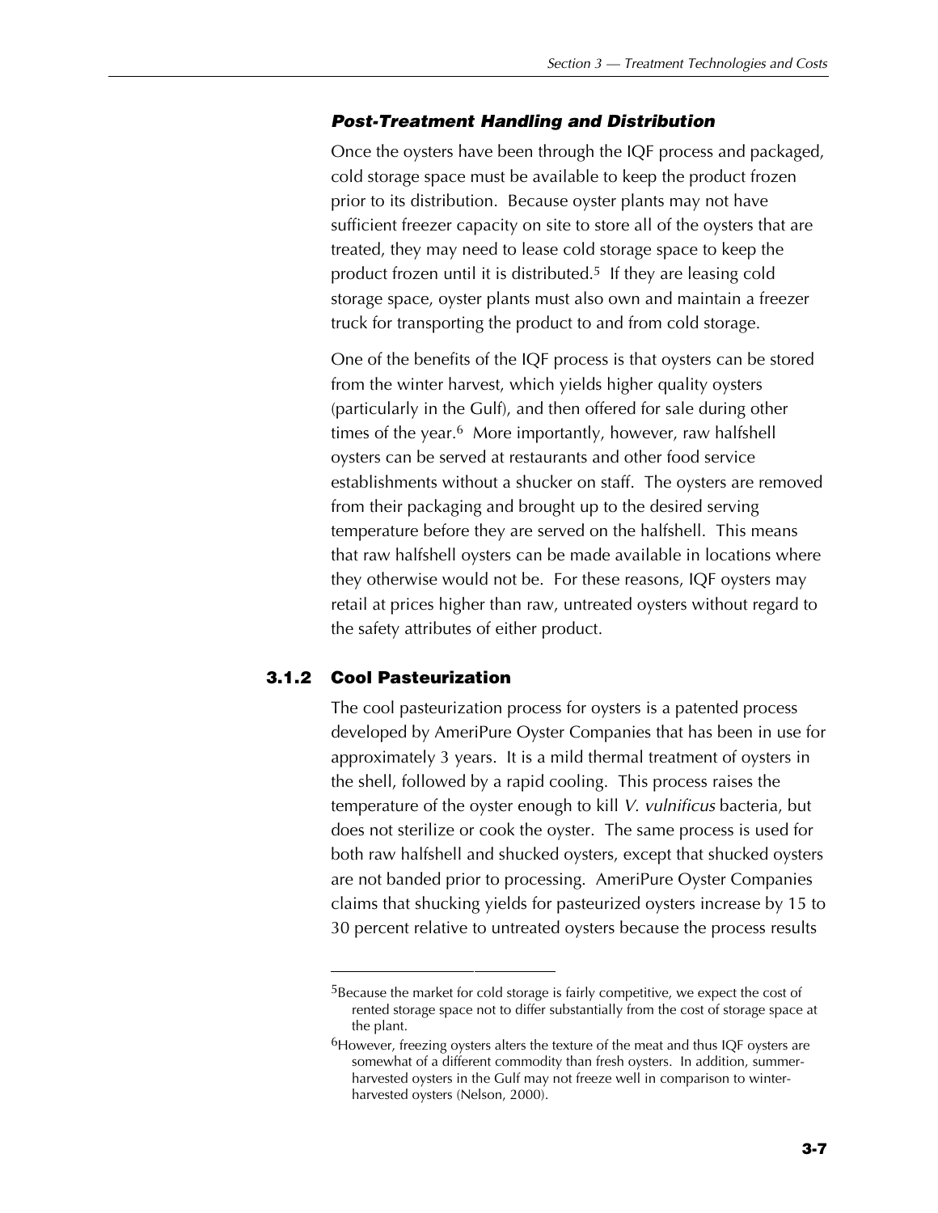#### *Post-Treatment Handling and Distribution*

Once the oysters have been through the IQF process and packaged, cold storage space must be available to keep the product frozen prior to its distribution. Because oyster plants may not have sufficient freezer capacity on site to store all of the oysters that are treated, they may need to lease cold storage space to keep the product frozen until it is distributed.[5] If they are leasing cold storage space, oyster plants must also own and maintain a freezer truck for transporting the product to and from cold storage.

One of the benefits of the IQF process is that oysters can be stored from the winter harvest, which yields higher quality oysters (particularly in the Gulf), and then offered for sale during other times of the year.[6] More importantly, however, raw halfshell oysters can be served at restaurants and other food service establishments without a shucker on staff. The oysters are removed from their packaging and brought up to the desired serving temperature before they are served on the halfshell. This means that raw halfshell oysters can be made available in locations where they otherwise would not be. For these reasons, IQF oysters may retail at prices higher than raw, untreated oysters without regard to the safety attributes of either product.

### 3.1.2 Cool Pasteurization

The cool pasteurization process for oysters is a patented process developed by AmeriPure Oyster Companies that has been in use for approximately 3 years. It is a mild thermal treatment of oysters in the shell, followed by a rapid cooling. This process raises the temperature of the oyster enough to kill *V. vulnificus* bacteria, but does not sterilize or cook the oyster. The same process is used for both raw halfshell and shucked oysters, except that shucked oysters are not banded prior to processing. AmeriPure Oyster Companies claims that shucking yields for pasteurized oysters increase by 15 to 30 percent relative to untreated oysters because the process results

---

[5]Because the market for cold storage is fairly competitive, we expect the cost of rented storage space not to differ substantially from the cost of storage space at the plant.

[6]However, freezing oysters alters the texture of the meat and thus IQF oysters are somewhat of a different commodity than fresh oysters. In addition, summer-harvested oysters in the Gulf may not freeze well in comparison to winter-harvested oysters (Nelson, 2000).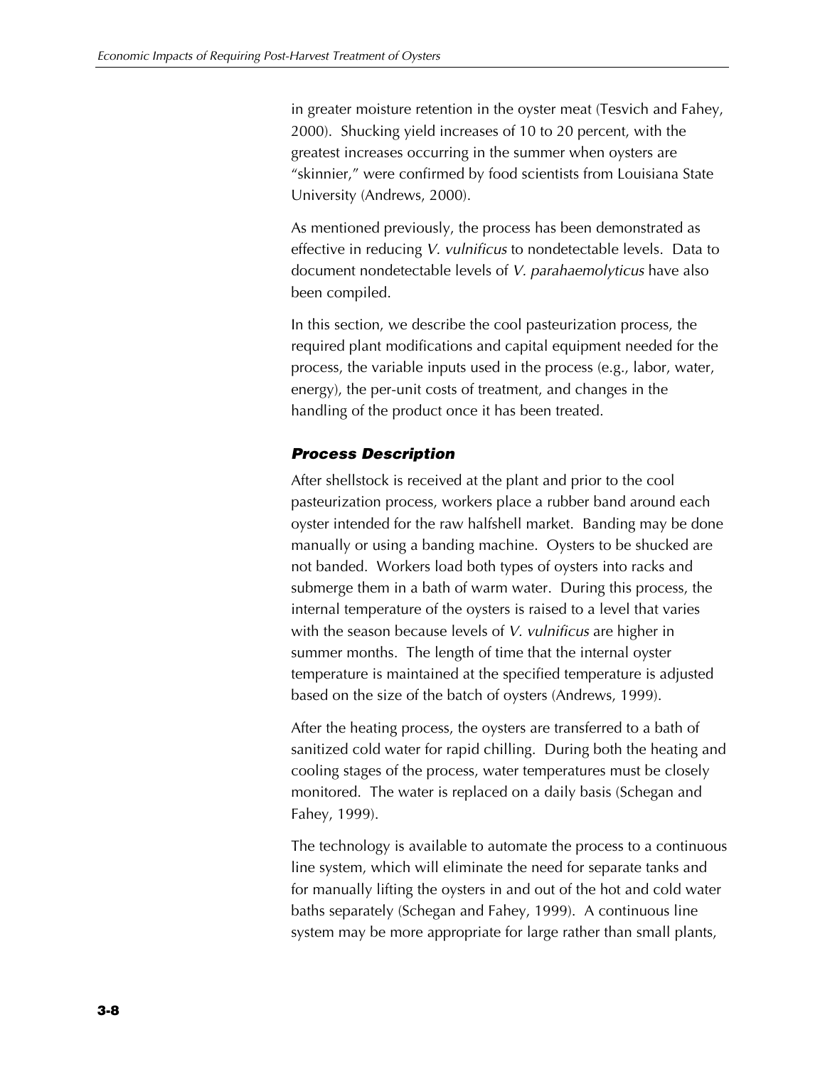in greater moisture retention in the oyster meat (Tesvich and Fahey, 2000). Shucking yield increases of 10 to 20 percent, with the greatest increases occurring in the summer when oysters are "skinnier," were confirmed by food scientists from Louisiana State University (Andrews, 2000).

As mentioned previously, the process has been demonstrated as effective in reducing *V. vulnificus* to nondetectable levels. Data to document nondetectable levels of *V. parahaemolyticus* have also been compiled.

In this section, we describe the cool pasteurization process, the required plant modifications and capital equipment needed for the process, the variable inputs used in the process (e.g., labor, water, energy), the per-unit costs of treatment, and changes in the handling of the product once it has been treated.

#### ***Process Description***

After shellstock is received at the plant and prior to the cool pasteurization process, workers place a rubber band around each oyster intended for the raw halfshell market. Banding may be done manually or using a banding machine. Oysters to be shucked are not banded. Workers load both types of oysters into racks and submerge them in a bath of warm water. During this process, the internal temperature of the oysters is raised to a level that varies with the season because levels of *V. vulnificus* are higher in summer months. The length of time that the internal oyster temperature is maintained at the specified temperature is adjusted based on the size of the batch of oysters (Andrews, 1999).

After the heating process, the oysters are transferred to a bath of sanitized cold water for rapid chilling. During both the heating and cooling stages of the process, water temperatures must be closely monitored. The water is replaced on a daily basis (Schegan and Fahey, 1999).

The technology is available to automate the process to a continuous line system, which will eliminate the need for separate tanks and for manually lifting the oysters in and out of the hot and cold water baths separately (Schegan and Fahey, 1999). A continuous line system may be more appropriate for large rather than small plants,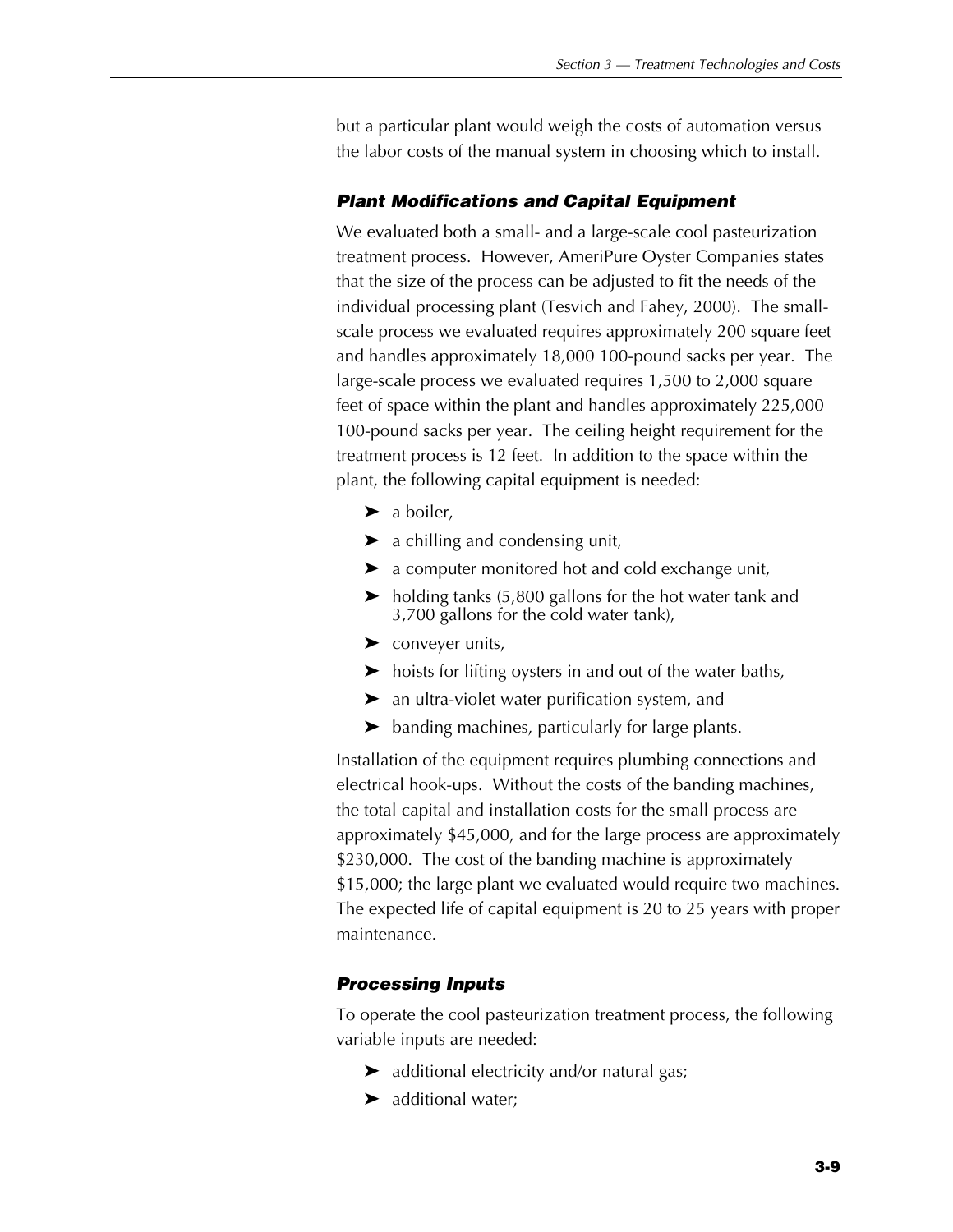but a particular plant would weigh the costs of automation versus the labor costs of the manual system in choosing which to install.

### *Plant Modifications and Capital Equipment*

We evaluated both a small- and a large-scale cool pasteurization treatment process. However, AmeriPure Oyster Companies states that the size of the process can be adjusted to fit the needs of the individual processing plant (Tesvich and Fahey, 2000). The small-scale process we evaluated requires approximately 200 square feet and handles approximately 18,000 100-pound sacks per year. The large-scale process we evaluated requires 1,500 to 2,000 square feet of space within the plant and handles approximately 225,000 100-pound sacks per year. The ceiling height requirement for the treatment process is 12 feet. In addition to the space within the plant, the following capital equipment is needed:

- a boiler,
- a chilling and condensing unit,
- a computer monitored hot and cold exchange unit,
- holding tanks (5,800 gallons for the hot water tank and 3,700 gallons for the cold water tank),
- conveyer units,
- hoists for lifting oysters in and out of the water baths,
- an ultra-violet water purification system, and
- banding machines, particularly for large plants.

Installation of the equipment requires plumbing connections and electrical hook-ups. Without the costs of the banding machines, the total capital and installation costs for the small process are approximately $45,000, and for the large process are approximately $230,000. The cost of the banding machine is approximately $15,000; the large plant we evaluated would require two machines. The expected life of capital equipment is 20 to 25 years with proper maintenance.

### *Processing Inputs*

To operate the cool pasteurization treatment process, the following variable inputs are needed:

- additional electricity and/or natural gas;
- additional water;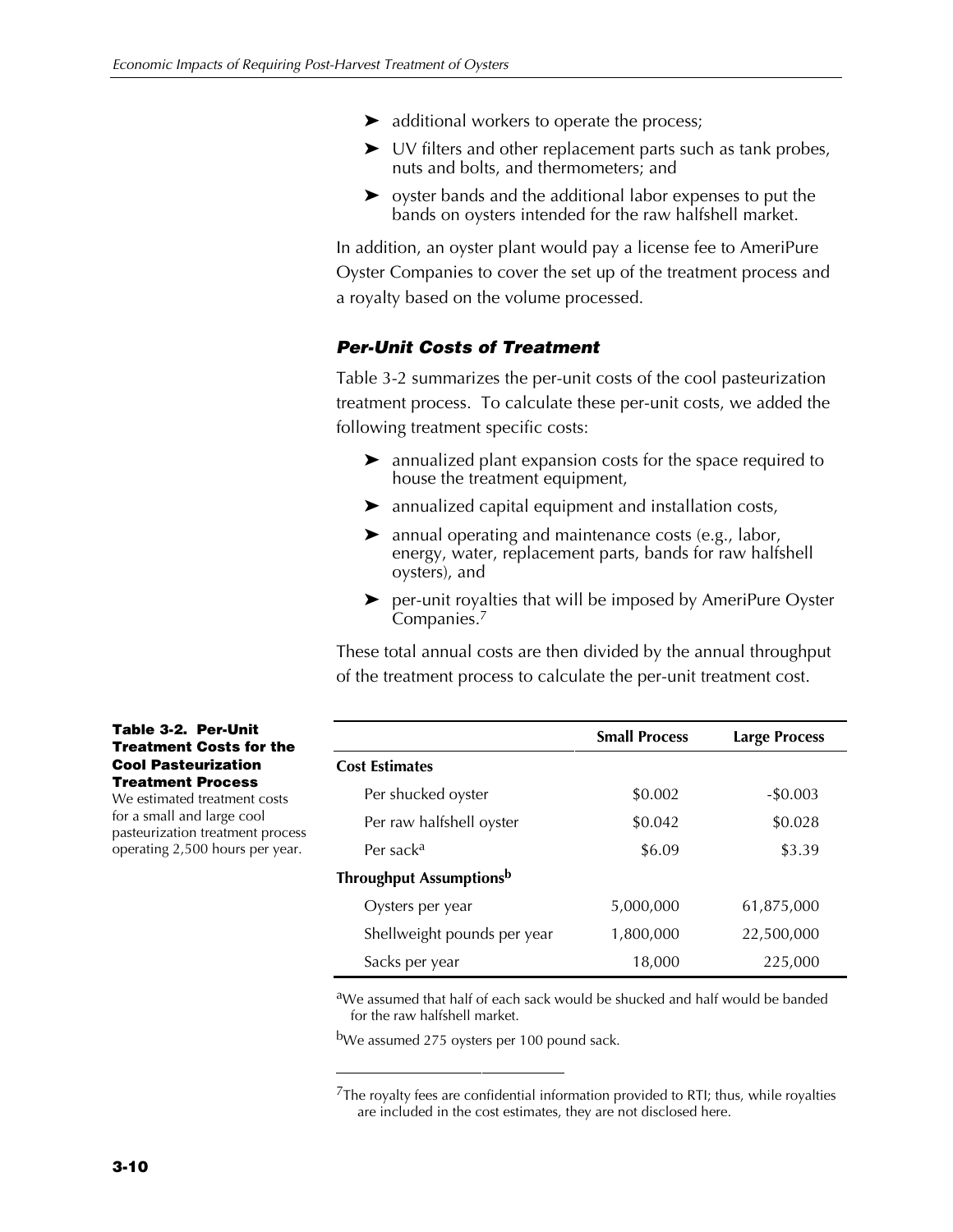- additional workers to operate the process;
- UV filters and other replacement parts such as tank probes, nuts and bolts, and thermometers; and
- oyster bands and the additional labor expenses to put the bands on oysters intended for the raw halfshell market.

In addition, an oyster plant would pay a license fee to AmeriPure Oyster Companies to cover the set up of the treatment process and a royalty based on the volume processed.

### *Per-Unit Costs of Treatment*

Table 3-2 summarizes the per-unit costs of the cool pasteurization treatment process. To calculate these per-unit costs, we added the following treatment specific costs:

- annualized plant expansion costs for the space required to house the treatment equipment,
- annualized capital equipment and installation costs,
- annual operating and maintenance costs (e.g., labor, energy, water, replacement parts, bands for raw halfshell oysters), and
- per-unit royalties that will be imposed by AmeriPure Oyster Companies.[7]

These total annual costs are then divided by the annual throughput of the treatment process to calculate the per-unit treatment cost.

**Table 3-2. Per-Unit Treatment Costs for the Cool Pasteurization Treatment Process**
We estimated treatment costs for a small and large cool pasteurization treatment process operating 2,500 hours per year.

| | Small Process | Large Process |
|---|---|---|
| **Cost Estimates** | | |
| Per shucked oyster | $0.002 | -$0.003 |
| Per raw halfshell oyster | $0.042 | $0.028 |
| Per sack[a] | $6.09 | $3.39 |
| **Throughput Assumptions[b]** | | |
| Oysters per year | 5,000,000 | 61,875,000 |
| Shellweight pounds per year | 1,800,000 | 22,500,000 |
| Sacks per year | 18,000 | 225,000 |

[a]We assumed that half of each sack would be shucked and half would be banded for the raw halfshell market.

[b]We assumed 275 oysters per 100 pound sack.

[7]The royalty fees are confidential information provided to RTI; thus, while royalties are included in the cost estimates, they are not disclosed here.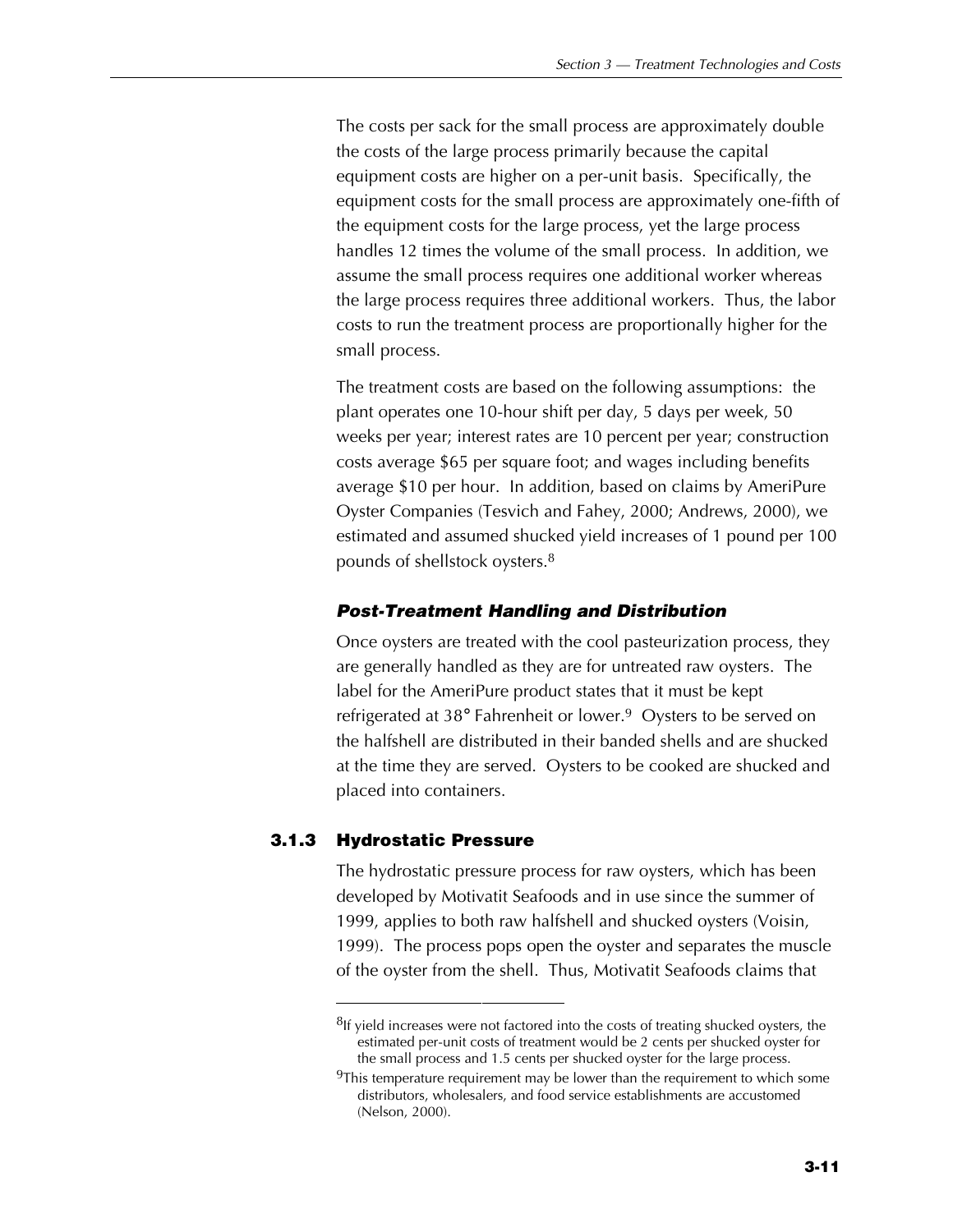The costs per sack for the small process are approximately double the costs of the large process primarily because the capital equipment costs are higher on a per-unit basis. Specifically, the equipment costs for the small process are approximately one-fifth of the equipment costs for the large process, yet the large process handles 12 times the volume of the small process. In addition, we assume the small process requires one additional worker whereas the large process requires three additional workers. Thus, the labor costs to run the treatment process are proportionally higher for the small process.

The treatment costs are based on the following assumptions: the plant operates one 10-hour shift per day, 5 days per week, 50 weeks per year; interest rates are 10 percent per year; construction costs average $65 per square foot; and wages including benefits average $10 per hour. In addition, based on claims by AmeriPure Oyster Companies (Tesvich and Fahey, 2000; Andrews, 2000), we estimated and assumed shucked yield increases of 1 pound per 100 pounds of shellstock oysters.[8]

#### *Post-Treatment Handling and Distribution*

Once oysters are treated with the cool pasteurization process, they are generally handled as they are for untreated raw oysters. The label for the AmeriPure product states that it must be kept refrigerated at 38° Fahrenheit or lower.[9] Oysters to be served on the halfshell are distributed in their banded shells and are shucked at the time they are served. Oysters to be cooked are shucked and placed into containers.

### 3.1.3 Hydrostatic Pressure

The hydrostatic pressure process for raw oysters, which has been developed by Motivatit Seafoods and in use since the summer of 1999, applies to both raw halfshell and shucked oysters (Voisin, 1999). The process pops open the oyster and separates the muscle of the oyster from the shell. Thus, Motivatit Seafoods claims that

---

[8]If yield increases were not factored into the costs of treating shucked oysters, the estimated per-unit costs of treatment would be 2 cents per shucked oyster for the small process and 1.5 cents per shucked oyster for the large process.

[9]This temperature requirement may be lower than the requirement to which some distributors, wholesalers, and food service establishments are accustomed (Nelson, 2000).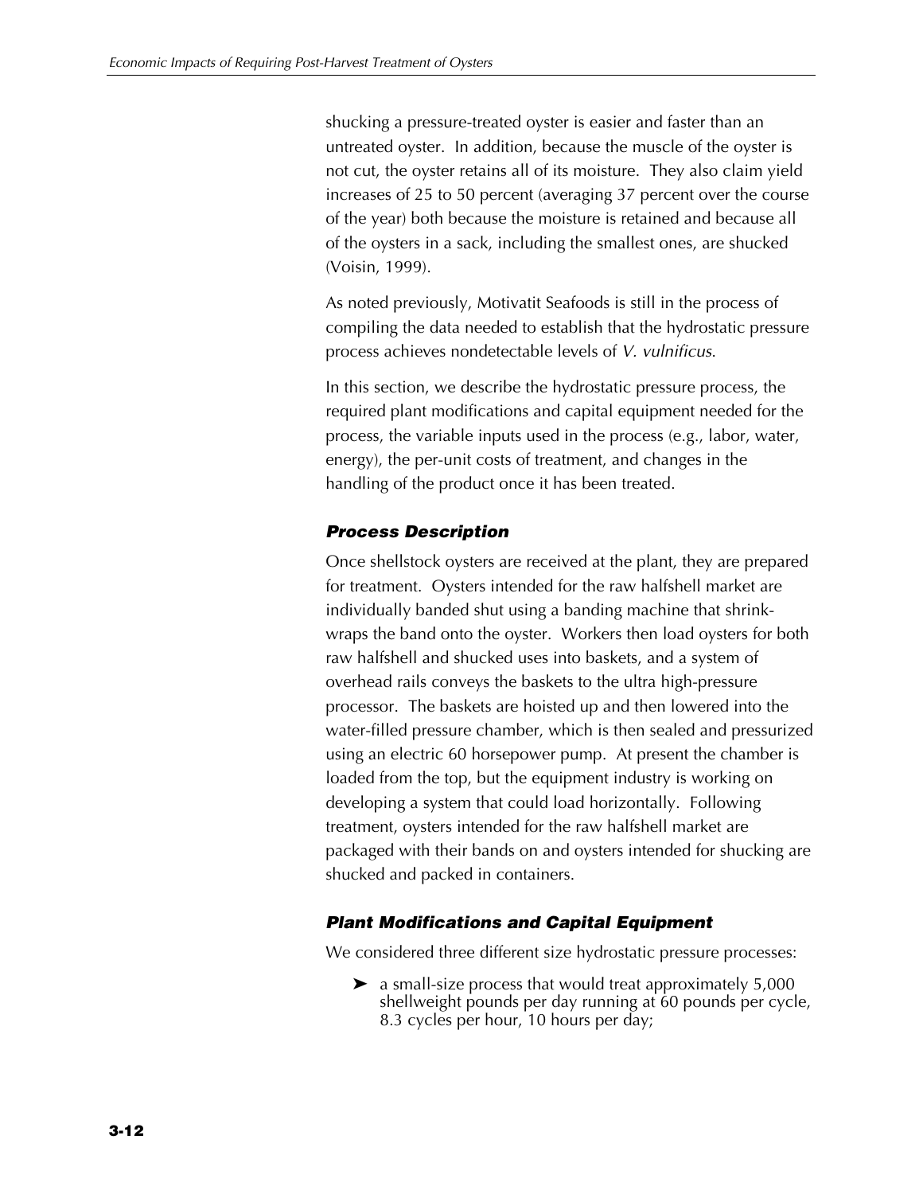shucking a pressure-treated oyster is easier and faster than an untreated oyster. In addition, because the muscle of the oyster is not cut, the oyster retains all of its moisture. They also claim yield increases of 25 to 50 percent (averaging 37 percent over the course of the year) both because the moisture is retained and because all of the oysters in a sack, including the smallest ones, are shucked (Voisin, 1999).

As noted previously, Motivatit Seafoods is still in the process of compiling the data needed to establish that the hydrostatic pressure process achieves nondetectable levels of *V. vulnificus*.

In this section, we describe the hydrostatic pressure process, the required plant modifications and capital equipment needed for the process, the variable inputs used in the process (e.g., labor, water, energy), the per-unit costs of treatment, and changes in the handling of the product once it has been treated.

#### *Process Description*

Once shellstock oysters are received at the plant, they are prepared for treatment. Oysters intended for the raw halfshell market are individually banded shut using a banding machine that shrink-wraps the band onto the oyster. Workers then load oysters for both raw halfshell and shucked uses into baskets, and a system of overhead rails conveys the baskets to the ultra high-pressure processor. The baskets are hoisted up and then lowered into the water-filled pressure chamber, which is then sealed and pressurized using an electric 60 horsepower pump. At present the chamber is loaded from the top, but the equipment industry is working on developing a system that could load horizontally. Following treatment, oysters intended for the raw halfshell market are packaged with their bands on and oysters intended for shucking are shucked and packed in containers.

#### *Plant Modifications and Capital Equipment*

We considered three different size hydrostatic pressure processes:

- a small-size process that would treat approximately 5,000 shellweight pounds per day running at 60 pounds per cycle, 8.3 cycles per hour, 10 hours per day;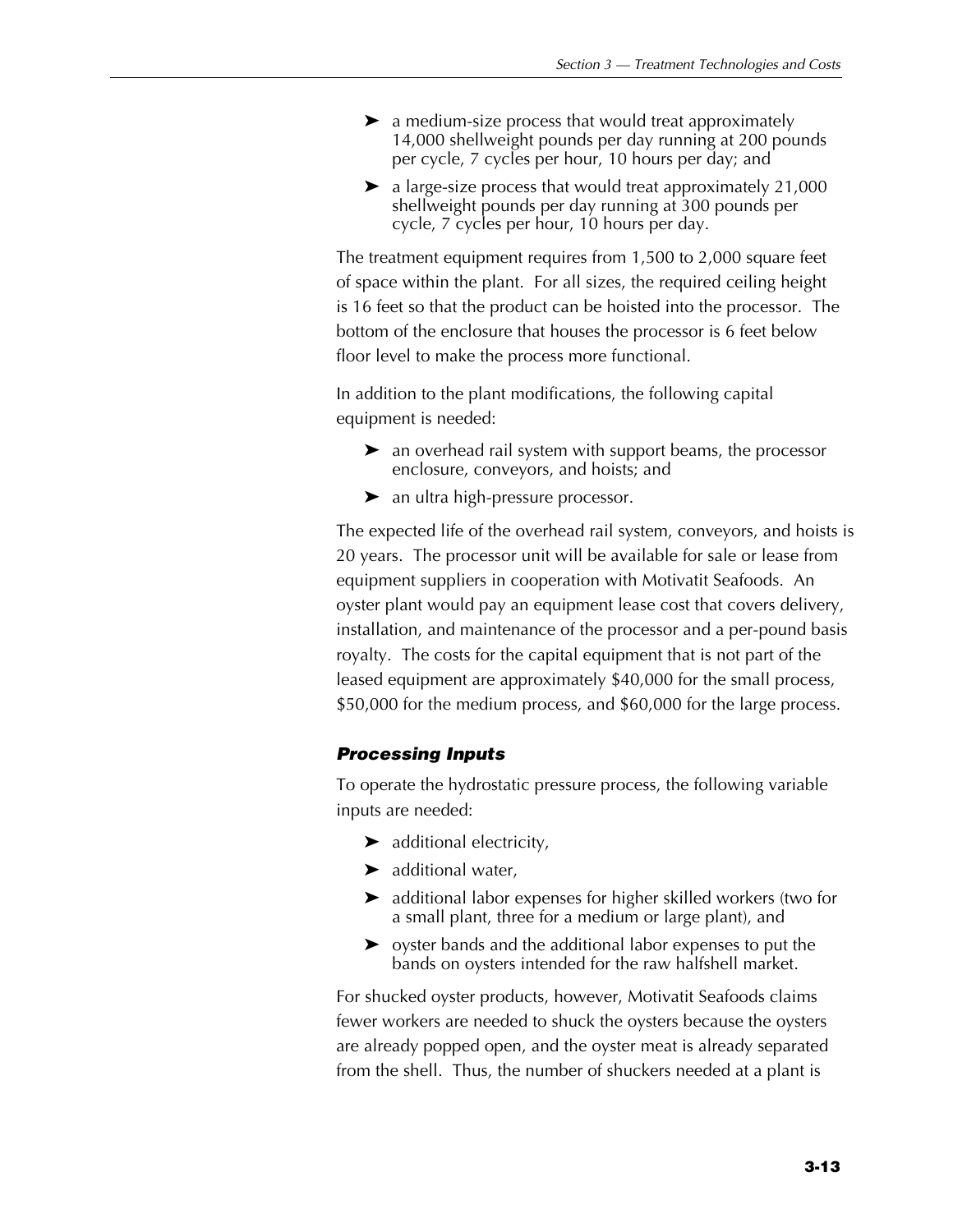- a medium-size process that would treat approximately 14,000 shellweight pounds per day running at 200 pounds per cycle, 7 cycles per hour, 10 hours per day; and
- a large-size process that would treat approximately 21,000 shellweight pounds per day running at 300 pounds per cycle, 7 cycles per hour, 10 hours per day.

The treatment equipment requires from 1,500 to 2,000 square feet of space within the plant. For all sizes, the required ceiling height is 16 feet so that the product can be hoisted into the processor. The bottom of the enclosure that houses the processor is 6 feet below floor level to make the process more functional.

In addition to the plant modifications, the following capital equipment is needed:

- an overhead rail system with support beams, the processor enclosure, conveyors, and hoists; and
- an ultra high-pressure processor.

The expected life of the overhead rail system, conveyors, and hoists is 20 years. The processor unit will be available for sale or lease from equipment suppliers in cooperation with Motivatit Seafoods. An oyster plant would pay an equipment lease cost that covers delivery, installation, and maintenance of the processor and a per-pound basis royalty. The costs for the capital equipment that is not part of the leased equipment are approximately $40,000 for the small process, $50,000 for the medium process, and $60,000 for the large process.

#### *Processing Inputs*

To operate the hydrostatic pressure process, the following variable inputs are needed:

- additional electricity,
- additional water,
- additional labor expenses for higher skilled workers (two for a small plant, three for a medium or large plant), and
- oyster bands and the additional labor expenses to put the bands on oysters intended for the raw halfshell market.

For shucked oyster products, however, Motivatit Seafoods claims fewer workers are needed to shuck the oysters because the oysters are already popped open, and the oyster meat is already separated from the shell. Thus, the number of shuckers needed at a plant is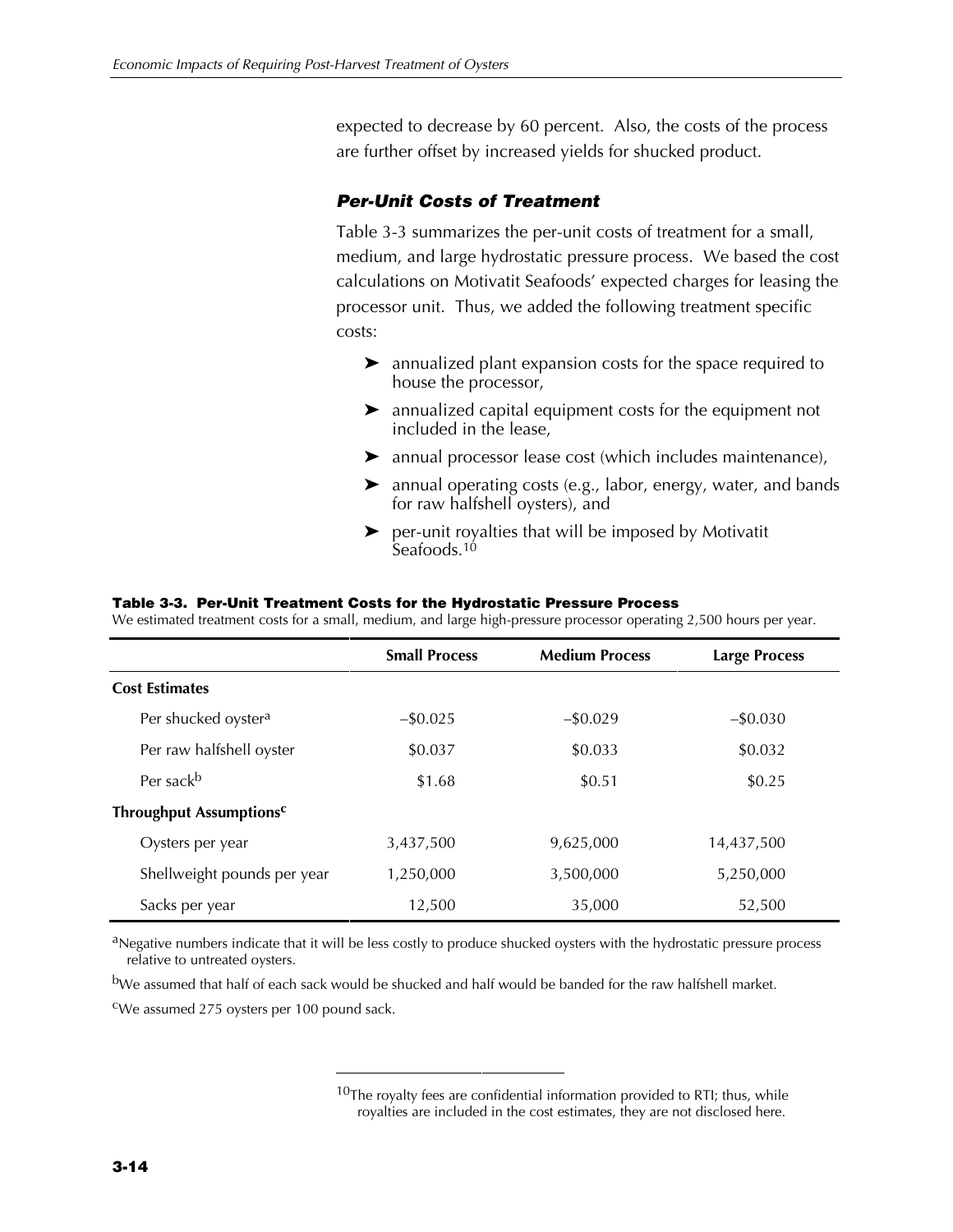expected to decrease by 60 percent. Also, the costs of the process are further offset by increased yields for shucked product.

### *Per-Unit Costs of Treatment*

Table 3-3 summarizes the per-unit costs of treatment for a small, medium, and large hydrostatic pressure process. We based the cost calculations on Motivatit Seafoods' expected charges for leasing the processor unit. Thus, we added the following treatment specific costs:

- annualized plant expansion costs for the space required to house the processor,
- annualized capital equipment costs for the equipment not included in the lease,
- annual processor lease cost (which includes maintenance),
- annual operating costs (e.g., labor, energy, water, and bands for raw halfshell oysters), and
- per-unit royalties that will be imposed by Motivatit Seafoods.[10]

**Table 3-3. Per-Unit Treatment Costs for the Hydrostatic Pressure Process**

We estimated treatment costs for a small, medium, and large high-pressure processor operating 2,500 hours per year.

| | Small Process | Medium Process | Large Process |
|---|---|---|---|
| **Cost Estimates** | | | |
| Per shucked oyster[a] | –$0.025 | –$0.029 | –$0.030 |
| Per raw halfshell oyster | $0.037 | $0.033 | $0.032 |
| Per sack[b] | $1.68 | $0.51 | $0.25 |
| **Throughput Assumptions[c]** | | | |
| Oysters per year | 3,437,500 | 9,625,000 | 14,437,500 |
| Shellweight pounds per year | 1,250,000 | 3,500,000 | 5,250,000 |
| Sacks per year | 12,500 | 35,000 | 52,500 |

[a]Negative numbers indicate that it will be less costly to produce shucked oysters with the hydrostatic pressure process relative to untreated oysters.

[b]We assumed that half of each sack would be shucked and half would be banded for the raw halfshell market.

[c]We assumed 275 oysters per 100 pound sack.

[10]The royalty fees are confidential information provided to RTI; thus, while royalties are included in the cost estimates, they are not disclosed here.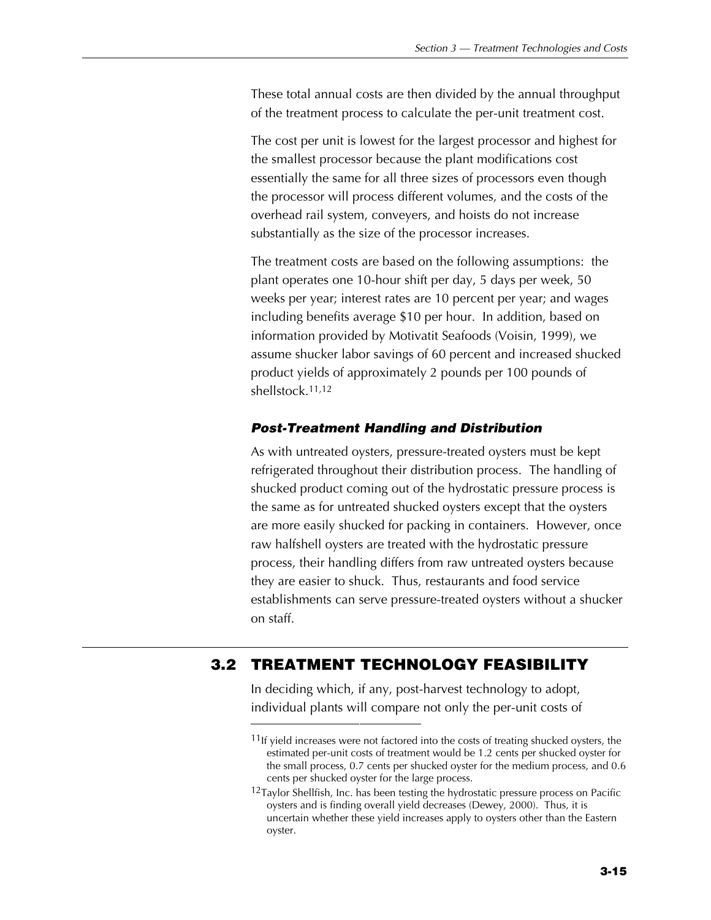These total annual costs are then divided by the annual throughput of the treatment process to calculate the per-unit treatment cost.

The cost per unit is lowest for the largest processor and highest for the smallest processor because the plant modifications cost essentially the same for all three sizes of processors even though the processor will process different volumes, and the costs of the overhead rail system, conveyers, and hoists do not increase substantially as the size of the processor increases.

The treatment costs are based on the following assumptions: the plant operates one 10-hour shift per day, 5 days per week, 50 weeks per year; interest rates are 10 percent per year; and wages including benefits average $10 per hour. In addition, based on information provided by Motivatit Seafoods (Voisin, 1999), we assume shucker labor savings of 60 percent and increased shucked product yields of approximately 2 pounds per 100 pounds of shellstock.[11,12]

#### *Post-Treatment Handling and Distribution*

As with untreated oysters, pressure-treated oysters must be kept refrigerated throughout their distribution process. The handling of shucked product coming out of the hydrostatic pressure process is the same as for untreated shucked oysters except that the oysters are more easily shucked for packing in containers. However, once raw halfshell oysters are treated with the hydrostatic pressure process, their handling differs from raw untreated oysters because they are easier to shuck. Thus, restaurants and food service establishments can serve pressure-treated oysters without a shucker on staff.

## 3.2 TREATMENT TECHNOLOGY FEASIBILITY

In deciding which, if any, post-harvest technology to adopt, individual plants will compare not only the per-unit costs of

---

[11] If yield increases were not factored into the costs of treating shucked oysters, the estimated per-unit costs of treatment would be 1.2 cents per shucked oyster for the small process, 0.7 cents per shucked oyster for the medium process, and 0.6 cents per shucked oyster for the large process.

[12] Taylor Shellfish, Inc. has been testing the hydrostatic pressure process on Pacific oysters and is finding overall yield decreases (Dewey, 2000). Thus, it is uncertain whether these yield increases apply to oysters other than the Eastern oyster.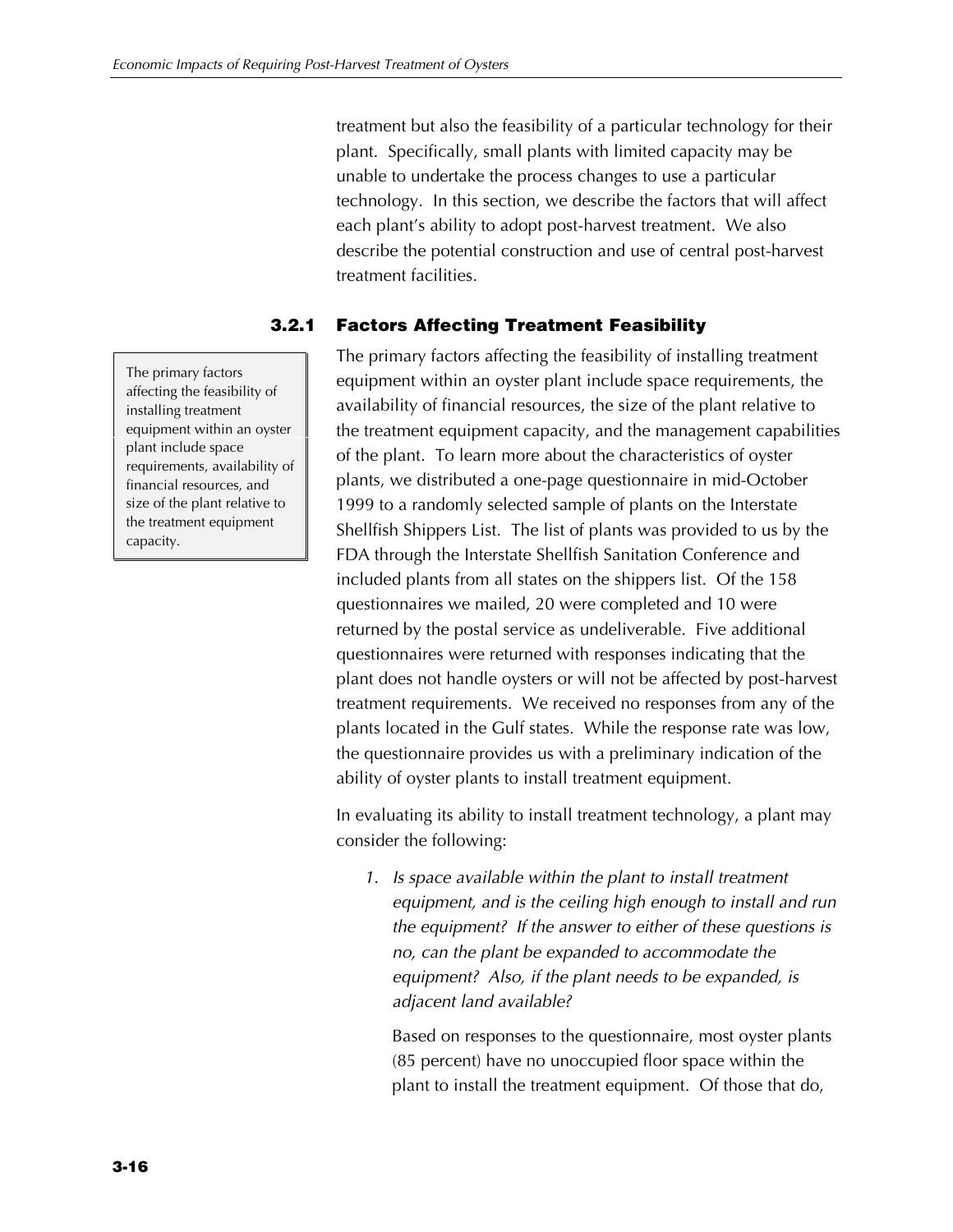treatment but also the feasibility of a particular technology for their plant. Specifically, small plants with limited capacity may be unable to undertake the process changes to use a particular technology. In this section, we describe the factors that will affect each plant's ability to adopt post-harvest treatment. We also describe the potential construction and use of central post-harvest treatment facilities.

### 3.2.1 Factors Affecting Treatment Feasibility

> The primary factors affecting the feasibility of installing treatment equipment within an oyster plant include space requirements, availability of financial resources, and size of the plant relative to the treatment equipment capacity.

The primary factors affecting the feasibility of installing treatment equipment within an oyster plant include space requirements, the availability of financial resources, the size of the plant relative to the treatment equipment capacity, and the management capabilities of the plant. To learn more about the characteristics of oyster plants, we distributed a one-page questionnaire in mid-October 1999 to a randomly selected sample of plants on the Interstate Shellfish Shippers List. The list of plants was provided to us by the FDA through the Interstate Shellfish Sanitation Conference and included plants from all states on the shippers list. Of the 158 questionnaires we mailed, 20 were completed and 10 were returned by the postal service as undeliverable. Five additional questionnaires were returned with responses indicating that the plant does not handle oysters or will not be affected by post-harvest treatment requirements. We received no responses from any of the plants located in the Gulf states. While the response rate was low, the questionnaire provides us with a preliminary indication of the ability of oyster plants to install treatment equipment.

In evaluating its ability to install treatment technology, a plant may consider the following:

1. *Is space available within the plant to install treatment equipment, and is the ceiling high enough to install and run the equipment? If the answer to either of these questions is no, can the plant be expanded to accommodate the equipment? Also, if the plant needs to be expanded, is adjacent land available?*

   Based on responses to the questionnaire, most oyster plants (85 percent) have no unoccupied floor space within the plant to install the treatment equipment. Of those that do,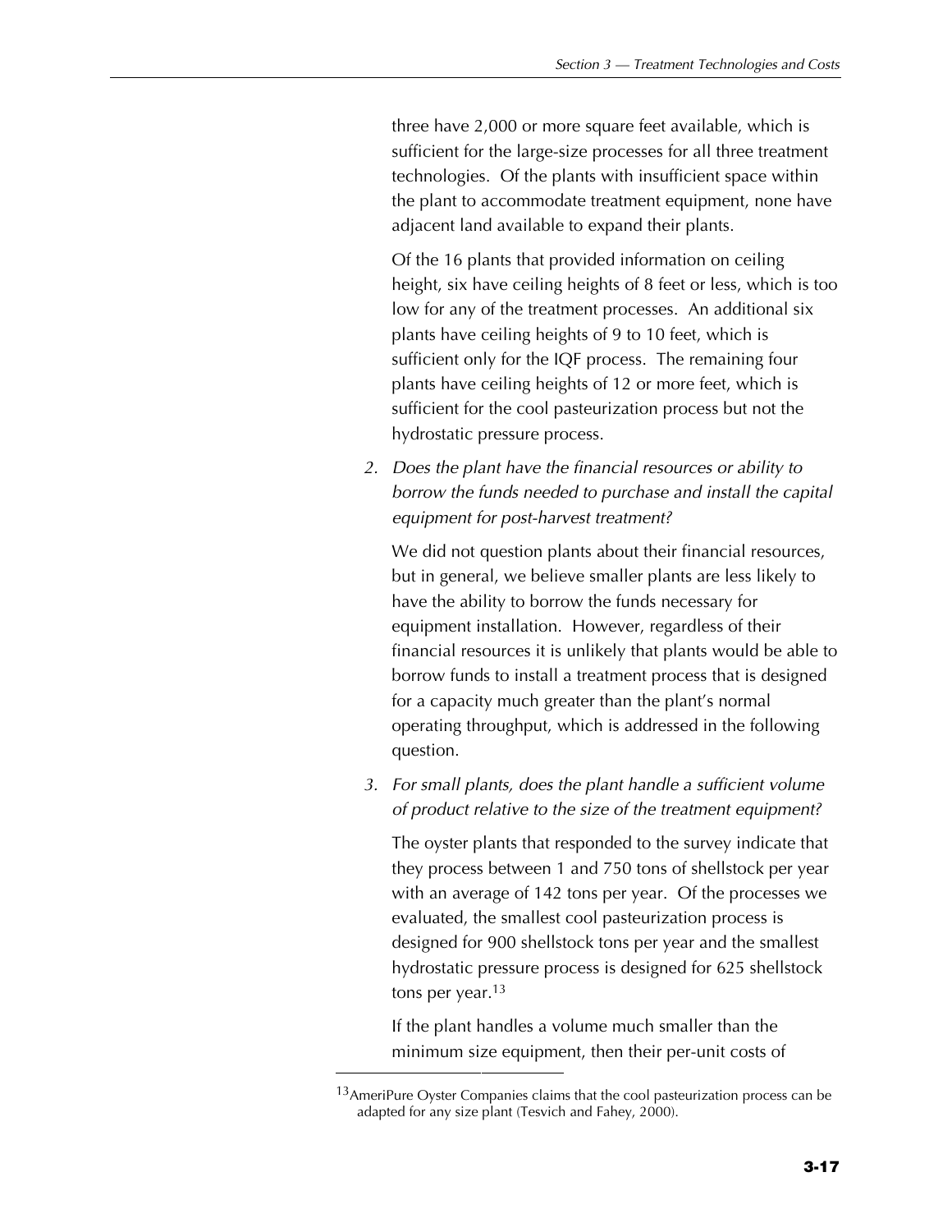three have 2,000 or more square feet available, which is sufficient for the large-size processes for all three treatment technologies. Of the plants with insufficient space within the plant to accommodate treatment equipment, none have adjacent land available to expand their plants.

Of the 16 plants that provided information on ceiling height, six have ceiling heights of 8 feet or less, which is too low for any of the treatment processes. An additional six plants have ceiling heights of 9 to 10 feet, which is sufficient only for the IQF process. The remaining four plants have ceiling heights of 12 or more feet, which is sufficient for the cool pasteurization process but not the hydrostatic pressure process.

2. *Does the plant have the financial resources or ability to borrow the funds needed to purchase and install the capital equipment for post-harvest treatment?*

   We did not question plants about their financial resources, but in general, we believe smaller plants are less likely to have the ability to borrow the funds necessary for equipment installation. However, regardless of their financial resources it is unlikely that plants would be able to borrow funds to install a treatment process that is designed for a capacity much greater than the plant's normal operating throughput, which is addressed in the following question.

3. *For small plants, does the plant handle a sufficient volume of product relative to the size of the treatment equipment?*

   The oyster plants that responded to the survey indicate that they process between 1 and 750 tons of shellstock per year with an average of 142 tons per year. Of the processes we evaluated, the smallest cool pasteurization process is designed for 900 shellstock tons per year and the smallest hydrostatic pressure process is designed for 625 shellstock tons per year.[13]

   If the plant handles a volume much smaller than the minimum size equipment, then their per-unit costs of

[13] AmeriPure Oyster Companies claims that the cool pasteurization process can be adapted for any size plant (Tesvich and Fahey, 2000).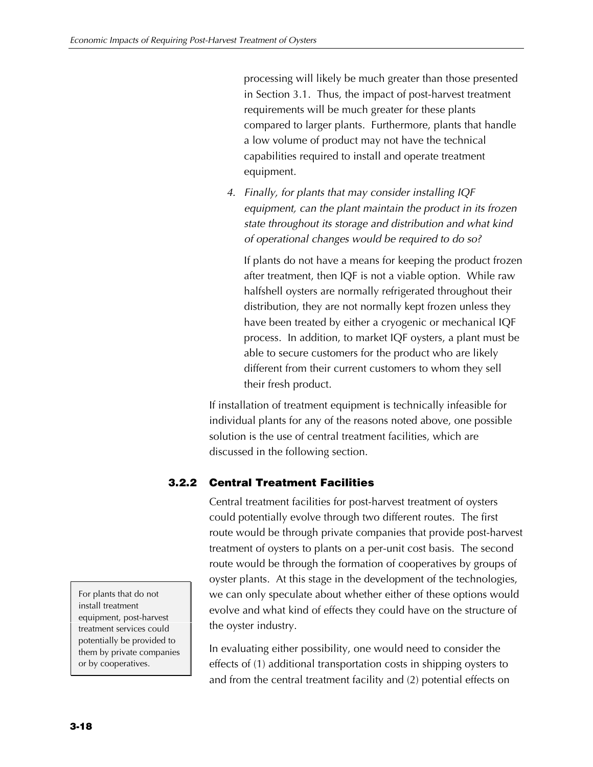processing will likely be much greater than those presented in Section 3.1. Thus, the impact of post-harvest treatment requirements will be much greater for these plants compared to larger plants. Furthermore, plants that handle a low volume of product may not have the technical capabilities required to install and operate treatment equipment.

4. *Finally, for plants that may consider installing IQF equipment, can the plant maintain the product in its frozen state throughout its storage and distribution and what kind of operational changes would be required to do so?*

   If plants do not have a means for keeping the product frozen after treatment, then IQF is not a viable option. While raw halfshell oysters are normally refrigerated throughout their distribution, they are not normally kept frozen unless they have been treated by either a cryogenic or mechanical IQF process. In addition, to market IQF oysters, a plant must be able to secure customers for the product who are likely different from their current customers to whom they sell their fresh product.

If installation of treatment equipment is technically infeasible for individual plants for any of the reasons noted above, one possible solution is the use of central treatment facilities, which are discussed in the following section.

### 3.2.2 Central Treatment Facilities

Central treatment facilities for post-harvest treatment of oysters could potentially evolve through two different routes. The first route would be through private companies that provide post-harvest treatment of oysters to plants on a per-unit cost basis. The second route would be through the formation of cooperatives by groups of oyster plants. At this stage in the development of the technologies, we can only speculate about whether either of these options would evolve and what kind of effects they could have on the structure of the oyster industry.

> For plants that do not install treatment equipment, post-harvest treatment services could potentially be provided to them by private companies or by cooperatives.

In evaluating either possibility, one would need to consider the effects of (1) additional transportation costs in shipping oysters to and from the central treatment facility and (2) potential effects on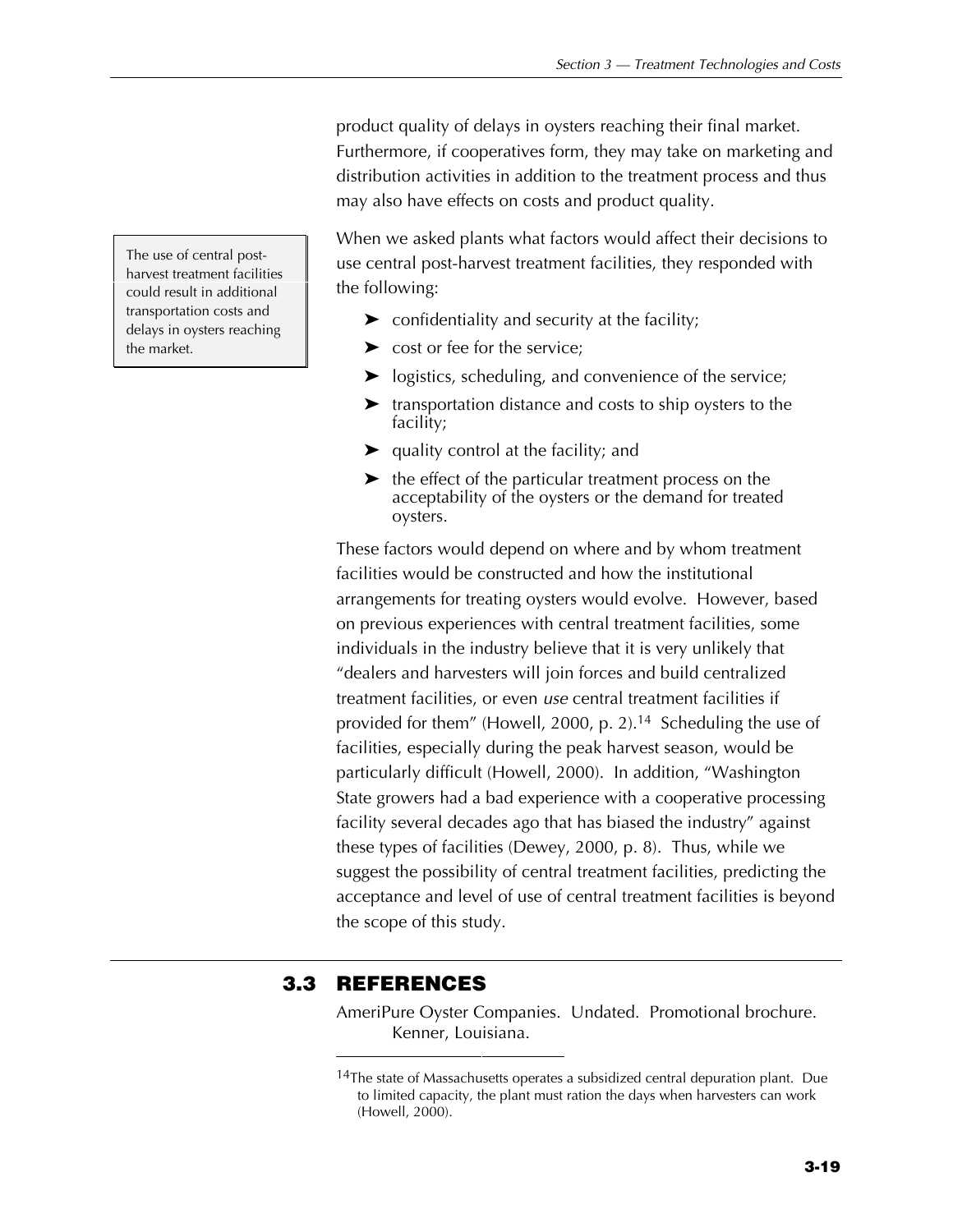product quality of delays in oysters reaching their final market. Furthermore, if cooperatives form, they may take on marketing and distribution activities in addition to the treatment process and thus may also have effects on costs and product quality.

The use of central post-harvest treatment facilities could result in additional transportation costs and delays in oysters reaching the market.

When we asked plants what factors would affect their decisions to use central post-harvest treatment facilities, they responded with the following:

- confidentiality and security at the facility;
- cost or fee for the service;
- logistics, scheduling, and convenience of the service;
- transportation distance and costs to ship oysters to the facility;
- quality control at the facility; and
- the effect of the particular treatment process on the acceptability of the oysters or the demand for treated oysters.

These factors would depend on where and by whom treatment facilities would be constructed and how the institutional arrangements for treating oysters would evolve. However, based on previous experiences with central treatment facilities, some individuals in the industry believe that it is very unlikely that "dealers and harvesters will join forces and build centralized treatment facilities, or even *use* central treatment facilities if provided for them" (Howell, 2000, p. 2).[14] Scheduling the use of facilities, especially during the peak harvest season, would be particularly difficult (Howell, 2000). In addition, "Washington State growers had a bad experience with a cooperative processing facility several decades ago that has biased the industry" against these types of facilities (Dewey, 2000, p. 8). Thus, while we suggest the possibility of central treatment facilities, predicting the acceptance and level of use of central treatment facilities is beyond the scope of this study.

## 3.3 REFERENCES

AmeriPure Oyster Companies. Undated. Promotional brochure. Kenner, Louisiana.

---

[14]The state of Massachusetts operates a subsidized central depuration plant. Due to limited capacity, the plant must ration the days when harvesters can work (Howell, 2000).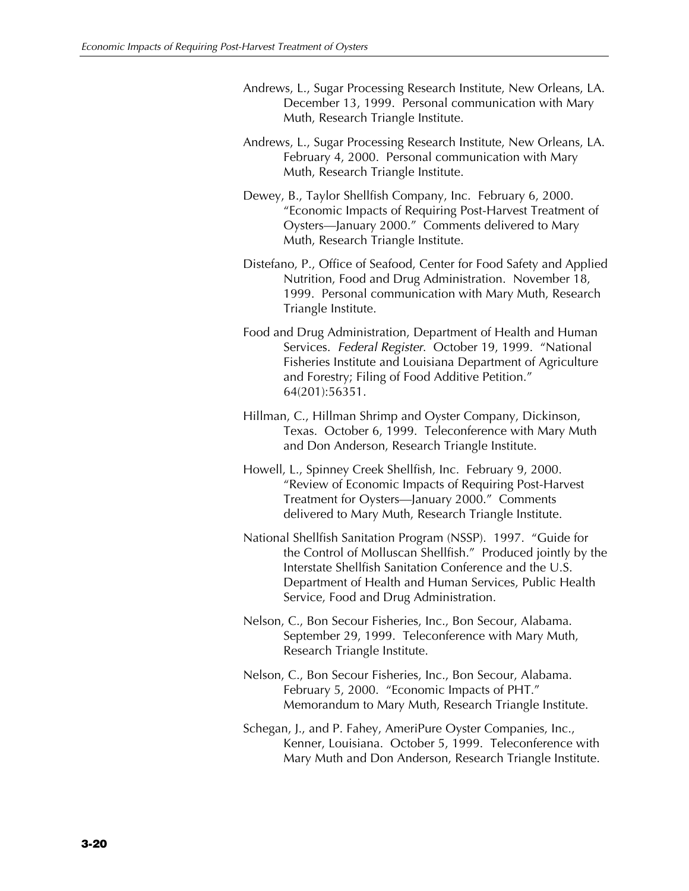Andrews, L., Sugar Processing Research Institute, New Orleans, LA. December 13, 1999. Personal communication with Mary Muth, Research Triangle Institute.

Andrews, L., Sugar Processing Research Institute, New Orleans, LA. February 4, 2000. Personal communication with Mary Muth, Research Triangle Institute.

Dewey, B., Taylor Shellfish Company, Inc. February 6, 2000. "Economic Impacts of Requiring Post-Harvest Treatment of Oysters—January 2000." Comments delivered to Mary Muth, Research Triangle Institute.

Distefano, P., Office of Seafood, Center for Food Safety and Applied Nutrition, Food and Drug Administration. November 18, 1999. Personal communication with Mary Muth, Research Triangle Institute.

Food and Drug Administration, Department of Health and Human Services. *Federal Register*. October 19, 1999. "National Fisheries Institute and Louisiana Department of Agriculture and Forestry; Filing of Food Additive Petition." 64(201):56351.

Hillman, C., Hillman Shrimp and Oyster Company, Dickinson, Texas. October 6, 1999. Teleconference with Mary Muth and Don Anderson, Research Triangle Institute.

Howell, L., Spinney Creek Shellfish, Inc. February 9, 2000. "Review of Economic Impacts of Requiring Post-Harvest Treatment for Oysters—January 2000." Comments delivered to Mary Muth, Research Triangle Institute.

National Shellfish Sanitation Program (NSSP). 1997. "Guide for the Control of Molluscan Shellfish." Produced jointly by the Interstate Shellfish Sanitation Conference and the U.S. Department of Health and Human Services, Public Health Service, Food and Drug Administration.

Nelson, C., Bon Secour Fisheries, Inc., Bon Secour, Alabama. September 29, 1999. Teleconference with Mary Muth, Research Triangle Institute.

Nelson, C., Bon Secour Fisheries, Inc., Bon Secour, Alabama. February 5, 2000. "Economic Impacts of PHT." Memorandum to Mary Muth, Research Triangle Institute.

Schegan, J., and P. Fahey, AmeriPure Oyster Companies, Inc., Kenner, Louisiana. October 5, 1999. Teleconference with Mary Muth and Don Anderson, Research Triangle Institute.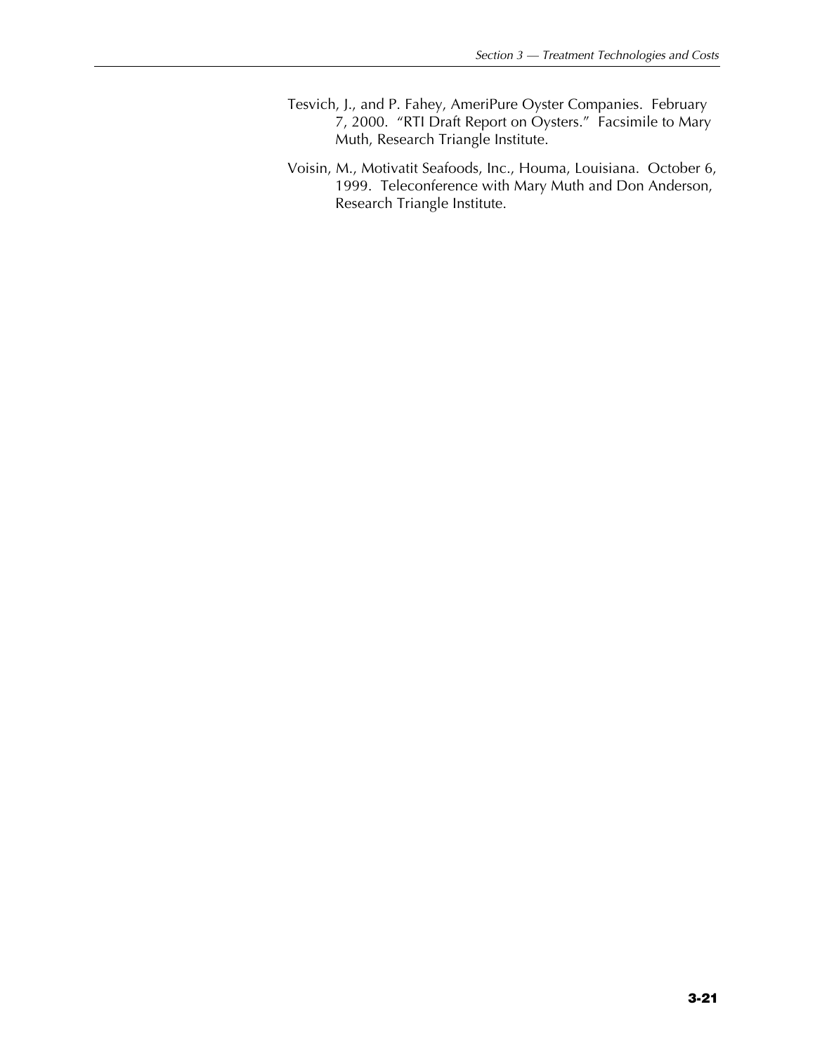Tesvich, J., and P. Fahey, AmeriPure Oyster Companies. February 7, 2000. "RTI Draft Report on Oysters." Facsimile to Mary Muth, Research Triangle Institute.

Voisin, M., Motivatit Seafoods, Inc., Houma, Louisiana. October 6, 1999. Teleconference with Mary Muth and Don Anderson, Research Triangle Institute.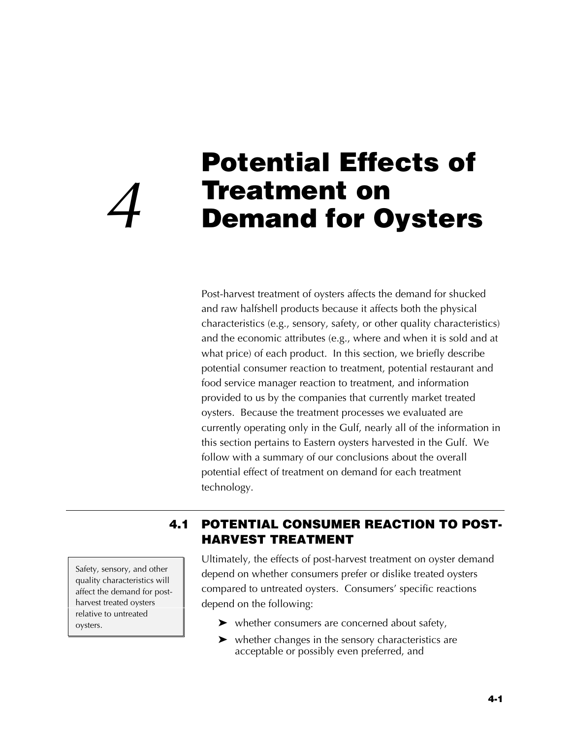# 4 Potential Effects of Treatment on Demand for Oysters

Post-harvest treatment of oysters affects the demand for shucked and raw halfshell products because it affects both the physical characteristics (e.g., sensory, safety, or other quality characteristics) and the economic attributes (e.g., where and when it is sold and at what price) of each product. In this section, we briefly describe potential consumer reaction to treatment, potential restaurant and food service manager reaction to treatment, and information provided to us by the companies that currently market treated oysters. Because the treatment processes we evaluated are currently operating only in the Gulf, nearly all of the information in this section pertains to Eastern oysters harvested in the Gulf. We follow with a summary of our conclusions about the overall potential effect of treatment on demand for each treatment technology.

## 4.1 POTENTIAL CONSUMER REACTION TO POST-HARVEST TREATMENT

> Safety, sensory, and other quality characteristics will affect the demand for post-harvest treated oysters relative to untreated oysters.

Ultimately, the effects of post-harvest treatment on oyster demand depend on whether consumers prefer or dislike treated oysters compared to untreated oysters. Consumers' specific reactions depend on the following:

- whether consumers are concerned about safety,
- whether changes in the sensory characteristics are acceptable or possibly even preferred, and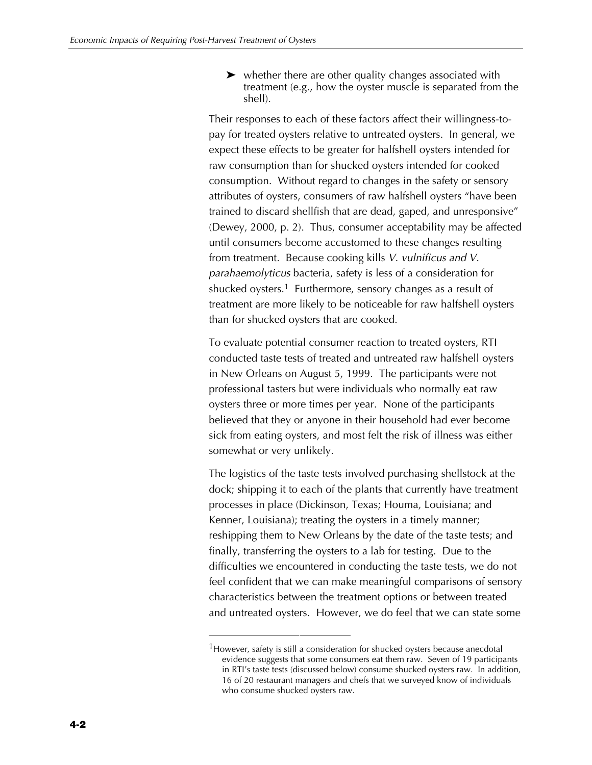- ➤ whether there are other quality changes associated with treatment (e.g., how the oyster muscle is separated from the shell).

Their responses to each of these factors affect their willingness-to-pay for treated oysters relative to untreated oysters. In general, we expect these effects to be greater for halfshell oysters intended for raw consumption than for shucked oysters intended for cooked consumption. Without regard to changes in the safety or sensory attributes of oysters, consumers of raw halfshell oysters "have been trained to discard shellfish that are dead, gaped, and unresponsive" (Dewey, 2000, p. 2). Thus, consumer acceptability may be affected until consumers become accustomed to these changes resulting from treatment. Because cooking kills *V. vulnificus and V. parahaemolyticus* bacteria, safety is less of a consideration for shucked oysters.[1] Furthermore, sensory changes as a result of treatment are more likely to be noticeable for raw halfshell oysters than for shucked oysters that are cooked.

To evaluate potential consumer reaction to treated oysters, RTI conducted taste tests of treated and untreated raw halfshell oysters in New Orleans on August 5, 1999. The participants were not professional tasters but were individuals who normally eat raw oysters three or more times per year. None of the participants believed that they or anyone in their household had ever become sick from eating oysters, and most felt the risk of illness was either somewhat or very unlikely.

The logistics of the taste tests involved purchasing shellstock at the dock; shipping it to each of the plants that currently have treatment processes in place (Dickinson, Texas; Houma, Louisiana; and Kenner, Louisiana); treating the oysters in a timely manner; reshipping them to New Orleans by the date of the taste tests; and finally, transferring the oysters to a lab for testing. Due to the difficulties we encountered in conducting the taste tests, we do not feel confident that we can make meaningful comparisons of sensory characteristics between the treatment options or between treated and untreated oysters. However, we do feel that we can state some

[1] However, safety is still a consideration for shucked oysters because anecdotal evidence suggests that some consumers eat them raw. Seven of 19 participants in RTI's taste tests (discussed below) consume shucked oysters raw. In addition, 16 of 20 restaurant managers and chefs that we surveyed know of individuals who consume shucked oysters raw.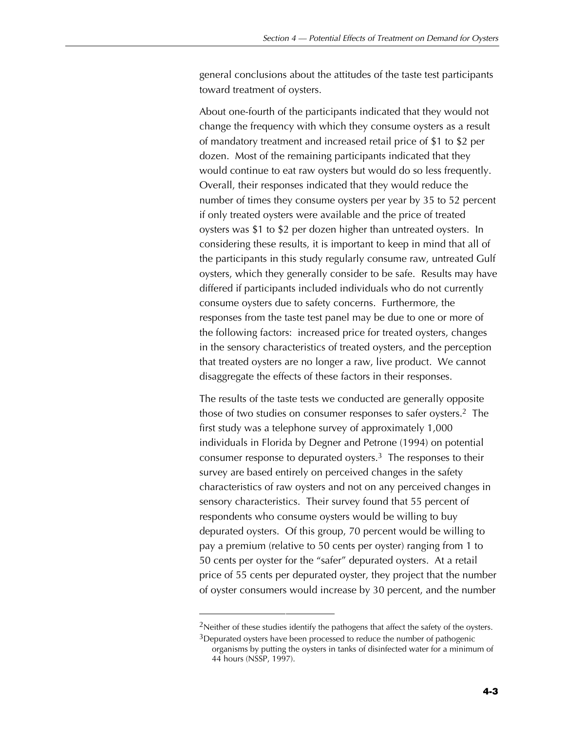general conclusions about the attitudes of the taste test participants toward treatment of oysters.

About one-fourth of the participants indicated that they would not change the frequency with which they consume oysters as a result of mandatory treatment and increased retail price of $1 to $2 per dozen. Most of the remaining participants indicated that they would continue to eat raw oysters but would do so less frequently. Overall, their responses indicated that they would reduce the number of times they consume oysters per year by 35 to 52 percent if only treated oysters were available and the price of treated oysters was $1 to $2 per dozen higher than untreated oysters. In considering these results, it is important to keep in mind that all of the participants in this study regularly consume raw, untreated Gulf oysters, which they generally consider to be safe. Results may have differed if participants included individuals who do not currently consume oysters due to safety concerns. Furthermore, the responses from the taste test panel may be due to one or more of the following factors: increased price for treated oysters, changes in the sensory characteristics of treated oysters, and the perception that treated oysters are no longer a raw, live product. We cannot disaggregate the effects of these factors in their responses.

The results of the taste tests we conducted are generally opposite those of two studies on consumer responses to safer oysters.[2] The first study was a telephone survey of approximately 1,000 individuals in Florida by Degner and Petrone (1994) on potential consumer response to depurated oysters.[3] The responses to their survey are based entirely on perceived changes in the safety characteristics of raw oysters and not on any perceived changes in sensory characteristics. Their survey found that 55 percent of respondents who consume oysters would be willing to buy depurated oysters. Of this group, 70 percent would be willing to pay a premium (relative to 50 cents per oyster) ranging from 1 to 50 cents per oyster for the "safer" depurated oysters. At a retail price of 55 cents per depurated oyster, they project that the number of oyster consumers would increase by 30 percent, and the number

---

[2]Neither of these studies identify the pathogens that affect the safety of the oysters.

[3]Depurated oysters have been processed to reduce the number of pathogenic organisms by putting the oysters in tanks of disinfected water for a minimum of 44 hours (NSSP, 1997).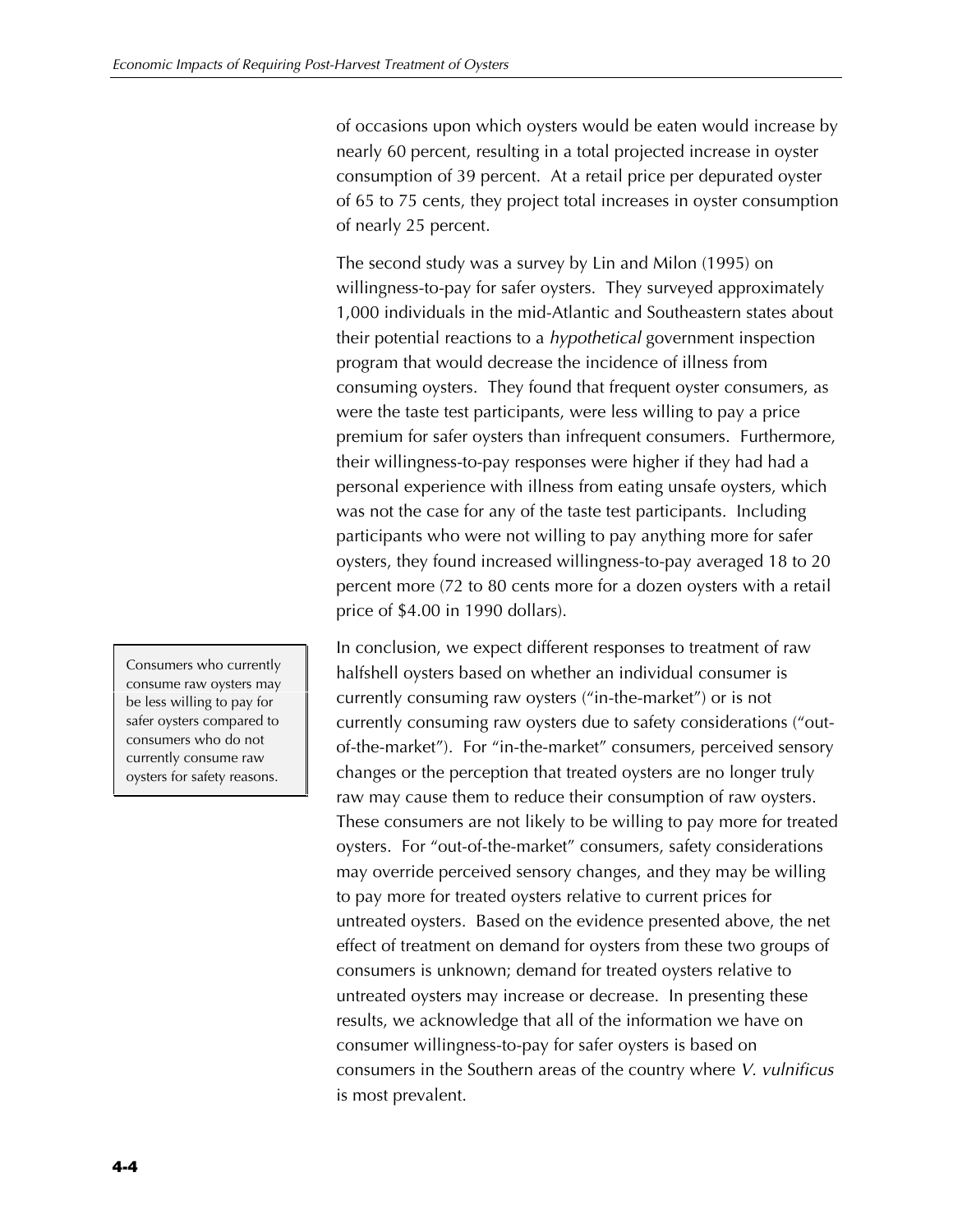of occasions upon which oysters would be eaten would increase by nearly 60 percent, resulting in a total projected increase in oyster consumption of 39 percent. At a retail price per depurated oyster of 65 to 75 cents, they project total increases in oyster consumption of nearly 25 percent.

The second study was a survey by Lin and Milon (1995) on willingness-to-pay for safer oysters. They surveyed approximately 1,000 individuals in the mid-Atlantic and Southeastern states about their potential reactions to a *hypothetical* government inspection program that would decrease the incidence of illness from consuming oysters. They found that frequent oyster consumers, as were the taste test participants, were less willing to pay a price premium for safer oysters than infrequent consumers. Furthermore, their willingness-to-pay responses were higher if they had had a personal experience with illness from eating unsafe oysters, which was not the case for any of the taste test participants. Including participants who were not willing to pay anything more for safer oysters, they found increased willingness-to-pay averaged 18 to 20 percent more (72 to 80 cents more for a dozen oysters with a retail price of $4.00 in 1990 dollars).

> Consumers who currently consume raw oysters may be less willing to pay for safer oysters compared to consumers who do not currently consume raw oysters for safety reasons.

In conclusion, we expect different responses to treatment of raw halfshell oysters based on whether an individual consumer is currently consuming raw oysters ("in-the-market") or is not currently consuming raw oysters due to safety considerations ("out-of-the-market"). For "in-the-market" consumers, perceived sensory changes or the perception that treated oysters are no longer truly raw may cause them to reduce their consumption of raw oysters. These consumers are not likely to be willing to pay more for treated oysters. For "out-of-the-market" consumers, safety considerations may override perceived sensory changes, and they may be willing to pay more for treated oysters relative to current prices for untreated oysters. Based on the evidence presented above, the net effect of treatment on demand for oysters from these two groups of consumers is unknown; demand for treated oysters relative to untreated oysters may increase or decrease. In presenting these results, we acknowledge that all of the information we have on consumer willingness-to-pay for safer oysters is based on consumers in the Southern areas of the country where *V. vulnificus* is most prevalent.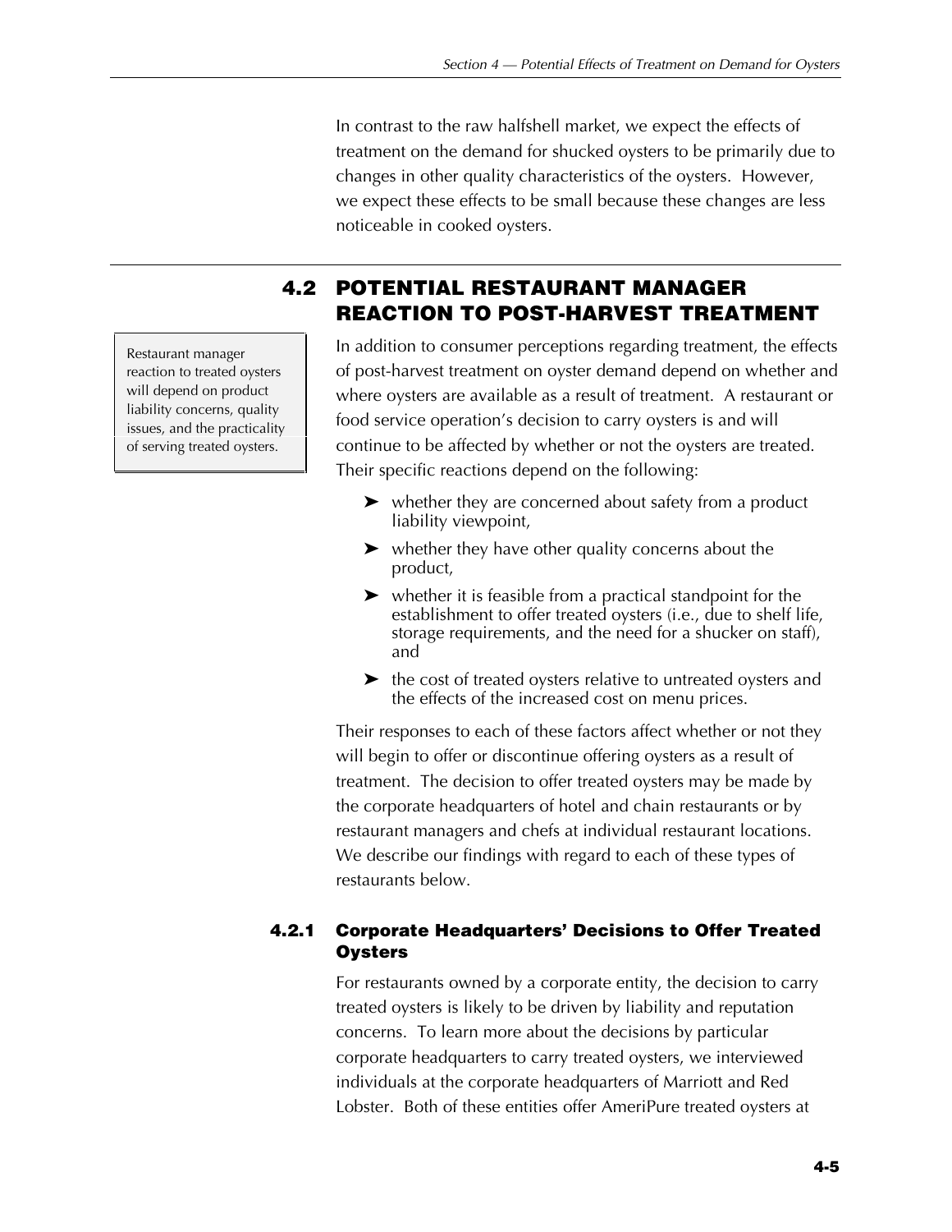In contrast to the raw halfshell market, we expect the effects of treatment on the demand for shucked oysters to be primarily due to changes in other quality characteristics of the oysters. However, we expect these effects to be small because these changes are less noticeable in cooked oysters.

## 4.2 POTENTIAL RESTAURANT MANAGER REACTION TO POST-HARVEST TREATMENT

Restaurant manager reaction to treated oysters will depend on product liability concerns, quality issues, and the practicality of serving treated oysters.

In addition to consumer perceptions regarding treatment, the effects of post-harvest treatment on oyster demand depend on whether and where oysters are available as a result of treatment. A restaurant or food service operation's decision to carry oysters is and will continue to be affected by whether or not the oysters are treated. Their specific reactions depend on the following:

- whether they are concerned about safety from a product liability viewpoint,
- whether they have other quality concerns about the product,
- whether it is feasible from a practical standpoint for the establishment to offer treated oysters (i.e., due to shelf life, storage requirements, and the need for a shucker on staff), and
- the cost of treated oysters relative to untreated oysters and the effects of the increased cost on menu prices.

Their responses to each of these factors affect whether or not they will begin to offer or discontinue offering oysters as a result of treatment. The decision to offer treated oysters may be made by the corporate headquarters of hotel and chain restaurants or by restaurant managers and chefs at individual restaurant locations. We describe our findings with regard to each of these types of restaurants below.

### 4.2.1 Corporate Headquarters' Decisions to Offer Treated Oysters

For restaurants owned by a corporate entity, the decision to carry treated oysters is likely to be driven by liability and reputation concerns. To learn more about the decisions by particular corporate headquarters to carry treated oysters, we interviewed individuals at the corporate headquarters of Marriott and Red Lobster. Both of these entities offer AmeriPure treated oysters at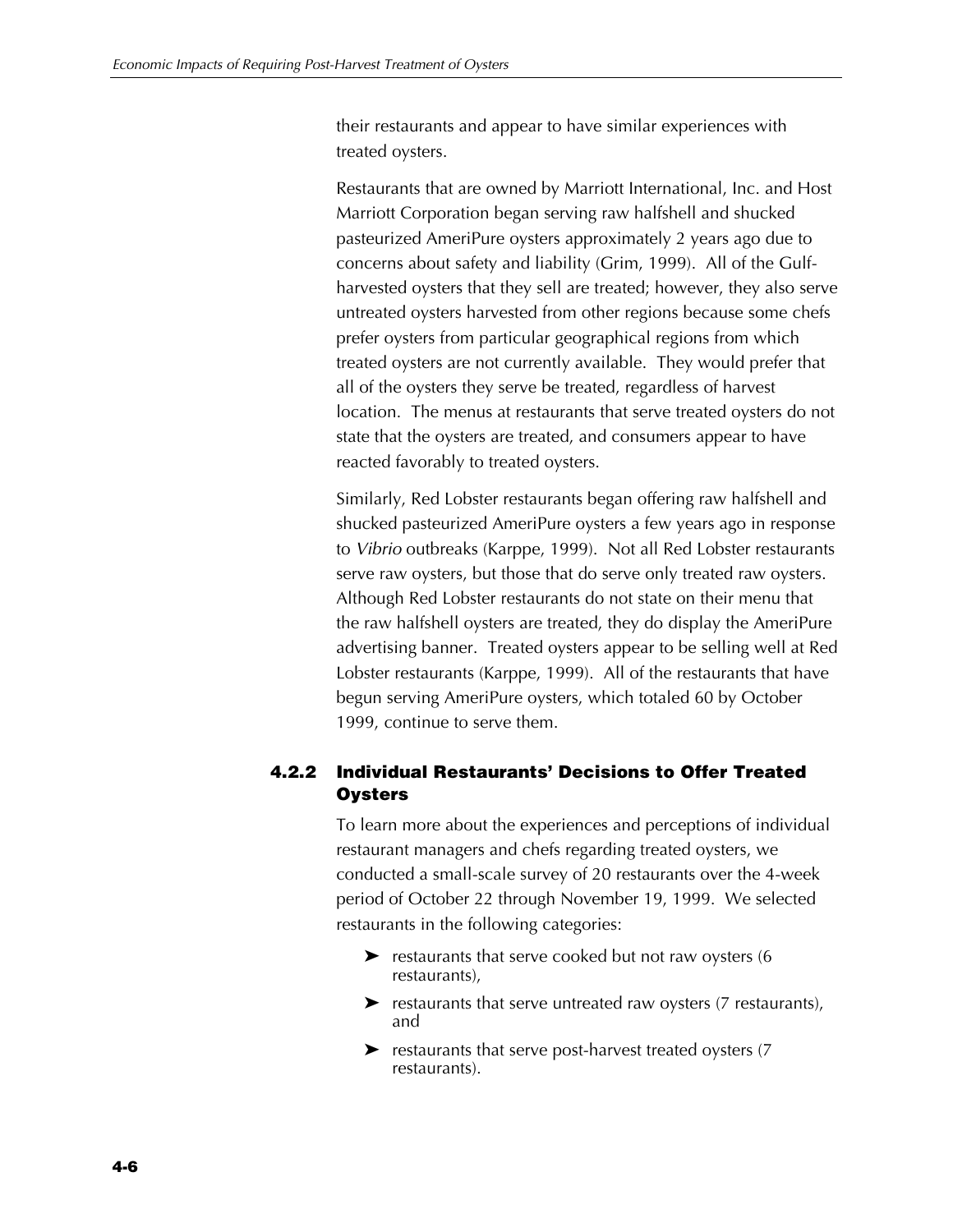their restaurants and appear to have similar experiences with treated oysters.

Restaurants that are owned by Marriott International, Inc. and Host Marriott Corporation began serving raw halfshell and shucked pasteurized AmeriPure oysters approximately 2 years ago due to concerns about safety and liability (Grim, 1999). All of the Gulf-harvested oysters that they sell are treated; however, they also serve untreated oysters harvested from other regions because some chefs prefer oysters from particular geographical regions from which treated oysters are not currently available. They would prefer that all of the oysters they serve be treated, regardless of harvest location. The menus at restaurants that serve treated oysters do not state that the oysters are treated, and consumers appear to have reacted favorably to treated oysters.

Similarly, Red Lobster restaurants began offering raw halfshell and shucked pasteurized AmeriPure oysters a few years ago in response to *Vibrio* outbreaks (Karppe, 1999). Not all Red Lobster restaurants serve raw oysters, but those that do serve only treated raw oysters. Although Red Lobster restaurants do not state on their menu that the raw halfshell oysters are treated, they do display the AmeriPure advertising banner. Treated oysters appear to be selling well at Red Lobster restaurants (Karppe, 1999). All of the restaurants that have begun serving AmeriPure oysters, which totaled 60 by October 1999, continue to serve them.

### 4.2.2 Individual Restaurants' Decisions to Offer Treated Oysters

To learn more about the experiences and perceptions of individual restaurant managers and chefs regarding treated oysters, we conducted a small-scale survey of 20 restaurants over the 4-week period of October 22 through November 19, 1999. We selected restaurants in the following categories:

- restaurants that serve cooked but not raw oysters (6 restaurants),
- restaurants that serve untreated raw oysters (7 restaurants), and
- restaurants that serve post-harvest treated oysters (7 restaurants).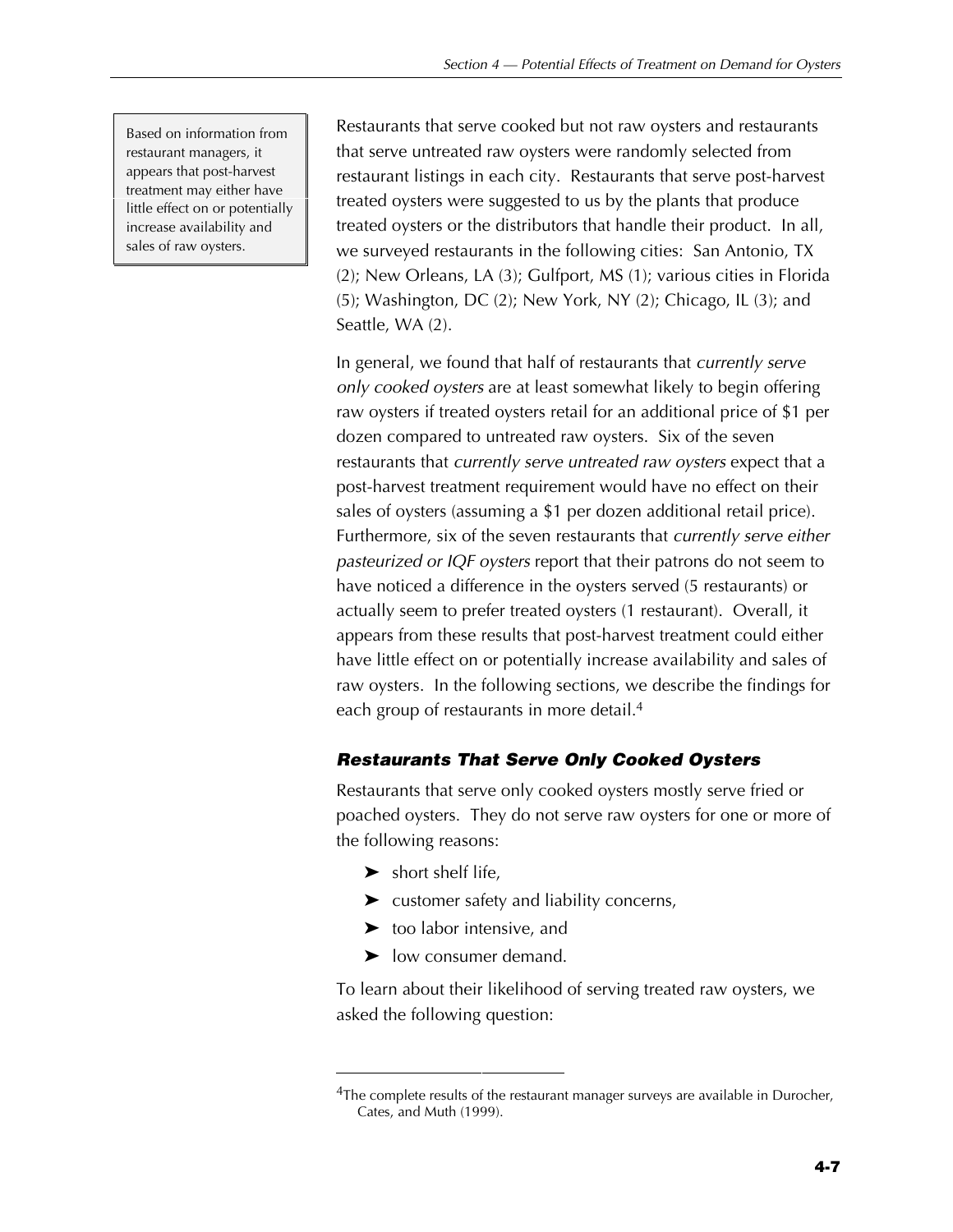Based on information from restaurant managers, it appears that post-harvest treatment may either have little effect on or potentially increase availability and sales of raw oysters.

Restaurants that serve cooked but not raw oysters and restaurants that serve untreated raw oysters were randomly selected from restaurant listings in each city. Restaurants that serve post-harvest treated oysters were suggested to us by the plants that produce treated oysters or the distributors that handle their product. In all, we surveyed restaurants in the following cities: San Antonio, TX (2); New Orleans, LA (3); Gulfport, MS (1); various cities in Florida (5); Washington, DC (2); New York, NY (2); Chicago, IL (3); and Seattle, WA (2).

In general, we found that half of restaurants that *currently serve only cooked oysters* are at least somewhat likely to begin offering raw oysters if treated oysters retail for an additional price of $1 per dozen compared to untreated raw oysters. Six of the seven restaurants that *currently serve untreated raw oysters* expect that a post-harvest treatment requirement would have no effect on their sales of oysters (assuming a $1 per dozen additional retail price). Furthermore, six of the seven restaurants that *currently serve either pasteurized or IQF oysters* report that their patrons do not seem to have noticed a difference in the oysters served (5 restaurants) or actually seem to prefer treated oysters (1 restaurant). Overall, it appears from these results that post-harvest treatment could either have little effect on or potentially increase availability and sales of raw oysters. In the following sections, we describe the findings for each group of restaurants in more detail.[4]

### Restaurants That Serve Only Cooked Oysters

Restaurants that serve only cooked oysters mostly serve fried or poached oysters. They do not serve raw oysters for one or more of the following reasons:

- short shelf life,
- customer safety and liability concerns,
- too labor intensive, and
- low consumer demand.

To learn about their likelihood of serving treated raw oysters, we asked the following question:

---

[4] The complete results of the restaurant manager surveys are available in Durocher, Cates, and Muth (1999).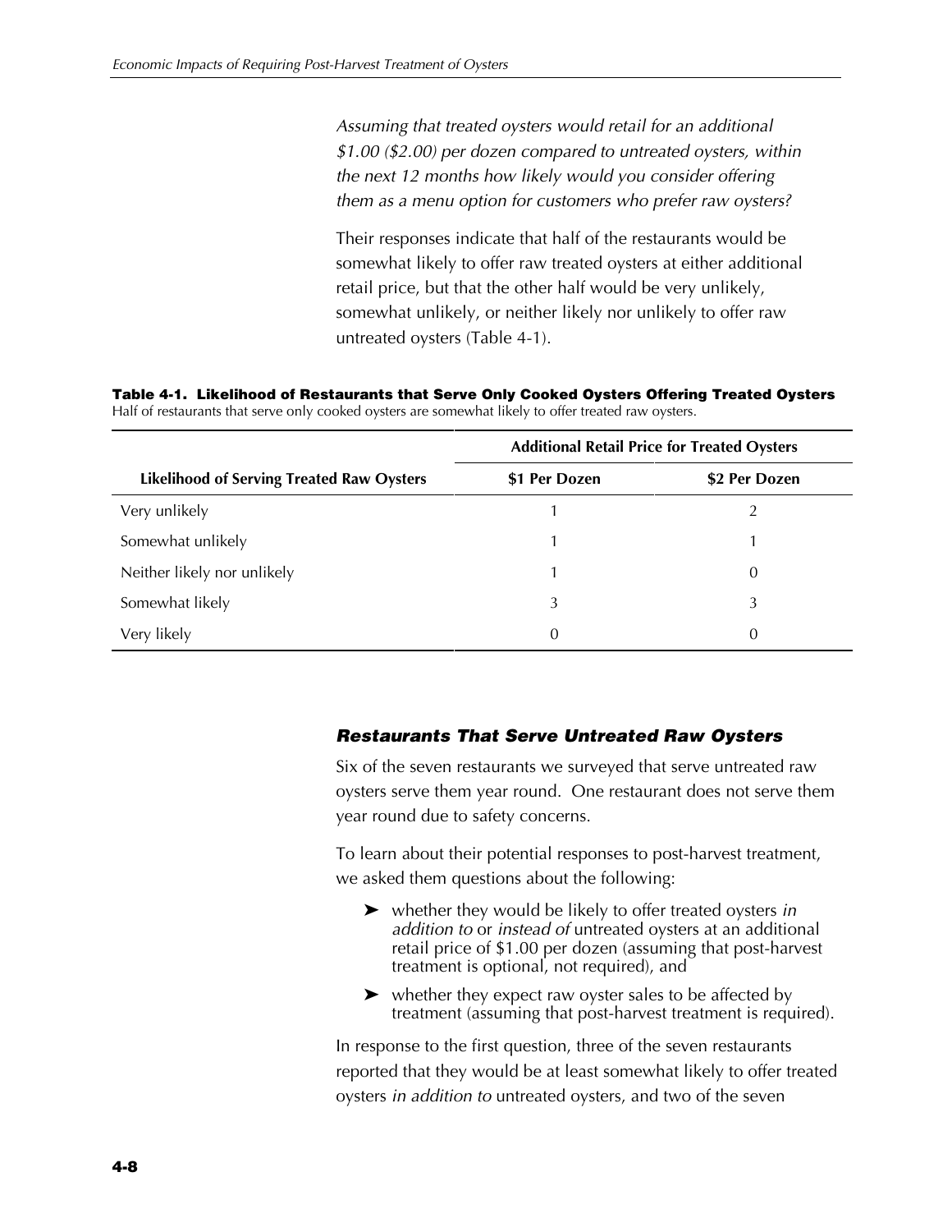*Assuming that treated oysters would retail for an additional $1.00 ($2.00) per dozen compared to untreated oysters, within the next 12 months how likely would you consider offering them as a menu option for customers who prefer raw oysters?*

Their responses indicate that half of the restaurants would be somewhat likely to offer raw treated oysters at either additional retail price, but that the other half would be very unlikely, somewhat unlikely, or neither likely nor unlikely to offer raw untreated oysters (Table 4-1).

**Table 4-1. Likelihood of Restaurants that Serve Only Cooked Oysters Offering Treated Oysters**
Half of restaurants that serve only cooked oysters are somewhat likely to offer treated raw oysters.

| | Additional Retail Price for Treated Oysters | |
|---|---|---|
| **Likelihood of Serving Treated Raw Oysters** | **$1 Per Dozen** | **$2 Per Dozen** |
| Very unlikely | 1 | 2 |
| Somewhat unlikely | 1 | 1 |
| Neither likely nor unlikely | 1 | 0 |
| Somewhat likely | 3 | 3 |
| Very likely | 0 | 0 |

### *Restaurants That Serve Untreated Raw Oysters*

Six of the seven restaurants we surveyed that serve untreated raw oysters serve them year round. One restaurant does not serve them year round due to safety concerns.

To learn about their potential responses to post-harvest treatment, we asked them questions about the following:

- whether they would be likely to offer treated oysters *in addition to* or *instead of* untreated oysters at an additional retail price of $1.00 per dozen (assuming that post-harvest treatment is optional, not required), and
- whether they expect raw oyster sales to be affected by treatment (assuming that post-harvest treatment is required).

In response to the first question, three of the seven restaurants reported that they would be at least somewhat likely to offer treated oysters *in addition to* untreated oysters, and two of the seven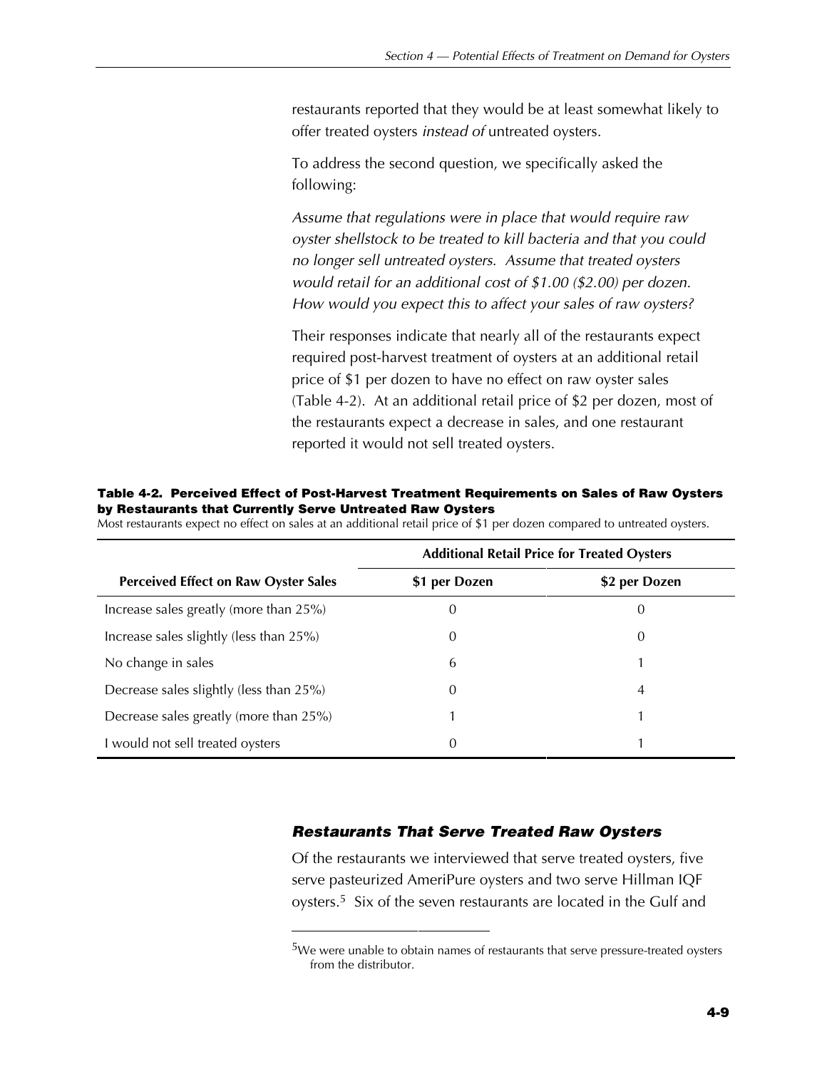restaurants reported that they would be at least somewhat likely to offer treated oysters *instead of* untreated oysters.

To address the second question, we specifically asked the following:

*Assume that regulations were in place that would require raw oyster shellstock to be treated to kill bacteria and that you could no longer sell untreated oysters. Assume that treated oysters would retail for an additional cost of $1.00 ($2.00) per dozen. How would you expect this to affect your sales of raw oysters?*

Their responses indicate that nearly all of the restaurants expect required post-harvest treatment of oysters at an additional retail price of $1 per dozen to have no effect on raw oyster sales (Table 4-2). At an additional retail price of $2 per dozen, most of the restaurants expect a decrease in sales, and one restaurant reported it would not sell treated oysters.

**Table 4-2. Perceived Effect of Post-Harvest Treatment Requirements on Sales of Raw Oysters by Restaurants that Currently Serve Untreated Raw Oysters**

Most restaurants expect no effect on sales at an additional retail price of $1 per dozen compared to untreated oysters.

| | Additional Retail Price for Treated Oysters | |
|---|---|---|
| **Perceived Effect on Raw Oyster Sales** | **$1 per Dozen** | **$2 per Dozen** |
| Increase sales greatly (more than 25%) | 0 | 0 |
| Increase sales slightly (less than 25%) | 0 | 0 |
| No change in sales | 6 | 1 |
| Decrease sales slightly (less than 25%) | 0 | 4 |
| Decrease sales greatly (more than 25%) | 1 | 1 |
| I would not sell treated oysters | 0 | 1 |

### *Restaurants That Serve Treated Raw Oysters*

Of the restaurants we interviewed that serve treated oysters, five serve pasteurized AmeriPure oysters and two serve Hillman IQF oysters.[5] Six of the seven restaurants are located in the Gulf and

[5]We were unable to obtain names of restaurants that serve pressure-treated oysters from the distributor.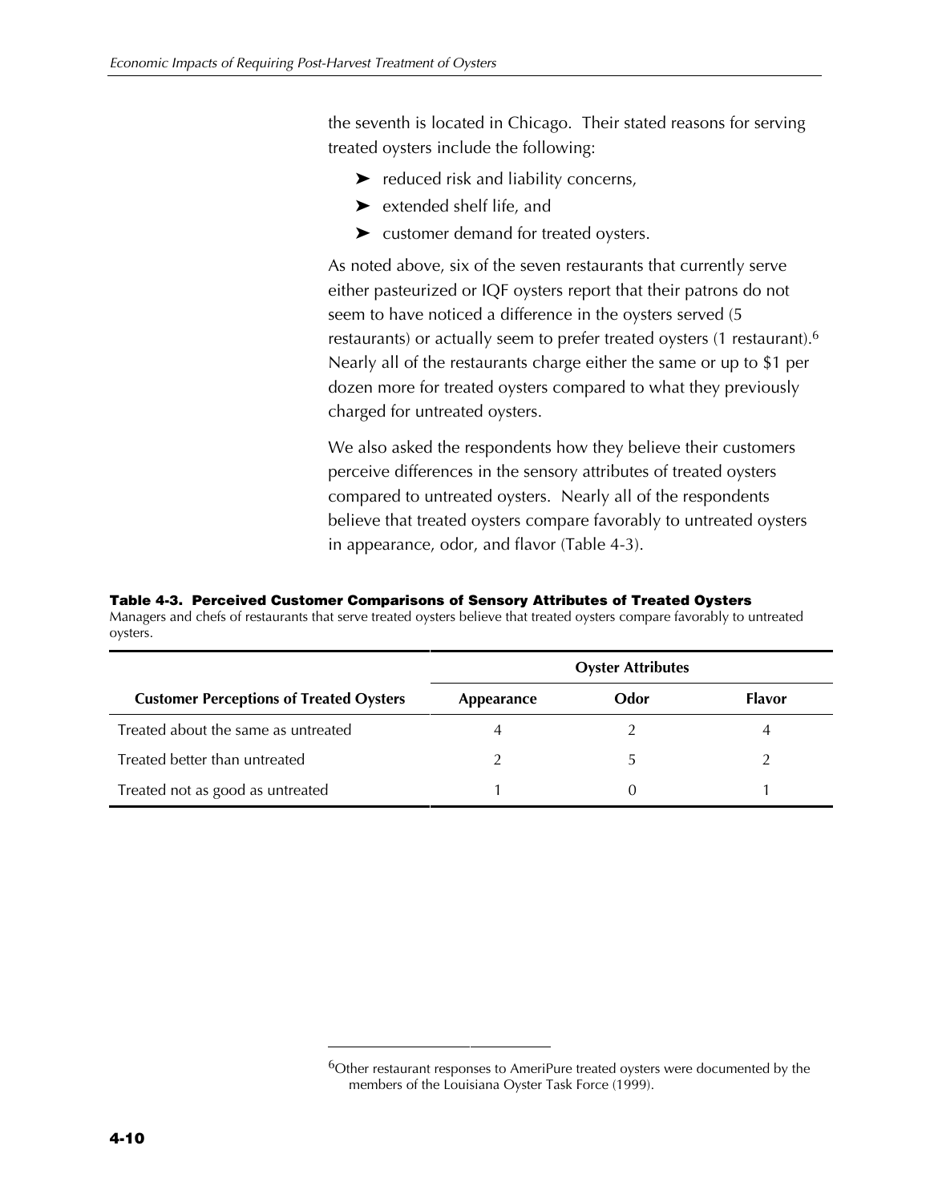the seventh is located in Chicago. Their stated reasons for serving treated oysters include the following:

- reduced risk and liability concerns,
- extended shelf life, and
- customer demand for treated oysters.

As noted above, six of the seven restaurants that currently serve either pasteurized or IQF oysters report that their patrons do not seem to have noticed a difference in the oysters served (5 restaurants) or actually seem to prefer treated oysters (1 restaurant).[6] Nearly all of the restaurants charge either the same or up to $1 per dozen more for treated oysters compared to what they previously charged for untreated oysters.

We also asked the respondents how they believe their customers perceive differences in the sensory attributes of treated oysters compared to untreated oysters. Nearly all of the respondents believe that treated oysters compare favorably to untreated oysters in appearance, odor, and flavor (Table 4-3).

**Table 4-3. Perceived Customer Comparisons of Sensory Attributes of Treated Oysters**
Managers and chefs of restaurants that serve treated oysters believe that treated oysters compare favorably to untreated oysters.

| | Oyster Attributes | | |
|---|---|---|---|
| **Customer Perceptions of Treated Oysters** | **Appearance** | **Odor** | **Flavor** |
| Treated about the same as untreated | 4 | 2 | 4 |
| Treated better than untreated | 2 | 5 | 2 |
| Treated not as good as untreated | 1 | 0 | 1 |

[6]Other restaurant responses to AmeriPure treated oysters were documented by the members of the Louisiana Oyster Task Force (1999).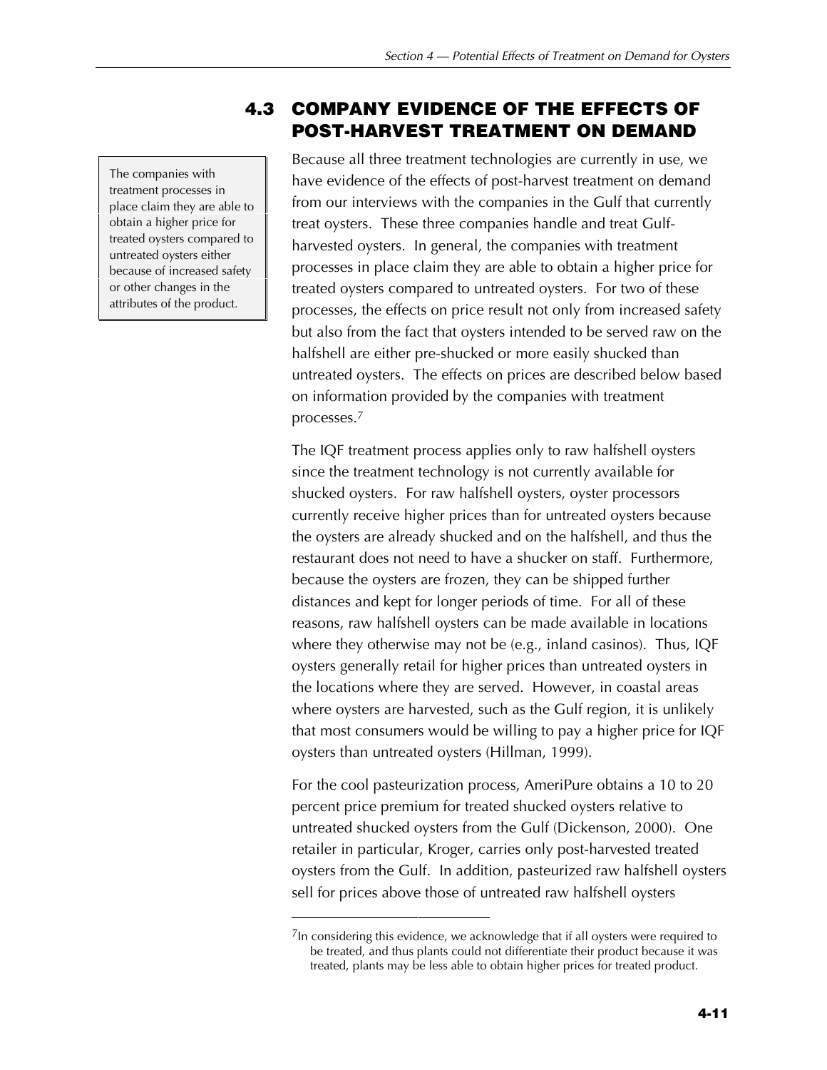## 4.3 COMPANY EVIDENCE OF THE EFFECTS OF POST-HARVEST TREATMENT ON DEMAND

The companies with treatment processes in place claim they are able to obtain a higher price for treated oysters compared to untreated oysters either because of increased safety or other changes in the attributes of the product.

Because all three treatment technologies are currently in use, we have evidence of the effects of post-harvest treatment on demand from our interviews with the companies in the Gulf that currently treat oysters. These three companies handle and treat Gulf-harvested oysters. In general, the companies with treatment processes in place claim they are able to obtain a higher price for treated oysters compared to untreated oysters. For two of these processes, the effects on price result not only from increased safety but also from the fact that oysters intended to be served raw on the halfshell are either pre-shucked or more easily shucked than untreated oysters. The effects on prices are described below based on information provided by the companies with treatment processes.[7]

The IQF treatment process applies only to raw halfshell oysters since the treatment technology is not currently available for shucked oysters. For raw halfshell oysters, oyster processors currently receive higher prices than for untreated oysters because the oysters are already shucked and on the halfshell, and thus the restaurant does not need to have a shucker on staff. Furthermore, because the oysters are frozen, they can be shipped further distances and kept for longer periods of time. For all of these reasons, raw halfshell oysters can be made available in locations where they otherwise may not be (e.g., inland casinos). Thus, IQF oysters generally retail for higher prices than untreated oysters in the locations where they are served. However, in coastal areas where oysters are harvested, such as the Gulf region, it is unlikely that most consumers would be willing to pay a higher price for IQF oysters than untreated oysters (Hillman, 1999).

For the cool pasteurization process, AmeriPure obtains a 10 to 20 percent price premium for treated shucked oysters relative to untreated shucked oysters from the Gulf (Dickenson, 2000). One retailer in particular, Kroger, carries only post-harvested treated oysters from the Gulf. In addition, pasteurized raw halfshell oysters sell for prices above those of untreated raw halfshell oysters

---

[7]In considering this evidence, we acknowledge that if all oysters were required to be treated, and thus plants could not differentiate their product because it was treated, plants may be less able to obtain higher prices for treated product.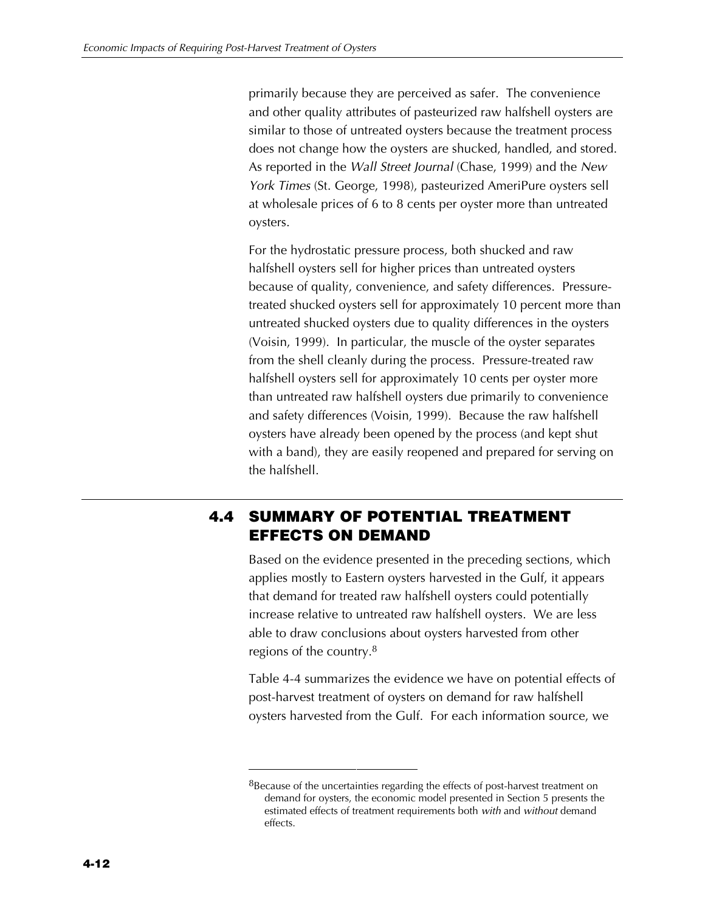primarily because they are perceived as safer. The convenience and other quality attributes of pasteurized raw halfshell oysters are similar to those of untreated oysters because the treatment process does not change how the oysters are shucked, handled, and stored. As reported in the *Wall Street Journal* (Chase, 1999) and the *New York Times* (St. George, 1998), pasteurized AmeriPure oysters sell at wholesale prices of 6 to 8 cents per oyster more than untreated oysters.

For the hydrostatic pressure process, both shucked and raw halfshell oysters sell for higher prices than untreated oysters because of quality, convenience, and safety differences. Pressure-treated shucked oysters sell for approximately 10 percent more than untreated shucked oysters due to quality differences in the oysters (Voisin, 1999). In particular, the muscle of the oyster separates from the shell cleanly during the process. Pressure-treated raw halfshell oysters sell for approximately 10 cents per oyster more than untreated raw halfshell oysters due primarily to convenience and safety differences (Voisin, 1999). Because the raw halfshell oysters have already been opened by the process (and kept shut with a band), they are easily reopened and prepared for serving on the halfshell.

## 4.4 SUMMARY OF POTENTIAL TREATMENT EFFECTS ON DEMAND

Based on the evidence presented in the preceding sections, which applies mostly to Eastern oysters harvested in the Gulf, it appears that demand for treated raw halfshell oysters could potentially increase relative to untreated raw halfshell oysters. We are less able to draw conclusions about oysters harvested from other regions of the country.[8]

Table 4-4 summarizes the evidence we have on potential effects of post-harvest treatment of oysters on demand for raw halfshell oysters harvested from the Gulf. For each information source, we

[8]Because of the uncertainties regarding the effects of post-harvest treatment on demand for oysters, the economic model presented in Section 5 presents the estimated effects of treatment requirements both *with* and *without* demand effects.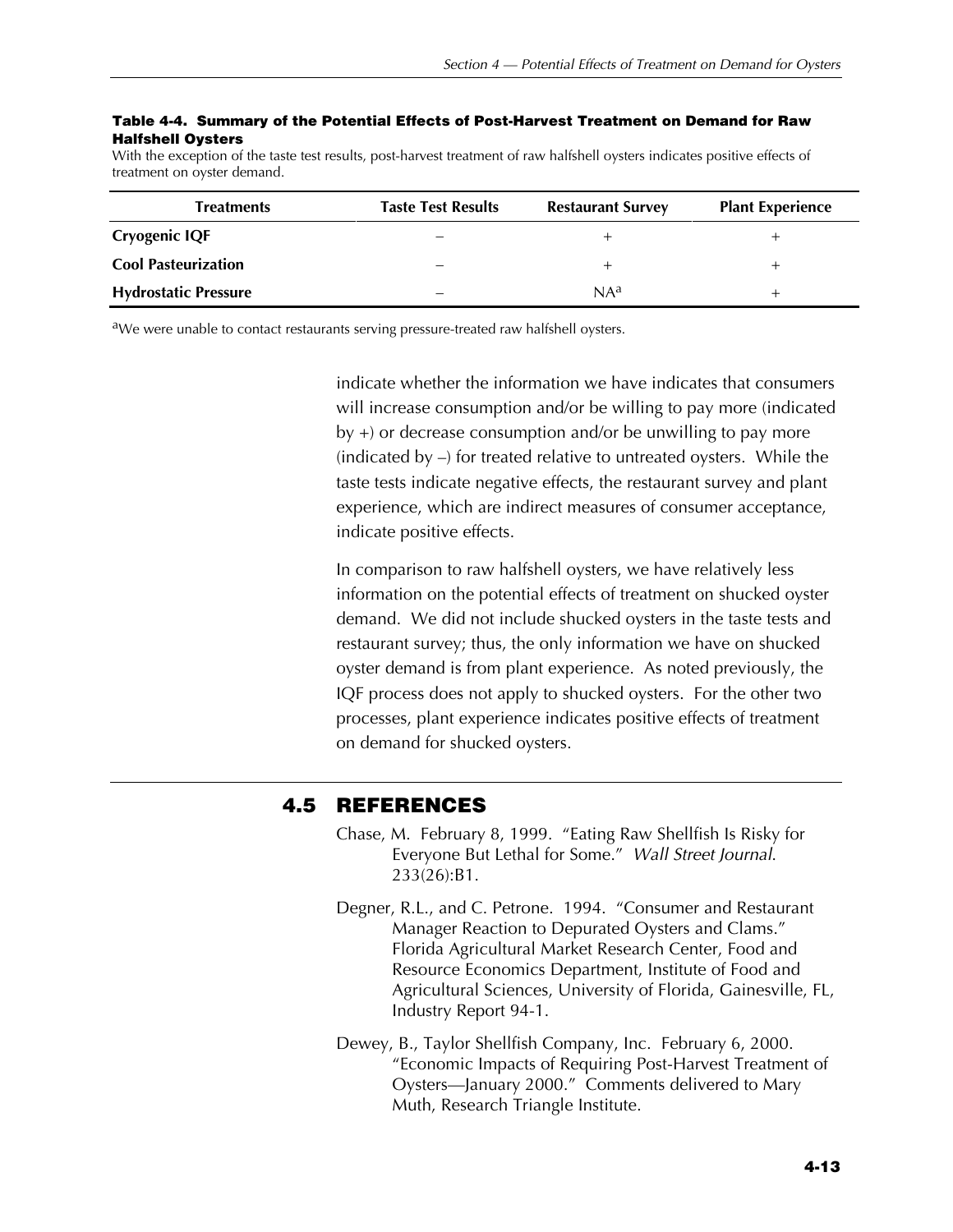**Table 4-4. Summary of the Potential Effects of Post-Harvest Treatment on Demand for Raw Halfshell Oysters**

With the exception of the taste test results, post-harvest treatment of raw halfshell oysters indicates positive effects of treatment on oyster demand.

| Treatments | Taste Test Results | Restaurant Survey | Plant Experience |
|---|---|---|---|
| **Cryogenic IQF** | – | + | + |
| **Cool Pasteurization** | – | + | + |
| **Hydrostatic Pressure** | – | NA[a] | + |

[a]We were unable to contact restaurants serving pressure-treated raw halfshell oysters.

indicate whether the information we have indicates that consumers will increase consumption and/or be willing to pay more (indicated by +) or decrease consumption and/or be unwilling to pay more (indicated by –) for treated relative to untreated oysters. While the taste tests indicate negative effects, the restaurant survey and plant experience, which are indirect measures of consumer acceptance, indicate positive effects.

In comparison to raw halfshell oysters, we have relatively less information on the potential effects of treatment on shucked oyster demand. We did not include shucked oysters in the taste tests and restaurant survey; thus, the only information we have on shucked oyster demand is from plant experience. As noted previously, the IQF process does not apply to shucked oysters. For the other two processes, plant experience indicates positive effects of treatment on demand for shucked oysters.

## 4.5 REFERENCES

Chase, M. February 8, 1999. "Eating Raw Shellfish Is Risky for Everyone But Lethal for Some." *Wall Street Journal*. 233(26):B1.

Degner, R.L., and C. Petrone. 1994. "Consumer and Restaurant Manager Reaction to Depurated Oysters and Clams." Florida Agricultural Market Research Center, Food and Resource Economics Department, Institute of Food and Agricultural Sciences, University of Florida, Gainesville, FL, Industry Report 94-1.

Dewey, B., Taylor Shellfish Company, Inc. February 6, 2000. "Economic Impacts of Requiring Post-Harvest Treatment of Oysters—January 2000." Comments delivered to Mary Muth, Research Triangle Institute.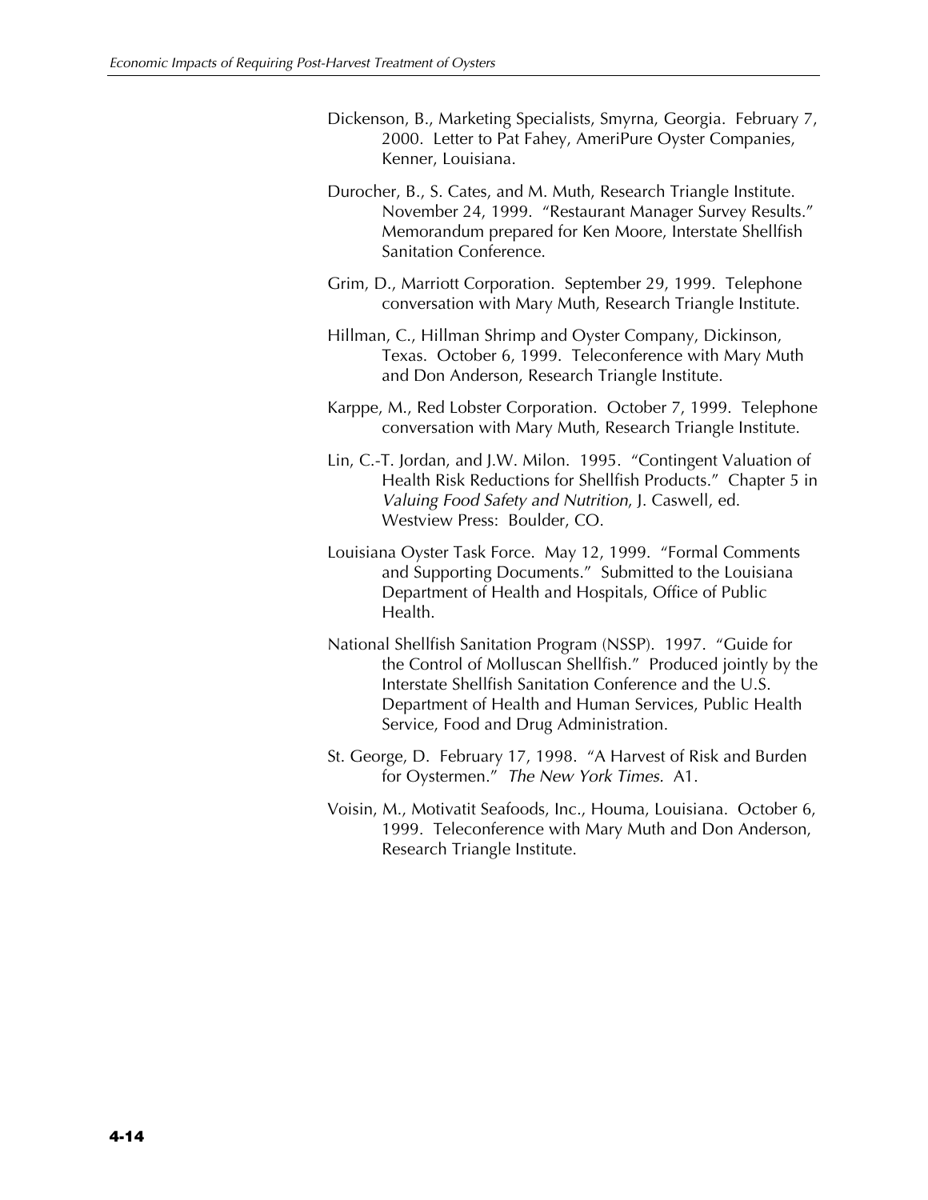Dickenson, B., Marketing Specialists, Smyrna, Georgia. February 7, 2000. Letter to Pat Fahey, AmeriPure Oyster Companies, Kenner, Louisiana.

Durocher, B., S. Cates, and M. Muth, Research Triangle Institute. November 24, 1999. "Restaurant Manager Survey Results." Memorandum prepared for Ken Moore, Interstate Shellfish Sanitation Conference.

Grim, D., Marriott Corporation. September 29, 1999. Telephone conversation with Mary Muth, Research Triangle Institute.

Hillman, C., Hillman Shrimp and Oyster Company, Dickinson, Texas. October 6, 1999. Teleconference with Mary Muth and Don Anderson, Research Triangle Institute.

Karppe, M., Red Lobster Corporation. October 7, 1999. Telephone conversation with Mary Muth, Research Triangle Institute.

Lin, C.-T. Jordan, and J.W. Milon. 1995. "Contingent Valuation of Health Risk Reductions for Shellfish Products." Chapter 5 in *Valuing Food Safety and Nutrition*, J. Caswell, ed. Westview Press: Boulder, CO.

Louisiana Oyster Task Force. May 12, 1999. "Formal Comments and Supporting Documents." Submitted to the Louisiana Department of Health and Hospitals, Office of Public Health.

National Shellfish Sanitation Program (NSSP). 1997. "Guide for the Control of Molluscan Shellfish." Produced jointly by the Interstate Shellfish Sanitation Conference and the U.S. Department of Health and Human Services, Public Health Service, Food and Drug Administration.

St. George, D. February 17, 1998. "A Harvest of Risk and Burden for Oystermen." *The New York Times.* A1.

Voisin, M., Motivatit Seafoods, Inc., Houma, Louisiana. October 6, 1999. Teleconference with Mary Muth and Don Anderson, Research Triangle Institute.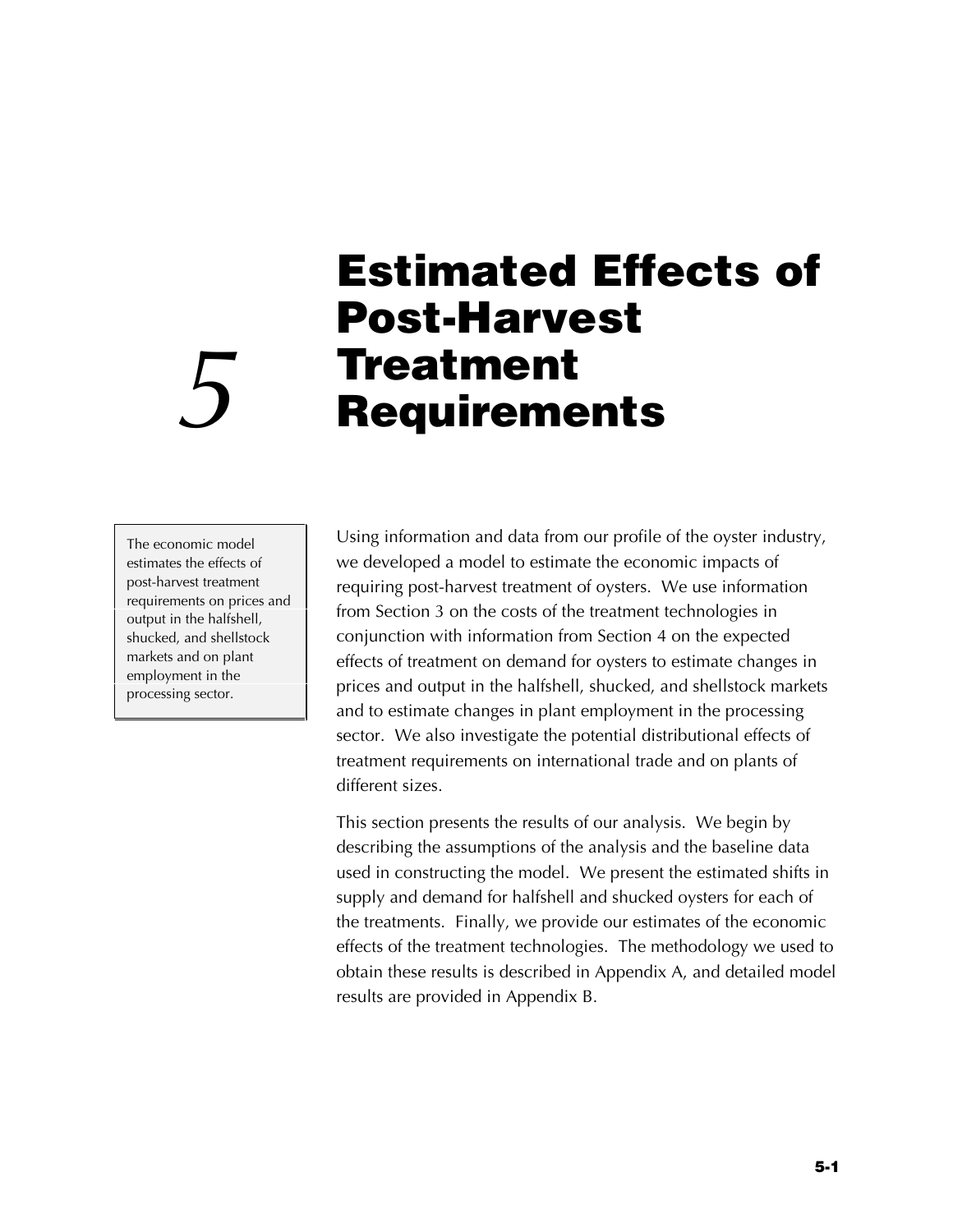# 5 Estimated Effects of Post-Harvest Treatment Requirements

The economic model estimates the effects of post-harvest treatment requirements on prices and output in the halfshell, shucked, and shellstock markets and on plant employment in the processing sector.

Using information and data from our profile of the oyster industry, we developed a model to estimate the economic impacts of requiring post-harvest treatment of oysters. We use information from Section 3 on the costs of the treatment technologies in conjunction with information from Section 4 on the expected effects of treatment on demand for oysters to estimate changes in prices and output in the halfshell, shucked, and shellstock markets and to estimate changes in plant employment in the processing sector. We also investigate the potential distributional effects of treatment requirements on international trade and on plants of different sizes.

This section presents the results of our analysis. We begin by describing the assumptions of the analysis and the baseline data used in constructing the model. We present the estimated shifts in supply and demand for halfshell and shucked oysters for each of the treatments. Finally, we provide our estimates of the economic effects of the treatment technologies. The methodology we used to obtain these results is described in Appendix A, and detailed model results are provided in Appendix B.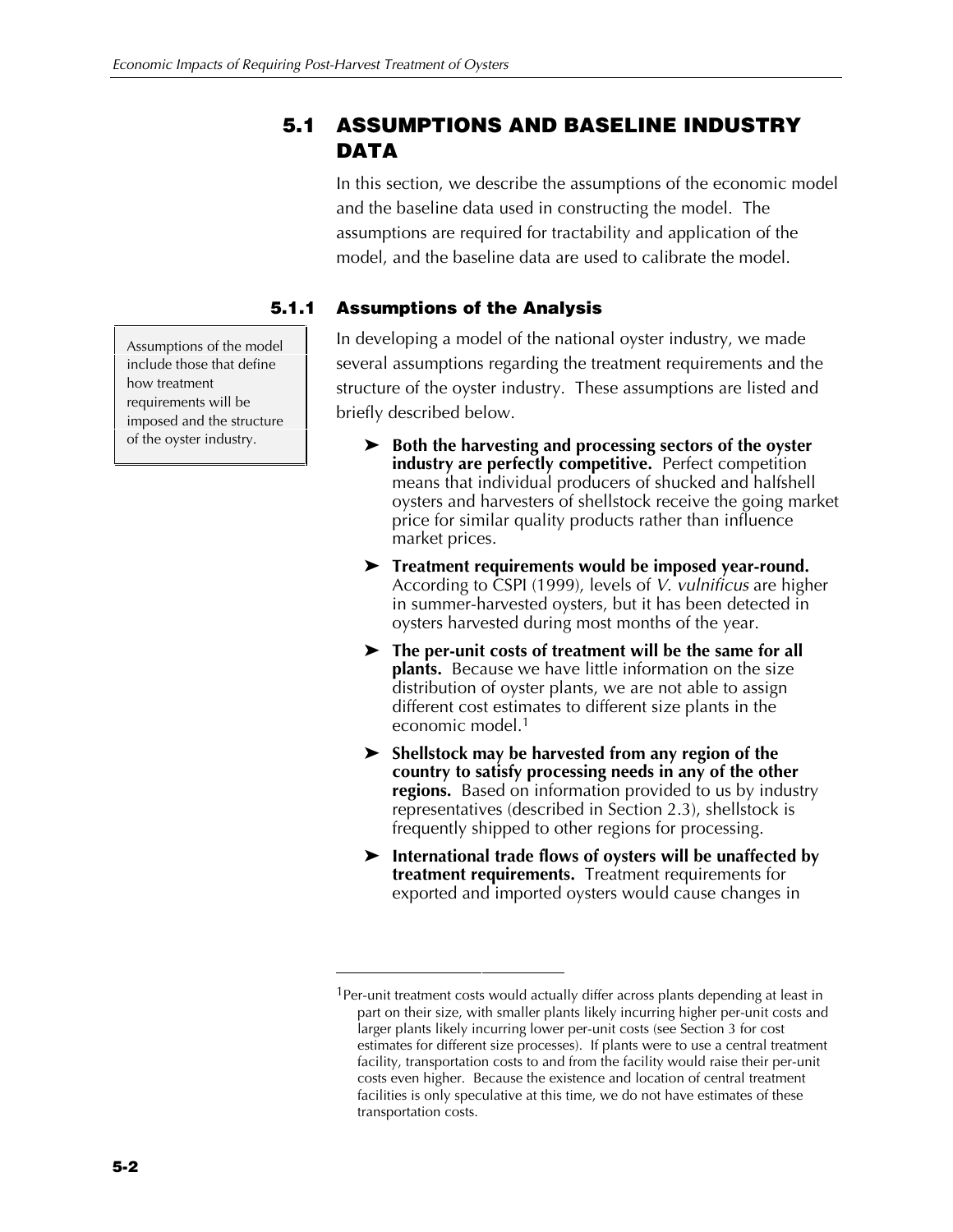## 5.1 ASSUMPTIONS AND BASELINE INDUSTRY DATA

In this section, we describe the assumptions of the economic model and the baseline data used in constructing the model. The assumptions are required for tractability and application of the model, and the baseline data are used to calibrate the model.

### 5.1.1 Assumptions of the Analysis

Assumptions of the model include those that define how treatment requirements will be imposed and the structure of the oyster industry.

In developing a model of the national oyster industry, we made several assumptions regarding the treatment requirements and the structure of the oyster industry. These assumptions are listed and briefly described below.

- **Both the harvesting and processing sectors of the oyster industry are perfectly competitive.** Perfect competition means that individual producers of shucked and halfshell oysters and harvesters of shellstock receive the going market price for similar quality products rather than influence market prices.
- **Treatment requirements would be imposed year-round.** According to CSPI (1999), levels of *V. vulnificus* are higher in summer-harvested oysters, but it has been detected in oysters harvested during most months of the year.
- **The per-unit costs of treatment will be the same for all plants.** Because we have little information on the size distribution of oyster plants, we are not able to assign different cost estimates to different size plants in the economic model.[1]
- **Shellstock may be harvested from any region of the country to satisfy processing needs in any of the other regions.** Based on information provided to us by industry representatives (described in Section 2.3), shellstock is frequently shipped to other regions for processing.
- **International trade flows of oysters will be unaffected by treatment requirements.** Treatment requirements for exported and imported oysters would cause changes in

[1]Per-unit treatment costs would actually differ across plants depending at least in part on their size, with smaller plants likely incurring higher per-unit costs and larger plants likely incurring lower per-unit costs (see Section 3 for cost estimates for different size processes). If plants were to use a central treatment facility, transportation costs to and from the facility would raise their per-unit costs even higher. Because the existence and location of central treatment facilities is only speculative at this time, we do not have estimates of these transportation costs.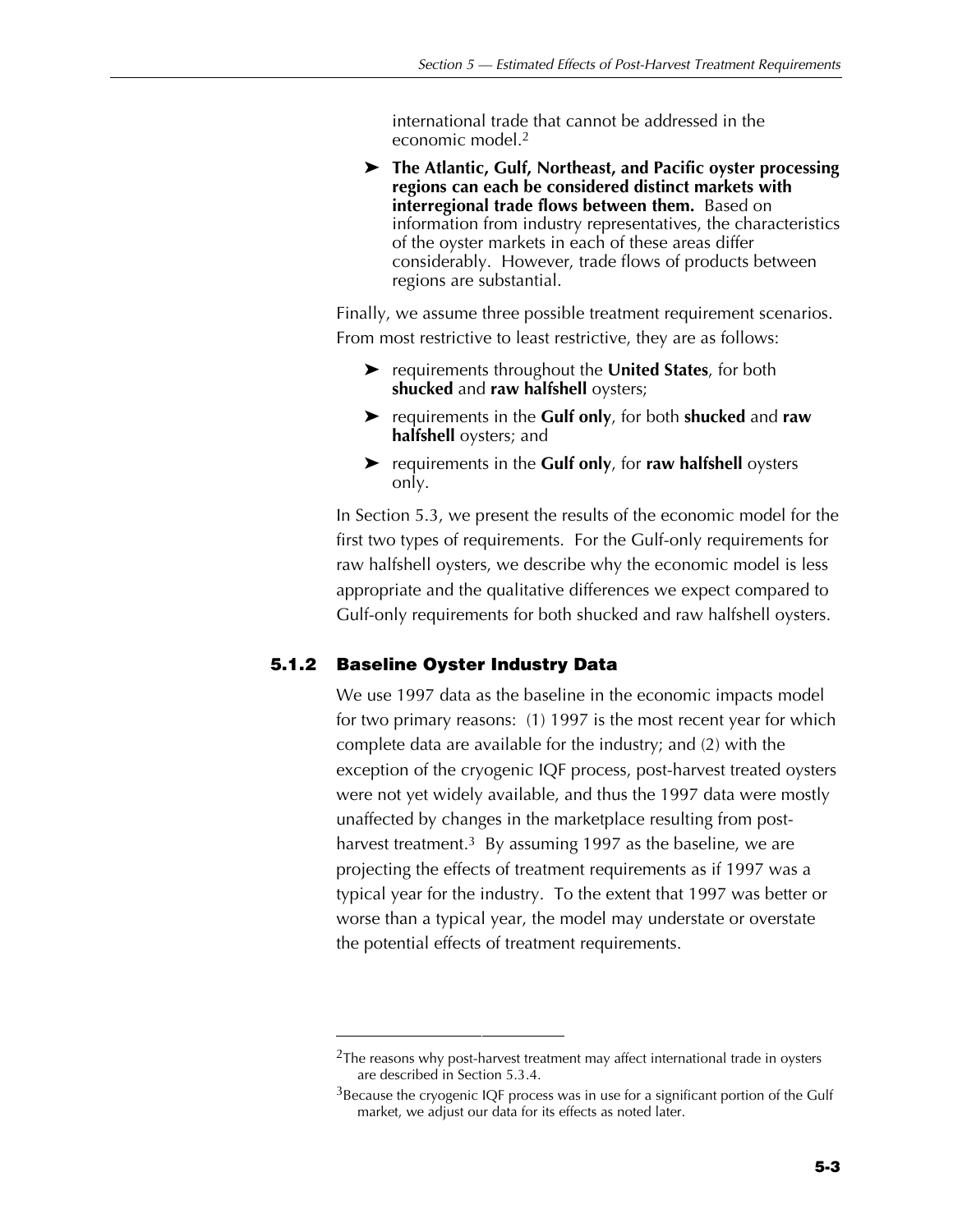international trade that cannot be addressed in the economic model.[2]

- **The Atlantic, Gulf, Northeast, and Pacific oyster processing regions can each be considered distinct markets with interregional trade flows between them.** Based on information from industry representatives, the characteristics of the oyster markets in each of these areas differ considerably. However, trade flows of products between regions are substantial.

Finally, we assume three possible treatment requirement scenarios. From most restrictive to least restrictive, they are as follows:

- requirements throughout the **United States**, for both **shucked** and **raw halfshell** oysters;
- requirements in the **Gulf only**, for both **shucked** and **raw halfshell** oysters; and
- requirements in the **Gulf only**, for **raw halfshell** oysters only.

In Section 5.3, we present the results of the economic model for the first two types of requirements. For the Gulf-only requirements for raw halfshell oysters, we describe why the economic model is less appropriate and the qualitative differences we expect compared to Gulf-only requirements for both shucked and raw halfshell oysters.

### 5.1.2 Baseline Oyster Industry Data

We use 1997 data as the baseline in the economic impacts model for two primary reasons: (1) 1997 is the most recent year for which complete data are available for the industry; and (2) with the exception of the cryogenic IQF process, post-harvest treated oysters were not yet widely available, and thus the 1997 data were mostly unaffected by changes in the marketplace resulting from post-harvest treatment.[3] By assuming 1997 as the baseline, we are projecting the effects of treatment requirements as if 1997 was a typical year for the industry. To the extent that 1997 was better or worse than a typical year, the model may understate or overstate the potential effects of treatment requirements.

---

[2]The reasons why post-harvest treatment may affect international trade in oysters are described in Section 5.3.4.

[3]Because the cryogenic IQF process was in use for a significant portion of the Gulf market, we adjust our data for its effects as noted later.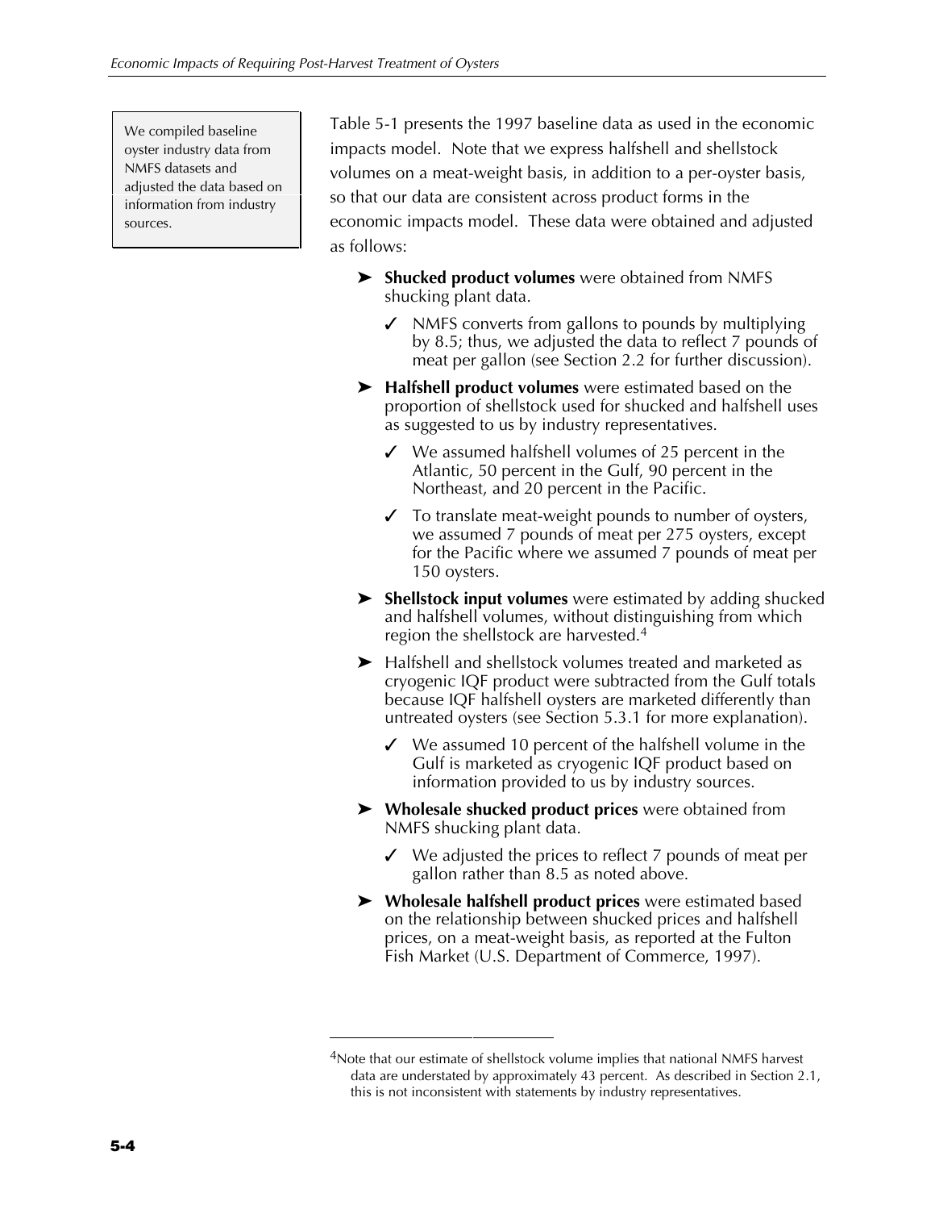We compiled baseline oyster industry data from NMFS datasets and adjusted the data based on information from industry sources.

Table 5-1 presents the 1997 baseline data as used in the economic impacts model. Note that we express halfshell and shellstock volumes on a meat-weight basis, in addition to a per-oyster basis, so that our data are consistent across product forms in the economic impacts model. These data were obtained and adjusted as follows:

- **Shucked product volumes** were obtained from NMFS shucking plant data.
  - ✓ NMFS converts from gallons to pounds by multiplying by 8.5; thus, we adjusted the data to reflect 7 pounds of meat per gallon (see Section 2.2 for further discussion).
- **Halfshell product volumes** were estimated based on the proportion of shellstock used for shucked and halfshell uses as suggested to us by industry representatives.
  - ✓ We assumed halfshell volumes of 25 percent in the Atlantic, 50 percent in the Gulf, 90 percent in the Northeast, and 20 percent in the Pacific.
  - ✓ To translate meat-weight pounds to number of oysters, we assumed 7 pounds of meat per 275 oysters, except for the Pacific where we assumed 7 pounds of meat per 150 oysters.
- **Shellstock input volumes** were estimated by adding shucked and halfshell volumes, without distinguishing from which region the shellstock are harvested.[4]
- Halfshell and shellstock volumes treated and marketed as cryogenic IQF product were subtracted from the Gulf totals because IQF halfshell oysters are marketed differently than untreated oysters (see Section 5.3.1 for more explanation).
  - ✓ We assumed 10 percent of the halfshell volume in the Gulf is marketed as cryogenic IQF product based on information provided to us by industry sources.
- **Wholesale shucked product prices** were obtained from NMFS shucking plant data.
  - ✓ We adjusted the prices to reflect 7 pounds of meat per gallon rather than 8.5 as noted above.
- **Wholesale halfshell product prices** were estimated based on the relationship between shucked prices and halfshell prices, on a meat-weight basis, as reported at the Fulton Fish Market (U.S. Department of Commerce, 1997).

---

[4]Note that our estimate of shellstock volume implies that national NMFS harvest data are understated by approximately 43 percent. As described in Section 2.1, this is not inconsistent with statements by industry representatives.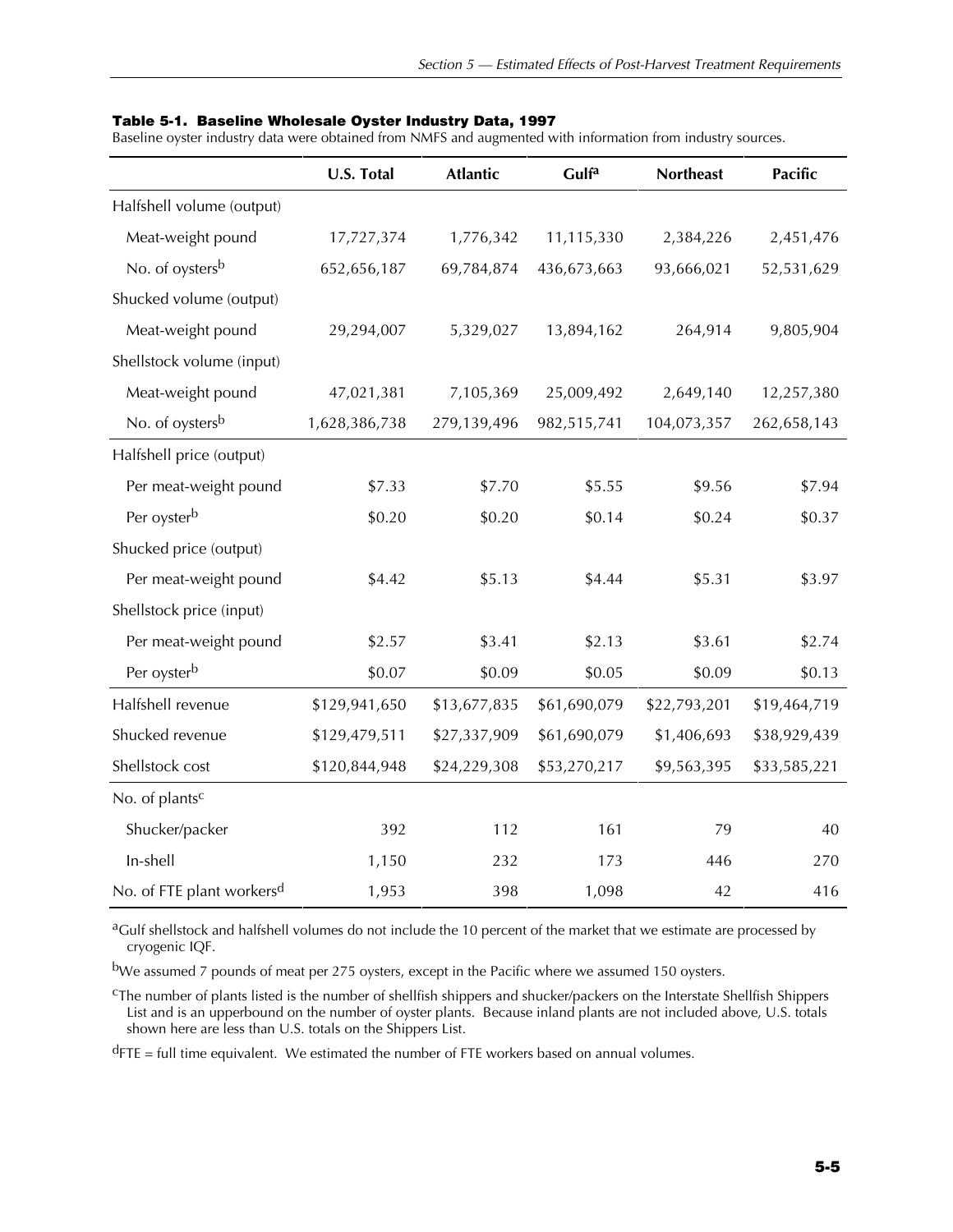**Table 5-1. Baseline Wholesale Oyster Industry Data, 1997**

Baseline oyster industry data were obtained from NMFS and augmented with information from industry sources.

| | U.S. Total | Atlantic | Gulf[a] | Northeast | Pacific |
|---|---|---|---|---|---|
| Halfshell volume (output) | | | | | |
| Meat-weight pound | 17,727,374 | 1,776,342 | 11,115,330 | 2,384,226 | 2,451,476 |
| No. of oysters[b] | 652,656,187 | 69,784,874 | 436,673,663 | 93,666,021 | 52,531,629 |
| Shucked volume (output) | | | | | |
| Meat-weight pound | 29,294,007 | 5,329,027 | 13,894,162 | 264,914 | 9,805,904 |
| Shellstock volume (input) | | | | | |
| Meat-weight pound | 47,021,381 | 7,105,369 | 25,009,492 | 2,649,140 | 12,257,380 |
| No. of oysters[b] | 1,628,386,738 | 279,139,496 | 982,515,741 | 104,073,357 | 262,658,143 |
| Halfshell price (output) | | | | | |
| Per meat-weight pound | $7.33 | $7.70 | $5.55 | $9.56 | $7.94 |
| Per oyster[b] | $0.20 | $0.20 | $0.14 | $0.24 | $0.37 |
| Shucked price (output) | | | | | |
| Per meat-weight pound | $4.42 | $5.13 | $4.44 | $5.31 | $3.97 |
| Shellstock price (input) | | | | | |
| Per meat-weight pound | $2.57 | $3.41 | $2.13 | $3.61 | $2.74 |
| Per oyster[b] | $0.07 | $0.09 | $0.05 | $0.09 | $0.13 |
| Halfshell revenue | $129,941,650 | $13,677,835 | $61,690,079 | $22,793,201 | $19,464,719 |
| Shucked revenue | $129,479,511 | $27,337,909 | $61,690,079 | $1,406,693 | $38,929,439 |
| Shellstock cost | $120,844,948 | $24,229,308 | $53,270,217 | $9,563,395 | $33,585,221 |
| No. of plants[c] | | | | | |
| Shucker/packer | 392 | 112 | 161 | 79 | 40 |
| In-shell | 1,150 | 232 | 173 | 446 | 270 |
| No. of FTE plant workers[d] | 1,953 | 398 | 1,098 | 42 | 416 |

[a]Gulf shellstock and halfshell volumes do not include the 10 percent of the market that we estimate are processed by cryogenic IQF.

[b]We assumed 7 pounds of meat per 275 oysters, except in the Pacific where we assumed 150 oysters.

[c]The number of plants listed is the number of shellfish shippers and shucker/packers on the Interstate Shellfish Shippers List and is an upperbound on the number of oyster plants. Because inland plants are not included above, U.S. totals shown here are less than U.S. totals on the Shippers List.

[d]FTE = full time equivalent. We estimated the number of FTE workers based on annual volumes.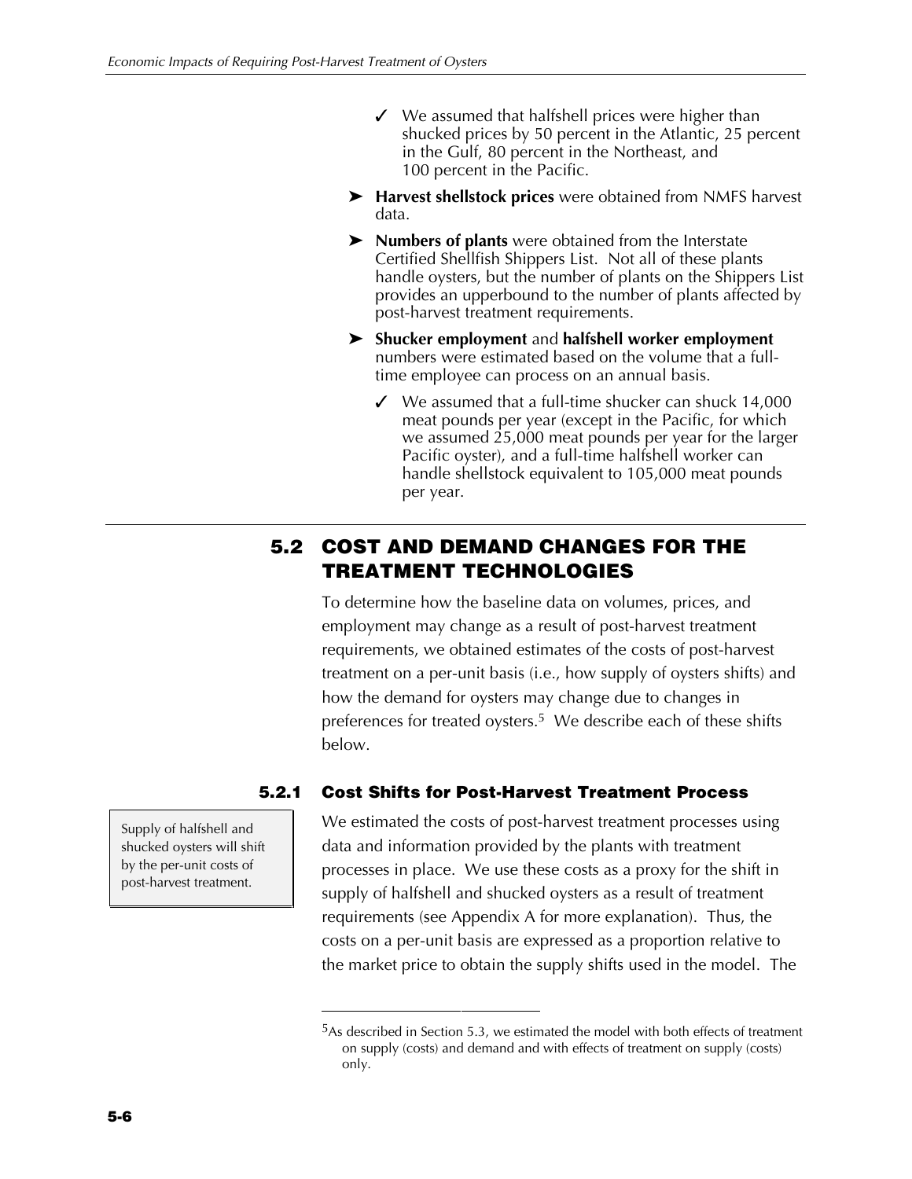- ✓ We assumed that halfshell prices were higher than shucked prices by 50 percent in the Atlantic, 25 percent in the Gulf, 80 percent in the Northeast, and 100 percent in the Pacific.

- **Harvest shellstock prices** were obtained from NMFS harvest data.
- **Numbers of plants** were obtained from the Interstate Certified Shellfish Shippers List. Not all of these plants handle oysters, but the number of plants on the Shippers List provides an upperbound to the number of plants affected by post-harvest treatment requirements.
- **Shucker employment** and **halfshell worker employment** numbers were estimated based on the volume that a full-time employee can process on an annual basis.
  - ✓ We assumed that a full-time shucker can shuck 14,000 meat pounds per year (except in the Pacific, for which we assumed 25,000 meat pounds per year for the larger Pacific oyster), and a full-time halfshell worker can handle shellstock equivalent to 105,000 meat pounds per year.

## 5.2 COST AND DEMAND CHANGES FOR THE TREATMENT TECHNOLOGIES

To determine how the baseline data on volumes, prices, and employment may change as a result of post-harvest treatment requirements, we obtained estimates of the costs of post-harvest treatment on a per-unit basis (i.e., how supply of oysters shifts) and how the demand for oysters may change due to changes in preferences for treated oysters.[5] We describe each of these shifts below.

### 5.2.1 Cost Shifts for Post-Harvest Treatment Process

Supply of halfshell and shucked oysters will shift by the per-unit costs of post-harvest treatment.

We estimated the costs of post-harvest treatment processes using data and information provided by the plants with treatment processes in place. We use these costs as a proxy for the shift in supply of halfshell and shucked oysters as a result of treatment requirements (see Appendix A for more explanation). Thus, the costs on a per-unit basis are expressed as a proportion relative to the market price to obtain the supply shifts used in the model. The

[5]As described in Section 5.3, we estimated the model with both effects of treatment on supply (costs) and demand and with effects of treatment on supply (costs) only.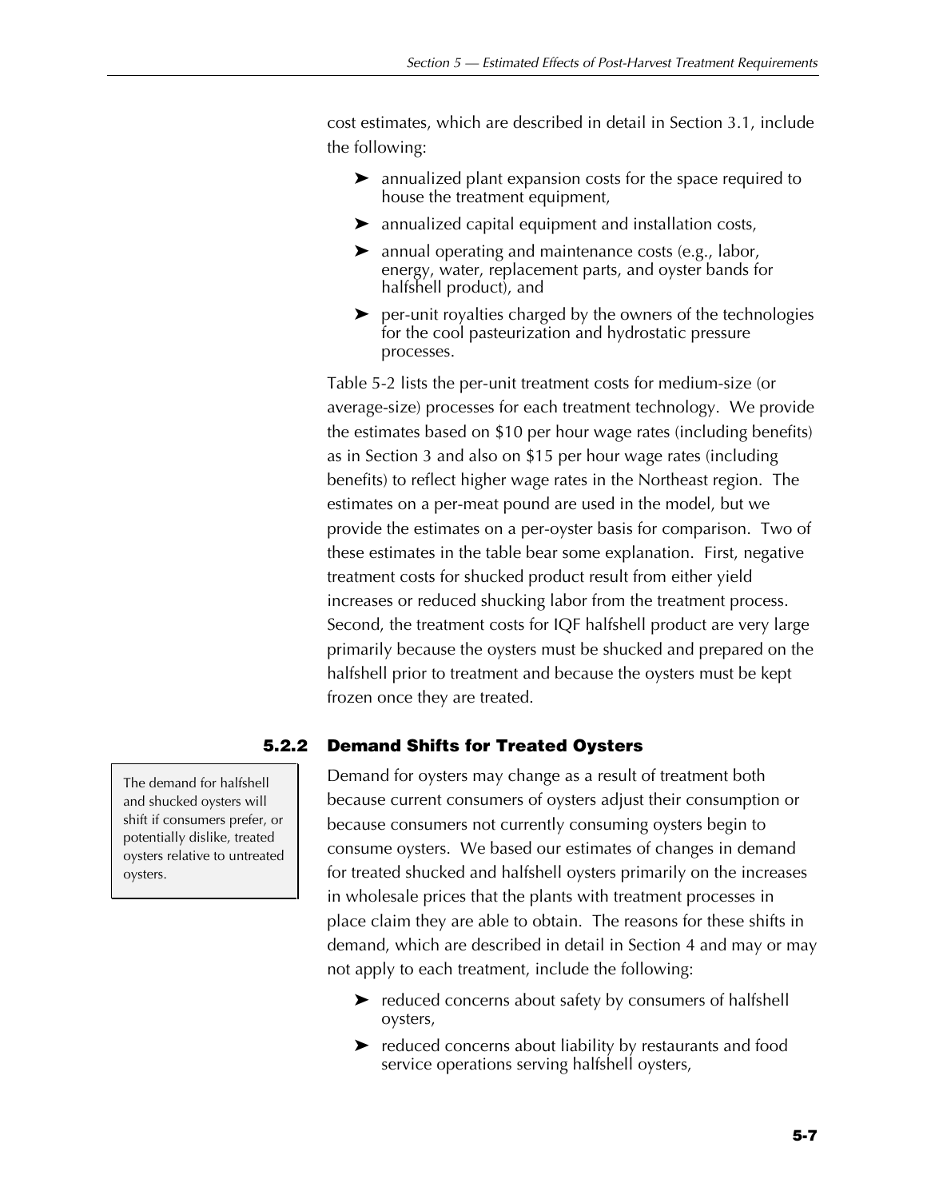cost estimates, which are described in detail in Section 3.1, include the following:

- annualized plant expansion costs for the space required to house the treatment equipment,
- annualized capital equipment and installation costs,
- annual operating and maintenance costs (e.g., labor, energy, water, replacement parts, and oyster bands for halfshell product), and
- per-unit royalties charged by the owners of the technologies for the cool pasteurization and hydrostatic pressure processes.

Table 5-2 lists the per-unit treatment costs for medium-size (or average-size) processes for each treatment technology. We provide the estimates based on $10 per hour wage rates (including benefits) as in Section 3 and also on $15 per hour wage rates (including benefits) to reflect higher wage rates in the Northeast region. The estimates on a per-meat pound are used in the model, but we provide the estimates on a per-oyster basis for comparison. Two of these estimates in the table bear some explanation. First, negative treatment costs for shucked product result from either yield increases or reduced shucking labor from the treatment process. Second, the treatment costs for IQF halfshell product are very large primarily because the oysters must be shucked and prepared on the halfshell prior to treatment and because the oysters must be kept frozen once they are treated.

### 5.2.2 Demand Shifts for Treated Oysters

The demand for halfshell and shucked oysters will shift if consumers prefer, or potentially dislike, treated oysters relative to untreated oysters.

Demand for oysters may change as a result of treatment both because current consumers of oysters adjust their consumption or because consumers not currently consuming oysters begin to consume oysters. We based our estimates of changes in demand for treated shucked and halfshell oysters primarily on the increases in wholesale prices that the plants with treatment processes in place claim they are able to obtain. The reasons for these shifts in demand, which are described in detail in Section 4 and may or may not apply to each treatment, include the following:

- reduced concerns about safety by consumers of halfshell oysters,
- reduced concerns about liability by restaurants and food service operations serving halfshell oysters,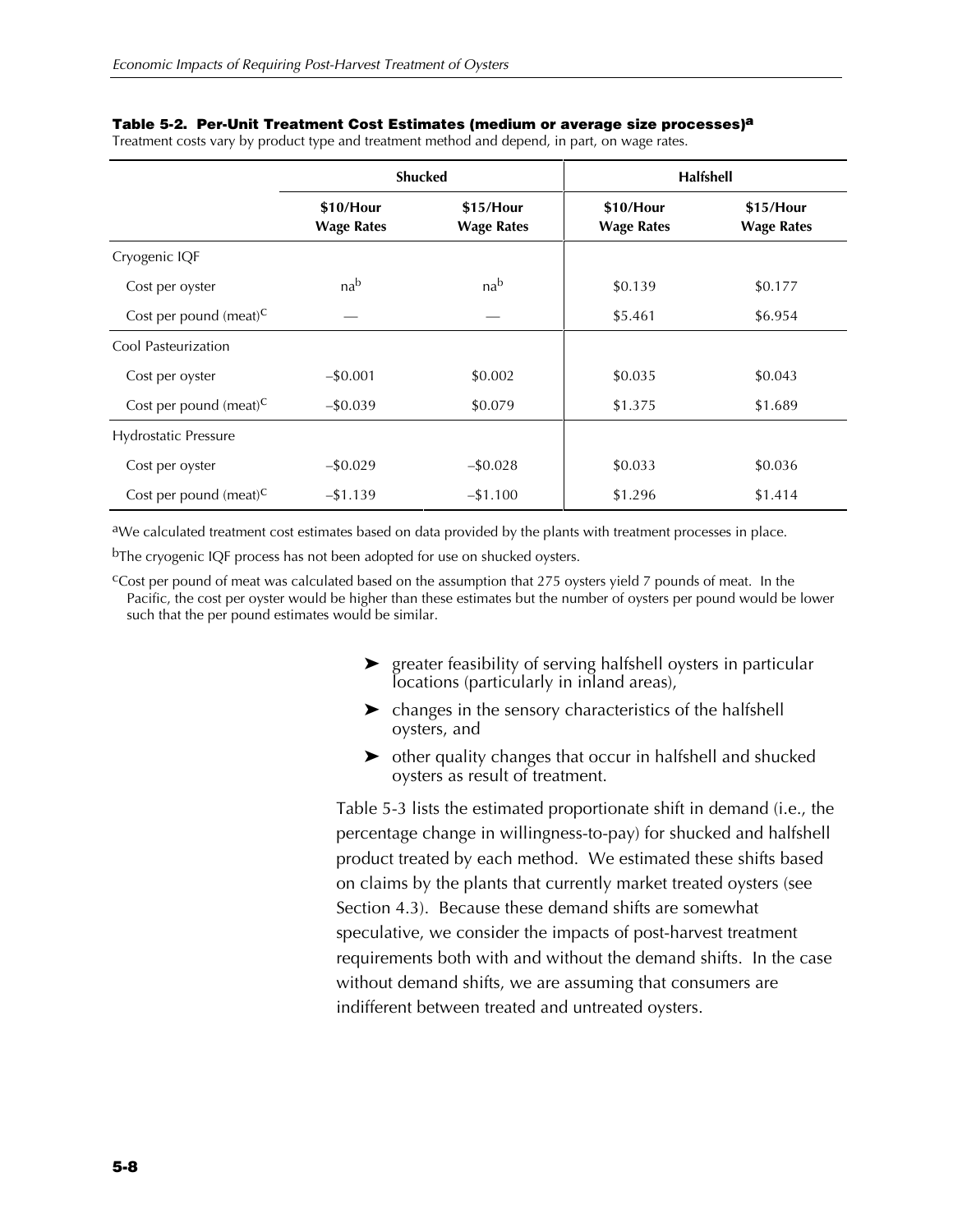**Table 5-2. Per-Unit Treatment Cost Estimates (medium or average size processes)[a]**

Treatment costs vary by product type and treatment method and depend, in part, on wage rates.

| | Shucked | | Halfshell | |
|---|---|---|---|---|
| | $10/Hour Wage Rates | $15/Hour Wage Rates | $10/Hour Wage Rates | $15/Hour Wage Rates |
| Cryogenic IQF | | | | |
| Cost per oyster | na[b] | na[b] | $0.139 | $0.177 |
| Cost per pound (meat)[c] | — | — | $5.461 | $6.954 |
| Cool Pasteurization | | | | |
| Cost per oyster | –$0.001 | $0.002 | $0.035 | $0.043 |
| Cost per pound (meat)[c] | –$0.039 | $0.079 | $1.375 | $1.689 |
| Hydrostatic Pressure | | | | |
| Cost per oyster | –$0.029 | –$0.028 | $0.033 | $0.036 |
| Cost per pound (meat)[c] | –$1.139 | –$1.100 | $1.296 | $1.414 |

[a]We calculated treatment cost estimates based on data provided by the plants with treatment processes in place.

[b]The cryogenic IQF process has not been adopted for use on shucked oysters.

[c]Cost per pound of meat was calculated based on the assumption that 275 oysters yield 7 pounds of meat. In the Pacific, the cost per oyster would be higher than these estimates but the number of oysters per pound would be lower such that the per pound estimates would be similar.

- greater feasibility of serving halfshell oysters in particular locations (particularly in inland areas),
- changes in the sensory characteristics of the halfshell oysters, and
- other quality changes that occur in halfshell and shucked oysters as result of treatment.

Table 5-3 lists the estimated proportionate shift in demand (i.e., the percentage change in willingness-to-pay) for shucked and halfshell product treated by each method. We estimated these shifts based on claims by the plants that currently market treated oysters (see Section 4.3). Because these demand shifts are somewhat speculative, we consider the impacts of post-harvest treatment requirements both with and without the demand shifts. In the case without demand shifts, we are assuming that consumers are indifferent between treated and untreated oysters.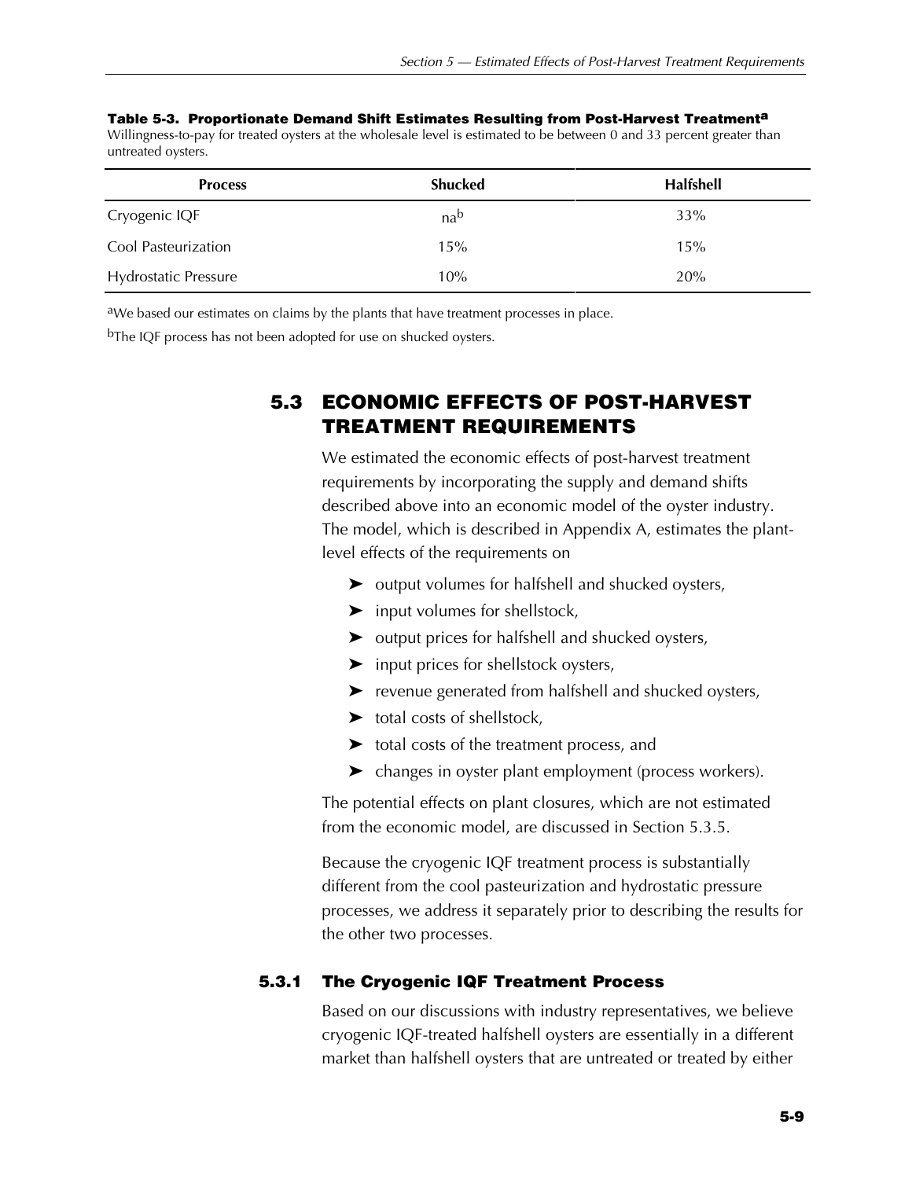**Table 5-3. Proportionate Demand Shift Estimates Resulting from Post-Harvest Treatment[a]**
Willingness-to-pay for treated oysters at the wholesale level is estimated to be between 0 and 33 percent greater than untreated oysters.

| Process | Shucked | Halfshell |
|---|---|---|
| Cryogenic IQF | na[b] | 33% |
| Cool Pasteurization | 15% | 15% |
| Hydrostatic Pressure | 10% | 20% |

[a]We based our estimates on claims by the plants that have treatment processes in place.

[b]The IQF process has not been adopted for use on shucked oysters.

## 5.3 ECONOMIC EFFECTS OF POST-HARVEST TREATMENT REQUIREMENTS

We estimated the economic effects of post-harvest treatment requirements by incorporating the supply and demand shifts described above into an economic model of the oyster industry. The model, which is described in Appendix A, estimates the plant-level effects of the requirements on

- output volumes for halfshell and shucked oysters,
- input volumes for shellstock,
- output prices for halfshell and shucked oysters,
- input prices for shellstock oysters,
- revenue generated from halfshell and shucked oysters,
- total costs of shellstock,
- total costs of the treatment process, and
- changes in oyster plant employment (process workers).

The potential effects on plant closures, which are not estimated from the economic model, are discussed in Section 5.3.5.

Because the cryogenic IQF treatment process is substantially different from the cool pasteurization and hydrostatic pressure processes, we address it separately prior to describing the results for the other two processes.

### 5.3.1 The Cryogenic IQF Treatment Process

Based on our discussions with industry representatives, we believe cryogenic IQF-treated halfshell oysters are essentially in a different market than halfshell oysters that are untreated or treated by either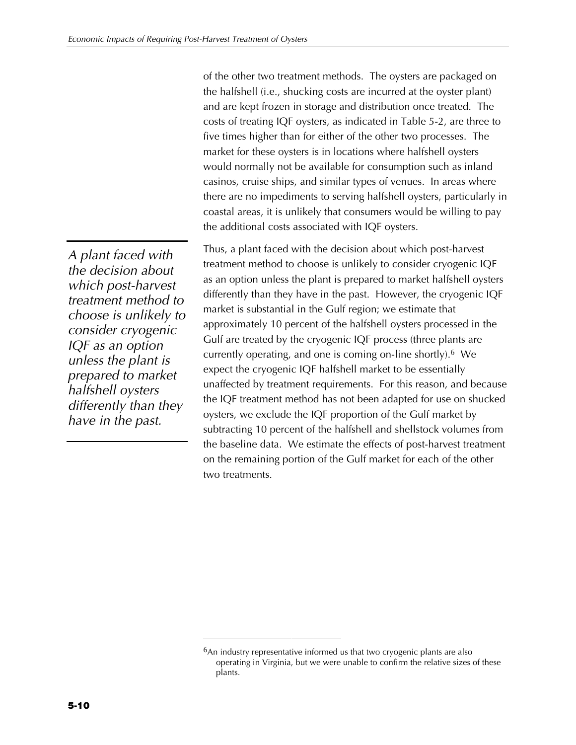of the other two treatment methods. The oysters are packaged on the halfshell (i.e., shucking costs are incurred at the oyster plant) and are kept frozen in storage and distribution once treated. The costs of treating IQF oysters, as indicated in Table 5-2, are three to five times higher than for either of the other two processes. The market for these oysters is in locations where halfshell oysters would normally not be available for consumption such as inland casinos, cruise ships, and similar types of venues. In areas where there are no impediments to serving halfshell oysters, particularly in coastal areas, it is unlikely that consumers would be willing to pay the additional costs associated with IQF oysters.

*A plant faced with the decision about which post-harvest treatment method to choose is unlikely to consider cryogenic IQF as an option unless the plant is prepared to market halfshell oysters differently than they have in the past.*

Thus, a plant faced with the decision about which post-harvest treatment method to choose is unlikely to consider cryogenic IQF as an option unless the plant is prepared to market halfshell oysters differently than they have in the past. However, the cryogenic IQF market is substantial in the Gulf region; we estimate that approximately 10 percent of the halfshell oysters processed in the Gulf are treated by the cryogenic IQF process (three plants are currently operating, and one is coming on-line shortly).[6] We expect the cryogenic IQF halfshell market to be essentially unaffected by treatment requirements. For this reason, and because the IQF treatment method has not been adapted for use on shucked oysters, we exclude the IQF proportion of the Gulf market by subtracting 10 percent of the halfshell and shellstock volumes from the baseline data. We estimate the effects of post-harvest treatment on the remaining portion of the Gulf market for each of the other two treatments.

---

[6]An industry representative informed us that two cryogenic plants are also operating in Virginia, but we were unable to confirm the relative sizes of these plants.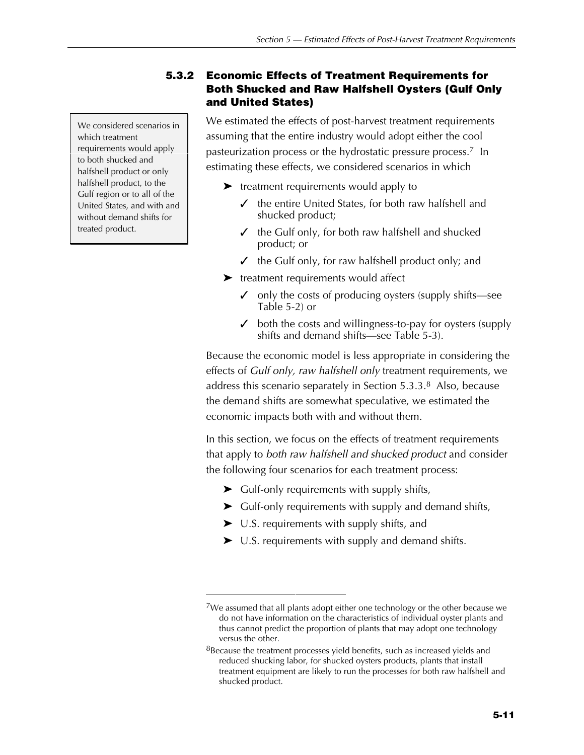### 5.3.2 Economic Effects of Treatment Requirements for Both Shucked and Raw Halfshell Oysters (Gulf Only and United States)

We considered scenarios in which treatment requirements would apply to both shucked and halfshell product or only halfshell product, to the Gulf region or to all of the United States, and with and without demand shifts for treated product.

We estimated the effects of post-harvest treatment requirements assuming that the entire industry would adopt either the cool pasteurization process or the hydrostatic pressure process.[7] In estimating these effects, we considered scenarios in which

- treatment requirements would apply to
  - ✓ the entire United States, for both raw halfshell and shucked product;
  - ✓ the Gulf only, for both raw halfshell and shucked product; or
  - ✓ the Gulf only, for raw halfshell product only; and
- treatment requirements would affect
  - ✓ only the costs of producing oysters (supply shifts—see Table 5-2) or
  - ✓ both the costs and willingness-to-pay for oysters (supply shifts and demand shifts—see Table 5-3).

Because the economic model is less appropriate in considering the effects of *Gulf only, raw halfshell only* treatment requirements, we address this scenario separately in Section 5.3.3.[8] Also, because the demand shifts are somewhat speculative, we estimated the economic impacts both with and without them.

In this section, we focus on the effects of treatment requirements that apply to *both raw halfshell and shucked product* and consider the following four scenarios for each treatment process:

- Gulf-only requirements with supply shifts,
- Gulf-only requirements with supply and demand shifts,
- U.S. requirements with supply shifts, and
- U.S. requirements with supply and demand shifts.

---

[7]We assumed that all plants adopt either one technology or the other because we do not have information on the characteristics of individual oyster plants and thus cannot predict the proportion of plants that may adopt one technology versus the other.

[8]Because the treatment processes yield benefits, such as increased yields and reduced shucking labor, for shucked oysters products, plants that install treatment equipment are likely to run the processes for both raw halfshell and shucked product.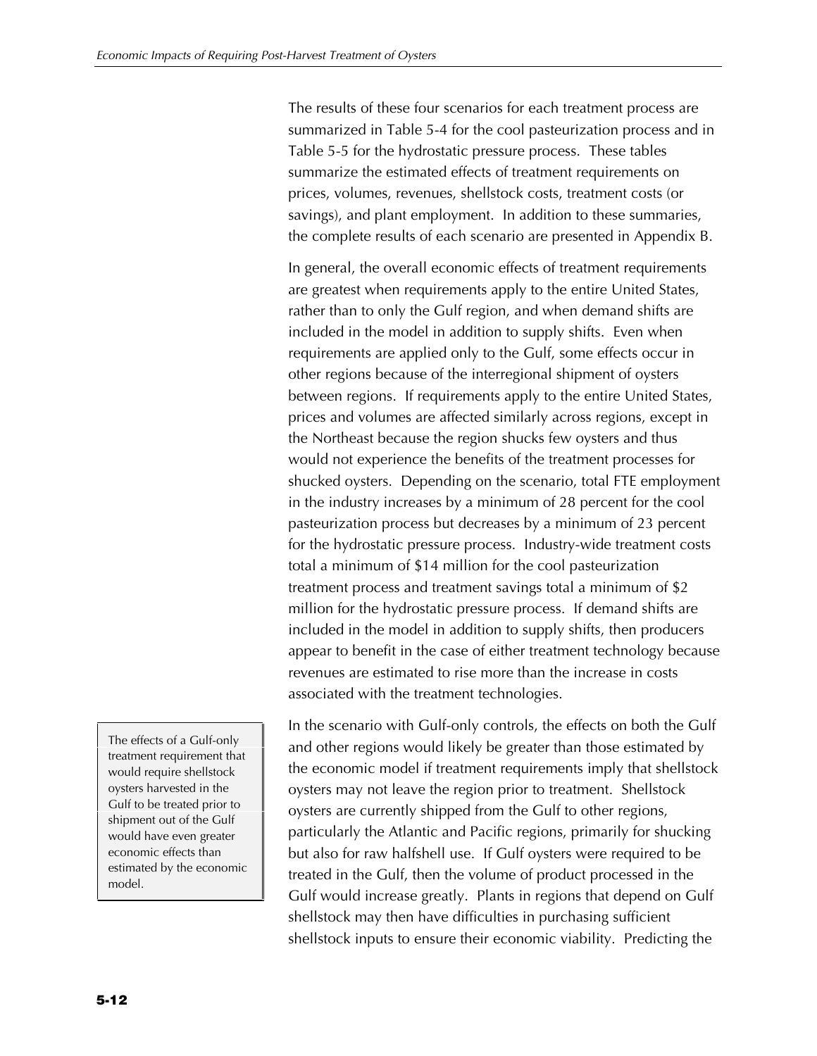The results of these four scenarios for each treatment process are summarized in Table 5-4 for the cool pasteurization process and in Table 5-5 for the hydrostatic pressure process. These tables summarize the estimated effects of treatment requirements on prices, volumes, revenues, shellstock costs, treatment costs (or savings), and plant employment. In addition to these summaries, the complete results of each scenario are presented in Appendix B.

In general, the overall economic effects of treatment requirements are greatest when requirements apply to the entire United States, rather than to only the Gulf region, and when demand shifts are included in the model in addition to supply shifts. Even when requirements are applied only to the Gulf, some effects occur in other regions because of the interregional shipment of oysters between regions. If requirements apply to the entire United States, prices and volumes are affected similarly across regions, except in the Northeast because the region shucks few oysters and thus would not experience the benefits of the treatment processes for shucked oysters. Depending on the scenario, total FTE employment in the industry increases by a minimum of 28 percent for the cool pasteurization process but decreases by a minimum of 23 percent for the hydrostatic pressure process. Industry-wide treatment costs total a minimum of $14 million for the cool pasteurization treatment process and treatment savings total a minimum of $2 million for the hydrostatic pressure process. If demand shifts are included in the model in addition to supply shifts, then producers appear to benefit in the case of either treatment technology because revenues are estimated to rise more than the increase in costs associated with the treatment technologies.

> The effects of a Gulf-only treatment requirement that would require shellstock oysters harvested in the Gulf to be treated prior to shipment out of the Gulf would have even greater economic effects than estimated by the economic model.

In the scenario with Gulf-only controls, the effects on both the Gulf and other regions would likely be greater than those estimated by the economic model if treatment requirements imply that shellstock oysters may not leave the region prior to treatment. Shellstock oysters are currently shipped from the Gulf to other regions, particularly the Atlantic and Pacific regions, primarily for shucking but also for raw halfshell use. If Gulf oysters were required to be treated in the Gulf, then the volume of product processed in the Gulf would increase greatly. Plants in regions that depend on Gulf shellstock may then have difficulties in purchasing sufficient shellstock inputs to ensure their economic viability. Predicting the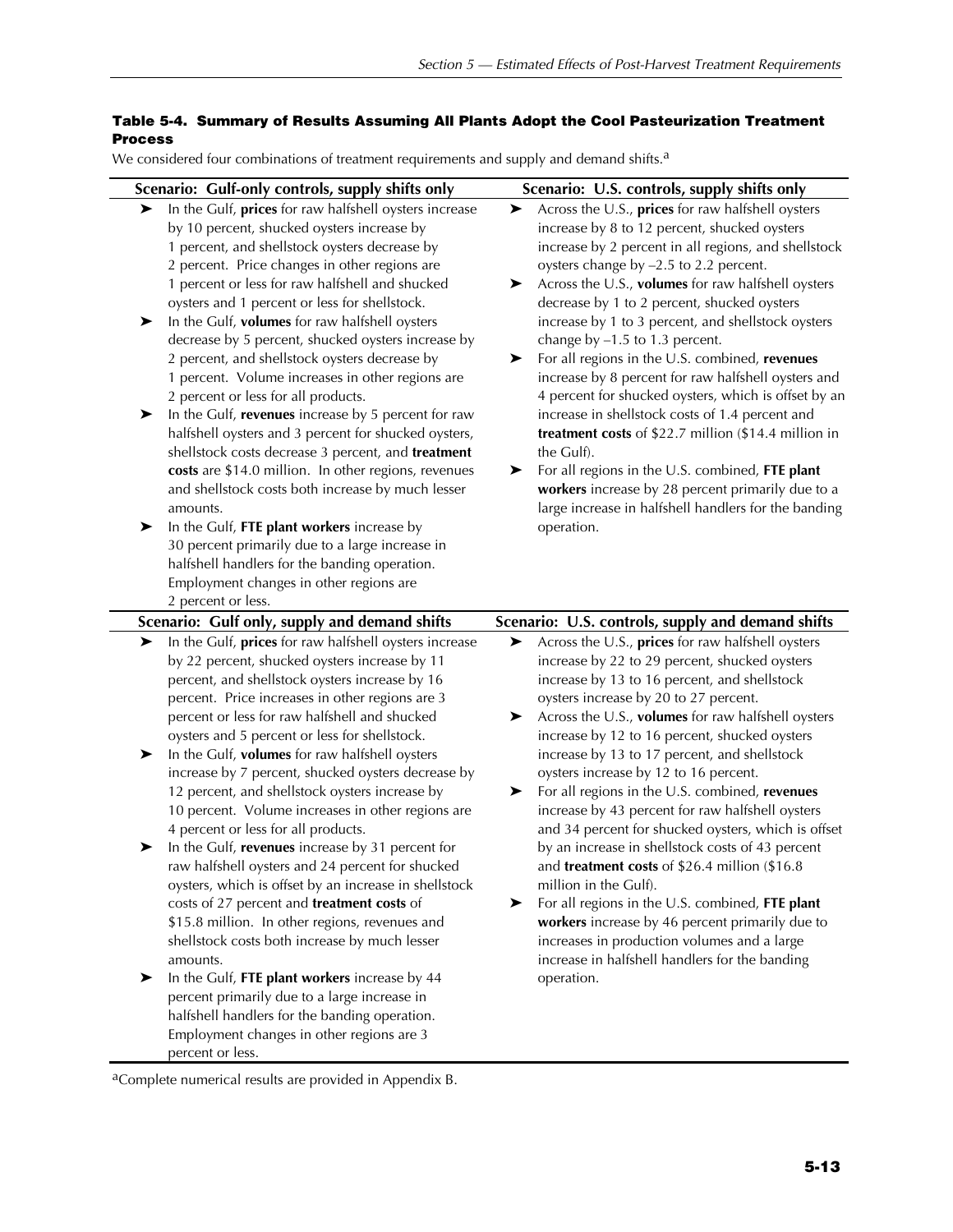**Table 5-4. Summary of Results Assuming All Plants Adopt the Cool Pasteurization Treatment Process**

We considered four combinations of treatment requirements and supply and demand shifts.[a]

| Scenario: Gulf-only controls, supply shifts only | Scenario: U.S. controls, supply shifts only |
|---|---|
| ➤ In the Gulf, **prices** for raw halfshell oysters increase by 10 percent, shucked oysters increase by 1 percent, and shellstock oysters decrease by 2 percent. Price changes in other regions are 1 percent or less for raw halfshell and shucked oysters and 1 percent or less for shellstock.<br>➤ In the Gulf, **volumes** for raw halfshell oysters decrease by 5 percent, shucked oysters increase by 2 percent, and shellstock oysters decrease by 1 percent. Volume increases in other regions are 2 percent or less for all products.<br>➤ In the Gulf, **revenues** increase by 5 percent for raw halfshell oysters and 3 percent for shucked oysters, shellstock costs decrease 3 percent, and **treatment costs** are \$14.0 million. In other regions, revenues and shellstock costs both increase by much lesser amounts.<br>➤ In the Gulf, **FTE plant workers** increase by 30 percent primarily due to a large increase in halfshell handlers for the banding operation. Employment changes in other regions are 2 percent or less. | ➤ Across the U.S., **prices** for raw halfshell oysters increase by 8 to 12 percent, shucked oysters increase by 2 percent in all regions, and shellstock oysters change by –2.5 to 2.2 percent.<br>➤ Across the U.S., **volumes** for raw halfshell oysters decrease by 1 to 2 percent, shucked oysters increase by 1 to 3 percent, and shellstock oysters change by –1.5 to 1.3 percent.<br>➤ For all regions in the U.S. combined, **revenues** increase by 8 percent for raw halfshell oysters and 4 percent for shucked oysters, which is offset by an increase in shellstock costs of 1.4 percent and **treatment costs** of \$22.7 million (\$14.4 million in the Gulf).<br>➤ For all regions in the U.S. combined, **FTE plant workers** increase by 28 percent primarily due to a large increase in halfshell handlers for the banding operation. |
| **Scenario: Gulf only, supply and demand shifts** | **Scenario: U.S. controls, supply and demand shifts** |
| ➤ In the Gulf, **prices** for raw halfshell oysters increase by 22 percent, shucked oysters increase by 11 percent, and shellstock oysters increase by 16 percent. Price increases in other regions are 3 percent or less for raw halfshell and shucked oysters and 5 percent or less for shellstock.<br>➤ In the Gulf, **volumes** for raw halfshell oysters increase by 7 percent, shucked oysters decrease by 12 percent, and shellstock oysters increase by 10 percent. Volume increases in other regions are 4 percent or less for all products.<br>➤ In the Gulf, **revenues** increase by 31 percent for raw halfshell oysters and 24 percent for shucked oysters, which is offset by an increase in shellstock costs of 27 percent and **treatment costs** of \$15.8 million. In other regions, revenues and shellstock costs both increase by much lesser amounts.<br>➤ In the Gulf, **FTE plant workers** increase by 44 percent primarily due to a large increase in halfshell handlers for the banding operation. Employment changes in other regions are 3 percent or less. | ➤ Across the U.S., **prices** for raw halfshell oysters increase by 22 to 29 percent, shucked oysters increase by 13 to 16 percent, and shellstock oysters increase by 20 to 27 percent.<br>➤ Across the U.S., **volumes** for raw halfshell oysters increase by 12 to 16 percent, shucked oysters increase by 13 to 17 percent, and shellstock oysters increase by 12 to 16 percent.<br>➤ For all regions in the U.S. combined, **revenues** increase by 43 percent for raw halfshell oysters and 34 percent for shucked oysters, which is offset by an increase in shellstock costs of 43 percent and **treatment costs** of \$26.4 million (\$16.8 million in the Gulf).<br>➤ For all regions in the U.S. combined, **FTE plant workers** increase by 46 percent primarily due to increases in production volumes and a large increase in halfshell handlers for the banding operation. |

[a]Complete numerical results are provided in Appendix B.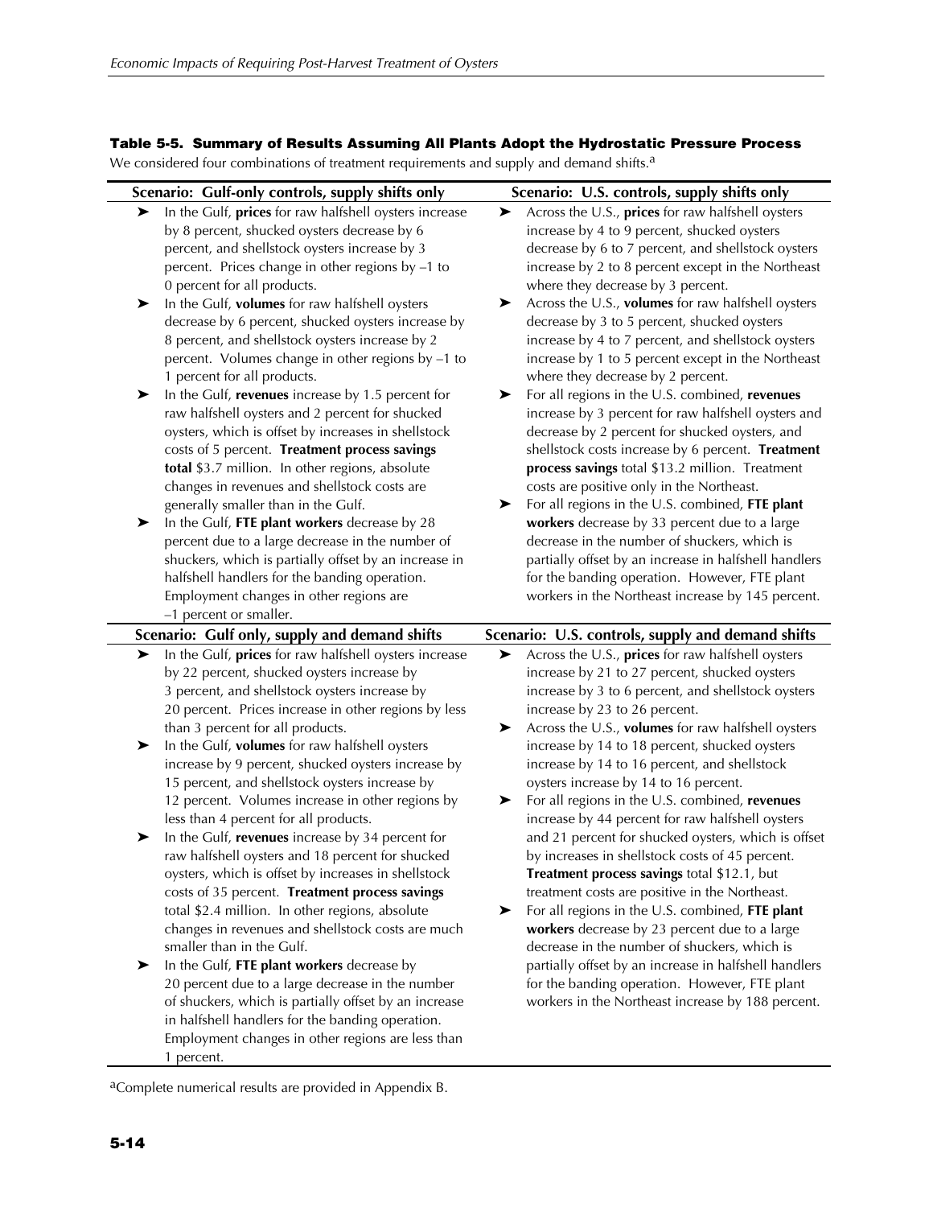**Table 5-5. Summary of Results Assuming All Plants Adopt the Hydrostatic Pressure Process**

We considered four combinations of treatment requirements and supply and demand shifts.[a]

| Scenario: Gulf-only controls, supply shifts only | Scenario: U.S. controls, supply shifts only |
|---|---|
| ➤ In the Gulf, **prices** for raw halfshell oysters increase by 8 percent, shucked oysters decrease by 6 percent, and shellstock oysters increase by 3 percent. Prices change in other regions by –1 to 0 percent for all products.<br>➤ In the Gulf, **volumes** for raw halfshell oysters decrease by 6 percent, shucked oysters increase by 8 percent, and shellstock oysters increase by 2 percent. Volumes change in other regions by –1 to 1 percent for all products.<br>➤ In the Gulf, **revenues** increase by 1.5 percent for raw halfshell oysters and 2 percent for shucked oysters, which is offset by increases in shellstock costs of 5 percent. **Treatment process savings total** \$3.7 million. In other regions, absolute changes in revenues and shellstock costs are generally smaller than in the Gulf.<br>➤ In the Gulf, **FTE plant workers** decrease by 28 percent due to a large decrease in the number of shuckers, which is partially offset by an increase in halfshell handlers for the banding operation. Employment changes in other regions are –1 percent or smaller. | ➤ Across the U.S., **prices** for raw halfshell oysters increase by 4 to 9 percent, shucked oysters decrease by 6 to 7 percent, and shellstock oysters increase by 2 to 8 percent except in the Northeast where they decrease by 3 percent.<br>➤ Across the U.S., **volumes** for raw halfshell oysters decrease by 3 to 5 percent, shucked oysters increase by 4 to 7 percent, and shellstock oysters increase by 1 to 5 percent except in the Northeast where they decrease by 2 percent.<br>➤ For all regions in the U.S. combined, **revenues** increase by 3 percent for raw halfshell oysters and decrease by 2 percent for shucked oysters, and shellstock costs increase by 6 percent. **Treatment process savings** total \$13.2 million. Treatment costs are positive only in the Northeast.<br>➤ For all regions in the U.S. combined, **FTE plant workers** decrease by 33 percent due to a large decrease in the number of shuckers, which is partially offset by an increase in halfshell handlers for the banding operation. However, FTE plant workers in the Northeast increase by 145 percent. |
| **Scenario: Gulf only, supply and demand shifts** | **Scenario: U.S. controls, supply and demand shifts** |
| ➤ In the Gulf, **prices** for raw halfshell oysters increase by 22 percent, shucked oysters increase by 3 percent, and shellstock oysters increase by 20 percent. Prices increase in other regions by less than 3 percent for all products.<br>➤ In the Gulf, **volumes** for raw halfshell oysters increase by 9 percent, shucked oysters increase by 15 percent, and shellstock oysters increase by 12 percent. Volumes increase in other regions by less than 4 percent for all products.<br>➤ In the Gulf, **revenues** increase by 34 percent for raw halfshell oysters and 18 percent for shucked oysters, which is offset by increases in shellstock costs of 35 percent. **Treatment process savings** total \$2.4 million. In other regions, absolute changes in revenues and shellstock costs are much smaller than in the Gulf.<br>➤ In the Gulf, **FTE plant workers** decrease by 20 percent due to a large decrease in the number of shuckers, which is partially offset by an increase in halfshell handlers for the banding operation. Employment changes in other regions are less than 1 percent. | ➤ Across the U.S., **prices** for raw halfshell oysters increase by 21 to 27 percent, shucked oysters increase by 3 to 6 percent, and shellstock oysters increase by 23 to 26 percent.<br>➤ Across the U.S., **volumes** for raw halfshell oysters increase by 14 to 18 percent, shucked oysters increase by 14 to 16 percent, and shellstock oysters increase by 14 to 16 percent.<br>➤ For all regions in the U.S. combined, **revenues** increase by 44 percent for raw halfshell oysters and 21 percent for shucked oysters, which is offset by increases in shellstock costs of 45 percent. **Treatment process savings** total \$12.1, but treatment costs are positive in the Northeast.<br>➤ For all regions in the U.S. combined, **FTE plant workers** decrease by 23 percent due to a large decrease in the number of shuckers, which is partially offset by an increase in halfshell handlers for the banding operation. However, FTE plant workers in the Northeast increase by 188 percent. |

[a]Complete numerical results are provided in Appendix B.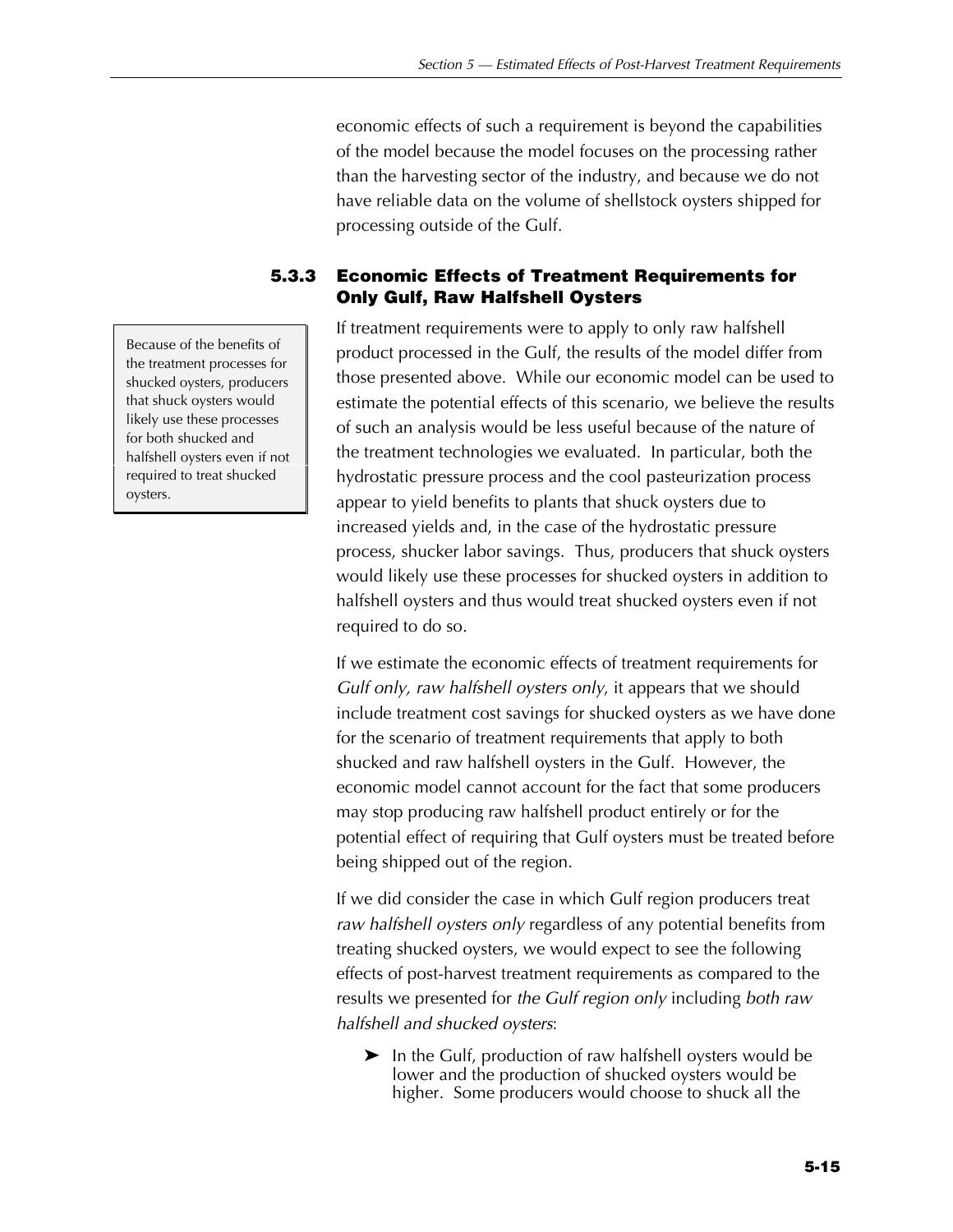economic effects of such a requirement is beyond the capabilities of the model because the model focuses on the processing rather than the harvesting sector of the industry, and because we do not have reliable data on the volume of shellstock oysters shipped for processing outside of the Gulf.

### 5.3.3 Economic Effects of Treatment Requirements for Only Gulf, Raw Halfshell Oysters

> Because of the benefits of the treatment processes for shucked oysters, producers that shuck oysters would likely use these processes for both shucked and halfshell oysters even if not required to treat shucked oysters.

If treatment requirements were to apply to only raw halfshell product processed in the Gulf, the results of the model differ from those presented above. While our economic model can be used to estimate the potential effects of this scenario, we believe the results of such an analysis would be less useful because of the nature of the treatment technologies we evaluated. In particular, both the hydrostatic pressure process and the cool pasteurization process appear to yield benefits to plants that shuck oysters due to increased yields and, in the case of the hydrostatic pressure process, shucker labor savings. Thus, producers that shuck oysters would likely use these processes for shucked oysters in addition to halfshell oysters and thus would treat shucked oysters even if not required to do so.

If we estimate the economic effects of treatment requirements for *Gulf only, raw halfshell oysters only*, it appears that we should include treatment cost savings for shucked oysters as we have done for the scenario of treatment requirements that apply to both shucked and raw halfshell oysters in the Gulf. However, the economic model cannot account for the fact that some producers may stop producing raw halfshell product entirely or for the potential effect of requiring that Gulf oysters must be treated before being shipped out of the region.

If we did consider the case in which Gulf region producers treat *raw halfshell oysters only* regardless of any potential benefits from treating shucked oysters, we would expect to see the following effects of post-harvest treatment requirements as compared to the results we presented for *the Gulf region only* including *both raw halfshell and shucked oysters*:

- In the Gulf, production of raw halfshell oysters would be lower and the production of shucked oysters would be higher. Some producers would choose to shuck all the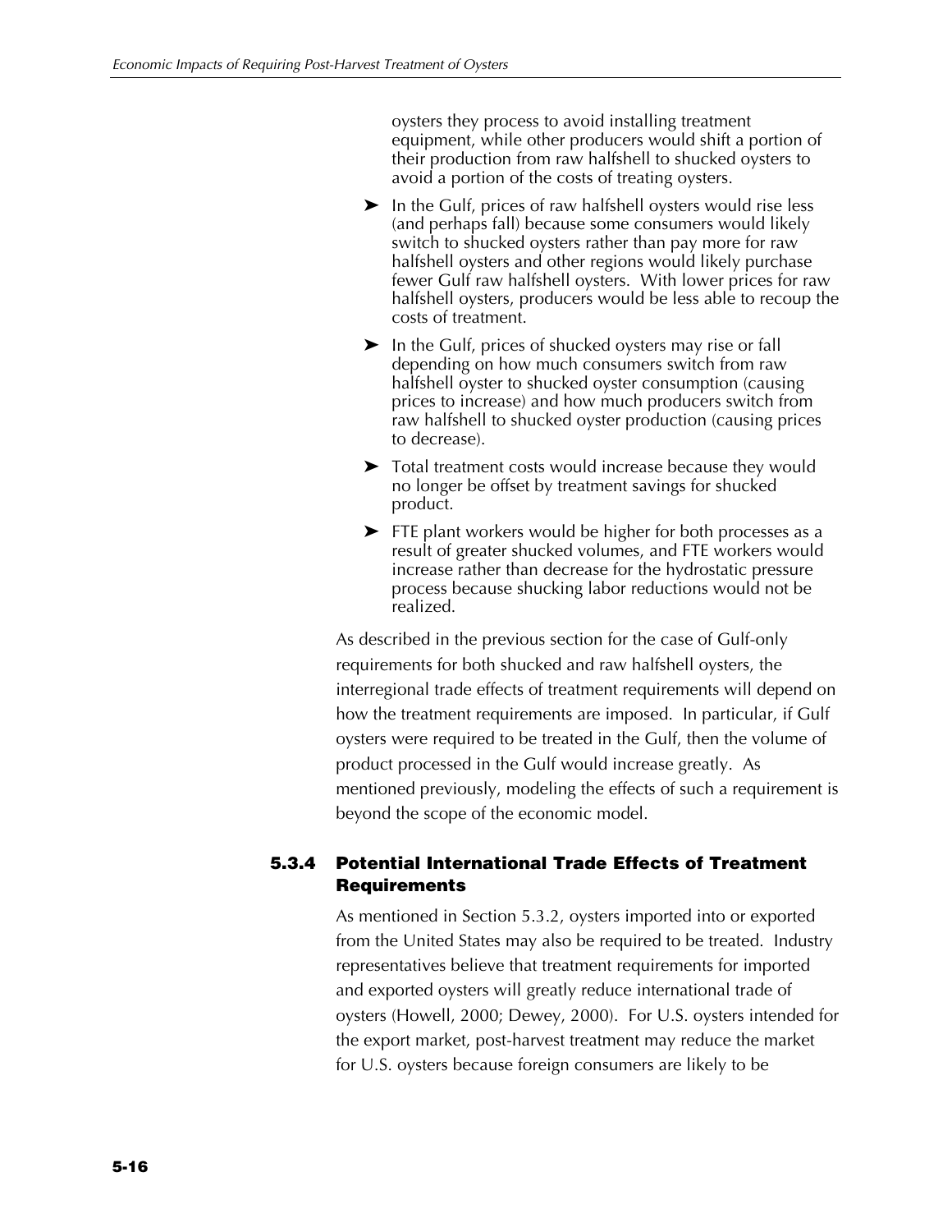oysters they process to avoid installing treatment equipment, while other producers would shift a portion of their production from raw halfshell to shucked oysters to avoid a portion of the costs of treating oysters.

- In the Gulf, prices of raw halfshell oysters would rise less (and perhaps fall) because some consumers would likely switch to shucked oysters rather than pay more for raw halfshell oysters and other regions would likely purchase fewer Gulf raw halfshell oysters. With lower prices for raw halfshell oysters, producers would be less able to recoup the costs of treatment.
- In the Gulf, prices of shucked oysters may rise or fall depending on how much consumers switch from raw halfshell oyster to shucked oyster consumption (causing prices to increase) and how much producers switch from raw halfshell to shucked oyster production (causing prices to decrease).
- Total treatment costs would increase because they would no longer be offset by treatment savings for shucked product.
- FTE plant workers would be higher for both processes as a result of greater shucked volumes, and FTE workers would increase rather than decrease for the hydrostatic pressure process because shucking labor reductions would not be realized.

As described in the previous section for the case of Gulf-only requirements for both shucked and raw halfshell oysters, the interregional trade effects of treatment requirements will depend on how the treatment requirements are imposed. In particular, if Gulf oysters were required to be treated in the Gulf, then the volume of product processed in the Gulf would increase greatly. As mentioned previously, modeling the effects of such a requirement is beyond the scope of the economic model.

### 5.3.4 Potential International Trade Effects of Treatment Requirements

As mentioned in Section 5.3.2, oysters imported into or exported from the United States may also be required to be treated. Industry representatives believe that treatment requirements for imported and exported oysters will greatly reduce international trade of oysters (Howell, 2000; Dewey, 2000). For U.S. oysters intended for the export market, post-harvest treatment may reduce the market for U.S. oysters because foreign consumers are likely to be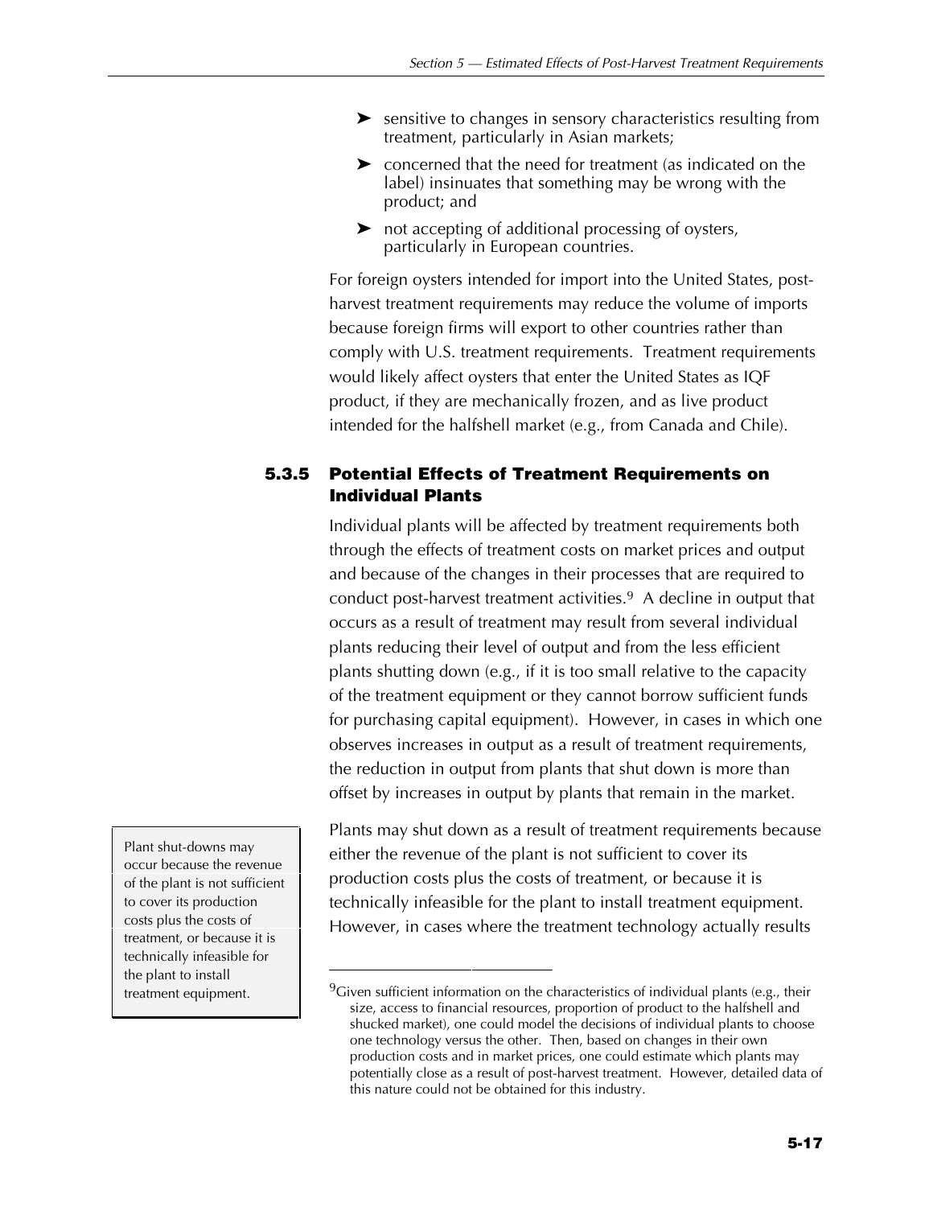- ➤ sensitive to changes in sensory characteristics resulting from treatment, particularly in Asian markets;
- ➤ concerned that the need for treatment (as indicated on the label) insinuates that something may be wrong with the product; and
- ➤ not accepting of additional processing of oysters, particularly in European countries.

For foreign oysters intended for import into the United States, post-harvest treatment requirements may reduce the volume of imports because foreign firms will export to other countries rather than comply with U.S. treatment requirements. Treatment requirements would likely affect oysters that enter the United States as IQF product, if they are mechanically frozen, and as live product intended for the halfshell market (e.g., from Canada and Chile).

### 5.3.5 Potential Effects of Treatment Requirements on Individual Plants

Individual plants will be affected by treatment requirements both through the effects of treatment costs on market prices and output and because of the changes in their processes that are required to conduct post-harvest treatment activities.[9] A decline in output that occurs as a result of treatment may result from several individual plants reducing their level of output and from the less efficient plants shutting down (e.g., if it is too small relative to the capacity of the treatment equipment or they cannot borrow sufficient funds for purchasing capital equipment). However, in cases in which one observes increases in output as a result of treatment requirements, the reduction in output from plants that shut down is more than offset by increases in output by plants that remain in the market.

> Plant shut-downs may occur because the revenue of the plant is not sufficient to cover its production costs plus the costs of treatment, or because it is technically infeasible for the plant to install treatment equipment.

Plants may shut down as a result of treatment requirements because either the revenue of the plant is not sufficient to cover its production costs plus the costs of treatment, or because it is technically infeasible for the plant to install treatment equipment. However, in cases where the treatment technology actually results

---

[9]Given sufficient information on the characteristics of individual plants (e.g., their size, access to financial resources, proportion of product to the halfshell and shucked market), one could model the decisions of individual plants to choose one technology versus the other. Then, based on changes in their own production costs and in market prices, one could estimate which plants may potentially close as a result of post-harvest treatment. However, detailed data of this nature could not be obtained for this industry.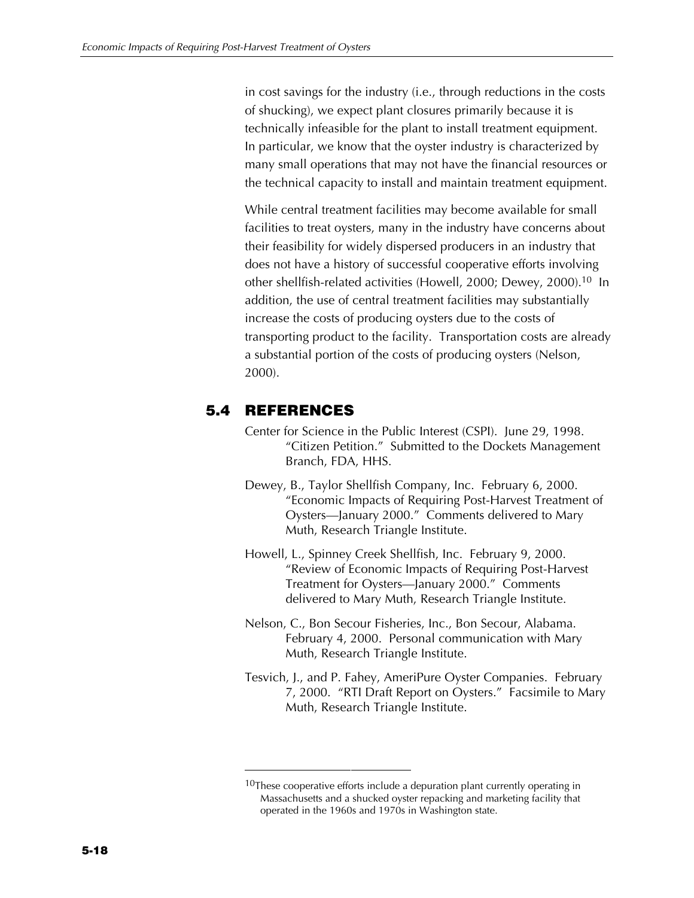in cost savings for the industry (i.e., through reductions in the costs of shucking), we expect plant closures primarily because it is technically infeasible for the plant to install treatment equipment. In particular, we know that the oyster industry is characterized by many small operations that may not have the financial resources or the technical capacity to install and maintain treatment equipment.

While central treatment facilities may become available for small facilities to treat oysters, many in the industry have concerns about their feasibility for widely dispersed producers in an industry that does not have a history of successful cooperative efforts involving other shellfish-related activities (Howell, 2000; Dewey, 2000).[10] In addition, the use of central treatment facilities may substantially increase the costs of producing oysters due to the costs of transporting product to the facility. Transportation costs are already a substantial portion of the costs of producing oysters (Nelson, 2000).

## 5.4 REFERENCES

Center for Science in the Public Interest (CSPI). June 29, 1998. "Citizen Petition." Submitted to the Dockets Management Branch, FDA, HHS.

Dewey, B., Taylor Shellfish Company, Inc. February 6, 2000. "Economic Impacts of Requiring Post-Harvest Treatment of Oysters—January 2000." Comments delivered to Mary Muth, Research Triangle Institute.

Howell, L., Spinney Creek Shellfish, Inc. February 9, 2000. "Review of Economic Impacts of Requiring Post-Harvest Treatment for Oysters—January 2000." Comments delivered to Mary Muth, Research Triangle Institute.

Nelson, C., Bon Secour Fisheries, Inc., Bon Secour, Alabama. February 4, 2000. Personal communication with Mary Muth, Research Triangle Institute.

Tesvich, J., and P. Fahey, AmeriPure Oyster Companies. February 7, 2000. "RTI Draft Report on Oysters." Facsimile to Mary Muth, Research Triangle Institute.

---

[10]These cooperative efforts include a depuration plant currently operating in Massachusetts and a shucked oyster repacking and marketing facility that operated in the 1960s and 1970s in Washington state.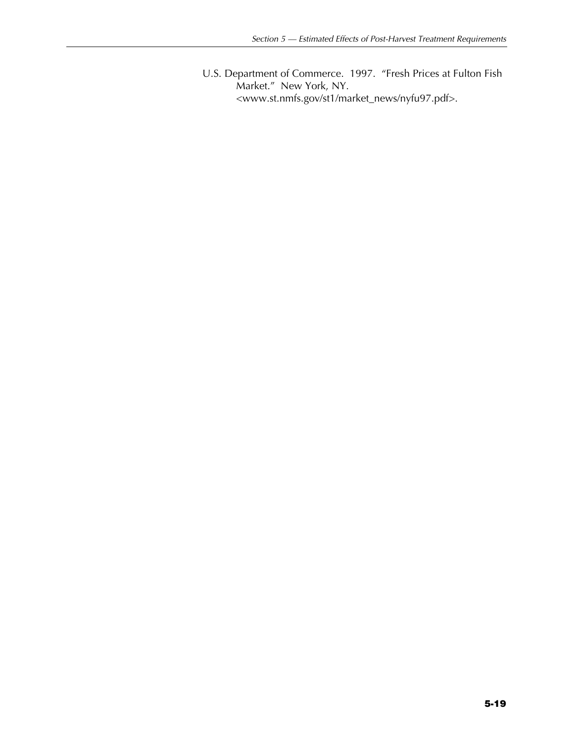U.S. Department of Commerce. 1997. "Fresh Prices at Fulton Fish Market." New York, NY. <www.st.nmfs.gov/st1/market_news/nyfu97.pdf>.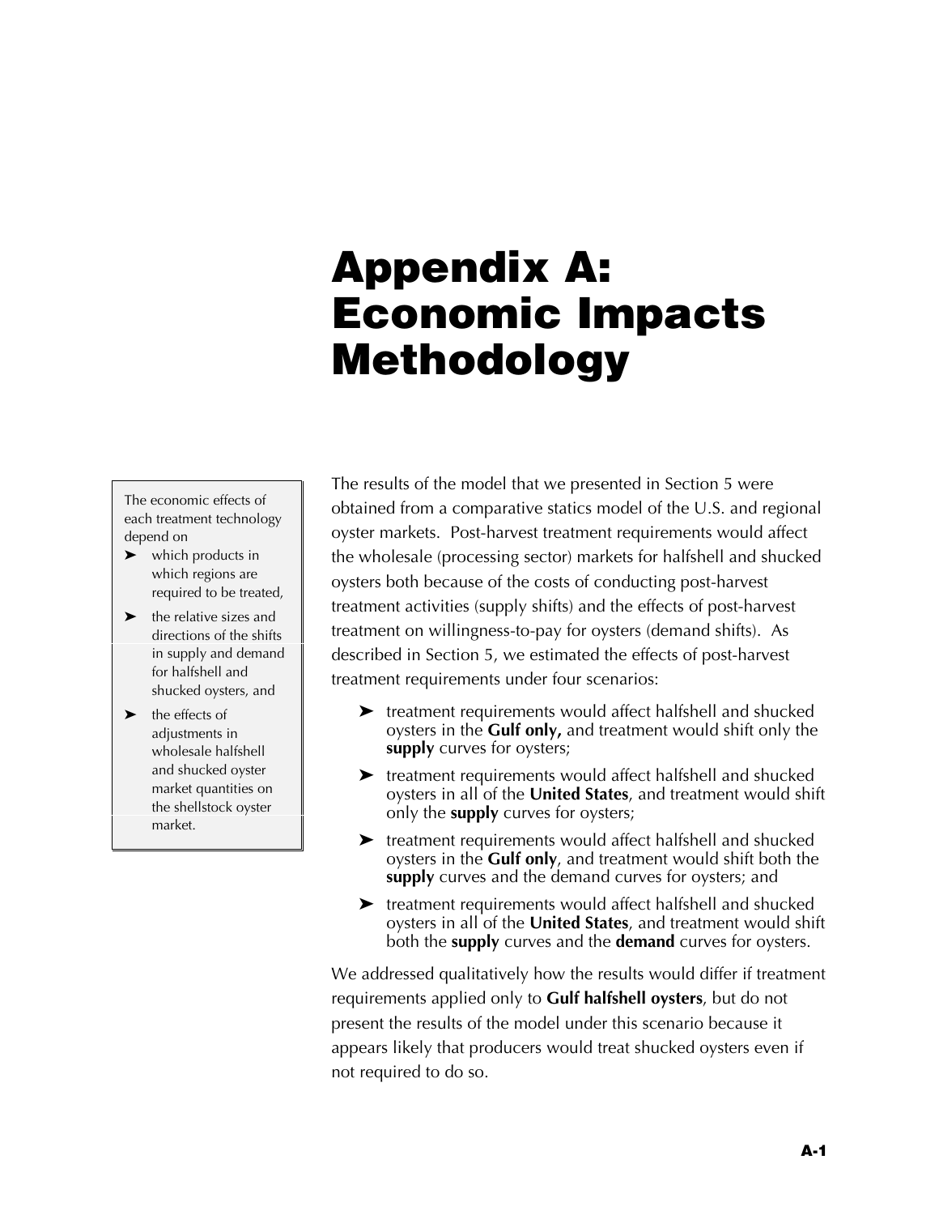# Appendix A: Economic Impacts Methodology

> The economic effects of each treatment technology depend on
> - which products in which regions are required to be treated,
> - the relative sizes and directions of the shifts in supply and demand for halfshell and shucked oysters, and
> - the effects of adjustments in wholesale halfshell and shucked oyster market quantities on the shellstock oyster market.

The results of the model that we presented in Section 5 were obtained from a comparative statics model of the U.S. and regional oyster markets. Post-harvest treatment requirements would affect the wholesale (processing sector) markets for halfshell and shucked oysters both because of the costs of conducting post-harvest treatment activities (supply shifts) and the effects of post-harvest treatment on willingness-to-pay for oysters (demand shifts). As described in Section 5, we estimated the effects of post-harvest treatment requirements under four scenarios:

- treatment requirements would affect halfshell and shucked oysters in the **Gulf only,** and treatment would shift only the **supply** curves for oysters;
- treatment requirements would affect halfshell and shucked oysters in all of the **United States**, and treatment would shift only the **supply** curves for oysters;
- treatment requirements would affect halfshell and shucked oysters in the **Gulf only**, and treatment would shift both the **supply** curves and the demand curves for oysters; and
- treatment requirements would affect halfshell and shucked oysters in all of the **United States**, and treatment would shift both the **supply** curves and the **demand** curves for oysters.

We addressed qualitatively how the results would differ if treatment requirements applied only to **Gulf halfshell oysters**, but do not present the results of the model under this scenario because it appears likely that producers would treat shucked oysters even if not required to do so.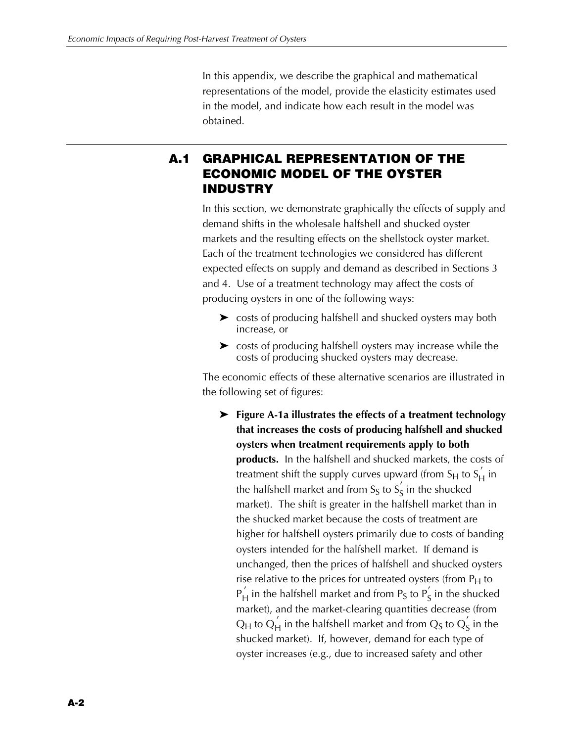In this appendix, we describe the graphical and mathematical representations of the model, provide the elasticity estimates used in the model, and indicate how each result in the model was obtained.

## A.1 GRAPHICAL REPRESENTATION OF THE ECONOMIC MODEL OF THE OYSTER INDUSTRY

In this section, we demonstrate graphically the effects of supply and demand shifts in the wholesale halfshell and shucked oyster markets and the resulting effects on the shellstock oyster market. Each of the treatment technologies we considered has different expected effects on supply and demand as described in Sections 3 and 4. Use of a treatment technology may affect the costs of producing oysters in one of the following ways:

- costs of producing halfshell and shucked oysters may both increase, or
- costs of producing halfshell oysters may increase while the costs of producing shucked oysters may decrease.

The economic effects of these alternative scenarios are illustrated in the following set of figures:

- **Figure A-1a illustrates the effects of a treatment technology that increases the costs of producing halfshell and shucked oysters when treatment requirements apply to both products.** In the halfshell and shucked markets, the costs of treatment shift the supply curves upward (from $S_H$ to $S_H'$ in the halfshell market and from $S_S$ to $S_S'$ in the shucked market). The shift is greater in the halfshell market than in the shucked market because the costs of treatment are higher for halfshell oysters primarily due to costs of banding oysters intended for the halfshell market. If demand is unchanged, then the prices of halfshell and shucked oysters rise relative to the prices for untreated oysters (from $P_H$ to $P_H'$ in the halfshell market and from $P_S$ to $P_S'$ in the shucked market), and the market-clearing quantities decrease (from $Q_H$ to $Q_H'$ in the halfshell market and from $Q_S$ to $Q_S'$ in the shucked market). If, however, demand for each type of oyster increases (e.g., due to increased safety and other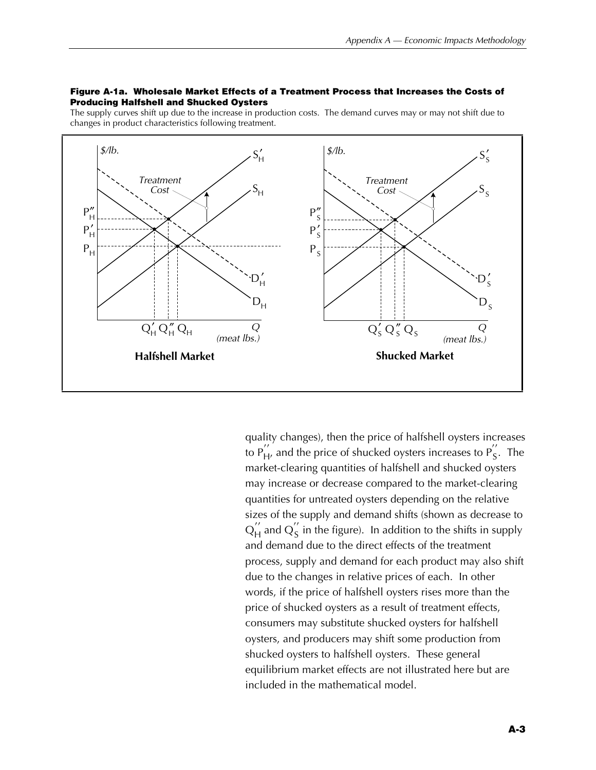**Figure A-1a. Wholesale Market Effects of a Treatment Process that Increases the Costs of Producing Halfshell and Shucked Oysters**

The supply curves shift up due to the increase in production costs. The demand curves may or may not shift due to changes in product characteristics following treatment.

quality changes), then the price of halfshell oysters increases to $P_H''$, and the price of shucked oysters increases to $P_S''$. The market-clearing quantities of halfshell and shucked oysters may increase or decrease compared to the market-clearing quantities for untreated oysters depending on the relative sizes of the supply and demand shifts (shown as decrease to $Q_H''$ and $Q_S''$ in the figure). In addition to the shifts in supply and demand due to the direct effects of the treatment process, supply and demand for each product may also shift due to the changes in relative prices of each. In other words, if the price of halfshell oysters rises more than the price of shucked oysters as a result of treatment effects, consumers may substitute shucked oysters for halfshell oysters, and producers may shift some production from shucked oysters to halfshell oysters. These general equilibrium market effects are not illustrated here but are included in the mathematical model.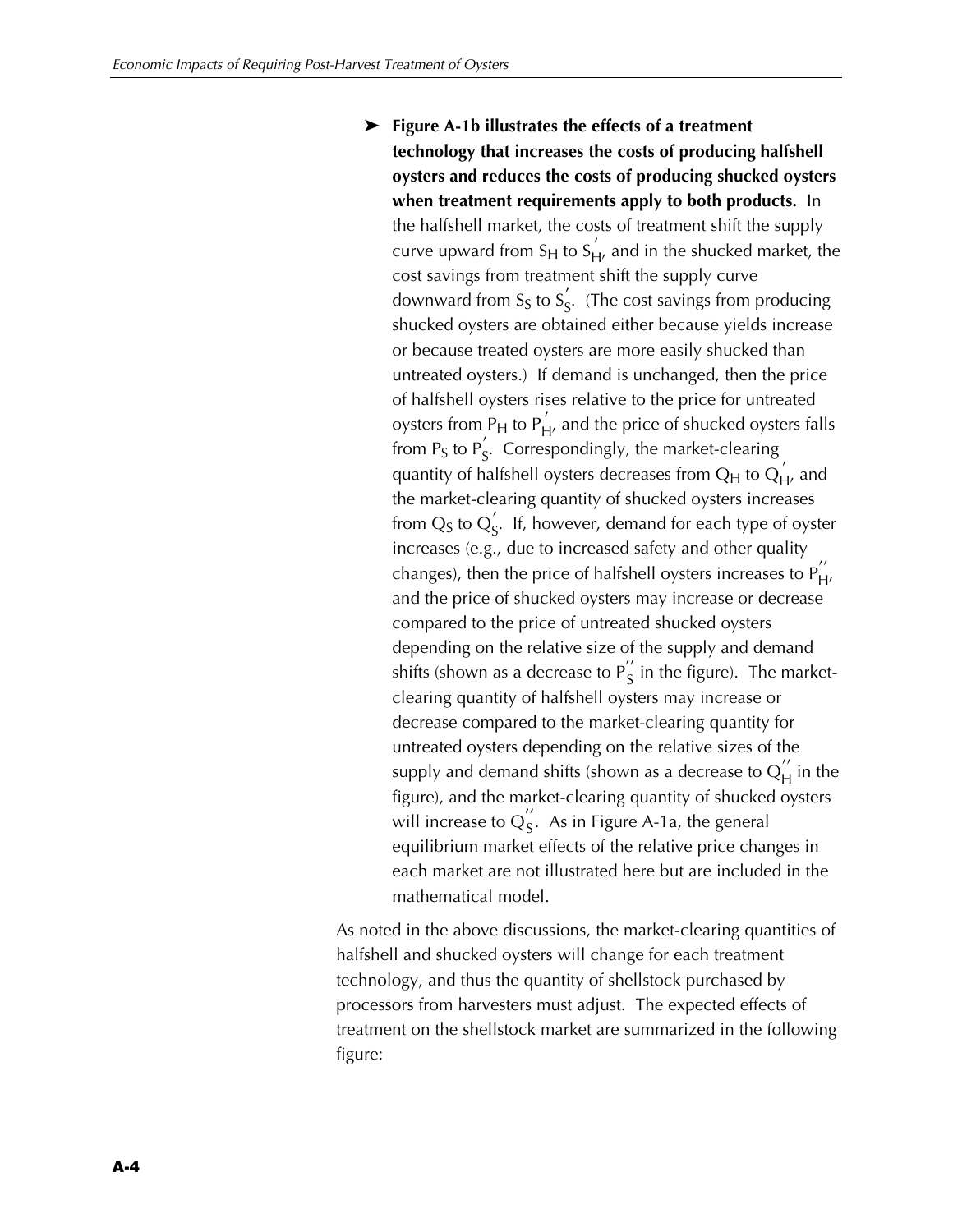- **Figure A-1b illustrates the effects of a treatment technology that increases the costs of producing halfshell oysters and reduces the costs of producing shucked oysters when treatment requirements apply to both products.** In the halfshell market, the costs of treatment shift the supply curve upward from $S_H$ to $S_H'$, and in the shucked market, the cost savings from treatment shift the supply curve downward from $S_S$ to $S_S'$. (The cost savings from producing shucked oysters are obtained either because yields increase or because treated oysters are more easily shucked than untreated oysters.) If demand is unchanged, then the price of halfshell oysters rises relative to the price for untreated oysters from $P_H$ to $P_H'$, and the price of shucked oysters falls from $P_S$ to $P_S'$. Correspondingly, the market-clearing quantity of halfshell oysters decreases from $Q_H$ to $Q_H'$, and the market-clearing quantity of shucked oysters increases from $Q_S$ to $Q_S'$. If, however, demand for each type of oyster increases (e.g., due to increased safety and other quality changes), then the price of halfshell oysters increases to $P_H''$, and the price of shucked oysters may increase or decrease compared to the price of untreated shucked oysters depending on the relative size of the supply and demand shifts (shown as a decrease to $P_S''$ in the figure). The market-clearing quantity of halfshell oysters may increase or decrease compared to the market-clearing quantity for untreated oysters depending on the relative sizes of the supply and demand shifts (shown as a decrease to $Q_H''$ in the figure), and the market-clearing quantity of shucked oysters will increase to $Q_S''$. As in Figure A-1a, the general equilibrium market effects of the relative price changes in each market are not illustrated here but are included in the mathematical model.

As noted in the above discussions, the market-clearing quantities of halfshell and shucked oysters will change for each treatment technology, and thus the quantity of shellstock purchased by processors from harvesters must adjust. The expected effects of treatment on the shellstock market are summarized in the following figure: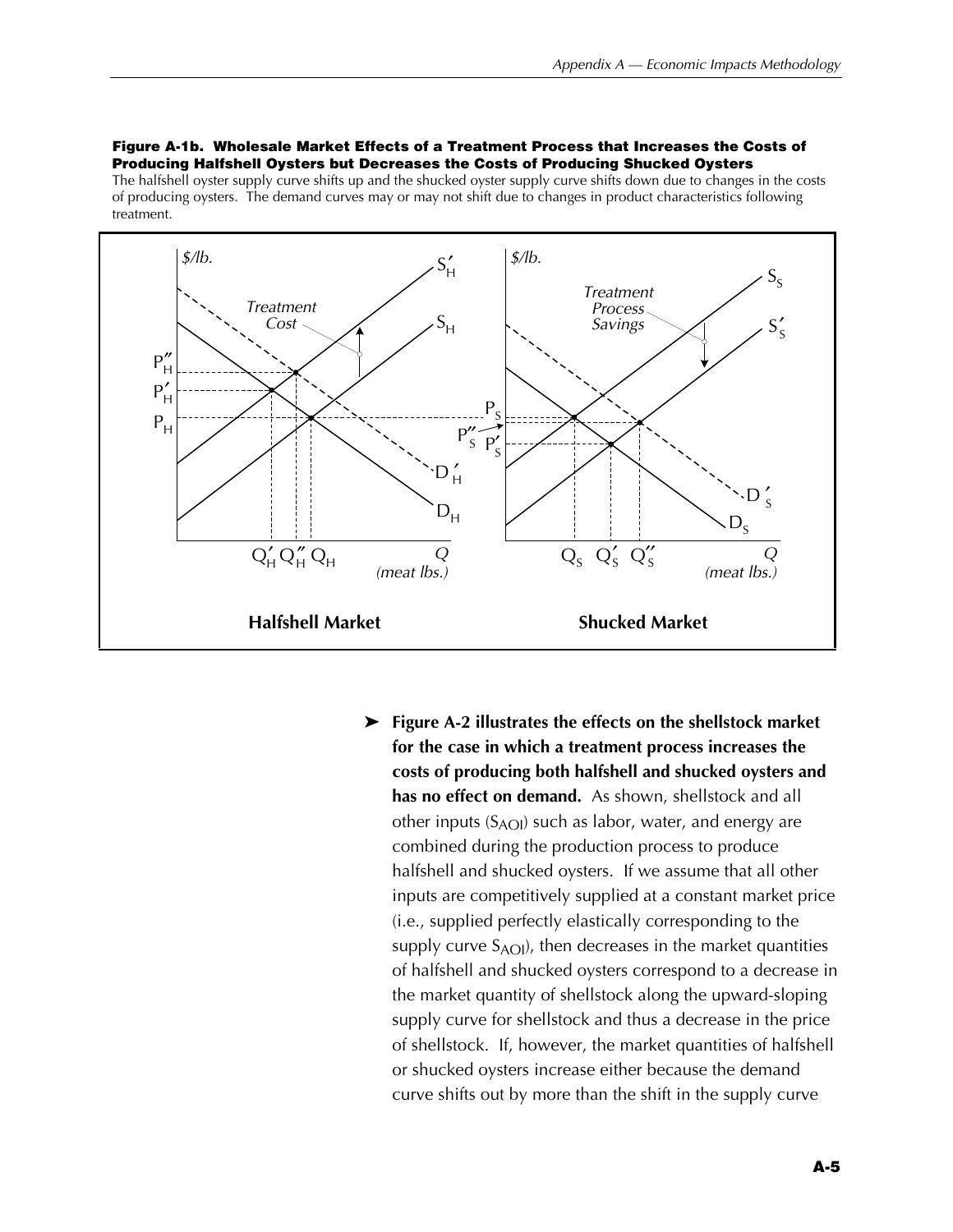**Figure A-1b. Wholesale Market Effects of a Treatment Process that Increases the Costs of Producing Halfshell Oysters but Decreases the Costs of Producing Shucked Oysters**

The halfshell oyster supply curve shifts up and the shucked oyster supply curve shifts down due to changes in the costs of producing oysters. The demand curves may or may not shift due to changes in product characteristics following treatment.

➤ **Figure A-2 illustrates the effects on the shellstock market for the case in which a treatment process increases the costs of producing both halfshell and shucked oysters and has no effect on demand.** As shown, shellstock and all other inputs ($S_{AOI}$) such as labor, water, and energy are combined during the production process to produce halfshell and shucked oysters. If we assume that all other inputs are competitively supplied at a constant market price (i.e., supplied perfectly elastically corresponding to the supply curve $S_{AOI}$), then decreases in the market quantities of halfshell and shucked oysters correspond to a decrease in the market quantity of shellstock along the upward-sloping supply curve for shellstock and thus a decrease in the price of shellstock. If, however, the market quantities of halfshell or shucked oysters increase either because the demand curve shifts out by more than the shift in the supply curve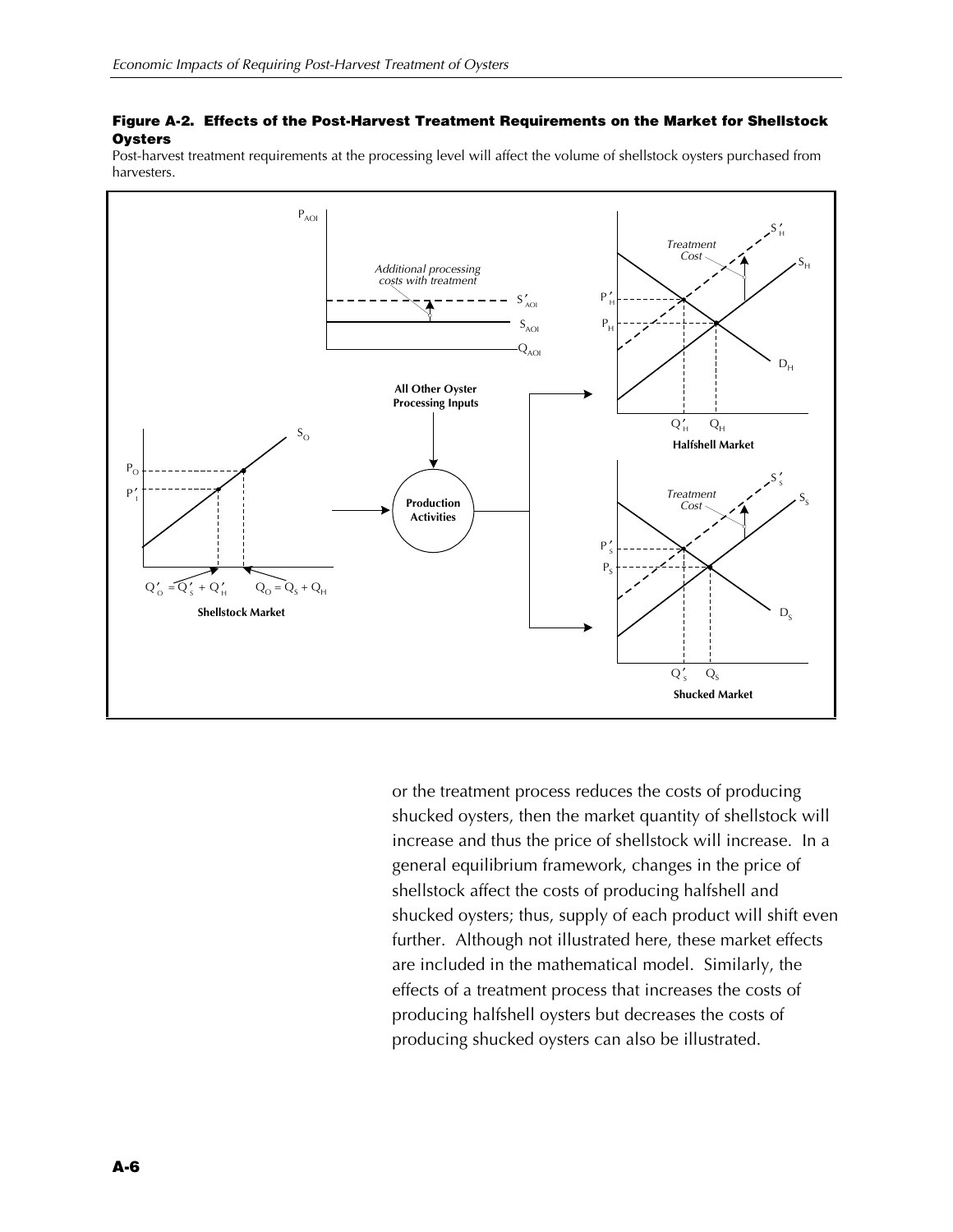**Figure A-2. Effects of the Post-Harvest Treatment Requirements on the Market for Shellstock Oysters**

Post-harvest treatment requirements at the processing level will affect the volume of shellstock oysters purchased from harvesters.

or the treatment process reduces the costs of producing shucked oysters, then the market quantity of shellstock will increase and thus the price of shellstock will increase. In a general equilibrium framework, changes in the price of shellstock affect the costs of producing halfshell and shucked oysters; thus, supply of each product will shift even further. Although not illustrated here, these market effects are included in the mathematical model. Similarly, the effects of a treatment process that increases the costs of producing halfshell oysters but decreases the costs of producing shucked oysters can also be illustrated.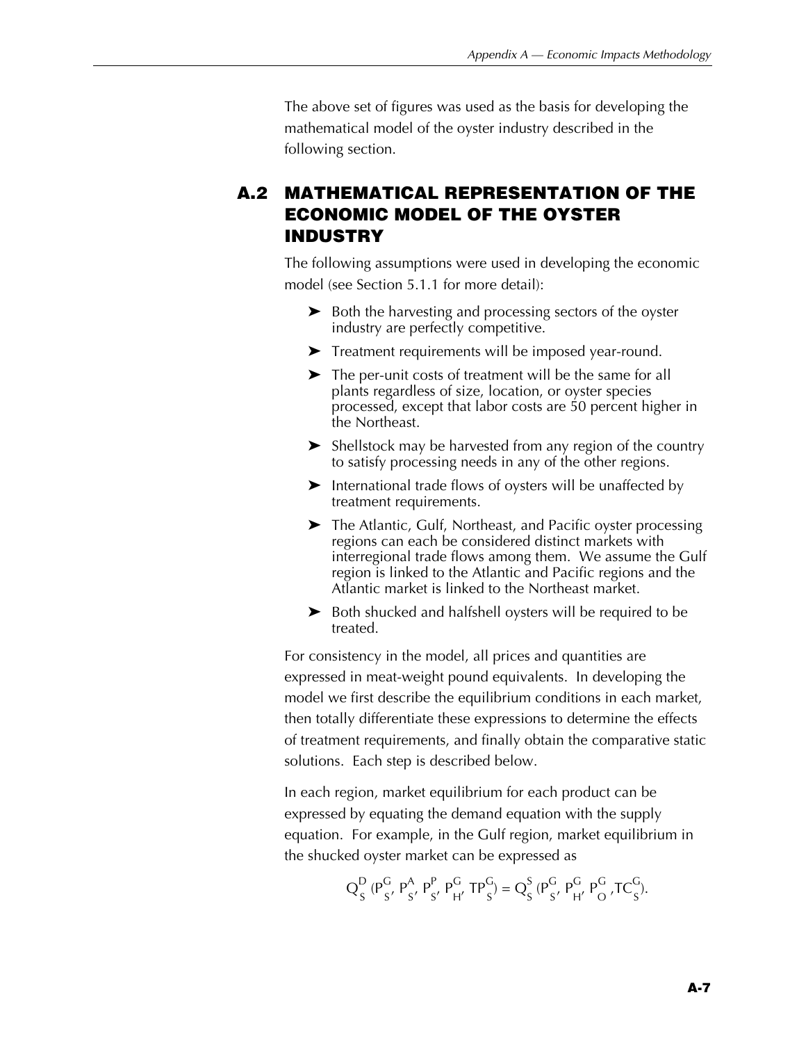The above set of figures was used as the basis for developing the mathematical model of the oyster industry described in the following section.

## A.2 MATHEMATICAL REPRESENTATION OF THE ECONOMIC MODEL OF THE OYSTER INDUSTRY

The following assumptions were used in developing the economic model (see Section 5.1.1 for more detail):

- Both the harvesting and processing sectors of the oyster industry are perfectly competitive.
- Treatment requirements will be imposed year-round.
- The per-unit costs of treatment will be the same for all plants regardless of size, location, or oyster species processed, except that labor costs are 50 percent higher in the Northeast.
- Shellstock may be harvested from any region of the country to satisfy processing needs in any of the other regions.
- International trade flows of oysters will be unaffected by treatment requirements.
- The Atlantic, Gulf, Northeast, and Pacific oyster processing regions can each be considered distinct markets with interregional trade flows among them. We assume the Gulf region is linked to the Atlantic and Pacific regions and the Atlantic market is linked to the Northeast market.
- Both shucked and halfshell oysters will be required to be treated.

For consistency in the model, all prices and quantities are expressed in meat-weight pound equivalents. In developing the model we first describe the equilibrium conditions in each market, then totally differentiate these expressions to determine the effects of treatment requirements, and finally obtain the comparative static solutions. Each step is described below.

In each region, market equilibrium for each product can be expressed by equating the demand equation with the supply equation. For example, in the Gulf region, market equilibrium in the shucked oyster market can be expressed as

$$Q_S^D\,(P_S^G, P_S^A, P_S^P, P_H^G, TP_S^G) = Q_S^S\,(P_S^G, P_H^G, P_O^G, TC_S^G).$$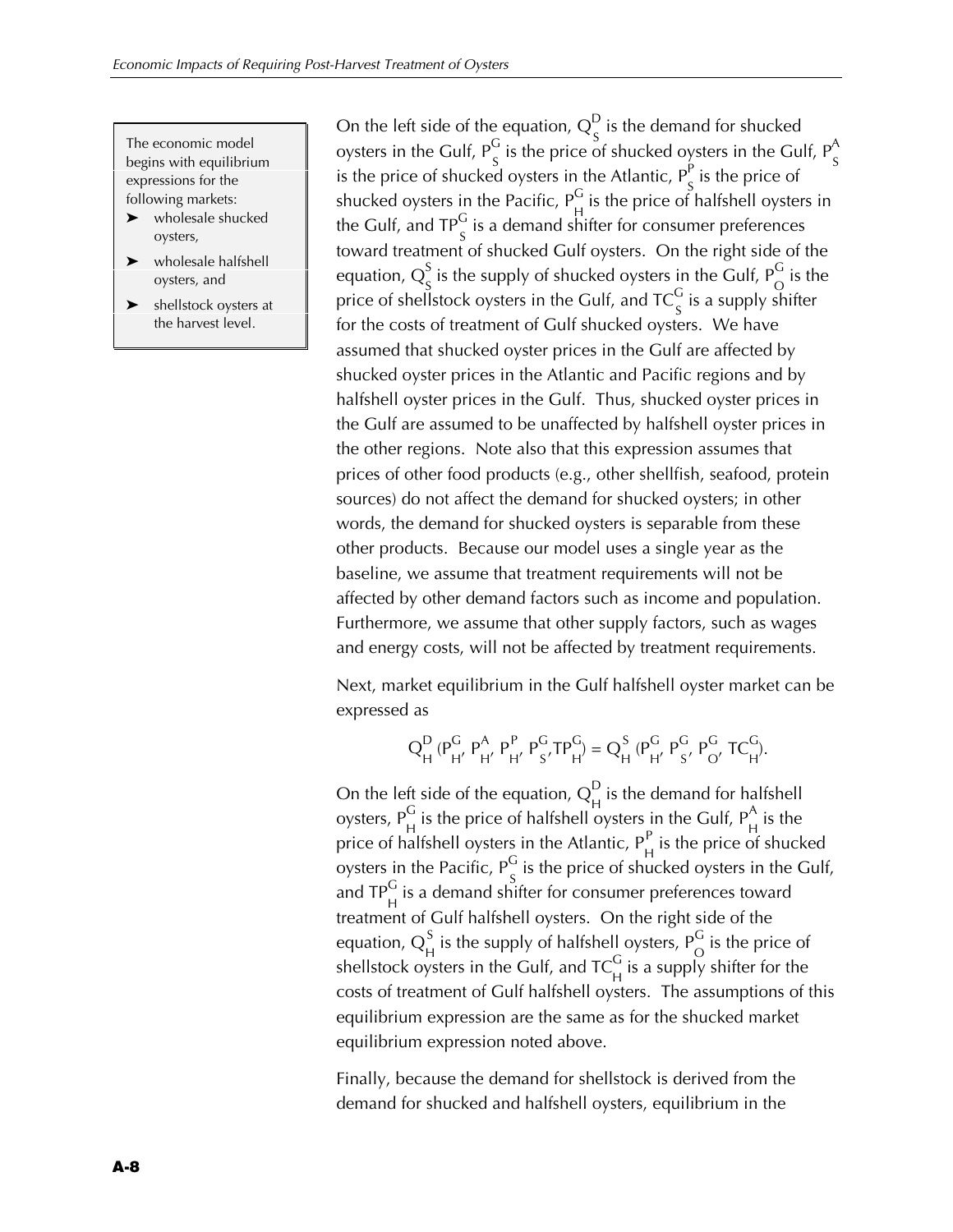The economic model begins with equilibrium expressions for the following markets:

- wholesale shucked oysters,
- wholesale halfshell oysters, and
- shellstock oysters at the harvest level.

On the left side of the equation, $Q_S^D$ is the demand for shucked oysters in the Gulf, $P_S^G$ is the price of shucked oysters in the Gulf, $P_S^A$ is the price of shucked oysters in the Atlantic, $P_S^P$ is the price of shucked oysters in the Pacific, $P_H^G$ is the price of halfshell oysters in the Gulf, and $TP_S^G$ is a demand shifter for consumer preferences toward treatment of shucked Gulf oysters. On the right side of the equation, $Q_S^S$ is the supply of shucked oysters in the Gulf, $P_O^G$ is the price of shellstock oysters in the Gulf, and $TC_S^G$ is a supply shifter for the costs of treatment of Gulf shucked oysters. We have assumed that shucked oyster prices in the Gulf are affected by shucked oyster prices in the Atlantic and Pacific regions and by halfshell oyster prices in the Gulf. Thus, shucked oyster prices in the Gulf are assumed to be unaffected by halfshell oyster prices in the other regions. Note also that this expression assumes that prices of other food products (e.g., other shellfish, seafood, protein sources) do not affect the demand for shucked oysters; in other words, the demand for shucked oysters is separable from these other products. Because our model uses a single year as the baseline, we assume that treatment requirements will not be affected by other demand factors such as income and population. Furthermore, we assume that other supply factors, such as wages and energy costs, will not be affected by treatment requirements.

Next, market equilibrium in the Gulf halfshell oyster market can be expressed as

$$Q_H^D\,(P_H^G,\, P_H^A,\, P_H^P,\, P_S^G, TP_H^G) = Q_H^S\,(P_H^G,\, P_S^G,\, P_O^G,\, TC_H^G).$$

On the left side of the equation, $Q_H^D$ is the demand for halfshell oysters, $P_H^G$ is the price of halfshell oysters in the Gulf, $P_H^A$ is the price of halfshell oysters in the Atlantic, $P_H^P$ is the price of shucked oysters in the Pacific, $P_S^G$ is the price of shucked oysters in the Gulf, and $TP_H^G$ is a demand shifter for consumer preferences toward treatment of Gulf halfshell oysters. On the right side of the equation, $Q_H^S$ is the supply of halfshell oysters, $P_O^G$ is the price of shellstock oysters in the Gulf, and $TC_H^G$ is a supply shifter for the costs of treatment of Gulf halfshell oysters. The assumptions of this equilibrium expression are the same as for the shucked market equilibrium expression noted above.

Finally, because the demand for shellstock is derived from the demand for shucked and halfshell oysters, equilibrium in the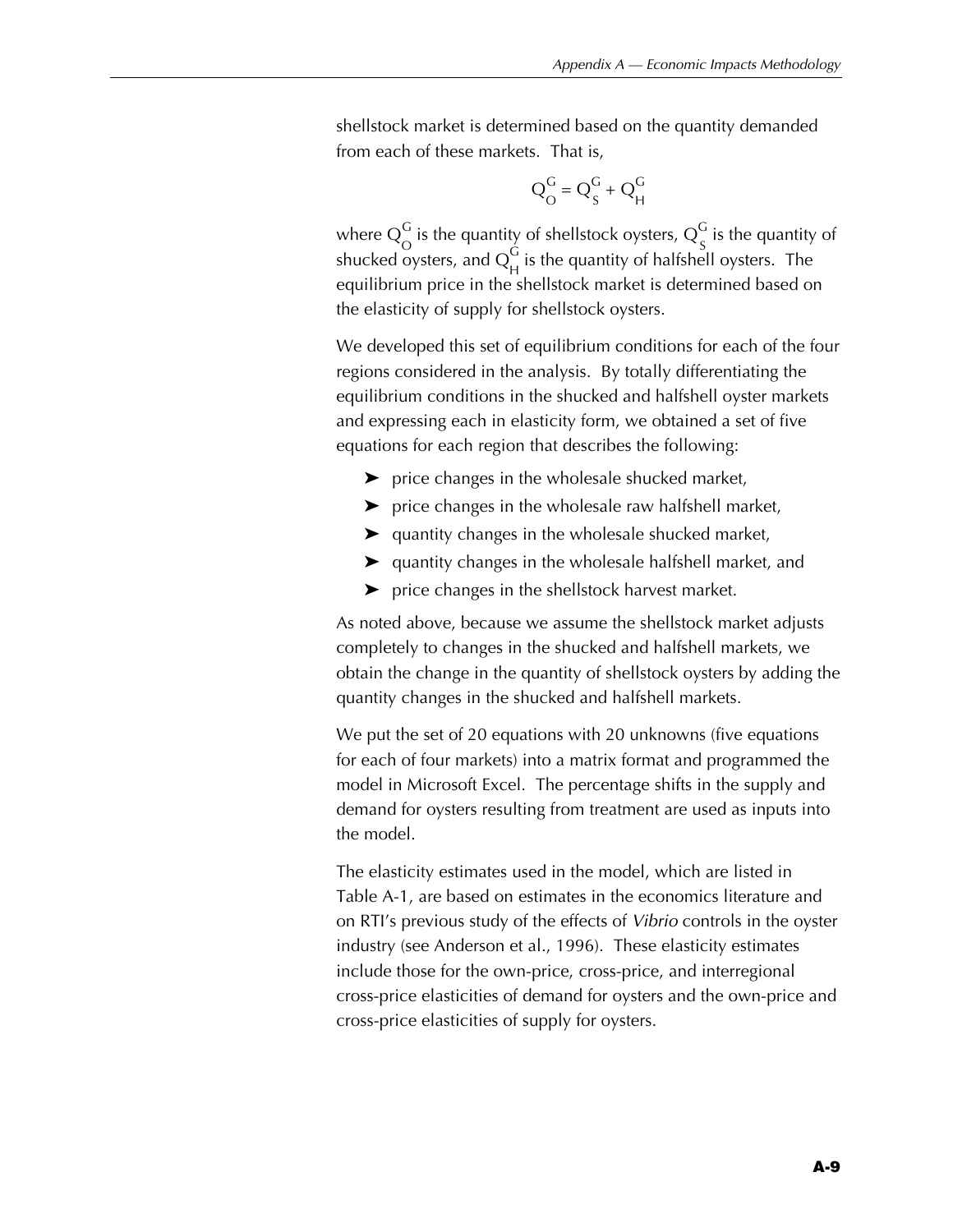shellstock market is determined based on the quantity demanded from each of these markets. That is,

$$Q_O^G = Q_S^G + Q_H^G$$

where $Q_O^G$ is the quantity of shellstock oysters, $Q_S^G$ is the quantity of shucked oysters, and $Q_H^G$ is the quantity of halfshell oysters. The equilibrium price in the shellstock market is determined based on the elasticity of supply for shellstock oysters.

We developed this set of equilibrium conditions for each of the four regions considered in the analysis. By totally differentiating the equilibrium conditions in the shucked and halfshell oyster markets and expressing each in elasticity form, we obtained a set of five equations for each region that describes the following:

- price changes in the wholesale shucked market,
- price changes in the wholesale raw halfshell market,
- quantity changes in the wholesale shucked market,
- quantity changes in the wholesale halfshell market, and
- price changes in the shellstock harvest market.

As noted above, because we assume the shellstock market adjusts completely to changes in the shucked and halfshell markets, we obtain the change in the quantity of shellstock oysters by adding the quantity changes in the shucked and halfshell markets.

We put the set of 20 equations with 20 unknowns (five equations for each of four markets) into a matrix format and programmed the model in Microsoft Excel. The percentage shifts in the supply and demand for oysters resulting from treatment are used as inputs into the model.

The elasticity estimates used in the model, which are listed in Table A-1, are based on estimates in the economics literature and on RTI's previous study of the effects of *Vibrio* controls in the oyster industry (see Anderson et al., 1996). These elasticity estimates include those for the own-price, cross-price, and interregional cross-price elasticities of demand for oysters and the own-price and cross-price elasticities of supply for oysters.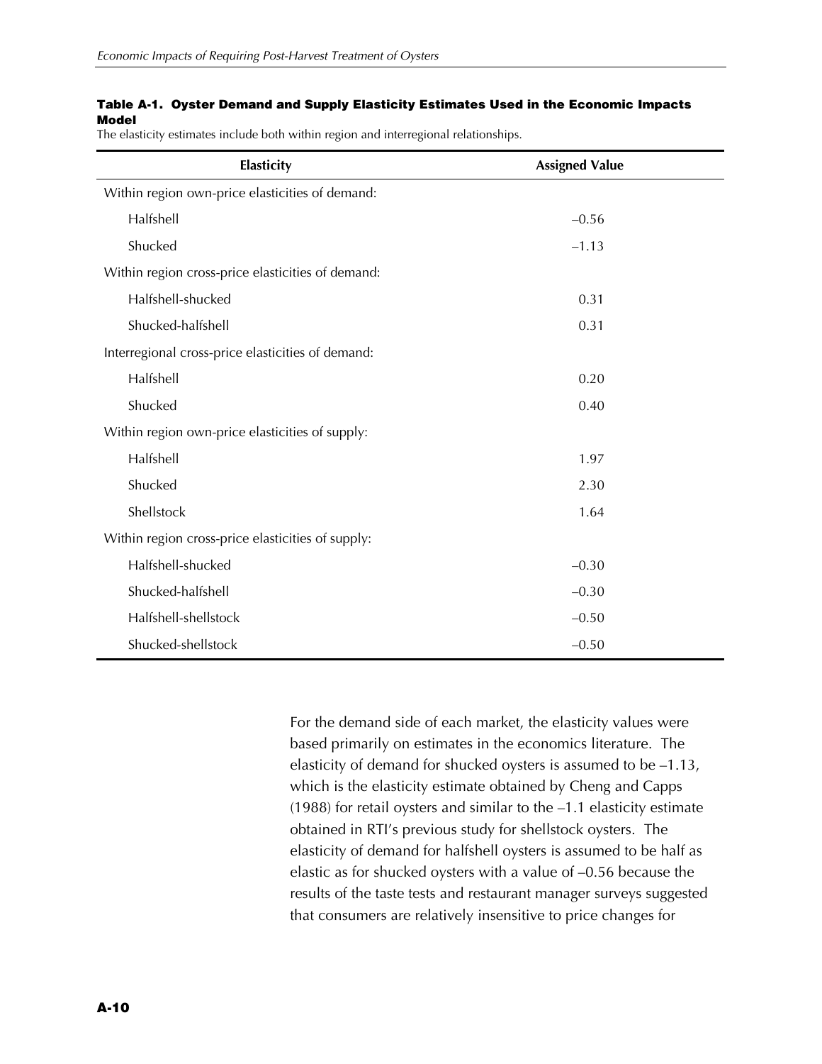**Table A-1. Oyster Demand and Supply Elasticity Estimates Used in the Economic Impacts Model**

The elasticity estimates include both within region and interregional relationships.

| Elasticity | Assigned Value |
|---|---|
| Within region own-price elasticities of demand: | |
| Halfshell | –0.56 |
| Shucked | –1.13 |
| Within region cross-price elasticities of demand: | |
| Halfshell-shucked | 0.31 |
| Shucked-halfshell | 0.31 |
| Interregional cross-price elasticities of demand: | |
| Halfshell | 0.20 |
| Shucked | 0.40 |
| Within region own-price elasticities of supply: | |
| Halfshell | 1.97 |
| Shucked | 2.30 |
| Shellstock | 1.64 |
| Within region cross-price elasticities of supply: | |
| Halfshell-shucked | –0.30 |
| Shucked-halfshell | –0.30 |
| Halfshell-shellstock | –0.50 |
| Shucked-shellstock | –0.50 |

For the demand side of each market, the elasticity values were based primarily on estimates in the economics literature. The elasticity of demand for shucked oysters is assumed to be –1.13, which is the elasticity estimate obtained by Cheng and Capps (1988) for retail oysters and similar to the –1.1 elasticity estimate obtained in RTI's previous study for shellstock oysters. The elasticity of demand for halfshell oysters is assumed to be half as elastic as for shucked oysters with a value of –0.56 because the results of the taste tests and restaurant manager surveys suggested that consumers are relatively insensitive to price changes for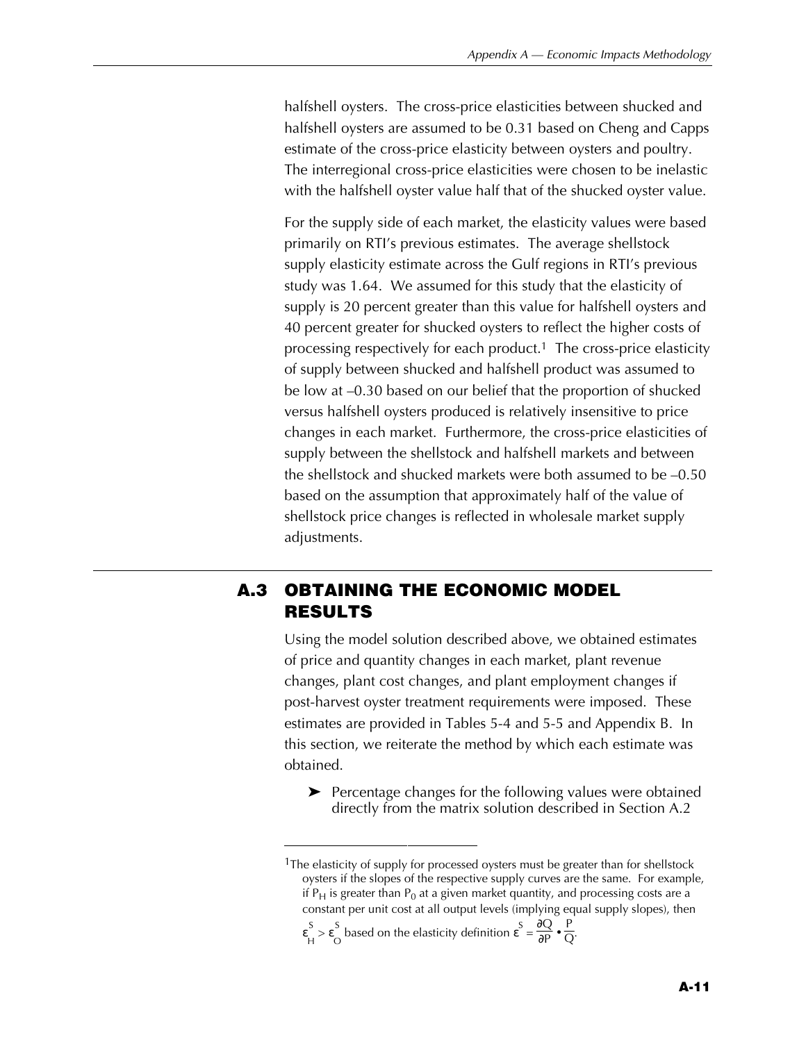halfshell oysters. The cross-price elasticities between shucked and halfshell oysters are assumed to be 0.31 based on Cheng and Capps estimate of the cross-price elasticity between oysters and poultry. The interregional cross-price elasticities were chosen to be inelastic with the halfshell oyster value half that of the shucked oyster value.

For the supply side of each market, the elasticity values were based primarily on RTI's previous estimates. The average shellstock supply elasticity estimate across the Gulf regions in RTI's previous study was 1.64. We assumed for this study that the elasticity of supply is 20 percent greater than this value for halfshell oysters and 40 percent greater for shucked oysters to reflect the higher costs of processing respectively for each product.[1] The cross-price elasticity of supply between shucked and halfshell product was assumed to be low at –0.30 based on our belief that the proportion of shucked versus halfshell oysters produced is relatively insensitive to price changes in each market. Furthermore, the cross-price elasticities of supply between the shellstock and halfshell markets and between the shellstock and shucked markets were both assumed to be –0.50 based on the assumption that approximately half of the value of shellstock price changes is reflected in wholesale market supply adjustments.

## A.3 OBTAINING THE ECONOMIC MODEL RESULTS

Using the model solution described above, we obtained estimates of price and quantity changes in each market, plant revenue changes, plant cost changes, and plant employment changes if post-harvest oyster treatment requirements were imposed. These estimates are provided in Tables 5-4 and 5-5 and Appendix B. In this section, we reiterate the method by which each estimate was obtained.

- Percentage changes for the following values were obtained directly from the matrix solution described in Section A.2

---

[1] The elasticity of supply for processed oysters must be greater than for shellstock oysters if the slopes of the respective supply curves are the same. For example, if $P_H$ is greater than $P_0$ at a given market quantity, and processing costs are a constant per unit cost at all output levels (implying equal supply slopes), then $\varepsilon^S_H > \varepsilon^S_O$ based on the elasticity definition $\varepsilon^S = \frac{\partial Q}{\partial P} \bullet \frac{P}{Q}$.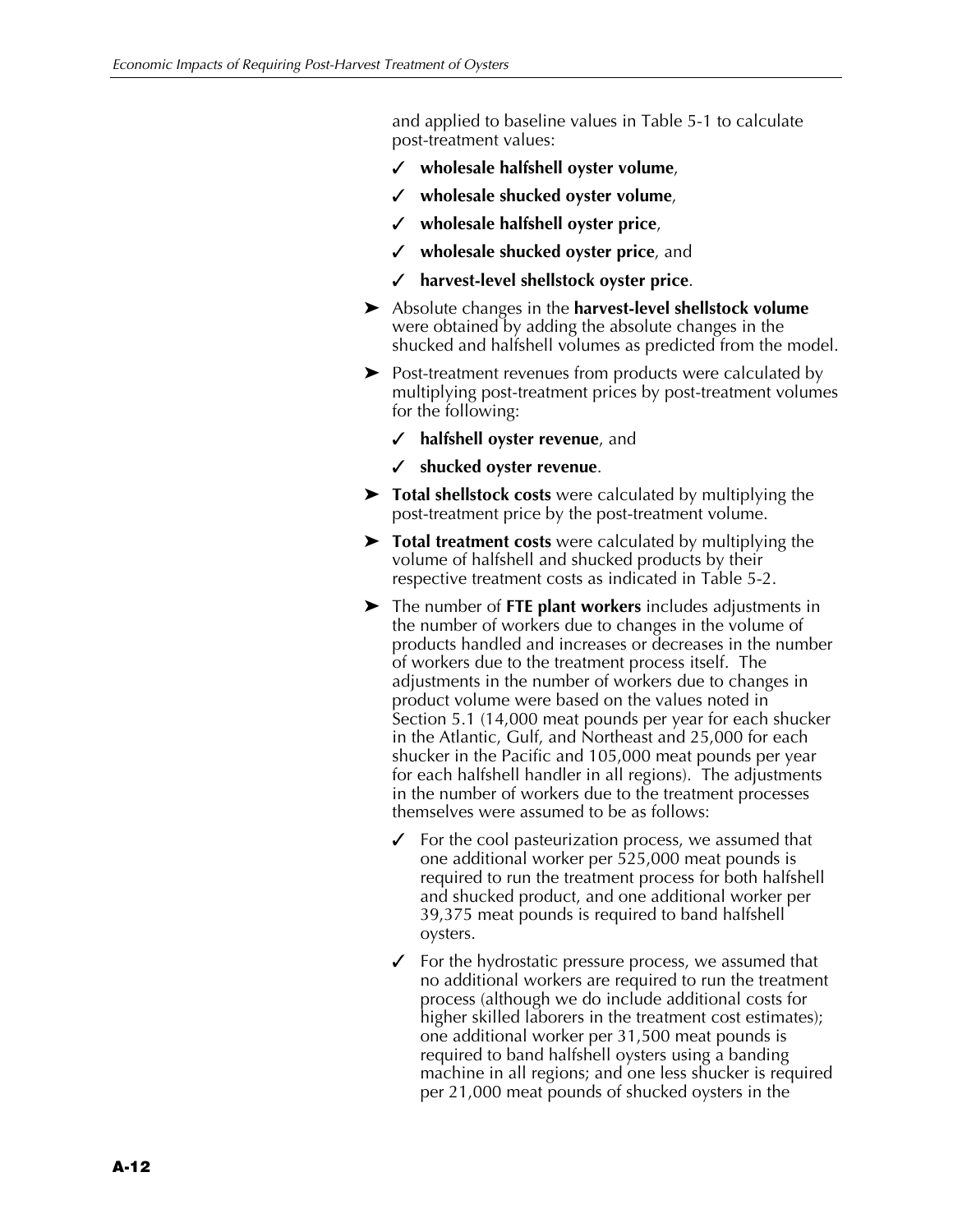and applied to baseline values in Table 5-1 to calculate post-treatment values:

- ✓ **wholesale halfshell oyster volume**,
- ✓ **wholesale shucked oyster volume**,
- ✓ **wholesale halfshell oyster price**,
- ✓ **wholesale shucked oyster price**, and
- ✓ **harvest-level shellstock oyster price**.

- ➤ Absolute changes in the **harvest-level shellstock volume** were obtained by adding the absolute changes in the shucked and halfshell volumes as predicted from the model.
- ➤ Post-treatment revenues from products were calculated by multiplying post-treatment prices by post-treatment volumes for the following:
  - ✓ **halfshell oyster revenue**, and
  - ✓ **shucked oyster revenue**.
- ➤ **Total shellstock costs** were calculated by multiplying the post-treatment price by the post-treatment volume.
- ➤ **Total treatment costs** were calculated by multiplying the volume of halfshell and shucked products by their respective treatment costs as indicated in Table 5-2.
- ➤ The number of **FTE plant workers** includes adjustments in the number of workers due to changes in the volume of products handled and increases or decreases in the number of workers due to the treatment process itself. The adjustments in the number of workers due to changes in product volume were based on the values noted in Section 5.1 (14,000 meat pounds per year for each shucker in the Atlantic, Gulf, and Northeast and 25,000 for each shucker in the Pacific and 105,000 meat pounds per year for each halfshell handler in all regions). The adjustments in the number of workers due to the treatment processes themselves were assumed to be as follows:
  - ✓ For the cool pasteurization process, we assumed that one additional worker per 525,000 meat pounds is required to run the treatment process for both halfshell and shucked product, and one additional worker per 39,375 meat pounds is required to band halfshell oysters.
  - ✓ For the hydrostatic pressure process, we assumed that no additional workers are required to run the treatment process (although we do include additional costs for higher skilled laborers in the treatment cost estimates); one additional worker per 31,500 meat pounds is required to band halfshell oysters using a banding machine in all regions; and one less shucker is required per 21,000 meat pounds of shucked oysters in the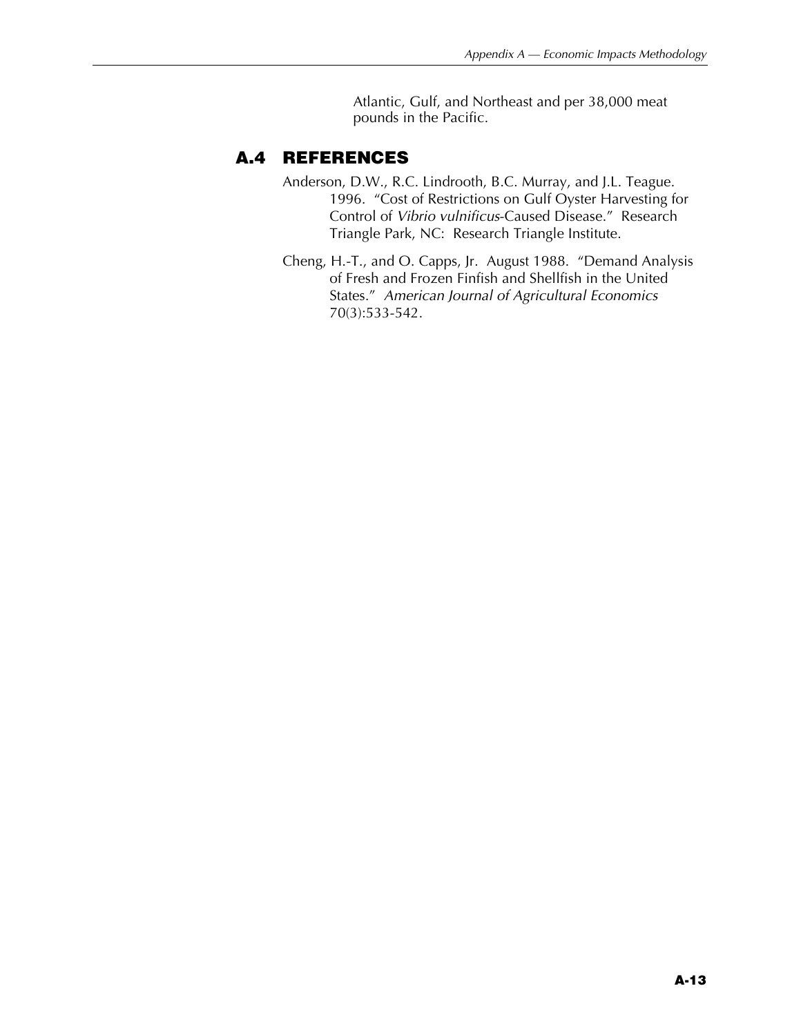Atlantic, Gulf, and Northeast and per 38,000 meat pounds in the Pacific.

## A.4 REFERENCES

Anderson, D.W., R.C. Lindrooth, B.C. Murray, and J.L. Teague. 1996. "Cost of Restrictions on Gulf Oyster Harvesting for Control of *Vibrio vulnificus*-Caused Disease." Research Triangle Park, NC: Research Triangle Institute.

Cheng, H.-T., and O. Capps, Jr. August 1988. "Demand Analysis of Fresh and Frozen Finfish and Shellfish in the United States." *American Journal of Agricultural Economics* 70(3):533-542.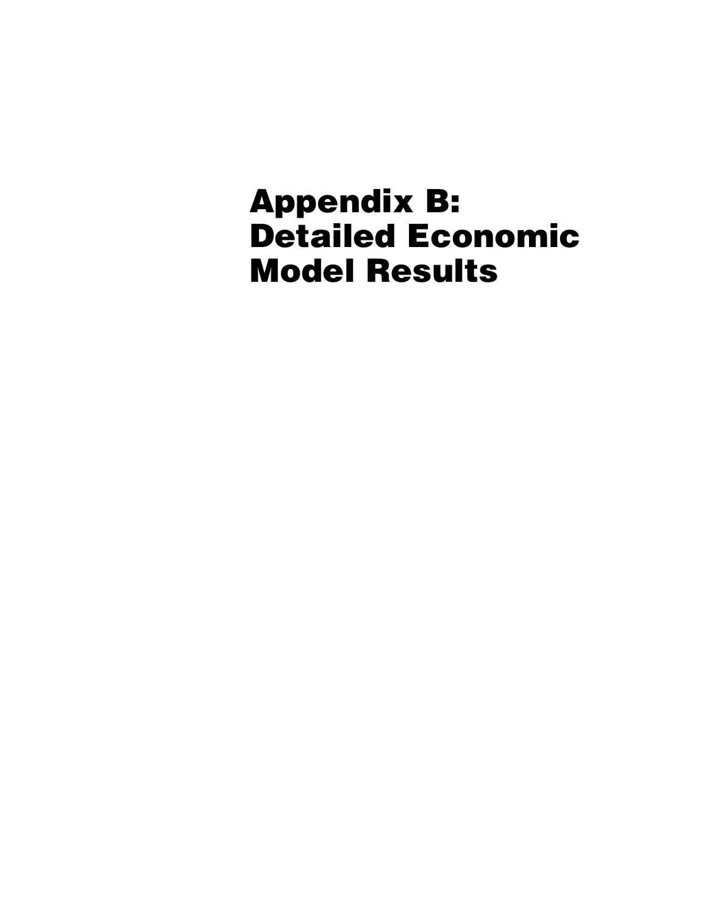# Appendix B: Detailed Economic Model Results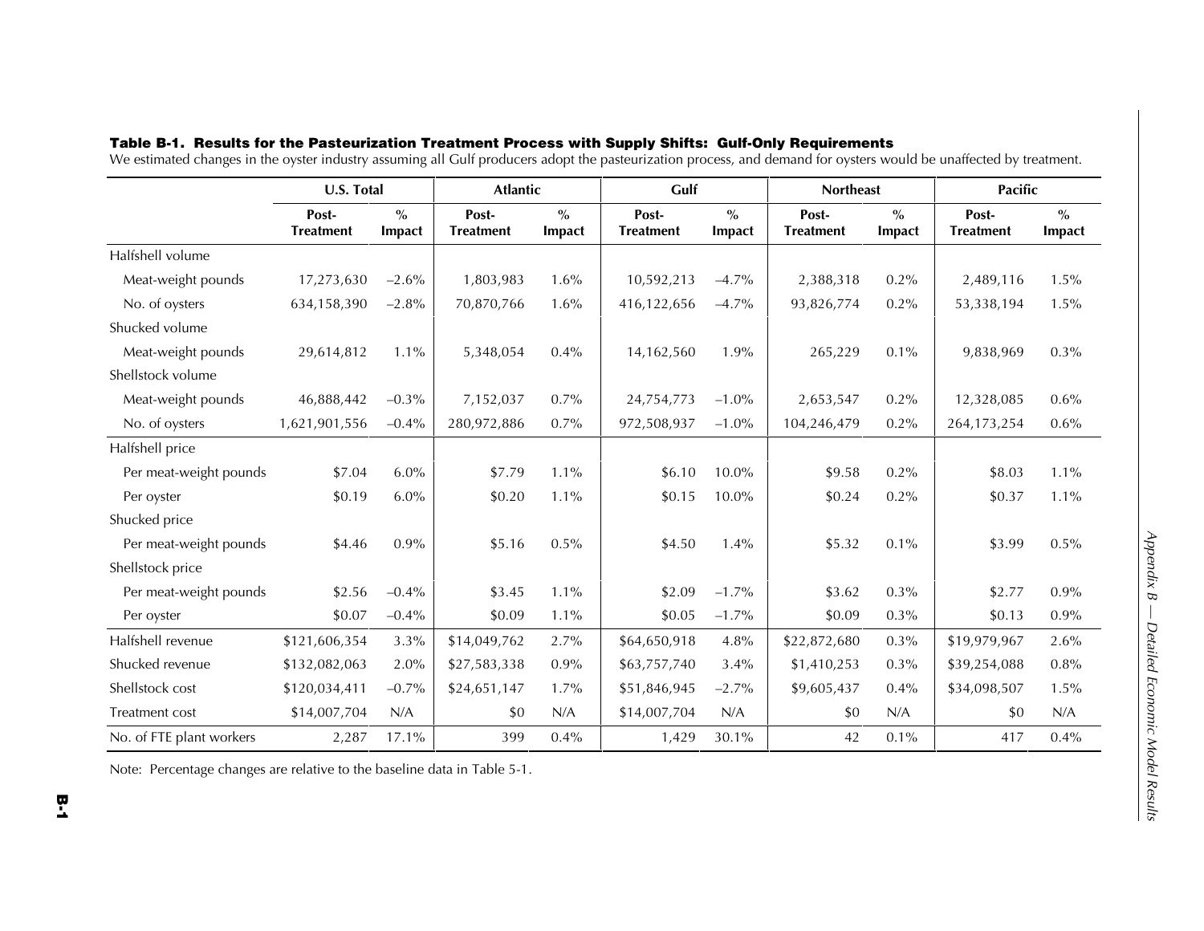**Table B-1. Results for the Pasteurization Treatment Process with Supply Shifts: Gulf-Only Requirements**

We estimated changes in the oyster industry assuming all Gulf producers adopt the pasteurization process, and demand for oysters would be unaffected by treatment.

| | U.S. Total | | Atlantic | | Gulf | | Northeast | | Pacific | |
|---|---|---|---|---|---|---|---|---|---|---|
| | Post-Treatment | % Impact | Post-Treatment | % Impact | Post-Treatment | % Impact | Post-Treatment | % Impact | Post-Treatment | % Impact |
| Halfshell volume | | | | | | | | | | |
| Meat-weight pounds | 17,273,630 | –2.6% | 1,803,983 | 1.6% | 10,592,213 | –4.7% | 2,388,318 | 0.2% | 2,489,116 | 1.5% |
| No. of oysters | 634,158,390 | –2.8% | 70,870,766 | 1.6% | 416,122,656 | –4.7% | 93,826,774 | 0.2% | 53,338,194 | 1.5% |
| Shucked volume | | | | | | | | | | |
| Meat-weight pounds | 29,614,812 | 1.1% | 5,348,054 | 0.4% | 14,162,560 | 1.9% | 265,229 | 0.1% | 9,838,969 | 0.3% |
| Shellstock volume | | | | | | | | | | |
| Meat-weight pounds | 46,888,442 | –0.3% | 7,152,037 | 0.7% | 24,754,773 | –1.0% | 2,653,547 | 0.2% | 12,328,085 | 0.6% |
| No. of oysters | 1,621,901,556 | –0.4% | 280,972,886 | 0.7% | 972,508,937 | –1.0% | 104,246,479 | 0.2% | 264,173,254 | 0.6% |
| Halfshell price | | | | | | | | | | |
| Per meat-weight pounds | $7.04 | 6.0% | $7.79 | 1.1% | $6.10 | 10.0% | $9.58 | 0.2% | $8.03 | 1.1% |
| Per oyster | $0.19 | 6.0% | $0.20 | 1.1% | $0.15 | 10.0% | $0.24 | 0.2% | $0.37 | 1.1% |
| Shucked price | | | | | | | | | | |
| Per meat-weight pounds | $4.46 | 0.9% | $5.16 | 0.5% | $4.50 | 1.4% | $5.32 | 0.1% | $3.99 | 0.5% |
| Shellstock price | | | | | | | | | | |
| Per meat-weight pounds | $2.56 | –0.4% | $3.45 | 1.1% | $2.09 | –1.7% | $3.62 | 0.3% | $2.77 | 0.9% |
| Per oyster | $0.07 | –0.4% | $0.09 | 1.1% | $0.05 | –1.7% | $0.09 | 0.3% | $0.13 | 0.9% |
| Halfshell revenue | $121,606,354 | 3.3% | $14,049,762 | 2.7% | $64,650,918 | 4.8% | $22,872,680 | 0.3% | $19,979,967 | 2.6% |
| Shucked revenue | $132,082,063 | 2.0% | $27,583,338 | 0.9% | $63,757,740 | 3.4% | $1,410,253 | 0.3% | $39,254,088 | 0.8% |
| Shellstock cost | $120,034,411 | –0.7% | $24,651,147 | 1.7% | $51,846,945 | –2.7% | $9,605,437 | 0.4% | $34,098,507 | 1.5% |
| Treatment cost | $14,007,704 | N/A | $0 | N/A | $14,007,704 | N/A | $0 | N/A | $0 | N/A |
| No. of FTE plant workers | 2,287 | 17.1% | 399 | 0.4% | 1,429 | 30.1% | 42 | 0.1% | 417 | 0.4% |

Note: Percentage changes are relative to the baseline data in Table 5-1.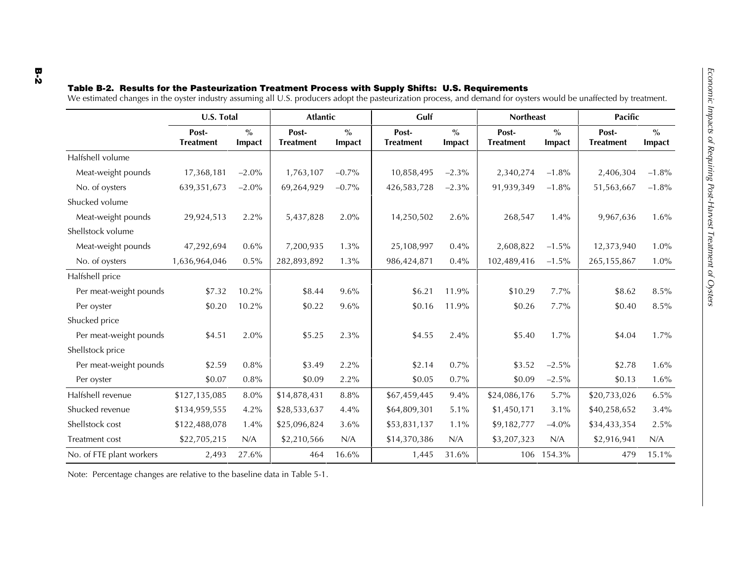**Table B-2. Results for the Pasteurization Treatment Process with Supply Shifts: U.S. Requirements**

We estimated changes in the oyster industry assuming all U.S. producers adopt the pasteurization process, and demand for oysters would be unaffected by treatment.

| | U.S. Total | | Atlantic | | Gulf | | Northeast | | Pacific | |
|---|---|---|---|---|---|---|---|---|---|---|
| | Post-Treatment | % Impact | Post-Treatment | % Impact | Post-Treatment | % Impact | Post-Treatment | % Impact | Post-Treatment | % Impact |
| Halfshell volume | | | | | | | | | | |
| Meat-weight pounds | 17,368,181 | –2.0% | 1,763,107 | –0.7% | 10,858,495 | –2.3% | 2,340,274 | –1.8% | 2,406,304 | –1.8% |
| No. of oysters | 639,351,673 | –2.0% | 69,264,929 | –0.7% | 426,583,728 | –2.3% | 91,939,349 | –1.8% | 51,563,667 | –1.8% |
| Shucked volume | | | | | | | | | | |
| Meat-weight pounds | 29,924,513 | 2.2% | 5,437,828 | 2.0% | 14,250,502 | 2.6% | 268,547 | 1.4% | 9,967,636 | 1.6% |
| Shellstock volume | | | | | | | | | | |
| Meat-weight pounds | 47,292,694 | 0.6% | 7,200,935 | 1.3% | 25,108,997 | 0.4% | 2,608,822 | –1.5% | 12,373,940 | 1.0% |
| No. of oysters | 1,636,964,046 | 0.5% | 282,893,892 | 1.3% | 986,424,871 | 0.4% | 102,489,416 | –1.5% | 265,155,867 | 1.0% |
| Halfshell price | | | | | | | | | | |
| Per meat-weight pounds | $7.32 | 10.2% | $8.44 | 9.6% | $6.21 | 11.9% | $10.29 | 7.7% | $8.62 | 8.5% |
| Per oyster | $0.20 | 10.2% | $0.22 | 9.6% | $0.16 | 11.9% | $0.26 | 7.7% | $0.40 | 8.5% |
| Shucked price | | | | | | | | | | |
| Per meat-weight pounds | $4.51 | 2.0% | $5.25 | 2.3% | $4.55 | 2.4% | $5.40 | 1.7% | $4.04 | 1.7% |
| Shellstock price | | | | | | | | | | |
| Per meat-weight pounds | $2.59 | 0.8% | $3.49 | 2.2% | $2.14 | 0.7% | $3.52 | –2.5% | $2.78 | 1.6% |
| Per oyster | $0.07 | 0.8% | $0.09 | 2.2% | $0.05 | 0.7% | $0.09 | –2.5% | $0.13 | 1.6% |
| Halfshell revenue | $127,135,085 | 8.0% | $14,878,431 | 8.8% | $67,459,445 | 9.4% | $24,086,176 | 5.7% | $20,733,026 | 6.5% |
| Shucked revenue | $134,959,555 | 4.2% | $28,533,637 | 4.4% | $64,809,301 | 5.1% | $1,450,171 | 3.1% | $40,258,652 | 3.4% |
| Shellstock cost | $122,488,078 | 1.4% | $25,096,824 | 3.6% | $53,831,137 | 1.1% | $9,182,777 | –4.0% | $34,433,354 | 2.5% |
| Treatment cost | $22,705,215 | N/A | $2,210,566 | N/A | $14,370,386 | N/A | $3,207,323 | N/A | $2,916,941 | N/A |
| No. of FTE plant workers | 2,493 | 27.6% | 464 | 16.6% | 1,445 | 31.6% | 106 | 154.3% | 479 | 15.1% |

Note: Percentage changes are relative to the baseline data in Table 5-1.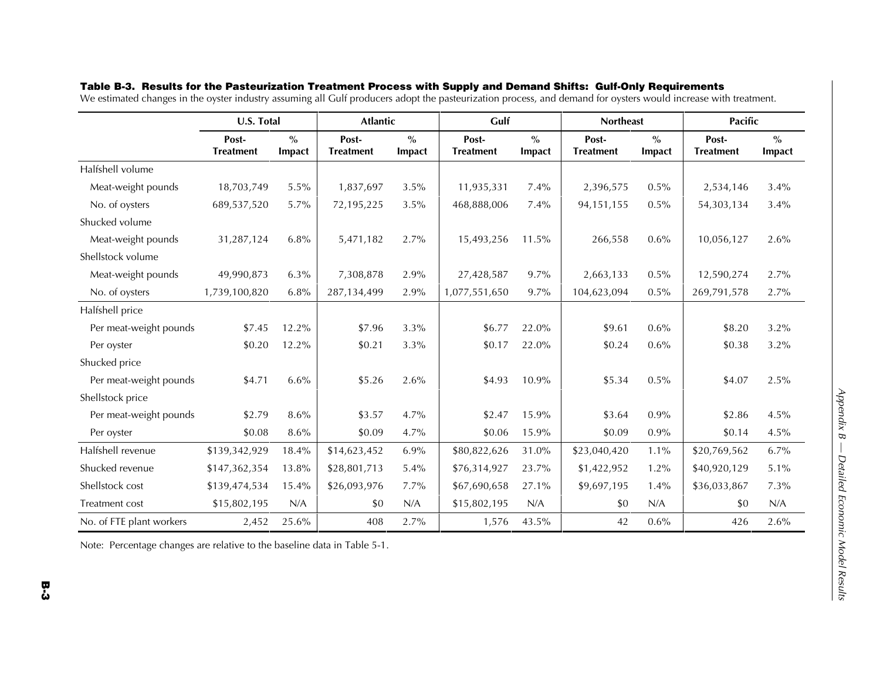**Table B-3. Results for the Pasteurization Treatment Process with Supply and Demand Shifts: Gulf-Only Requirements**

We estimated changes in the oyster industry assuming all Gulf producers adopt the pasteurization process, and demand for oysters would increase with treatment.

| | U.S. Total | | Atlantic | | Gulf | | Northeast | | Pacific | |
|---|---|---|---|---|---|---|---|---|---|---|
| | Post-Treatment | % Impact | Post-Treatment | % Impact | Post-Treatment | % Impact | Post-Treatment | % Impact | Post-Treatment | % Impact |
| Halfshell volume | | | | | | | | | | |
| Meat-weight pounds | 18,703,749 | 5.5% | 1,837,697 | 3.5% | 11,935,331 | 7.4% | 2,396,575 | 0.5% | 2,534,146 | 3.4% |
| No. of oysters | 689,537,520 | 5.7% | 72,195,225 | 3.5% | 468,888,006 | 7.4% | 94,151,155 | 0.5% | 54,303,134 | 3.4% |
| Shucked volume | | | | | | | | | | |
| Meat-weight pounds | 31,287,124 | 6.8% | 5,471,182 | 2.7% | 15,493,256 | 11.5% | 266,558 | 0.6% | 10,056,127 | 2.6% |
| Shellstock volume | | | | | | | | | | |
| Meat-weight pounds | 49,990,873 | 6.3% | 7,308,878 | 2.9% | 27,428,587 | 9.7% | 2,663,133 | 0.5% | 12,590,274 | 2.7% |
| No. of oysters | 1,739,100,820 | 6.8% | 287,134,499 | 2.9% | 1,077,551,650 | 9.7% | 104,623,094 | 0.5% | 269,791,578 | 2.7% |
| Halfshell price | | | | | | | | | | |
| Per meat-weight pounds | $7.45 | 12.2% | $7.96 | 3.3% | $6.77 | 22.0% | $9.61 | 0.6% | $8.20 | 3.2% |
| Per oyster | $0.20 | 12.2% | $0.21 | 3.3% | $0.17 | 22.0% | $0.24 | 0.6% | $0.38 | 3.2% |
| Shucked price | | | | | | | | | | |
| Per meat-weight pounds | $4.71 | 6.6% | $5.26 | 2.6% | $4.93 | 10.9% | $5.34 | 0.5% | $4.07 | 2.5% |
| Shellstock price | | | | | | | | | | |
| Per meat-weight pounds | $2.79 | 8.6% | $3.57 | 4.7% | $2.47 | 15.9% | $3.64 | 0.9% | $2.86 | 4.5% |
| Per oyster | $0.08 | 8.6% | $0.09 | 4.7% | $0.06 | 15.9% | $0.09 | 0.9% | $0.14 | 4.5% |
| Halfshell revenue | $139,342,929 | 18.4% | $14,623,452 | 6.9% | $80,822,626 | 31.0% | $23,040,420 | 1.1% | $20,769,562 | 6.7% |
| Shucked revenue | $147,362,354 | 13.8% | $28,801,713 | 5.4% | $76,314,927 | 23.7% | $1,422,952 | 1.2% | $40,920,129 | 5.1% |
| Shellstock cost | $139,474,534 | 15.4% | $26,093,976 | 7.7% | $67,690,658 | 27.1% | $9,697,195 | 1.4% | $36,033,867 | 7.3% |
| Treatment cost | $15,802,195 | N/A | $0 | N/A | $15,802,195 | N/A | $0 | N/A | $0 | N/A |
| No. of FTE plant workers | 2,452 | 25.6% | 408 | 2.7% | 1,576 | 43.5% | 42 | 0.6% | 426 | 2.6% |

Note: Percentage changes are relative to the baseline data in Table 5-1.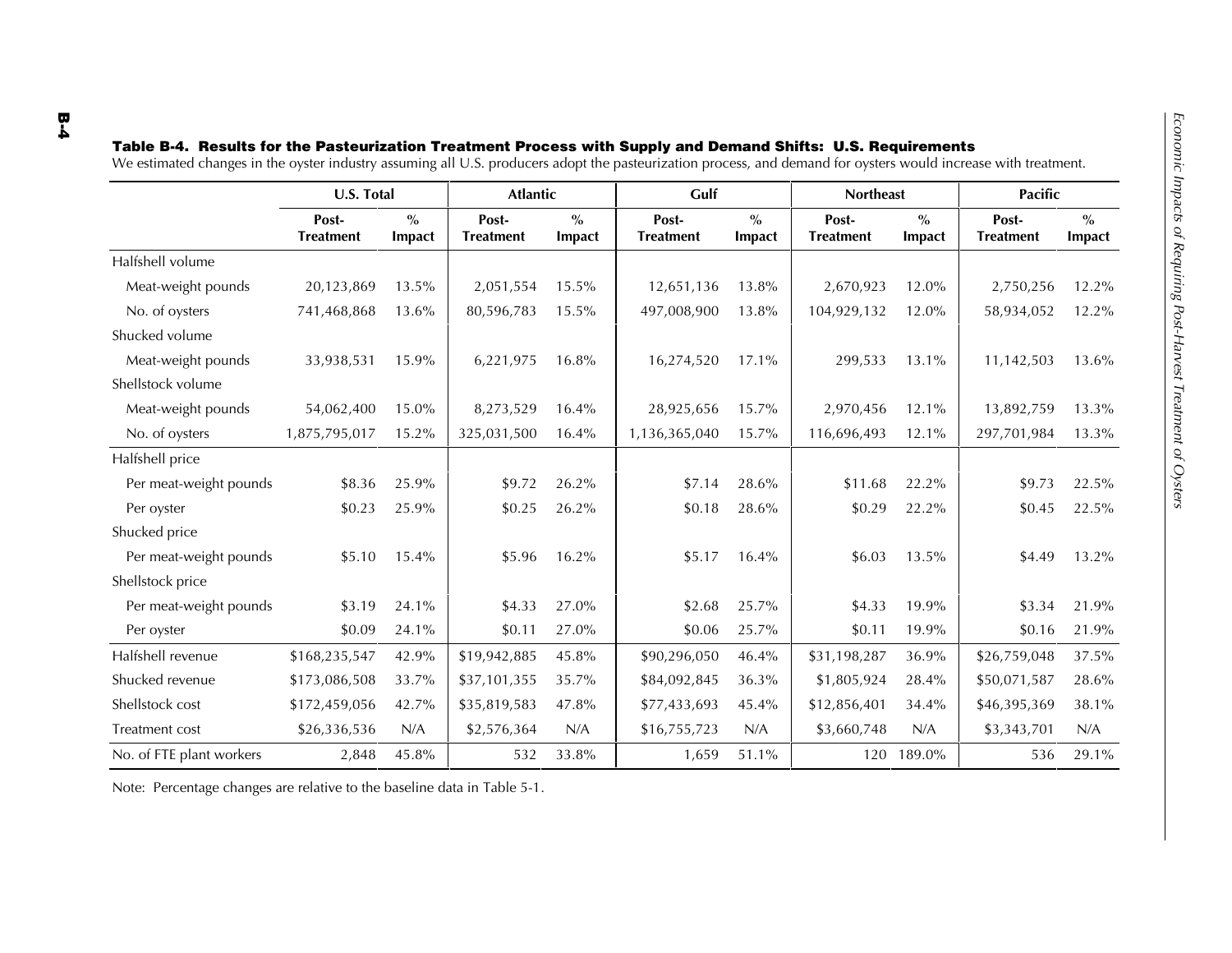**Table B-4. Results for the Pasteurization Treatment Process with Supply and Demand Shifts: U.S. Requirements**

We estimated changes in the oyster industry assuming all U.S. producers adopt the pasteurization process, and demand for oysters would increase with treatment.

| | U.S. Total | | Atlantic | | Gulf | | Northeast | | Pacific | |
|---|---|---|---|---|---|---|---|---|---|---|
| | Post-Treatment | % Impact | Post-Treatment | % Impact | Post-Treatment | % Impact | Post-Treatment | % Impact | Post-Treatment | % Impact |
| Halfshell volume | | | | | | | | | | |
| Meat-weight pounds | 20,123,869 | 13.5% | 2,051,554 | 15.5% | 12,651,136 | 13.8% | 2,670,923 | 12.0% | 2,750,256 | 12.2% |
| No. of oysters | 741,468,868 | 13.6% | 80,596,783 | 15.5% | 497,008,900 | 13.8% | 104,929,132 | 12.0% | 58,934,052 | 12.2% |
| Shucked volume | | | | | | | | | | |
| Meat-weight pounds | 33,938,531 | 15.9% | 6,221,975 | 16.8% | 16,274,520 | 17.1% | 299,533 | 13.1% | 11,142,503 | 13.6% |
| Shellstock volume | | | | | | | | | | |
| Meat-weight pounds | 54,062,400 | 15.0% | 8,273,529 | 16.4% | 28,925,656 | 15.7% | 2,970,456 | 12.1% | 13,892,759 | 13.3% |
| No. of oysters | 1,875,795,017 | 15.2% | 325,031,500 | 16.4% | 1,136,365,040 | 15.7% | 116,696,493 | 12.1% | 297,701,984 | 13.3% |
| Halfshell price | | | | | | | | | | |
| Per meat-weight pounds | $8.36 | 25.9% | $9.72 | 26.2% | $7.14 | 28.6% | $11.68 | 22.2% | $9.73 | 22.5% |
| Per oyster | $0.23 | 25.9% | $0.25 | 26.2% | $0.18 | 28.6% | $0.29 | 22.2% | $0.45 | 22.5% |
| Shucked price | | | | | | | | | | |
| Per meat-weight pounds | $5.10 | 15.4% | $5.96 | 16.2% | $5.17 | 16.4% | $6.03 | 13.5% | $4.49 | 13.2% |
| Shellstock price | | | | | | | | | | |
| Per meat-weight pounds | $3.19 | 24.1% | $4.33 | 27.0% | $2.68 | 25.7% | $4.33 | 19.9% | $3.34 | 21.9% |
| Per oyster | $0.09 | 24.1% | $0.11 | 27.0% | $0.06 | 25.7% | $0.11 | 19.9% | $0.16 | 21.9% |
| Halfshell revenue | $168,235,547 | 42.9% | $19,942,885 | 45.8% | $90,296,050 | 46.4% | $31,198,287 | 36.9% | $26,759,048 | 37.5% |
| Shucked revenue | $173,086,508 | 33.7% | $37,101,355 | 35.7% | $84,092,845 | 36.3% | $1,805,924 | 28.4% | $50,071,587 | 28.6% |
| Shellstock cost | $172,459,056 | 42.7% | $35,819,583 | 47.8% | $77,433,693 | 45.4% | $12,856,401 | 34.4% | $46,395,369 | 38.1% |
| Treatment cost | $26,336,536 | N/A | $2,576,364 | N/A | $16,755,723 | N/A | $3,660,748 | N/A | $3,343,701 | N/A |
| No. of FTE plant workers | 2,848 | 45.8% | 532 | 33.8% | 1,659 | 51.1% | 120 | 189.0% | 536 | 29.1% |

Note: Percentage changes are relative to the baseline data in Table 5-1.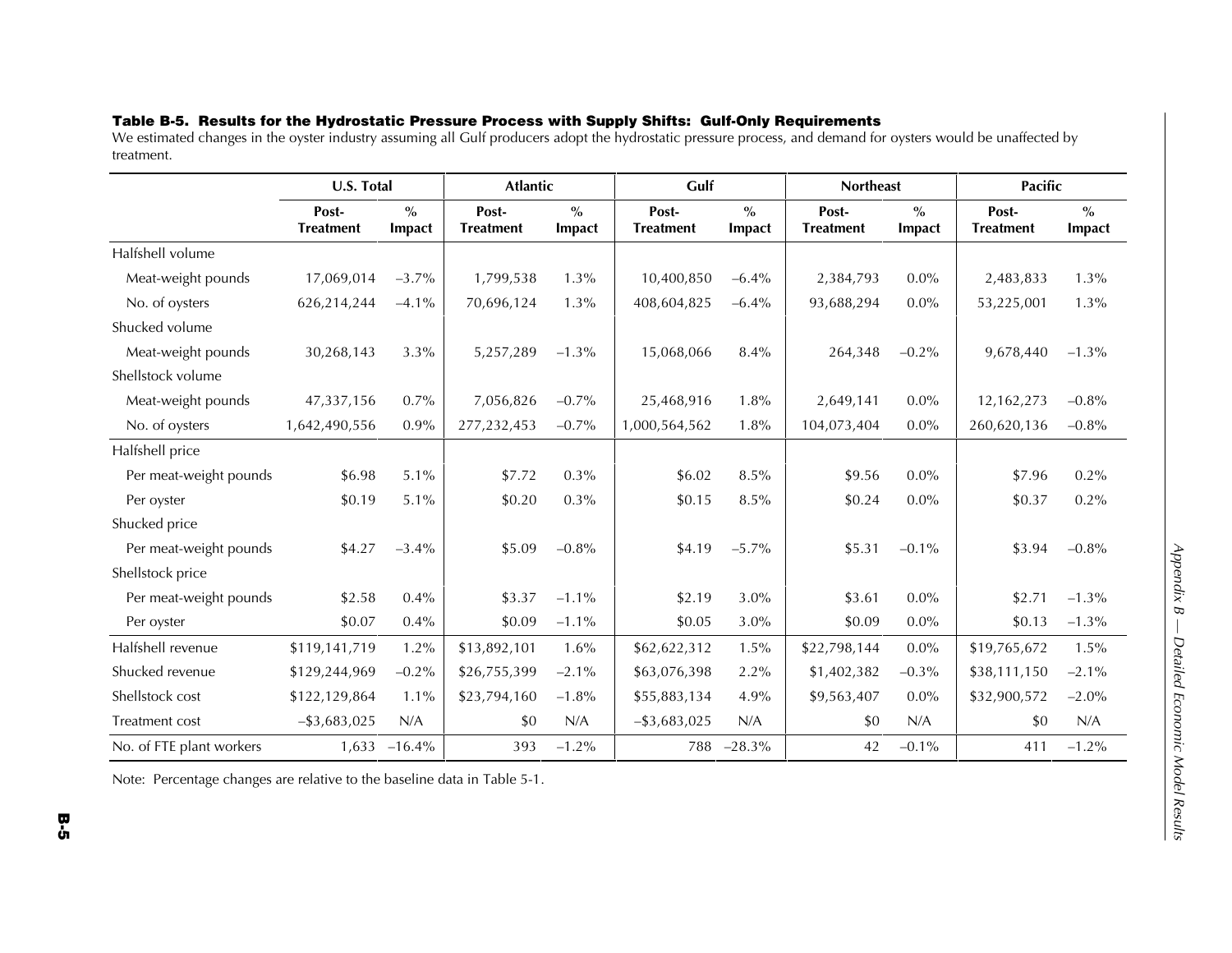**Table B-5. Results for the Hydrostatic Pressure Process with Supply Shifts: Gulf-Only Requirements**

We estimated changes in the oyster industry assuming all Gulf producers adopt the hydrostatic pressure process, and demand for oysters would be unaffected by treatment.

| | U.S. Total | | Atlantic | | Gulf | | Northeast | | Pacific | |
|---|---|---|---|---|---|---|---|---|---|---|
| | Post-Treatment | % Impact | Post-Treatment | % Impact | Post-Treatment | % Impact | Post-Treatment | % Impact | Post-Treatment | % Impact |
| Halfshell volume | | | | | | | | | | |
| Meat-weight pounds | 17,069,014 | –3.7% | 1,799,538 | 1.3% | 10,400,850 | –6.4% | 2,384,793 | 0.0% | 2,483,833 | 1.3% |
| No. of oysters | 626,214,244 | –4.1% | 70,696,124 | 1.3% | 408,604,825 | –6.4% | 93,688,294 | 0.0% | 53,225,001 | 1.3% |
| Shucked volume | | | | | | | | | | |
| Meat-weight pounds | 30,268,143 | 3.3% | 5,257,289 | –1.3% | 15,068,066 | 8.4% | 264,348 | –0.2% | 9,678,440 | –1.3% |
| Shellstock volume | | | | | | | | | | |
| Meat-weight pounds | 47,337,156 | 0.7% | 7,056,826 | –0.7% | 25,468,916 | 1.8% | 2,649,141 | 0.0% | 12,162,273 | –0.8% |
| No. of oysters | 1,642,490,556 | 0.9% | 277,232,453 | –0.7% | 1,000,564,562 | 1.8% | 104,073,404 | 0.0% | 260,620,136 | –0.8% |
| Halfshell price | | | | | | | | | | |
| Per meat-weight pounds | $6.98 | 5.1% | $7.72 | 0.3% | $6.02 | 8.5% | $9.56 | 0.0% | $7.96 | 0.2% |
| Per oyster | $0.19 | 5.1% | $0.20 | 0.3% | $0.15 | 8.5% | $0.24 | 0.0% | $0.37 | 0.2% |
| Shucked price | | | | | | | | | | |
| Per meat-weight pounds | $4.27 | –3.4% | $5.09 | –0.8% | $4.19 | –5.7% | $5.31 | –0.1% | $3.94 | –0.8% |
| Shellstock price | | | | | | | | | | |
| Per meat-weight pounds | $2.58 | 0.4% | $3.37 | –1.1% | $2.19 | 3.0% | $3.61 | 0.0% | $2.71 | –1.3% |
| Per oyster | $0.07 | 0.4% | $0.09 | –1.1% | $0.05 | 3.0% | $0.09 | 0.0% | $0.13 | –1.3% |
| Halfshell revenue | $119,141,719 | 1.2% | $13,892,101 | 1.6% | $62,622,312 | 1.5% | $22,798,144 | 0.0% | $19,765,672 | 1.5% |
| Shucked revenue | $129,244,969 | –0.2% | $26,755,399 | –2.1% | $63,076,398 | 2.2% | $1,402,382 | –0.3% | $38,111,150 | –2.1% |
| Shellstock cost | $122,129,864 | 1.1% | $23,794,160 | –1.8% | $55,883,134 | 4.9% | $9,563,407 | 0.0% | $32,900,572 | –2.0% |
| Treatment cost | –$3,683,025 | N/A | $0 | N/A | –$3,683,025 | N/A | $0 | N/A | $0 | N/A |
| No. of FTE plant workers | 1,633 | –16.4% | 393 | –1.2% | 788 | –28.3% | 42 | –0.1% | 411 | –1.2% |

Note: Percentage changes are relative to the baseline data in Table 5-1.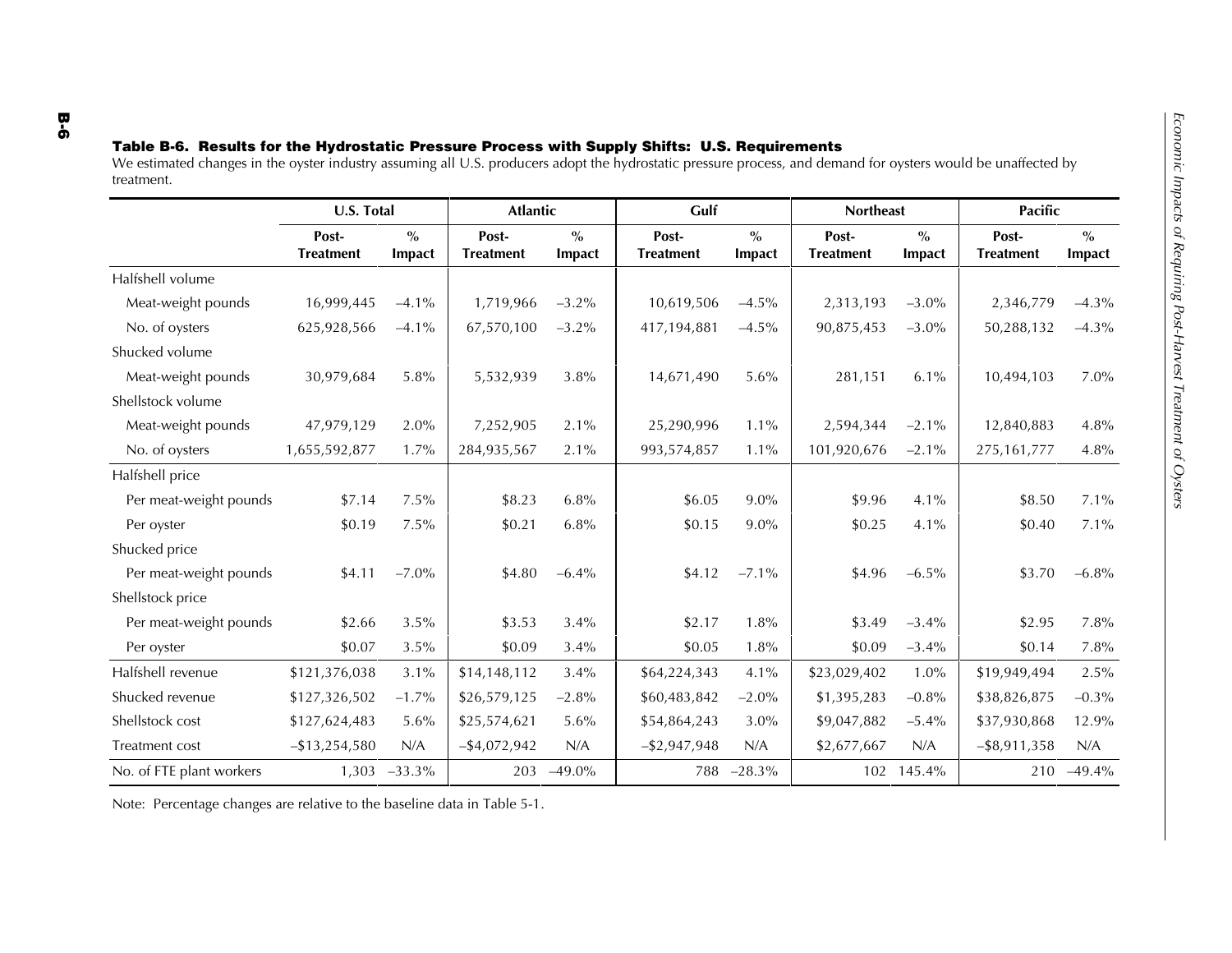**Table B-6. Results for the Hydrostatic Pressure Process with Supply Shifts: U.S. Requirements**

We estimated changes in the oyster industry assuming all U.S. producers adopt the hydrostatic pressure process, and demand for oysters would be unaffected by treatment.

| | U.S. Total | | Atlantic | | Gulf | | Northeast | | Pacific | |
|---|---|---|---|---|---|---|---|---|---|---|
| | Post-Treatment | % Impact | Post-Treatment | % Impact | Post-Treatment | % Impact | Post-Treatment | % Impact | Post-Treatment | % Impact |
| Halfshell volume | | | | | | | | | | |
| Meat-weight pounds | 16,999,445 | –4.1% | 1,719,966 | –3.2% | 10,619,506 | –4.5% | 2,313,193 | –3.0% | 2,346,779 | –4.3% |
| No. of oysters | 625,928,566 | –4.1% | 67,570,100 | –3.2% | 417,194,881 | –4.5% | 90,875,453 | –3.0% | 50,288,132 | –4.3% |
| Shucked volume | | | | | | | | | | |
| Meat-weight pounds | 30,979,684 | 5.8% | 5,532,939 | 3.8% | 14,671,490 | 5.6% | 281,151 | 6.1% | 10,494,103 | 7.0% |
| Shellstock volume | | | | | | | | | | |
| Meat-weight pounds | 47,979,129 | 2.0% | 7,252,905 | 2.1% | 25,290,996 | 1.1% | 2,594,344 | –2.1% | 12,840,883 | 4.8% |
| No. of oysters | 1,655,592,877 | 1.7% | 284,935,567 | 2.1% | 993,574,857 | 1.1% | 101,920,676 | –2.1% | 275,161,777 | 4.8% |
| Halfshell price | | | | | | | | | | |
| Per meat-weight pounds | $7.14 | 7.5% | $8.23 | 6.8% | $6.05 | 9.0% | $9.96 | 4.1% | $8.50 | 7.1% |
| Per oyster | $0.19 | 7.5% | $0.21 | 6.8% | $0.15 | 9.0% | $0.25 | 4.1% | $0.40 | 7.1% |
| Shucked price | | | | | | | | | | |
| Per meat-weight pounds | $4.11 | –7.0% | $4.80 | –6.4% | $4.12 | –7.1% | $4.96 | –6.5% | $3.70 | –6.8% |
| Shellstock price | | | | | | | | | | |
| Per meat-weight pounds | $2.66 | 3.5% | $3.53 | 3.4% | $2.17 | 1.8% | $3.49 | –3.4% | $2.95 | 7.8% |
| Per oyster | $0.07 | 3.5% | $0.09 | 3.4% | $0.05 | 1.8% | $0.09 | –3.4% | $0.14 | 7.8% |
| Halfshell revenue | $121,376,038 | 3.1% | $14,148,112 | 3.4% | $64,224,343 | 4.1% | $23,029,402 | 1.0% | $19,949,494 | 2.5% |
| Shucked revenue | $127,326,502 | –1.7% | $26,579,125 | –2.8% | $60,483,842 | –2.0% | $1,395,283 | –0.8% | $38,826,875 | –0.3% |
| Shellstock cost | $127,624,483 | 5.6% | $25,574,621 | 5.6% | $54,864,243 | 3.0% | $9,047,882 | –5.4% | $37,930,868 | 12.9% |
| Treatment cost | –$13,254,580 | N/A | –$4,072,942 | N/A | –$2,947,948 | N/A | $2,677,667 | N/A | –$8,911,358 | N/A |
| No. of FTE plant workers | 1,303 | –33.3% | 203 | –49.0% | 788 | –28.3% | 102 | 145.4% | 210 | –49.4% |

Note: Percentage changes are relative to the baseline data in Table 5-1.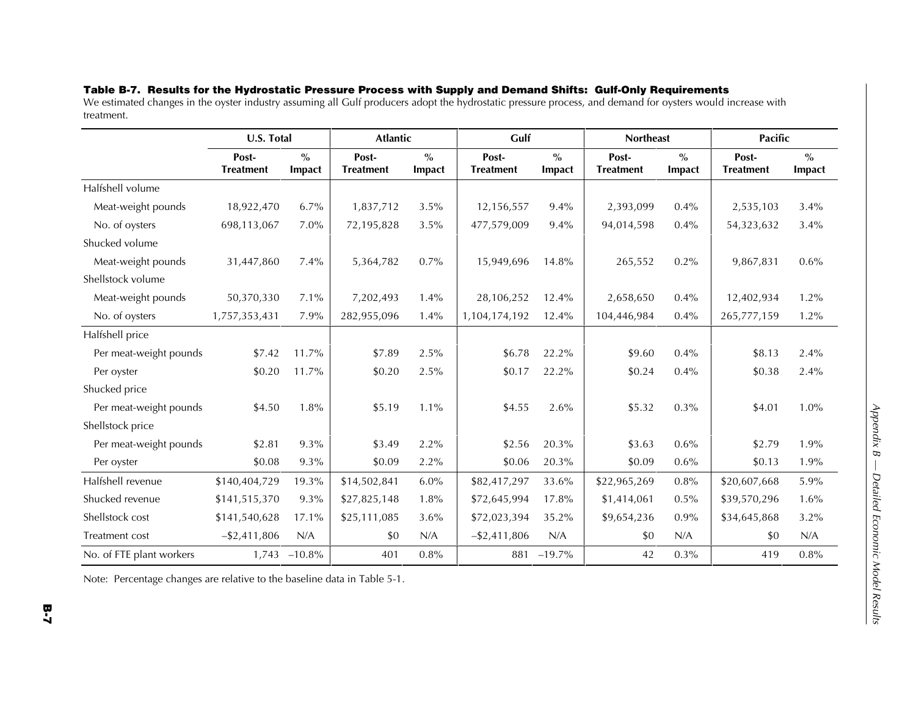**Table B-7. Results for the Hydrostatic Pressure Process with Supply and Demand Shifts: Gulf-Only Requirements**

We estimated changes in the oyster industry assuming all Gulf producers adopt the hydrostatic pressure process, and demand for oysters would increase with treatment.

| | U.S. Total | | Atlantic | | Gulf | | Northeast | | Pacific | |
|---|---|---|---|---|---|---|---|---|---|---|
| | Post-Treatment | % Impact | Post-Treatment | % Impact | Post-Treatment | % Impact | Post-Treatment | % Impact | Post-Treatment | % Impact |
| Halfshell volume | | | | | | | | | | |
| Meat-weight pounds | 18,922,470 | 6.7% | 1,837,712 | 3.5% | 12,156,557 | 9.4% | 2,393,099 | 0.4% | 2,535,103 | 3.4% |
| No. of oysters | 698,113,067 | 7.0% | 72,195,828 | 3.5% | 477,579,009 | 9.4% | 94,014,598 | 0.4% | 54,323,632 | 3.4% |
| Shucked volume | | | | | | | | | | |
| Meat-weight pounds | 31,447,860 | 7.4% | 5,364,782 | 0.7% | 15,949,696 | 14.8% | 265,552 | 0.2% | 9,867,831 | 0.6% |
| Shellstock volume | | | | | | | | | | |
| Meat-weight pounds | 50,370,330 | 7.1% | 7,202,493 | 1.4% | 28,106,252 | 12.4% | 2,658,650 | 0.4% | 12,402,934 | 1.2% |
| No. of oysters | 1,757,353,431 | 7.9% | 282,955,096 | 1.4% | 1,104,174,192 | 12.4% | 104,446,984 | 0.4% | 265,777,159 | 1.2% |
| Halfshell price | | | | | | | | | | |
| Per meat-weight pounds | $7.42 | 11.7% | $7.89 | 2.5% | $6.78 | 22.2% | $9.60 | 0.4% | $8.13 | 2.4% |
| Per oyster | $0.20 | 11.7% | $0.20 | 2.5% | $0.17 | 22.2% | $0.24 | 0.4% | $0.38 | 2.4% |
| Shucked price | | | | | | | | | | |
| Per meat-weight pounds | $4.50 | 1.8% | $5.19 | 1.1% | $4.55 | 2.6% | $5.32 | 0.3% | $4.01 | 1.0% |
| Shellstock price | | | | | | | | | | |
| Per meat-weight pounds | $2.81 | 9.3% | $3.49 | 2.2% | $2.56 | 20.3% | $3.63 | 0.6% | $2.79 | 1.9% |
| Per oyster | $0.08 | 9.3% | $0.09 | 2.2% | $0.06 | 20.3% | $0.09 | 0.6% | $0.13 | 1.9% |
| Halfshell revenue | $140,404,729 | 19.3% | $14,502,841 | 6.0% | $82,417,297 | 33.6% | $22,965,269 | 0.8% | $20,607,668 | 5.9% |
| Shucked revenue | $141,515,370 | 9.3% | $27,825,148 | 1.8% | $72,645,994 | 17.8% | $1,414,061 | 0.5% | $39,570,296 | 1.6% |
| Shellstock cost | $141,540,628 | 17.1% | $25,111,085 | 3.6% | $72,023,394 | 35.2% | $9,654,236 | 0.9% | $34,645,868 | 3.2% |
| Treatment cost | –$2,411,806 | N/A | $0 | N/A | –$2,411,806 | N/A | $0 | N/A | $0 | N/A |
| No. of FTE plant workers | 1,743 | –10.8% | 401 | 0.8% | 881 | –19.7% | 42 | 0.3% | 419 | 0.8% |

Note: Percentage changes are relative to the baseline data in Table 5-1.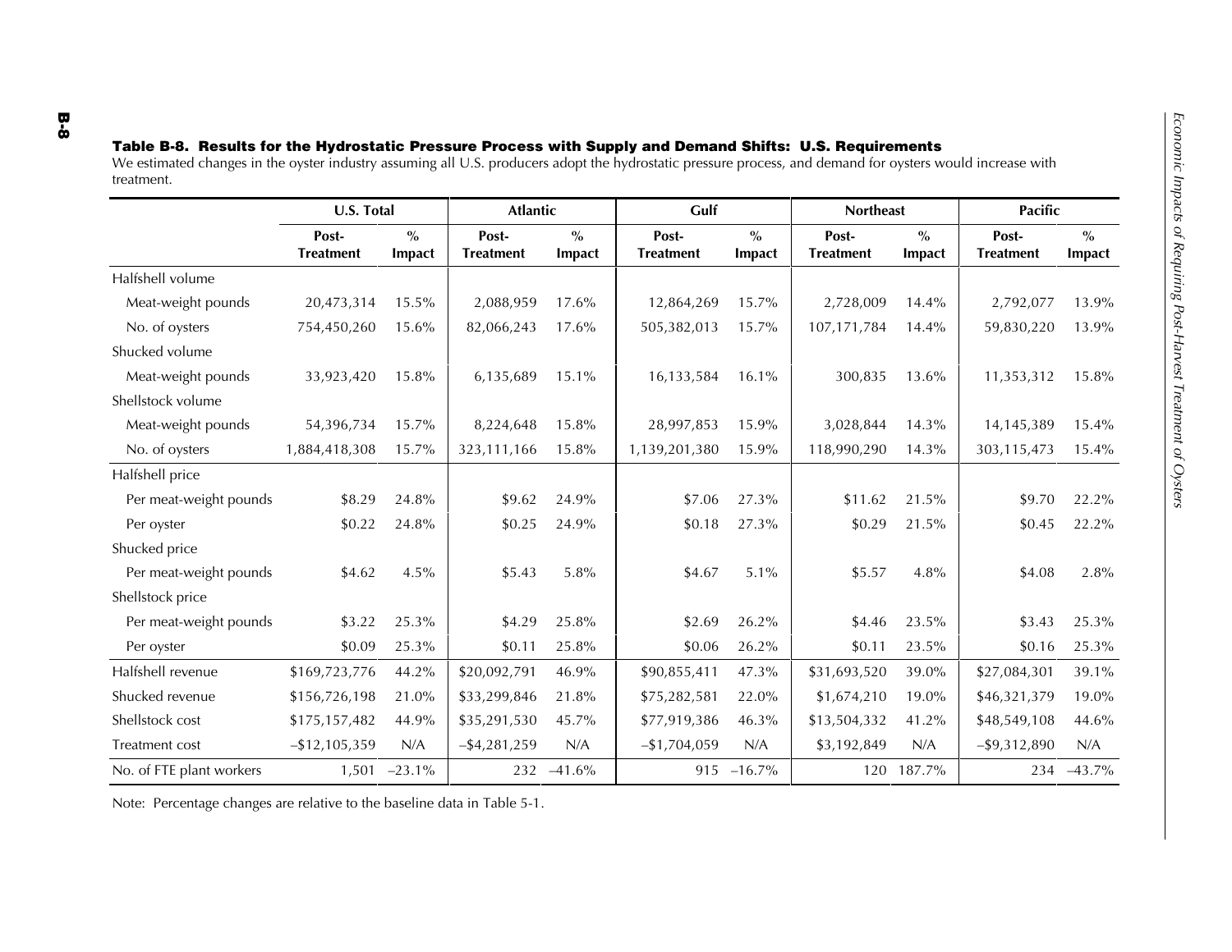**Table B-8. Results for the Hydrostatic Pressure Process with Supply and Demand Shifts: U.S. Requirements**

We estimated changes in the oyster industry assuming all U.S. producers adopt the hydrostatic pressure process, and demand for oysters would increase with treatment.

| | U.S. Total | | Atlantic | | Gulf | | Northeast | | Pacific | |
|---|---|---|---|---|---|---|---|---|---|---|
| | Post-Treatment | % Impact | Post-Treatment | % Impact | Post-Treatment | % Impact | Post-Treatment | % Impact | Post-Treatment | % Impact |
| Halfshell volume | | | | | | | | | | |
| Meat-weight pounds | 20,473,314 | 15.5% | 2,088,959 | 17.6% | 12,864,269 | 15.7% | 2,728,009 | 14.4% | 2,792,077 | 13.9% |
| No. of oysters | 754,450,260 | 15.6% | 82,066,243 | 17.6% | 505,382,013 | 15.7% | 107,171,784 | 14.4% | 59,830,220 | 13.9% |
| Shucked volume | | | | | | | | | | |
| Meat-weight pounds | 33,923,420 | 15.8% | 6,135,689 | 15.1% | 16,133,584 | 16.1% | 300,835 | 13.6% | 11,353,312 | 15.8% |
| Shellstock volume | | | | | | | | | | |
| Meat-weight pounds | 54,396,734 | 15.7% | 8,224,648 | 15.8% | 28,997,853 | 15.9% | 3,028,844 | 14.3% | 14,145,389 | 15.4% |
| No. of oysters | 1,884,418,308 | 15.7% | 323,111,166 | 15.8% | 1,139,201,380 | 15.9% | 118,990,290 | 14.3% | 303,115,473 | 15.4% |
| Halfshell price | | | | | | | | | | |
| Per meat-weight pounds | $8.29 | 24.8% | $9.62 | 24.9% | $7.06 | 27.3% | $11.62 | 21.5% | $9.70 | 22.2% |
| Per oyster | $0.22 | 24.8% | $0.25 | 24.9% | $0.18 | 27.3% | $0.29 | 21.5% | $0.45 | 22.2% |
| Shucked price | | | | | | | | | | |
| Per meat-weight pounds | $4.62 | 4.5% | $5.43 | 5.8% | $4.67 | 5.1% | $5.57 | 4.8% | $4.08 | 2.8% |
| Shellstock price | | | | | | | | | | |
| Per meat-weight pounds | $3.22 | 25.3% | $4.29 | 25.8% | $2.69 | 26.2% | $4.46 | 23.5% | $3.43 | 25.3% |
| Per oyster | $0.09 | 25.3% | $0.11 | 25.8% | $0.06 | 26.2% | $0.11 | 23.5% | $0.16 | 25.3% |
| Halfshell revenue | $169,723,776 | 44.2% | $20,092,791 | 46.9% | $90,855,411 | 47.3% | $31,693,520 | 39.0% | $27,084,301 | 39.1% |
| Shucked revenue | $156,726,198 | 21.0% | $33,299,846 | 21.8% | $75,282,581 | 22.0% | $1,674,210 | 19.0% | $46,321,379 | 19.0% |
| Shellstock cost | $175,157,482 | 44.9% | $35,291,530 | 45.7% | $77,919,386 | 46.3% | $13,504,332 | 41.2% | $48,549,108 | 44.6% |
| Treatment cost | –$12,105,359 | N/A | –$4,281,259 | N/A | –$1,704,059 | N/A | $3,192,849 | N/A | –$9,312,890 | N/A |
| No. of FTE plant workers | 1,501 | –23.1% | 232 | –41.6% | 915 | –16.7% | 120 | 187.7% | 234 | –43.7% |

Note: Percentage changes are relative to the baseline data in Table 5-1.